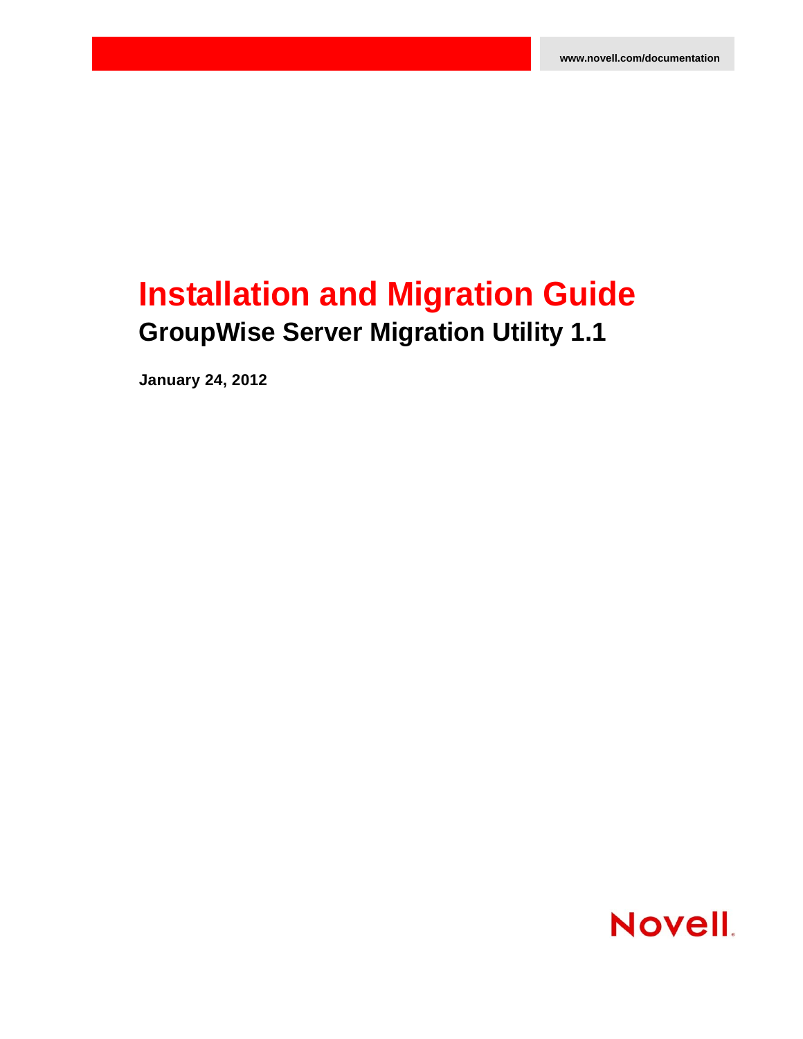www.novell.com/documentation

# Installation and Migration Guide

## GroupWise Server Migration Utility 1.1

**January 24, 2012**

Novell.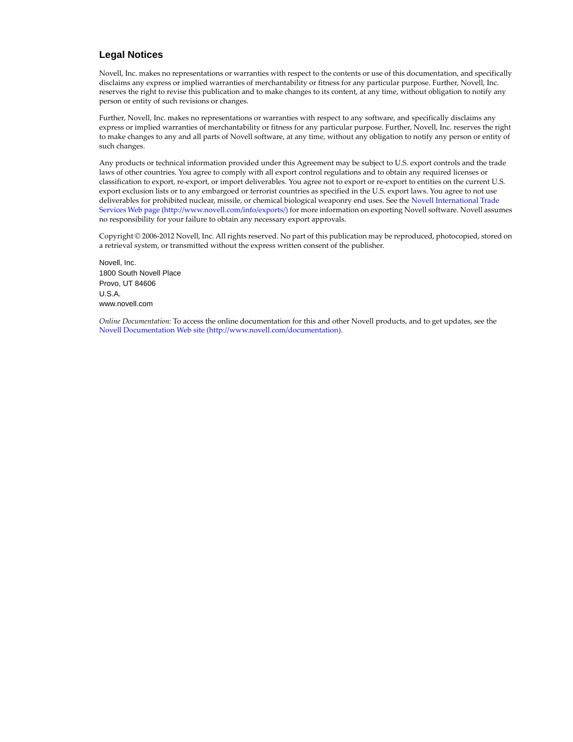## Legal Notices

Novell, Inc. makes no representations or warranties with respect to the contents or use of this documentation, and specifically disclaims any express or implied warranties of merchantability or fitness for any particular purpose. Further, Novell, Inc. reserves the right to revise this publication and to make changes to its content, at any time, without obligation to notify any person or entity of such revisions or changes.

Further, Novell, Inc. makes no representations or warranties with respect to any software, and specifically disclaims any express or implied warranties of merchantability or fitness for any particular purpose. Further, Novell, Inc. reserves the right to make changes to any and all parts of Novell software, at any time, without any obligation to notify any person or entity of such changes.

Any products or technical information provided under this Agreement may be subject to U.S. export controls and the trade laws of other countries. You agree to comply with all export control regulations and to obtain any required licenses or classification to export, re-export, or import deliverables. You agree not to export or re-export to entities on the current U.S. export exclusion lists or to any embargoed or terrorist countries as specified in the U.S. export laws. You agree to not use deliverables for prohibited nuclear, missile, or chemical biological weaponry end uses. See the Novell International Trade Services Web page (http://www.novell.com/info/exports/) for more information on exporting Novell software. Novell assumes no responsibility for your failure to obtain any necessary export approvals.

Copyright © 2006-2012 Novell, Inc. All rights reserved. No part of this publication may be reproduced, photocopied, stored on a retrieval system, or transmitted without the express written consent of the publisher.

Novell, Inc.
1800 South Novell Place
Provo, UT 84606
U.S.A.
www.novell.com

*Online Documentation:* To access the online documentation for this and other Novell products, and to get updates, see the Novell Documentation Web site (http://www.novell.com/documentation).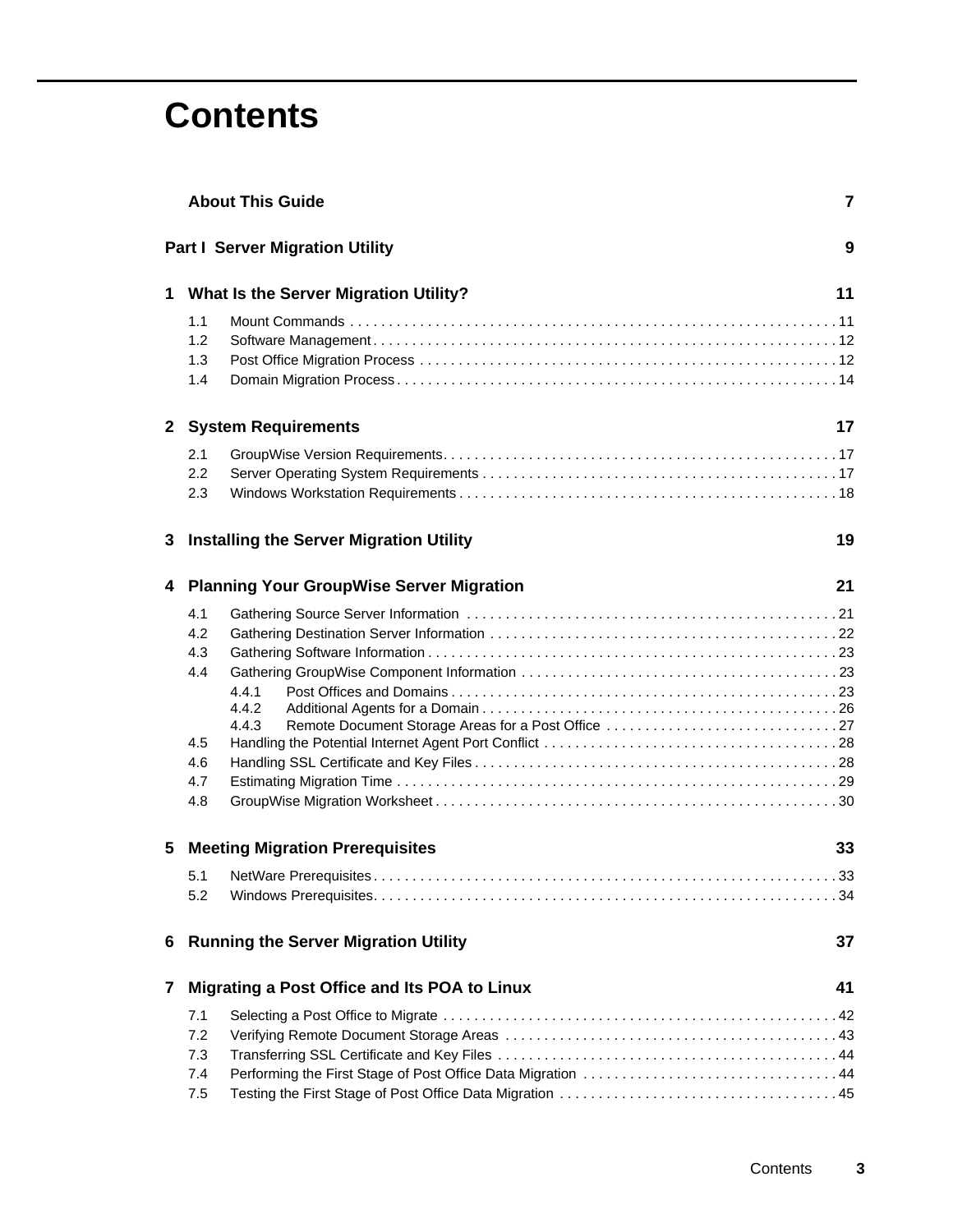# Contents

**About This Guide** 7

**Part I Server Migration Utility** 9

**1 What Is the Server Migration Utility?** 11

1.1 Mount Commands . . . . . 11
1.2 Software Management . . . . . 12
1.3 Post Office Migration Process . . . . . 12
1.4 Domain Migration Process . . . . . 14

**2 System Requirements** 17

2.1 GroupWise Version Requirements . . . . . 17
2.2 Server Operating System Requirements . . . . . 17
2.3 Windows Workstation Requirements . . . . . 18

**3 Installing the Server Migration Utility** 19

**4 Planning Your GroupWise Server Migration** 21

4.1 Gathering Source Server Information . . . . . 21
4.2 Gathering Destination Server Information . . . . . 22
4.3 Gathering Software Information . . . . . 23
4.4 Gathering GroupWise Component Information . . . . . 23
- 4.4.1 Post Offices and Domains . . . . . 23
- 4.4.2 Additional Agents for a Domain . . . . . 26
- 4.4.3 Remote Document Storage Areas for a Post Office . . . . . 27

4.5 Handling the Potential Internet Agent Port Conflict . . . . . 28
4.6 Handling SSL Certificate and Key Files . . . . . 28
4.7 Estimating Migration Time . . . . . 29
4.8 GroupWise Migration Worksheet . . . . . 30

**5 Meeting Migration Prerequisites** 33

5.1 NetWare Prerequisites . . . . . 33
5.2 Windows Prerequisites . . . . . 34

**6 Running the Server Migration Utility** 37

**7 Migrating a Post Office and Its POA to Linux** 41

7.1 Selecting a Post Office to Migrate . . . . . 42
7.2 Verifying Remote Document Storage Areas . . . . . 43
7.3 Transferring SSL Certificate and Key Files . . . . . 44
7.4 Performing the First Stage of Post Office Data Migration . . . . . 44
7.5 Testing the First Stage of Post Office Data Migration . . . . . 45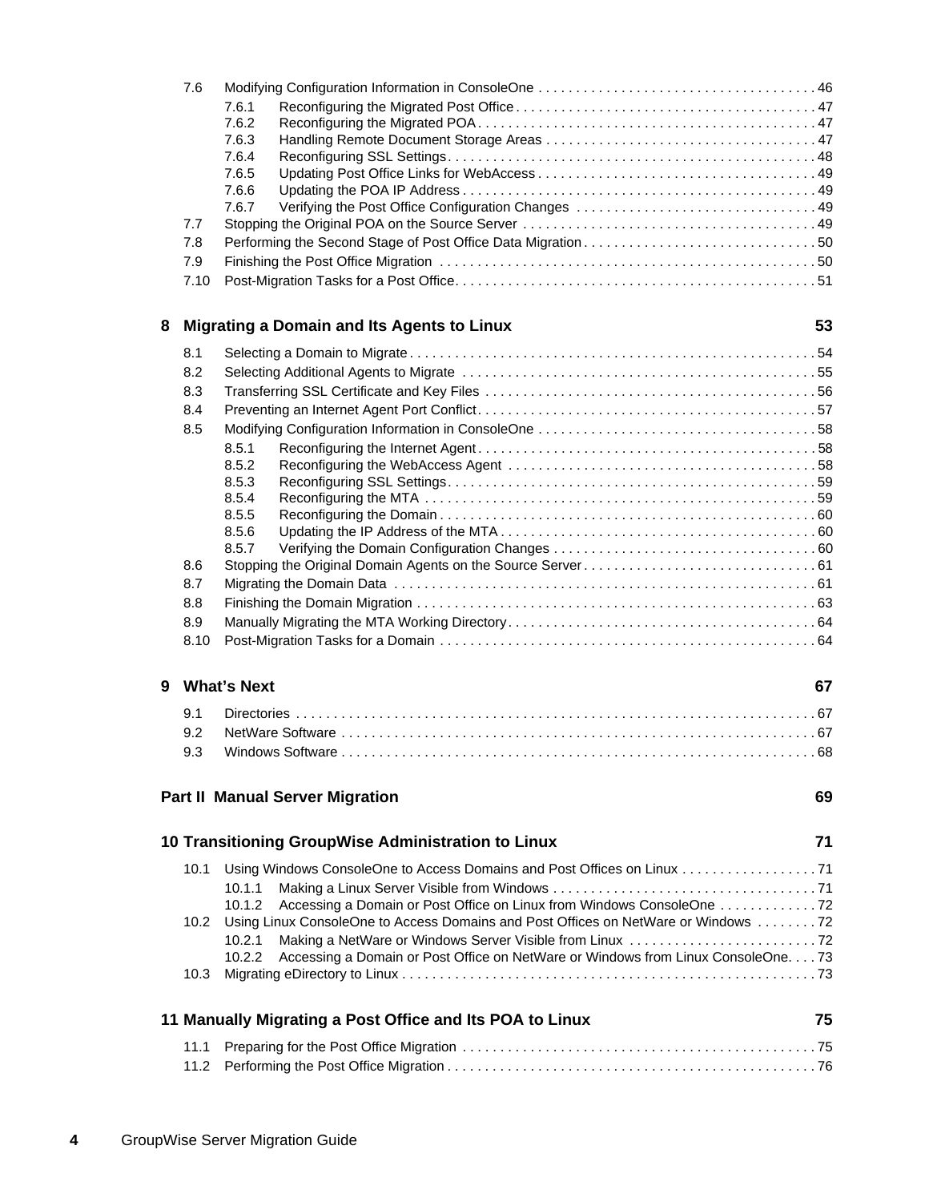7.6 Modifying Configuration Information in ConsoleOne . . . . . . . . . . . . . . . . . . . . . . . . . . . . . . . . . . . . . 46
  7.6.1 Reconfiguring the Migrated Post Office . . . . . . . . . . . . . . . . . . . . . . . . . . . . . . . . . . . . . . . 47
  7.6.2 Reconfiguring the Migrated POA . . . . . . . . . . . . . . . . . . . . . . . . . . . . . . . . . . . . . . . . . . . . 47
  7.6.3 Handling Remote Document Storage Areas . . . . . . . . . . . . . . . . . . . . . . . . . . . . . . . . . . . 47
  7.6.4 Reconfiguring SSL Settings . . . . . . . . . . . . . . . . . . . . . . . . . . . . . . . . . . . . . . . . . . . . . . . . 48
  7.6.5 Updating Post Office Links for WebAccess . . . . . . . . . . . . . . . . . . . . . . . . . . . . . . . . . . . . 49
  7.6.6 Updating the POA IP Address . . . . . . . . . . . . . . . . . . . . . . . . . . . . . . . . . . . . . . . . . . . . . . 49
  7.6.7 Verifying the Post Office Configuration Changes . . . . . . . . . . . . . . . . . . . . . . . . . . . . . . . 49
7.7 Stopping the Original POA on the Source Server . . . . . . . . . . . . . . . . . . . . . . . . . . . . . . . . . . . . . . 49
7.8 Performing the Second Stage of Post Office Data Migration . . . . . . . . . . . . . . . . . . . . . . . . . . . . . . 50
7.9 Finishing the Post Office Migration . . . . . . . . . . . . . . . . . . . . . . . . . . . . . . . . . . . . . . . . . . . . . . . . . 50
7.10 Post-Migration Tasks for a Post Office . . . . . . . . . . . . . . . . . . . . . . . . . . . . . . . . . . . . . . . . . . . . . . . 51

**8 Migrating a Domain and Its Agents to Linux 53**

8.1 Selecting a Domain to Migrate . . . . . . . . . . . . . . . . . . . . . . . . . . . . . . . . . . . . . . . . . . . . . . . . . . . . . 54
8.2 Selecting Additional Agents to Migrate . . . . . . . . . . . . . . . . . . . . . . . . . . . . . . . . . . . . . . . . . . . . . . . 55
8.3 Transferring SSL Certificate and Key Files . . . . . . . . . . . . . . . . . . . . . . . . . . . . . . . . . . . . . . . . . . . 56
8.4 Preventing an Internet Agent Port Conflict . . . . . . . . . . . . . . . . . . . . . . . . . . . . . . . . . . . . . . . . . . . . 57
8.5 Modifying Configuration Information in ConsoleOne . . . . . . . . . . . . . . . . . . . . . . . . . . . . . . . . . . . . 58
  8.5.1 Reconfiguring the Internet Agent . . . . . . . . . . . . . . . . . . . . . . . . . . . . . . . . . . . . . . . . . . . . 58
  8.5.2 Reconfiguring the WebAccess Agent . . . . . . . . . . . . . . . . . . . . . . . . . . . . . . . . . . . . . . . . . 58
  8.5.3 Reconfiguring SSL Settings . . . . . . . . . . . . . . . . . . . . . . . . . . . . . . . . . . . . . . . . . . . . . . . . 59
  8.5.4 Reconfiguring the MTA . . . . . . . . . . . . . . . . . . . . . . . . . . . . . . . . . . . . . . . . . . . . . . . . . . . 59
  8.5.5 Reconfiguring the Domain . . . . . . . . . . . . . . . . . . . . . . . . . . . . . . . . . . . . . . . . . . . . . . . . . 60
  8.5.6 Updating the IP Address of the MTA . . . . . . . . . . . . . . . . . . . . . . . . . . . . . . . . . . . . . . . . . 60
  8.5.7 Verifying the Domain Configuration Changes . . . . . . . . . . . . . . . . . . . . . . . . . . . . . . . . . . 60
8.6 Stopping the Original Domain Agents on the Source Server . . . . . . . . . . . . . . . . . . . . . . . . . . . . . . 61
8.7 Migrating the Domain Data . . . . . . . . . . . . . . . . . . . . . . . . . . . . . . . . . . . . . . . . . . . . . . . . . . . . . . . 61
8.8 Finishing the Domain Migration . . . . . . . . . . . . . . . . . . . . . . . . . . . . . . . . . . . . . . . . . . . . . . . . . . . . 63
8.9 Manually Migrating the MTA Working Directory . . . . . . . . . . . . . . . . . . . . . . . . . . . . . . . . . . . . . . . . 64
8.10 Post-Migration Tasks for a Domain . . . . . . . . . . . . . . . . . . . . . . . . . . . . . . . . . . . . . . . . . . . . . . . . . 64

**9 What's Next 67**

9.1 Directories . . . . . . . . . . . . . . . . . . . . . . . . . . . . . . . . . . . . . . . . . . . . . . . . . . . . . . . . . . . . . . . . . . . 67
9.2 NetWare Software . . . . . . . . . . . . . . . . . . . . . . . . . . . . . . . . . . . . . . . . . . . . . . . . . . . . . . . . . . . . . . 67
9.3 Windows Software . . . . . . . . . . . . . . . . . . . . . . . . . . . . . . . . . . . . . . . . . . . . . . . . . . . . . . . . . . . . . . 68

**Part II Manual Server Migration 69**

**10 Transitioning GroupWise Administration to Linux 71**

10.1 Using Windows ConsoleOne to Access Domains and Post Offices on Linux . . . . . . . . . . . . . . . . . . 71
  10.1.1 Making a Linux Server Visible from Windows . . . . . . . . . . . . . . . . . . . . . . . . . . . . . . . . . . . 71
  10.1.2 Accessing a Domain or Post Office on Linux from Windows ConsoleOne . . . . . . . . . . . . . 72
10.2 Using Linux ConsoleOne to Access Domains and Post Offices on NetWare or Windows . . . . . . . . 72
  10.2.1 Making a NetWare or Windows Server Visible from Linux . . . . . . . . . . . . . . . . . . . . . . . . . 72
  10.2.2 Accessing a Domain or Post Office on NetWare or Windows from Linux ConsoleOne. . . . 73
10.3 Migrating eDirectory to Linux . . . . . . . . . . . . . . . . . . . . . . . . . . . . . . . . . . . . . . . . . . . . . . . . . . . . . . 73

**11 Manually Migrating a Post Office and Its POA to Linux 75**

11.1 Preparing for the Post Office Migration . . . . . . . . . . . . . . . . . . . . . . . . . . . . . . . . . . . . . . . . . . . . . . . 75
11.2 Performing the Post Office Migration . . . . . . . . . . . . . . . . . . . . . . . . . . . . . . . . . . . . . . . . . . . . . . . . . 76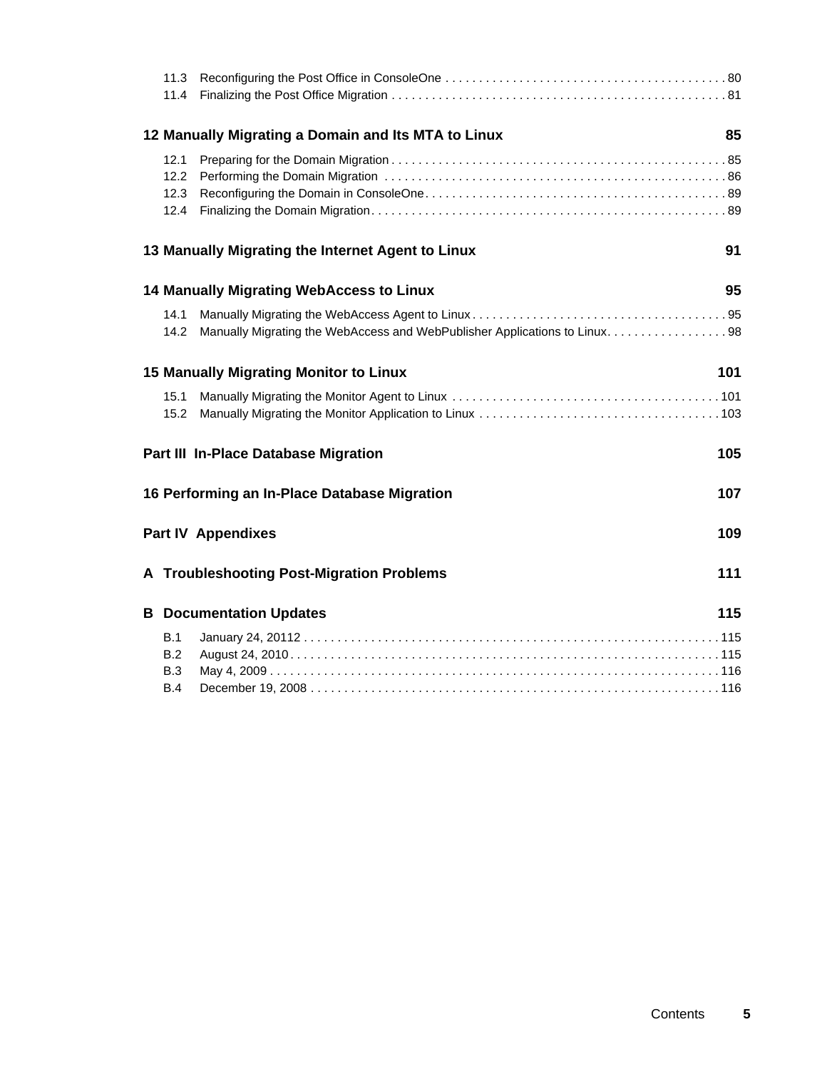11.3 Reconfiguring the Post Office in ConsoleOne . . . . . . . . . . . . . . . . . . . . . . . . . . . . . . . . . . . . . . . . . 80
11.4 Finalizing the Post Office Migration . . . . . . . . . . . . . . . . . . . . . . . . . . . . . . . . . . . . . . . . . . . . . . . . . . 81

**12 Manually Migrating a Domain and Its MTA to Linux 85**

12.1 Preparing for the Domain Migration . . . . . . . . . . . . . . . . . . . . . . . . . . . . . . . . . . . . . . . . . . . . . . . . . 85
12.2 Performing the Domain Migration . . . . . . . . . . . . . . . . . . . . . . . . . . . . . . . . . . . . . . . . . . . . . . . . . . 86
12.3 Reconfiguring the Domain in ConsoleOne . . . . . . . . . . . . . . . . . . . . . . . . . . . . . . . . . . . . . . . . . . . . 89
12.4 Finalizing the Domain Migration . . . . . . . . . . . . . . . . . . . . . . . . . . . . . . . . . . . . . . . . . . . . . . . . . . . . 89

**13 Manually Migrating the Internet Agent to Linux 91**

**14 Manually Migrating WebAccess to Linux 95**

14.1 Manually Migrating the WebAccess Agent to Linux . . . . . . . . . . . . . . . . . . . . . . . . . . . . . . . . . . . . . 95
14.2 Manually Migrating the WebAccess and WebPublisher Applications to Linux . . . . . . . . . . . . . . . . . . 98

**15 Manually Migrating Monitor to Linux 101**

15.1 Manually Migrating the Monitor Agent to Linux . . . . . . . . . . . . . . . . . . . . . . . . . . . . . . . . . . . . . . . 101
15.2 Manually Migrating the Monitor Application to Linux . . . . . . . . . . . . . . . . . . . . . . . . . . . . . . . . . . . 103

**Part III In-Place Database Migration 105**

**16 Performing an In-Place Database Migration 107**

**Part IV Appendixes 109**

**A Troubleshooting Post-Migration Problems 111**

**B Documentation Updates 115**

B.1 January 24, 20112 . . . . . . . . . . . . . . . . . . . . . . . . . . . . . . . . . . . . . . . . . . . . . . . . . . . . . . . . . . . . . 115
B.2 August 24, 2010 . . . . . . . . . . . . . . . . . . . . . . . . . . . . . . . . . . . . . . . . . . . . . . . . . . . . . . . . . . . . . . . 115
B.3 May 4, 2009 . . . . . . . . . . . . . . . . . . . . . . . . . . . . . . . . . . . . . . . . . . . . . . . . . . . . . . . . . . . . . . . . . . 116
B.4 December 19, 2008 . . . . . . . . . . . . . . . . . . . . . . . . . . . . . . . . . . . . . . . . . . . . . . . . . . . . . . . . . . . . . 116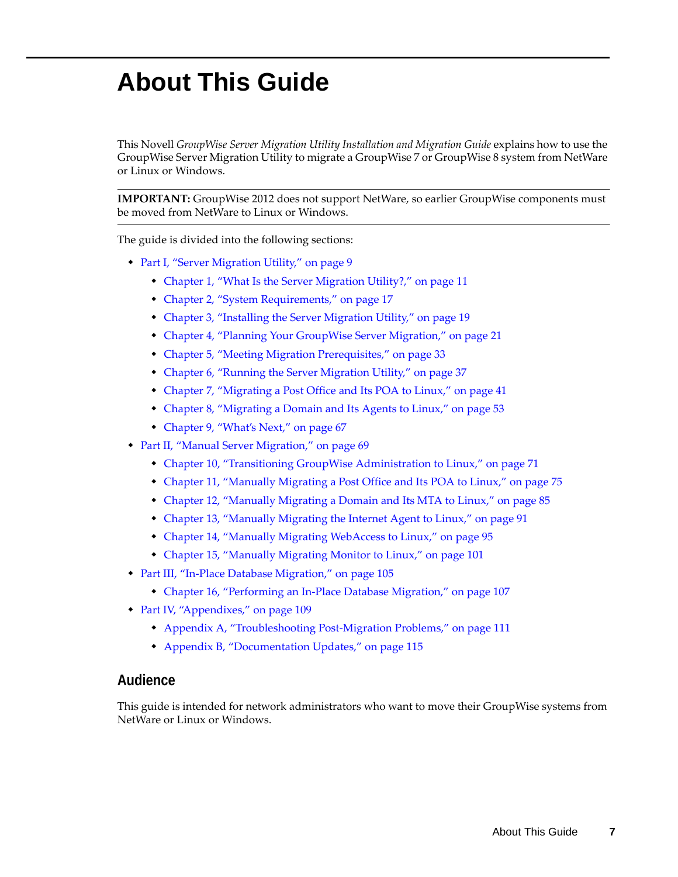# About This Guide

This Novell *GroupWise Server Migration Utility Installation and Migration Guide* explains how to use the GroupWise Server Migration Utility to migrate a GroupWise 7 or GroupWise 8 system from NetWare or Linux or Windows.

**IMPORTANT:** GroupWise 2012 does not support NetWare, so earlier GroupWise components must be moved from NetWare to Linux or Windows.

The guide is divided into the following sections:

- Part I, "Server Migration Utility," on page 9
  - Chapter 1, "What Is the Server Migration Utility?," on page 11
  - Chapter 2, "System Requirements," on page 17
  - Chapter 3, "Installing the Server Migration Utility," on page 19
  - Chapter 4, "Planning Your GroupWise Server Migration," on page 21
  - Chapter 5, "Meeting Migration Prerequisites," on page 33
  - Chapter 6, "Running the Server Migration Utility," on page 37
  - Chapter 7, "Migrating a Post Office and Its POA to Linux," on page 41
  - Chapter 8, "Migrating a Domain and Its Agents to Linux," on page 53
  - Chapter 9, "What's Next," on page 67
- Part II, "Manual Server Migration," on page 69
  - Chapter 10, "Transitioning GroupWise Administration to Linux," on page 71
  - Chapter 11, "Manually Migrating a Post Office and Its POA to Linux," on page 75
  - Chapter 12, "Manually Migrating a Domain and Its MTA to Linux," on page 85
  - Chapter 13, "Manually Migrating the Internet Agent to Linux," on page 91
  - Chapter 14, "Manually Migrating WebAccess to Linux," on page 95
  - Chapter 15, "Manually Migrating Monitor to Linux," on page 101
- Part III, "In-Place Database Migration," on page 105
  - Chapter 16, "Performing an In-Place Database Migration," on page 107
- Part IV, "Appendixes," on page 109
  - Appendix A, "Troubleshooting Post-Migration Problems," on page 111
  - Appendix B, "Documentation Updates," on page 115

## Audience

This guide is intended for network administrators who want to move their GroupWise systems from NetWare or Linux or Windows.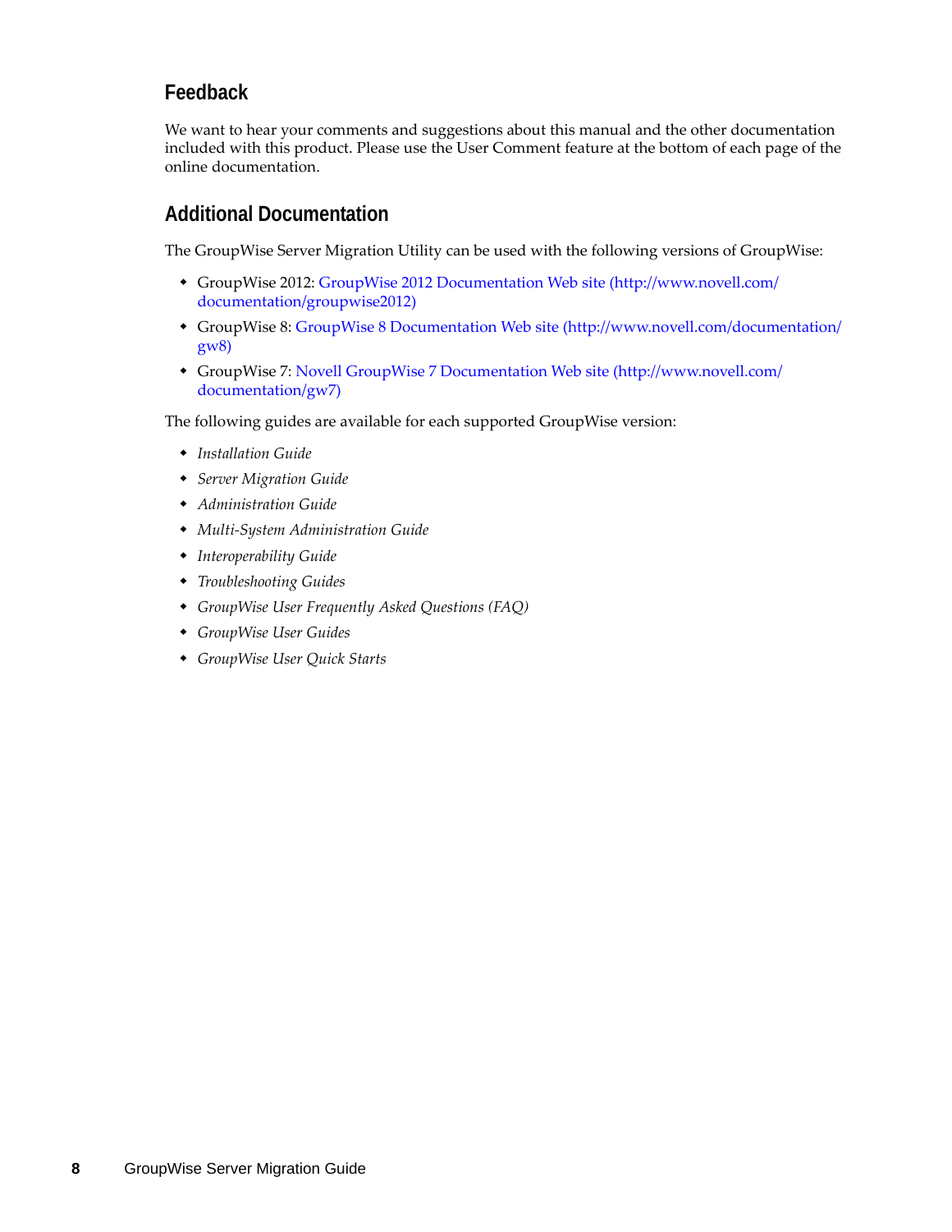## Feedback

We want to hear your comments and suggestions about this manual and the other documentation included with this product. Please use the User Comment feature at the bottom of each page of the online documentation.

## Additional Documentation

The GroupWise Server Migration Utility can be used with the following versions of GroupWise:

- GroupWise 2012: GroupWise 2012 Documentation Web site (http://www.novell.com/documentation/groupwise2012)
- GroupWise 8: GroupWise 8 Documentation Web site (http://www.novell.com/documentation/gw8)
- GroupWise 7: Novell GroupWise 7 Documentation Web site (http://www.novell.com/documentation/gw7)

The following guides are available for each supported GroupWise version:

- *Installation Guide*
- *Server Migration Guide*
- *Administration Guide*
- *Multi-System Administration Guide*
- *Interoperability Guide*
- *Troubleshooting Guides*
- *GroupWise User Frequently Asked Questions (FAQ)*
- *GroupWise User Guides*
- *GroupWise User Quick Starts*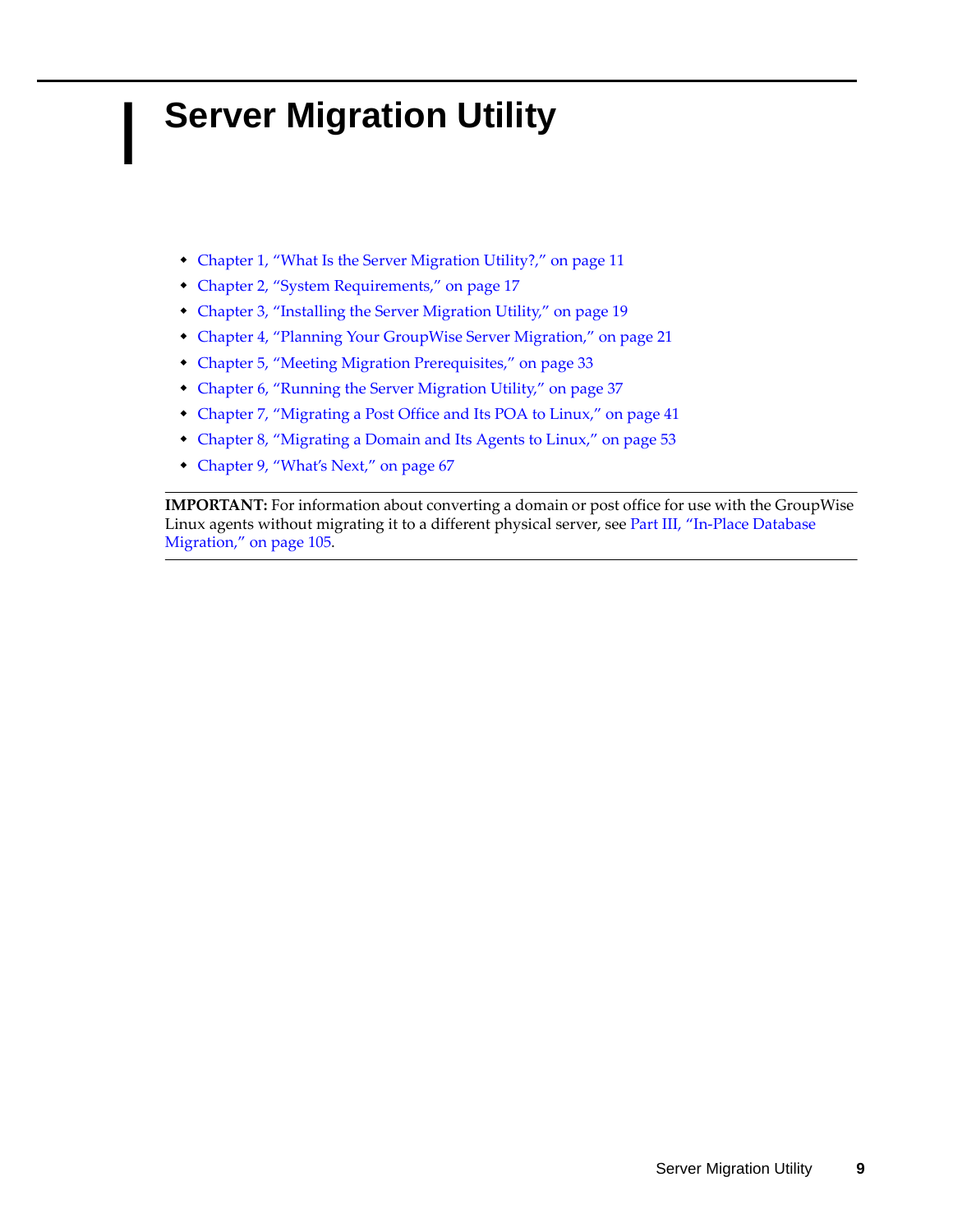# I Server Migration Utility

- Chapter 1, "What Is the Server Migration Utility?," on page 11
- Chapter 2, "System Requirements," on page 17
- Chapter 3, "Installing the Server Migration Utility," on page 19
- Chapter 4, "Planning Your GroupWise Server Migration," on page 21
- Chapter 5, "Meeting Migration Prerequisites," on page 33
- Chapter 6, "Running the Server Migration Utility," on page 37
- Chapter 7, "Migrating a Post Office and Its POA to Linux," on page 41
- Chapter 8, "Migrating a Domain and Its Agents to Linux," on page 53
- Chapter 9, "What's Next," on page 67

---

**IMPORTANT:** For information about converting a domain or post office for use with the GroupWise Linux agents without migrating it to a different physical server, see Part III, "In-Place Database Migration," on page 105.

---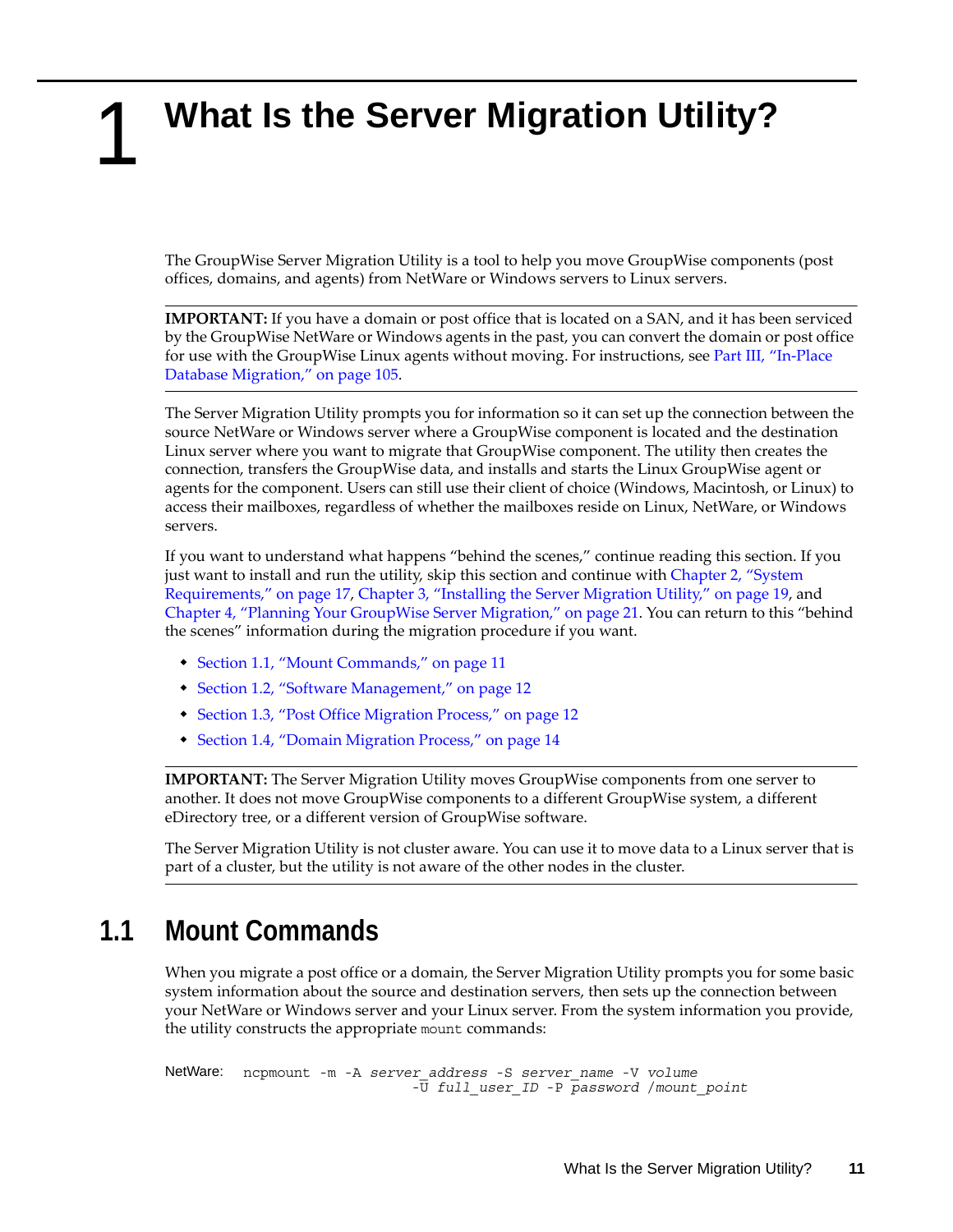# 1 What Is the Server Migration Utility?

The GroupWise Server Migration Utility is a tool to help you move GroupWise components (post offices, domains, and agents) from NetWare or Windows servers to Linux servers.

**IMPORTANT:** If you have a domain or post office that is located on a SAN, and it has been serviced by the GroupWise NetWare or Windows agents in the past, you can convert the domain or post office for use with the GroupWise Linux agents without moving. For instructions, see Part III, "In-Place Database Migration," on page 105.

The Server Migration Utility prompts you for information so it can set up the connection between the source NetWare or Windows server where a GroupWise component is located and the destination Linux server where you want to migrate that GroupWise component. The utility then creates the connection, transfers the GroupWise data, and installs and starts the Linux GroupWise agent or agents for the component. Users can still use their client of choice (Windows, Macintosh, or Linux) to access their mailboxes, regardless of whether the mailboxes reside on Linux, NetWare, or Windows servers.

If you want to understand what happens "behind the scenes," continue reading this section. If you just want to install and run the utility, skip this section and continue with Chapter 2, "System Requirements," on page 17, Chapter 3, "Installing the Server Migration Utility," on page 19, and Chapter 4, "Planning Your GroupWise Server Migration," on page 21. You can return to this "behind the scenes" information during the migration procedure if you want.

- Section 1.1, "Mount Commands," on page 11
- Section 1.2, "Software Management," on page 12
- Section 1.3, "Post Office Migration Process," on page 12
- Section 1.4, "Domain Migration Process," on page 14

**IMPORTANT:** The Server Migration Utility moves GroupWise components from one server to another. It does not move GroupWise components to a different GroupWise system, a different eDirectory tree, or a different version of GroupWise software.

The Server Migration Utility is not cluster aware. You can use it to move data to a Linux server that is part of a cluster, but the utility is not aware of the other nodes in the cluster.

## 1.1 Mount Commands

When you migrate a post office or a domain, the Server Migration Utility prompts you for some basic system information about the source and destination servers, then sets up the connection between your NetWare or Windows server and your Linux server. From the system information you provide, the utility constructs the appropriate `mount` commands:

NetWare:
```
ncpmount -m -A server_address -S server_name -V volume
                            -U full_user_ID -P password /mount_point
```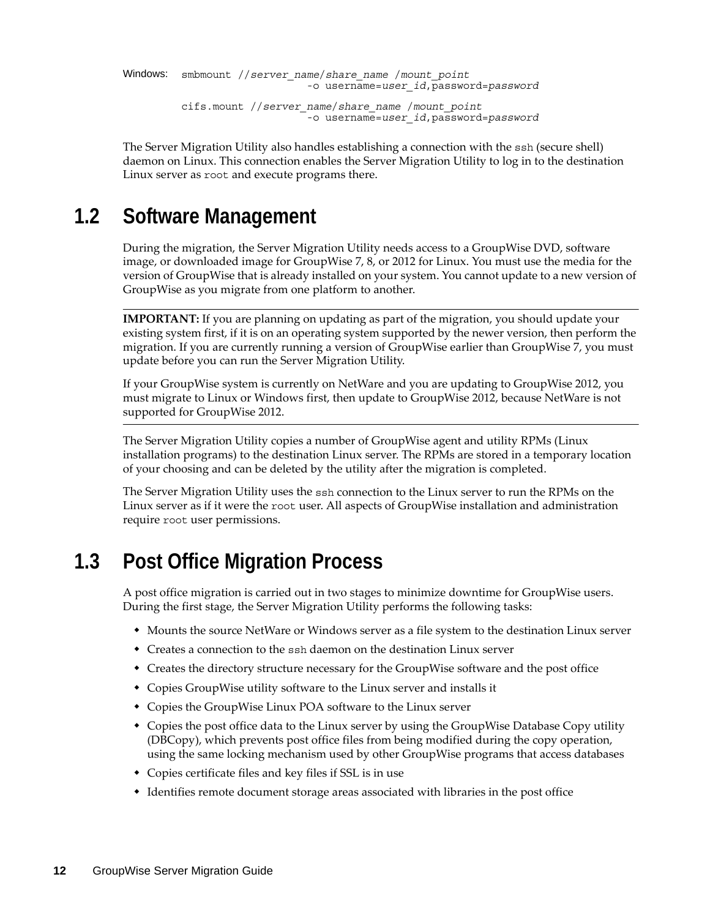Windows:

```
smbmount //server_name/share_name /mount_point
                        -o username=user_id,password=password

cifs.mount //server_name/share_name /mount_point
                        -o username=user_id,password=password
```

The Server Migration Utility also handles establishing a connection with the `ssh` (secure shell) daemon on Linux. This connection enables the Server Migration Utility to log in to the destination Linux server as `root` and execute programs there.

## 1.2 Software Management

During the migration, the Server Migration Utility needs access to a GroupWise DVD, software image, or downloaded image for GroupWise 7, 8, or 2012 for Linux. You must use the media for the version of GroupWise that is already installed on your system. You cannot update to a new version of GroupWise as you migrate from one platform to another.

---

**IMPORTANT:** If you are planning on updating as part of the migration, you should update your existing system first, if it is on an operating system supported by the newer version, then perform the migration. If you are currently running a version of GroupWise earlier than GroupWise 7, you must update before you can run the Server Migration Utility.

If your GroupWise system is currently on NetWare and you are updating to GroupWise 2012, you must migrate to Linux or Windows first, then update to GroupWise 2012, because NetWare is not supported for GroupWise 2012.

---

The Server Migration Utility copies a number of GroupWise agent and utility RPMs (Linux installation programs) to the destination Linux server. The RPMs are stored in a temporary location of your choosing and can be deleted by the utility after the migration is completed.

The Server Migration Utility uses the `ssh` connection to the Linux server to run the RPMs on the Linux server as if it were the `root` user. All aspects of GroupWise installation and administration require `root` user permissions.

## 1.3 Post Office Migration Process

A post office migration is carried out in two stages to minimize downtime for GroupWise users. During the first stage, the Server Migration Utility performs the following tasks:

- Mounts the source NetWare or Windows server as a file system to the destination Linux server
- Creates a connection to the `ssh` daemon on the destination Linux server
- Creates the directory structure necessary for the GroupWise software and the post office
- Copies GroupWise utility software to the Linux server and installs it
- Copies the GroupWise Linux POA software to the Linux server
- Copies the post office data to the Linux server by using the GroupWise Database Copy utility (DBCopy), which prevents post office files from being modified during the copy operation, using the same locking mechanism used by other GroupWise programs that access databases
- Copies certificate files and key files if SSL is in use
- Identifies remote document storage areas associated with libraries in the post office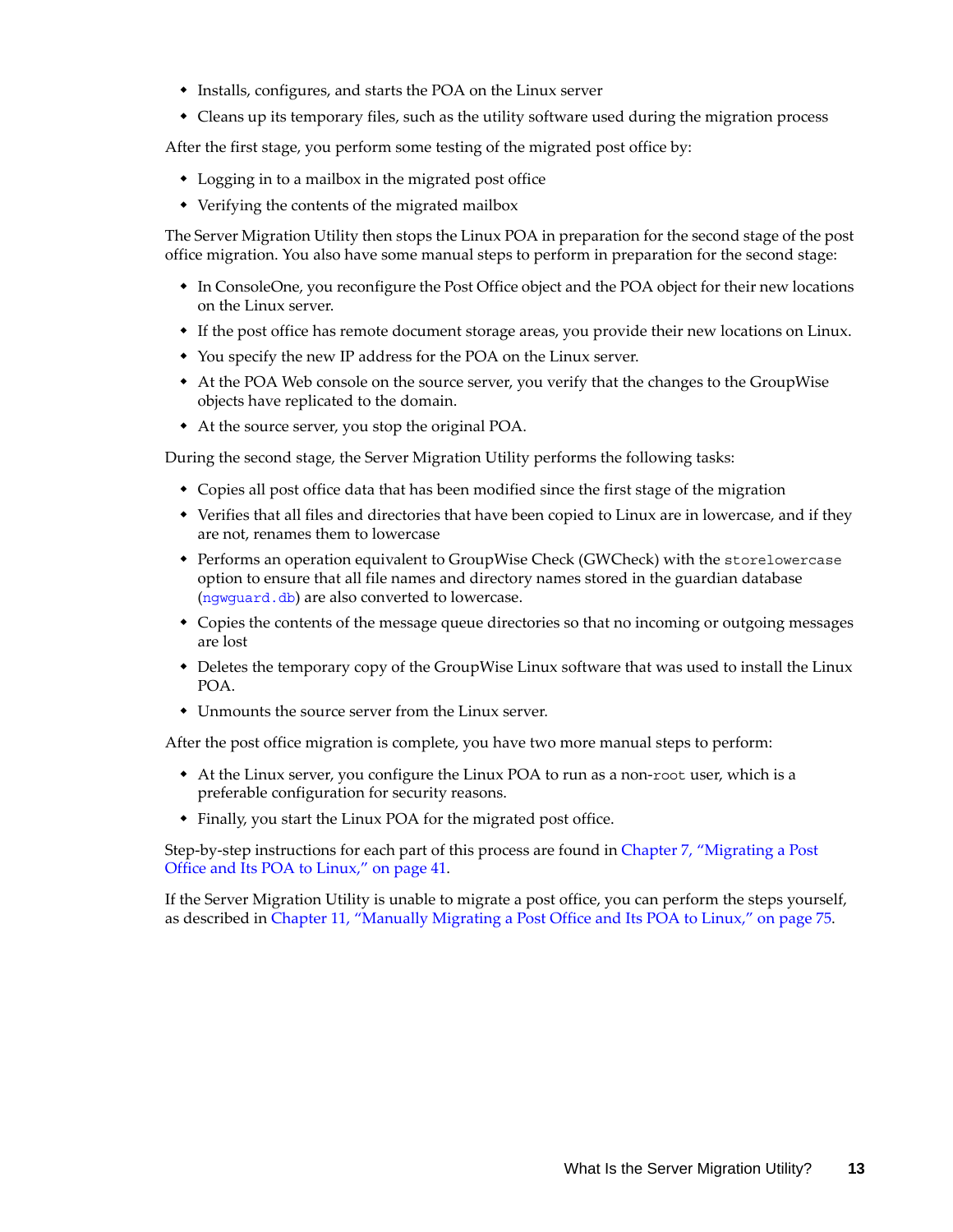- Installs, configures, and starts the POA on the Linux server
- Cleans up its temporary files, such as the utility software used during the migration process

After the first stage, you perform some testing of the migrated post office by:

- Logging in to a mailbox in the migrated post office
- Verifying the contents of the migrated mailbox

The Server Migration Utility then stops the Linux POA in preparation for the second stage of the post office migration. You also have some manual steps to perform in preparation for the second stage:

- In ConsoleOne, you reconfigure the Post Office object and the POA object for their new locations on the Linux server.
- If the post office has remote document storage areas, you provide their new locations on Linux.
- You specify the new IP address for the POA on the Linux server.
- At the POA Web console on the source server, you verify that the changes to the GroupWise objects have replicated to the domain.
- At the source server, you stop the original POA.

During the second stage, the Server Migration Utility performs the following tasks:

- Copies all post office data that has been modified since the first stage of the migration
- Verifies that all files and directories that have been copied to Linux are in lowercase, and if they are not, renames them to lowercase
- Performs an operation equivalent to GroupWise Check (GWCheck) with the `storelowercase` option to ensure that all file names and directory names stored in the guardian database (`ngwguard.db`) are also converted to lowercase.
- Copies the contents of the message queue directories so that no incoming or outgoing messages are lost
- Deletes the temporary copy of the GroupWise Linux software that was used to install the Linux POA.
- Unmounts the source server from the Linux server.

After the post office migration is complete, you have two more manual steps to perform:

- At the Linux server, you configure the Linux POA to run as a non-`root` user, which is a preferable configuration for security reasons.
- Finally, you start the Linux POA for the migrated post office.

Step-by-step instructions for each part of this process are found in Chapter 7, "Migrating a Post Office and Its POA to Linux," on page 41.

If the Server Migration Utility is unable to migrate a post office, you can perform the steps yourself, as described in Chapter 11, "Manually Migrating a Post Office and Its POA to Linux," on page 75.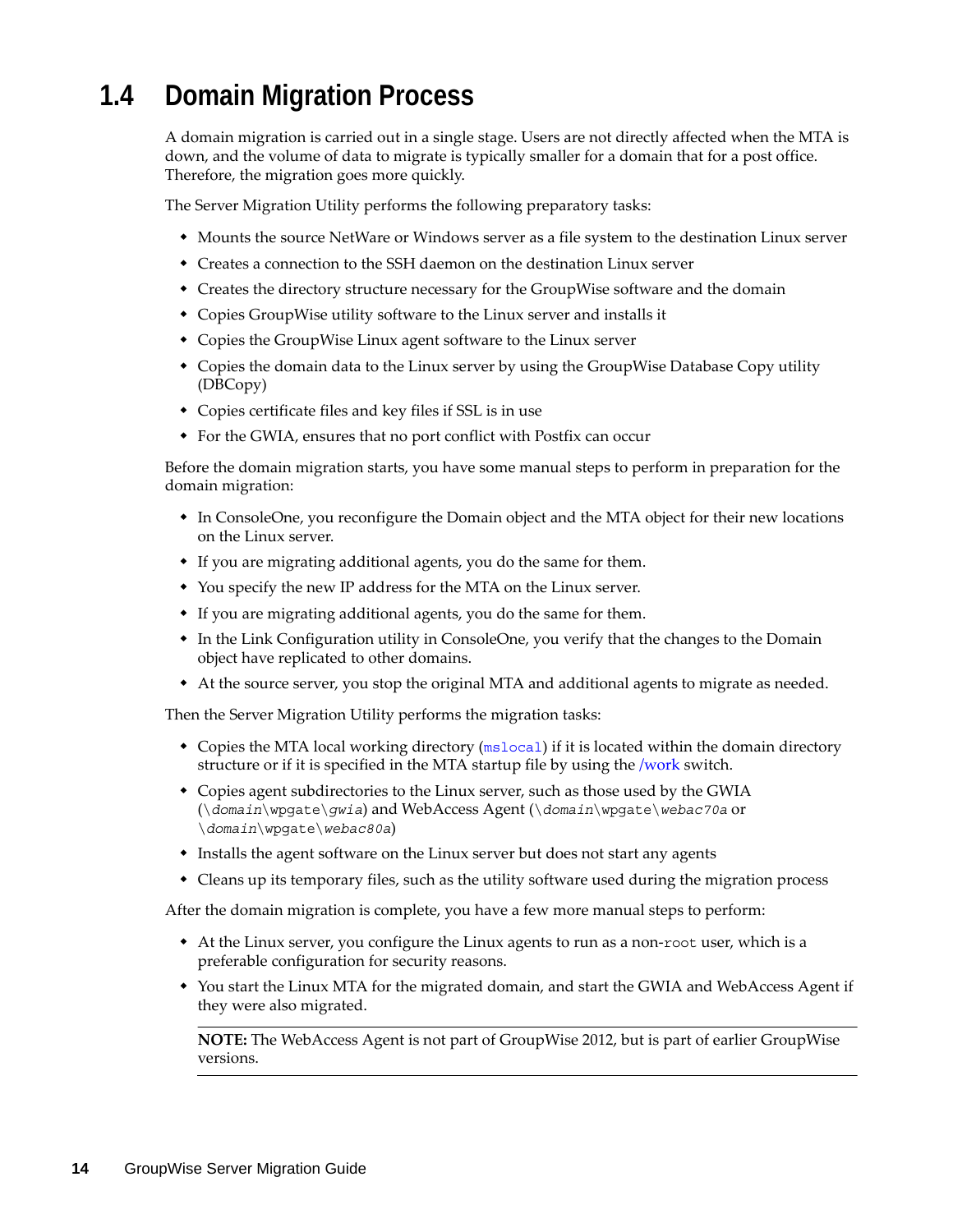## 1.4 Domain Migration Process

A domain migration is carried out in a single stage. Users are not directly affected when the MTA is down, and the volume of data to migrate is typically smaller for a domain that for a post office. Therefore, the migration goes more quickly.

The Server Migration Utility performs the following preparatory tasks:

- Mounts the source NetWare or Windows server as a file system to the destination Linux server
- Creates a connection to the SSH daemon on the destination Linux server
- Creates the directory structure necessary for the GroupWise software and the domain
- Copies GroupWise utility software to the Linux server and installs it
- Copies the GroupWise Linux agent software to the Linux server
- Copies the domain data to the Linux server by using the GroupWise Database Copy utility (DBCopy)
- Copies certificate files and key files if SSL is in use
- For the GWIA, ensures that no port conflict with Postfix can occur

Before the domain migration starts, you have some manual steps to perform in preparation for the domain migration:

- In ConsoleOne, you reconfigure the Domain object and the MTA object for their new locations on the Linux server.
- If you are migrating additional agents, you do the same for them.
- You specify the new IP address for the MTA on the Linux server.
- If you are migrating additional agents, you do the same for them.
- In the Link Configuration utility in ConsoleOne, you verify that the changes to the Domain object have replicated to other domains.
- At the source server, you stop the original MTA and additional agents to migrate as needed.

Then the Server Migration Utility performs the migration tasks:

- Copies the MTA local working directory (`mslocal`) if it is located within the domain directory structure or if it is specified in the MTA startup file by using the /work switch.
- Copies agent subdirectories to the Linux server, such as those used by the GWIA (`\domain\wpgate\gwia`) and WebAccess Agent (`\domain\wpgate\webac70a` or `\domain\wpgate\webac80a`)
- Installs the agent software on the Linux server but does not start any agents
- Cleans up its temporary files, such as the utility software used during the migration process

After the domain migration is complete, you have a few more manual steps to perform:

- At the Linux server, you configure the Linux agents to run as a non-`root` user, which is a preferable configuration for security reasons.
- You start the Linux MTA for the migrated domain, and start the GWIA and WebAccess Agent if they were also migrated.

**NOTE:** The WebAccess Agent is not part of GroupWise 2012, but is part of earlier GroupWise versions.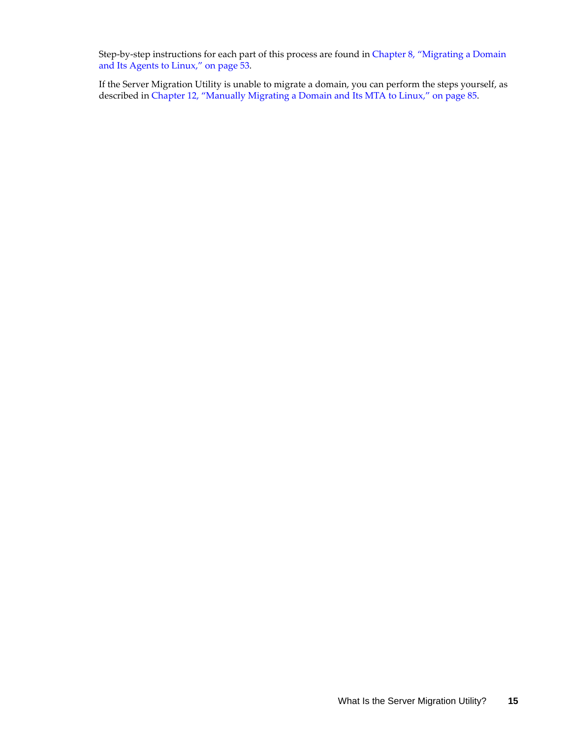Step-by-step instructions for each part of this process are found in Chapter 8, "Migrating a Domain and Its Agents to Linux," on page 53.

If the Server Migration Utility is unable to migrate a domain, you can perform the steps yourself, as described in Chapter 12, "Manually Migrating a Domain and Its MTA to Linux," on page 85.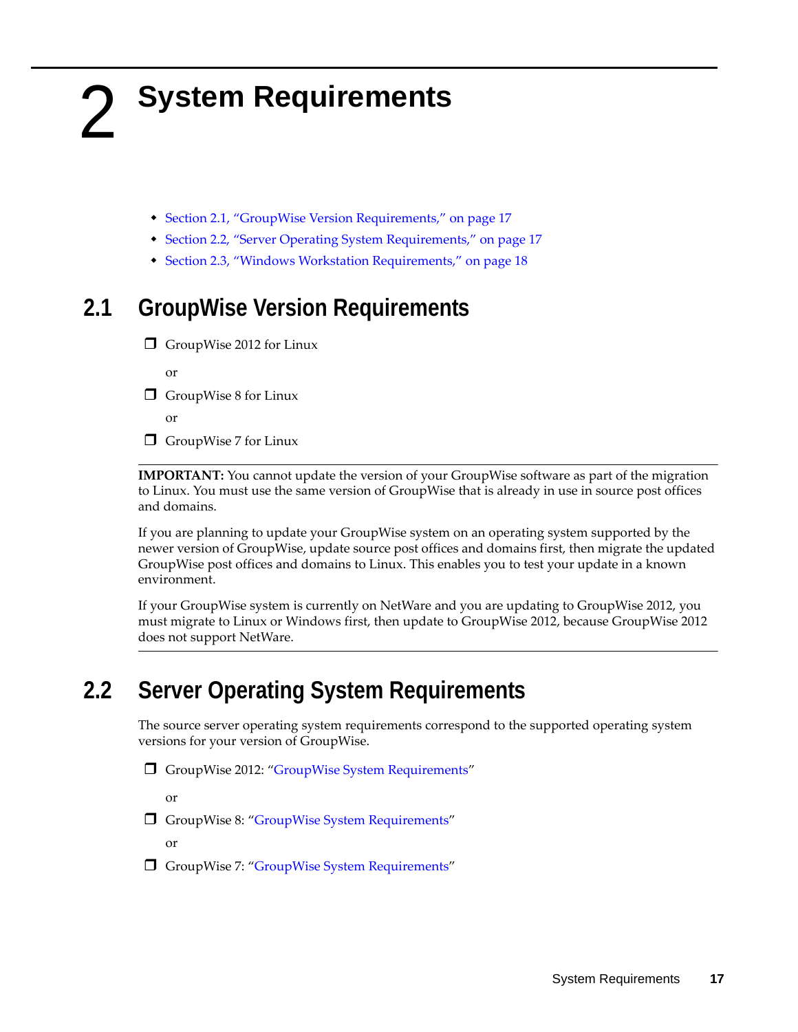# 2 System Requirements

- Section 2.1, "GroupWise Version Requirements," on page 17
- Section 2.2, "Server Operating System Requirements," on page 17
- Section 2.3, "Windows Workstation Requirements," on page 18

## 2.1 GroupWise Version Requirements

- ❒ GroupWise 2012 for Linux

  or

- ❒ GroupWise 8 for Linux

  or

- ❒ GroupWise 7 for Linux

---

**IMPORTANT:** You cannot update the version of your GroupWise software as part of the migration to Linux. You must use the same version of GroupWise that is already in use in source post offices and domains.

If you are planning to update your GroupWise system on an operating system supported by the newer version of GroupWise, update source post offices and domains first, then migrate the updated GroupWise post offices and domains to Linux. This enables you to test your update in a known environment.

If your GroupWise system is currently on NetWare and you are updating to GroupWise 2012, you must migrate to Linux or Windows first, then update to GroupWise 2012, because GroupWise 2012 does not support NetWare.

---

## 2.2 Server Operating System Requirements

The source server operating system requirements correspond to the supported operating system versions for your version of GroupWise.

- ❒ GroupWise 2012: "GroupWise System Requirements"

  or

- ❒ GroupWise 8: "GroupWise System Requirements"

  or

- ❒ GroupWise 7: "GroupWise System Requirements"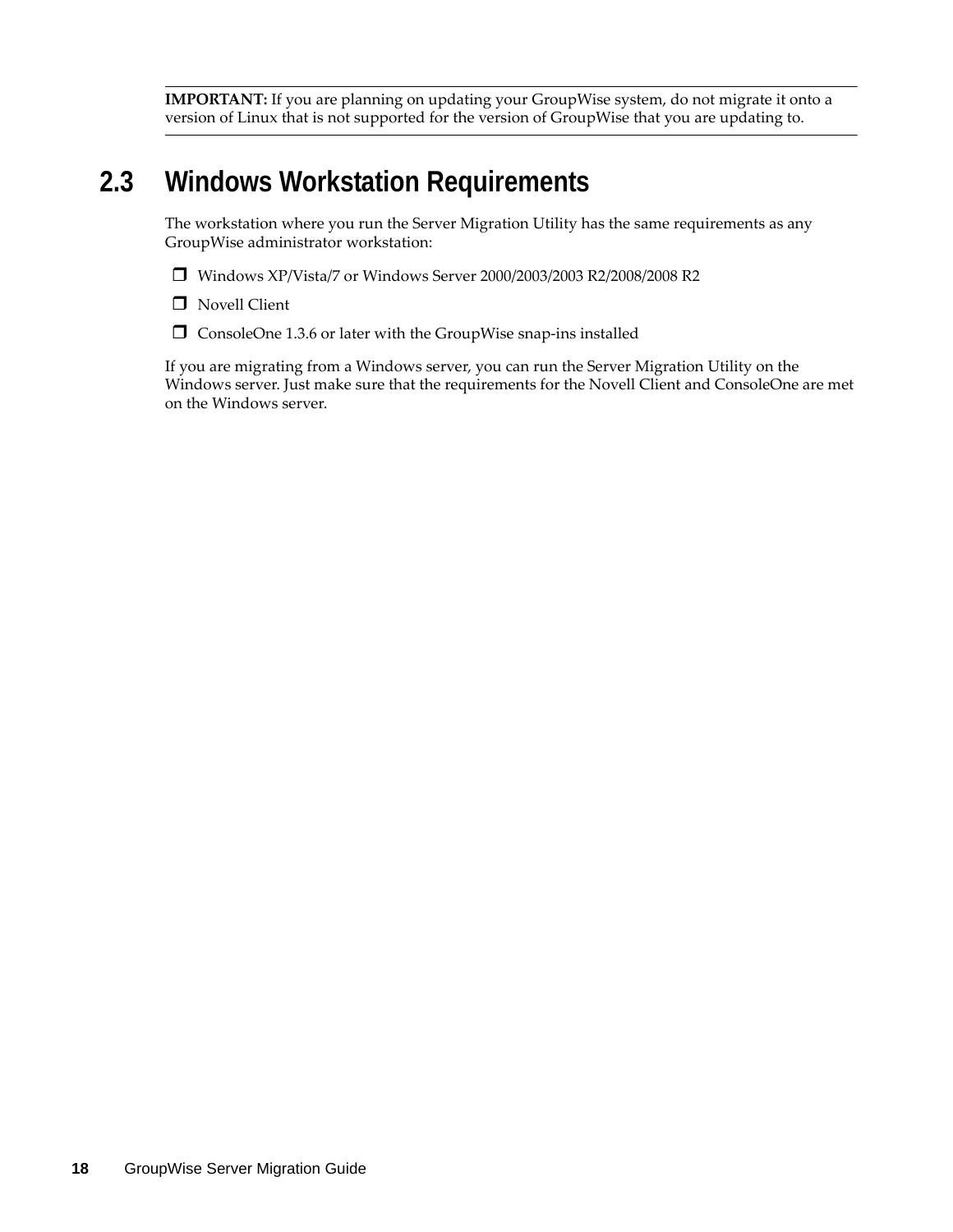**IMPORTANT:** If you are planning on updating your GroupWise system, do not migrate it onto a version of Linux that is not supported for the version of GroupWise that you are updating to.

## 2.3 Windows Workstation Requirements

The workstation where you run the Server Migration Utility has the same requirements as any GroupWise administrator workstation:

- ❒ Windows XP/Vista/7 or Windows Server 2000/2003/2003 R2/2008/2008 R2
- ❒ Novell Client
- ❒ ConsoleOne 1.3.6 or later with the GroupWise snap-ins installed

If you are migrating from a Windows server, you can run the Server Migration Utility on the Windows server. Just make sure that the requirements for the Novell Client and ConsoleOne are met on the Windows server.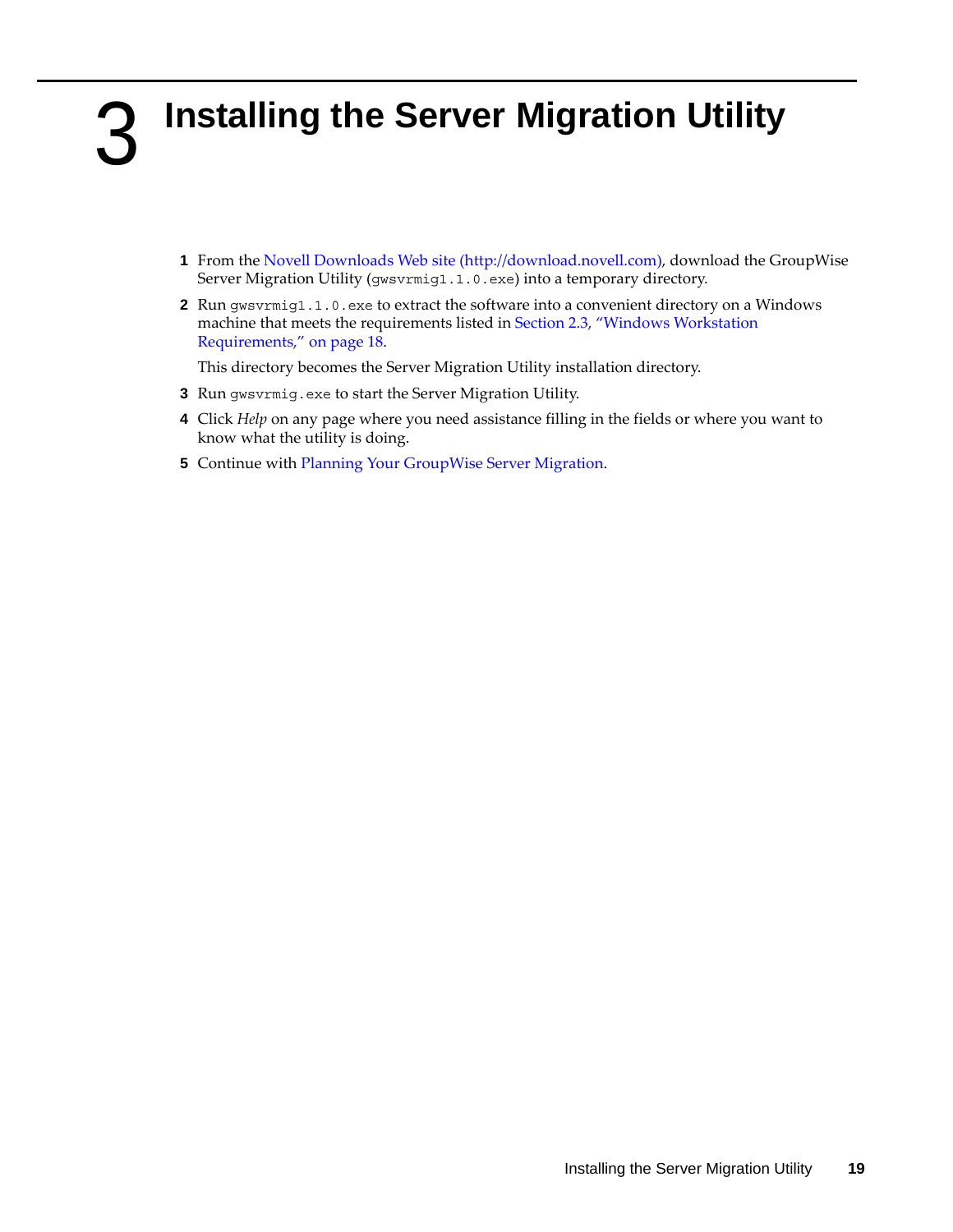# 3 Installing the Server Migration Utility

1. From the Novell Downloads Web site (http://download.novell.com), download the GroupWise Server Migration Utility (`gwsvrmig1.1.0.exe`) into a temporary directory.
2. Run `gwsvrmig1.1.0.exe` to extract the software into a convenient directory on a Windows machine that meets the requirements listed in Section 2.3, "Windows Workstation Requirements," on page 18.

   This directory becomes the Server Migration Utility installation directory.
3. Run `gwsvrmig.exe` to start the Server Migration Utility.
4. Click *Help* on any page where you need assistance filling in the fields or where you want to know what the utility is doing.
5. Continue with Planning Your GroupWise Server Migration.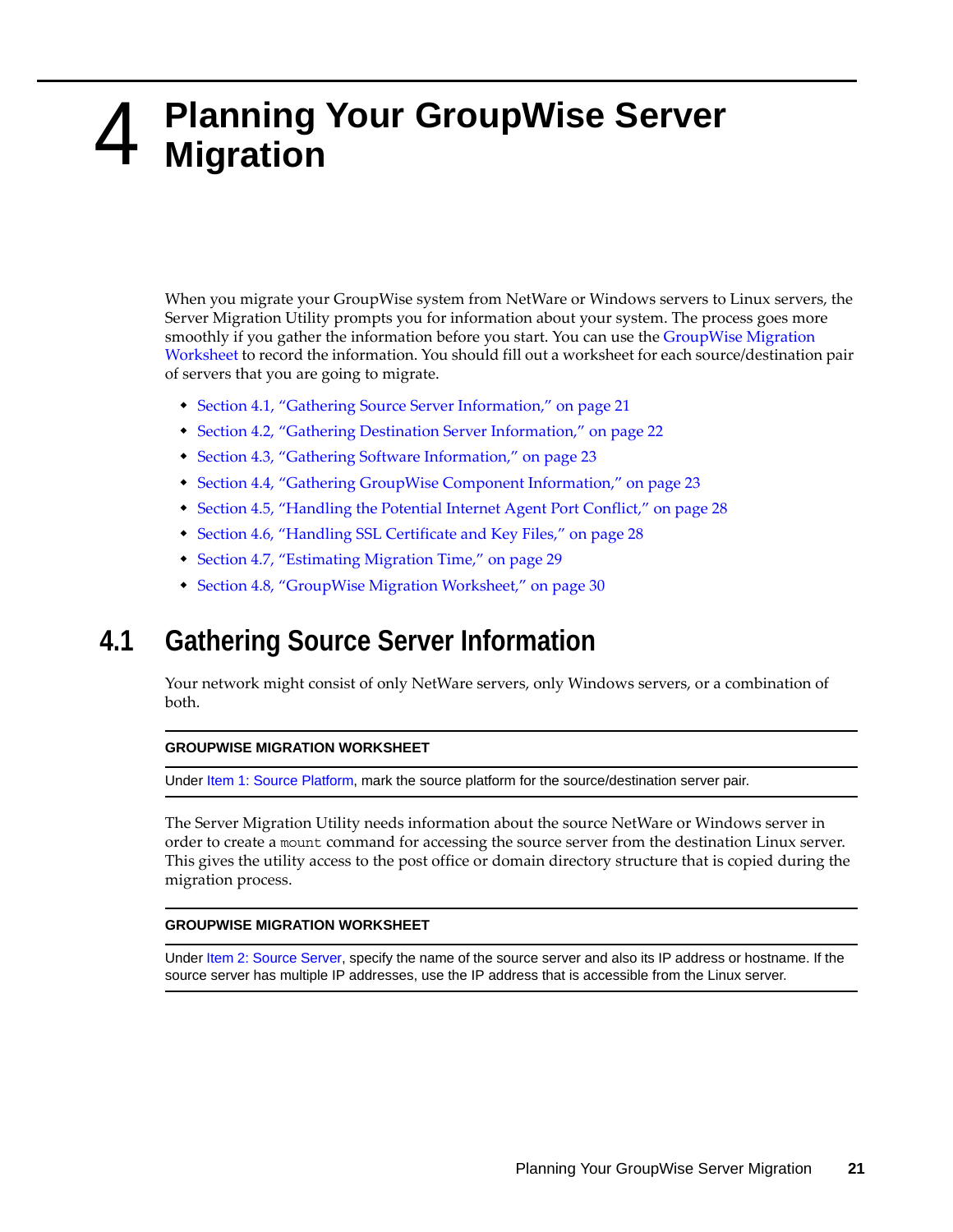# 4 Planning Your GroupWise Server Migration

When you migrate your GroupWise system from NetWare or Windows servers to Linux servers, the Server Migration Utility prompts you for information about your system. The process goes more smoothly if you gather the information before you start. You can use the GroupWise Migration Worksheet to record the information. You should fill out a worksheet for each source/destination pair of servers that you are going to migrate.

- Section 4.1, "Gathering Source Server Information," on page 21
- Section 4.2, "Gathering Destination Server Information," on page 22
- Section 4.3, "Gathering Software Information," on page 23
- Section 4.4, "Gathering GroupWise Component Information," on page 23
- Section 4.5, "Handling the Potential Internet Agent Port Conflict," on page 28
- Section 4.6, "Handling SSL Certificate and Key Files," on page 28
- Section 4.7, "Estimating Migration Time," on page 29
- Section 4.8, "GroupWise Migration Worksheet," on page 30

## 4.1 Gathering Source Server Information

Your network might consist of only NetWare servers, only Windows servers, or a combination of both.

**GROUPWISE MIGRATION WORKSHEET**

Under Item 1: Source Platform, mark the source platform for the source/destination server pair.

The Server Migration Utility needs information about the source NetWare or Windows server in order to create a `mount` command for accessing the source server from the destination Linux server. This gives the utility access to the post office or domain directory structure that is copied during the migration process.

**GROUPWISE MIGRATION WORKSHEET**

Under Item 2: Source Server, specify the name of the source server and also its IP address or hostname. If the source server has multiple IP addresses, use the IP address that is accessible from the Linux server.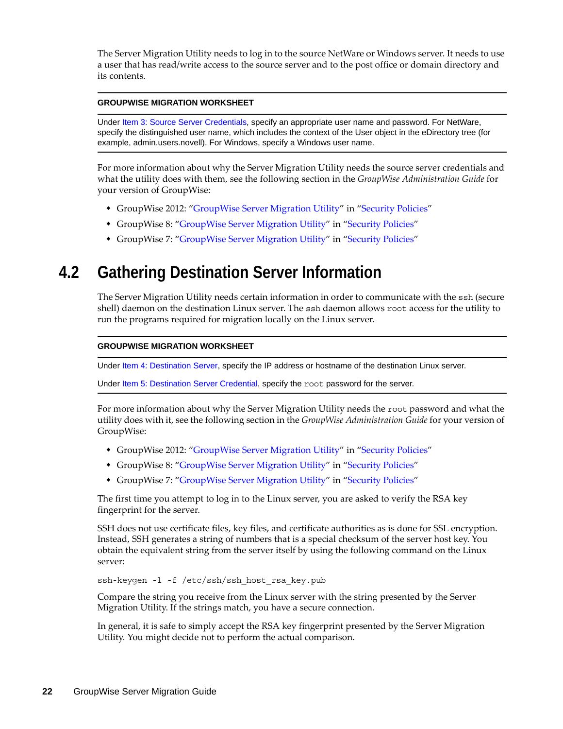The Server Migration Utility needs to log in to the source NetWare or Windows server. It needs to use a user that has read/write access to the source server and to the post office or domain directory and its contents.

---

**GROUPWISE MIGRATION WORKSHEET**

Under Item 3: Source Server Credentials, specify an appropriate user name and password. For NetWare, specify the distinguished user name, which includes the context of the User object in the eDirectory tree (for example, admin.users.novell). For Windows, specify a Windows user name.

---

For more information about why the Server Migration Utility needs the source server credentials and what the utility does with them, see the following section in the *GroupWise Administration Guide* for your version of GroupWise:

- GroupWise 2012: "GroupWise Server Migration Utility" in "Security Policies"
- GroupWise 8: "GroupWise Server Migration Utility" in "Security Policies"
- GroupWise 7: "GroupWise Server Migration Utility" in "Security Policies"

## 4.2 Gathering Destination Server Information

The Server Migration Utility needs certain information in order to communicate with the `ssh` (secure shell) daemon on the destination Linux server. The `ssh` daemon allows `root` access for the utility to run the programs required for migration locally on the Linux server.

---

**GROUPWISE MIGRATION WORKSHEET**

Under Item 4: Destination Server, specify the IP address or hostname of the destination Linux server.

Under Item 5: Destination Server Credential, specify the `root` password for the server.

---

For more information about why the Server Migration Utility needs the `root` password and what the utility does with it, see the following section in the *GroupWise Administration Guide* for your version of GroupWise:

- GroupWise 2012: "GroupWise Server Migration Utility" in "Security Policies"
- GroupWise 8: "GroupWise Server Migration Utility" in "Security Policies"
- GroupWise 7: "GroupWise Server Migration Utility" in "Security Policies"

The first time you attempt to log in to the Linux server, you are asked to verify the RSA key fingerprint for the server.

SSH does not use certificate files, key files, and certificate authorities as is done for SSL encryption. Instead, SSH generates a string of numbers that is a special checksum of the server host key. You obtain the equivalent string from the server itself by using the following command on the Linux server:

```
ssh-keygen -l -f /etc/ssh/ssh_host_rsa_key.pub
```

Compare the string you receive from the Linux server with the string presented by the Server Migration Utility. If the strings match, you have a secure connection.

In general, it is safe to simply accept the RSA key fingerprint presented by the Server Migration Utility. You might decide not to perform the actual comparison.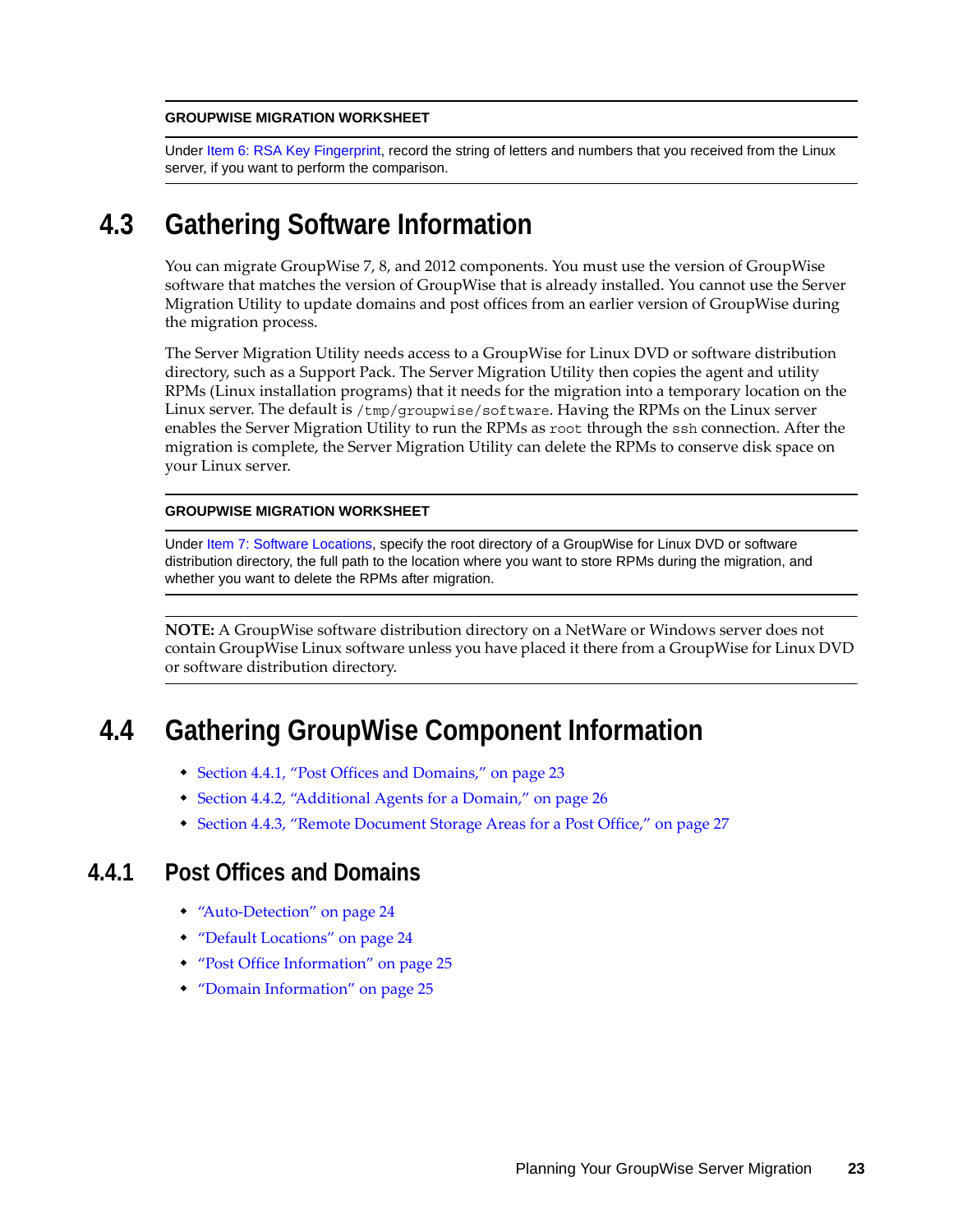**GROUPWISE MIGRATION WORKSHEET**

Under Item 6: RSA Key Fingerprint, record the string of letters and numbers that you received from the Linux server, if you want to perform the comparison.

## 4.3 Gathering Software Information

You can migrate GroupWise 7, 8, and 2012 components. You must use the version of GroupWise software that matches the version of GroupWise that is already installed. You cannot use the Server Migration Utility to update domains and post offices from an earlier version of GroupWise during the migration process.

The Server Migration Utility needs access to a GroupWise for Linux DVD or software distribution directory, such as a Support Pack. The Server Migration Utility then copies the agent and utility RPMs (Linux installation programs) that it needs for the migration into a temporary location on the Linux server. The default is `/tmp/groupwise/software`. Having the RPMs on the Linux server enables the Server Migration Utility to run the RPMs as `root` through the `ssh` connection. After the migration is complete, the Server Migration Utility can delete the RPMs to conserve disk space on your Linux server.

**GROUPWISE MIGRATION WORKSHEET**

Under Item 7: Software Locations, specify the root directory of a GroupWise for Linux DVD or software distribution directory, the full path to the location where you want to store RPMs during the migration, and whether you want to delete the RPMs after migration.

**NOTE:** A GroupWise software distribution directory on a NetWare or Windows server does not contain GroupWise Linux software unless you have placed it there from a GroupWise for Linux DVD or software distribution directory.

## 4.4 Gathering GroupWise Component Information

- Section 4.4.1, "Post Offices and Domains," on page 23
- Section 4.4.2, "Additional Agents for a Domain," on page 26
- Section 4.4.3, "Remote Document Storage Areas for a Post Office," on page 27

### 4.4.1 Post Offices and Domains

- "Auto-Detection" on page 24
- "Default Locations" on page 24
- "Post Office Information" on page 25
- "Domain Information" on page 25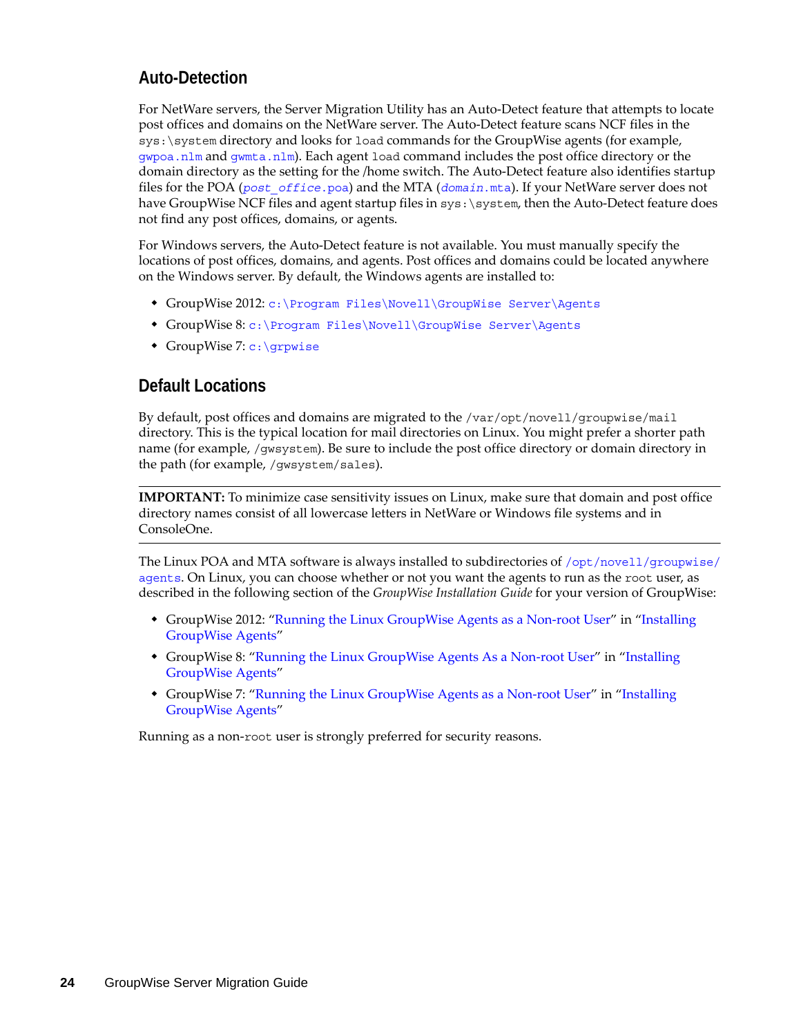### Auto-Detection

For NetWare servers, the Server Migration Utility has an Auto-Detect feature that attempts to locate post offices and domains on the NetWare server. The Auto-Detect feature scans NCF files in the `sys:\system` directory and looks for `load` commands for the GroupWise agents (for example, `gwpoa.nlm` and `gwmta.nlm`). Each agent `load` command includes the post office directory or the domain directory as the setting for the /home switch. The Auto-Detect feature also identifies startup files for the POA (*post_office*`.poa`) and the MTA (*domain*`.mta`). If your NetWare server does not have GroupWise NCF files and agent startup files in `sys:\system`, then the Auto-Detect feature does not find any post offices, domains, or agents.

For Windows servers, the Auto-Detect feature is not available. You must manually specify the locations of post offices, domains, and agents. Post offices and domains could be located anywhere on the Windows server. By default, the Windows agents are installed to:

- GroupWise 2012: `c:\Program Files\Novell\GroupWise Server\Agents`
- GroupWise 8: `c:\Program Files\Novell\GroupWise Server\Agents`
- GroupWise 7: `c:\grpwise`

### Default Locations

By default, post offices and domains are migrated to the `/var/opt/novell/groupwise/mail` directory. This is the typical location for mail directories on Linux. You might prefer a shorter path name (for example, `/gwsystem`). Be sure to include the post office directory or domain directory in the path (for example, `/gwsystem/sales`).

---

**IMPORTANT:** To minimize case sensitivity issues on Linux, make sure that domain and post office directory names consist of all lowercase letters in NetWare or Windows file systems and in ConsoleOne.

---

The Linux POA and MTA software is always installed to subdirectories of `/opt/novell/groupwise/agents`. On Linux, you can choose whether or not you want the agents to run as the `root` user, as described in the following section of the *GroupWise Installation Guide* for your version of GroupWise:

- GroupWise 2012: "Running the Linux GroupWise Agents as a Non-root User" in "Installing GroupWise Agents"
- GroupWise 8: "Running the Linux GroupWise Agents As a Non-root User" in "Installing GroupWise Agents"
- GroupWise 7: "Running the Linux GroupWise Agents as a Non-root User" in "Installing GroupWise Agents"

Running as a non-`root` user is strongly preferred for security reasons.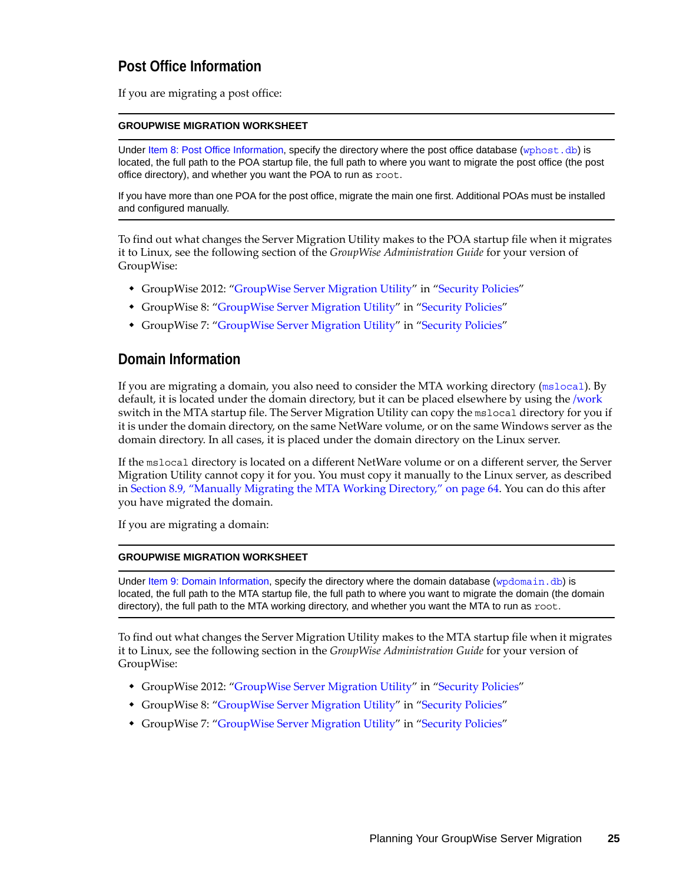## Post Office Information

If you are migrating a post office:

---

**GROUPWISE MIGRATION WORKSHEET**

Under Item 8: Post Office Information, specify the directory where the post office database (`wphost.db`) is located, the full path to the POA startup file, the full path to where you want to migrate the post office (the post office directory), and whether you want the POA to run as `root`.

If you have more than one POA for the post office, migrate the main one first. Additional POAs must be installed and configured manually.

---

To find out what changes the Server Migration Utility makes to the POA startup file when it migrates it to Linux, see the following section of the *GroupWise Administration Guide* for your version of GroupWise:

- GroupWise 2012: "GroupWise Server Migration Utility" in "Security Policies"
- GroupWise 8: "GroupWise Server Migration Utility" in "Security Policies"
- GroupWise 7: "GroupWise Server Migration Utility" in "Security Policies"

## Domain Information

If you are migrating a domain, you also need to consider the MTA working directory (`mslocal`). By default, it is located under the domain directory, but it can be placed elsewhere by using the /work switch in the MTA startup file. The Server Migration Utility can copy the `mslocal` directory for you if it is under the domain directory, on the same NetWare volume, or on the same Windows server as the domain directory. In all cases, it is placed under the domain directory on the Linux server.

If the `mslocal` directory is located on a different NetWare volume or on a different server, the Server Migration Utility cannot copy it for you. You must copy it manually to the Linux server, as described in Section 8.9, "Manually Migrating the MTA Working Directory," on page 64. You can do this after you have migrated the domain.

If you are migrating a domain:

---

**GROUPWISE MIGRATION WORKSHEET**

Under Item 9: Domain Information, specify the directory where the domain database (`wpdomain.db`) is located, the full path to the MTA startup file, the full path to where you want to migrate the domain (the domain directory), the full path to the MTA working directory, and whether you want the MTA to run as `root`.

---

To find out what changes the Server Migration Utility makes to the MTA startup file when it migrates it to Linux, see the following section in the *GroupWise Administration Guide* for your version of GroupWise:

- GroupWise 2012: "GroupWise Server Migration Utility" in "Security Policies"
- GroupWise 8: "GroupWise Server Migration Utility" in "Security Policies"
- GroupWise 7: "GroupWise Server Migration Utility" in "Security Policies"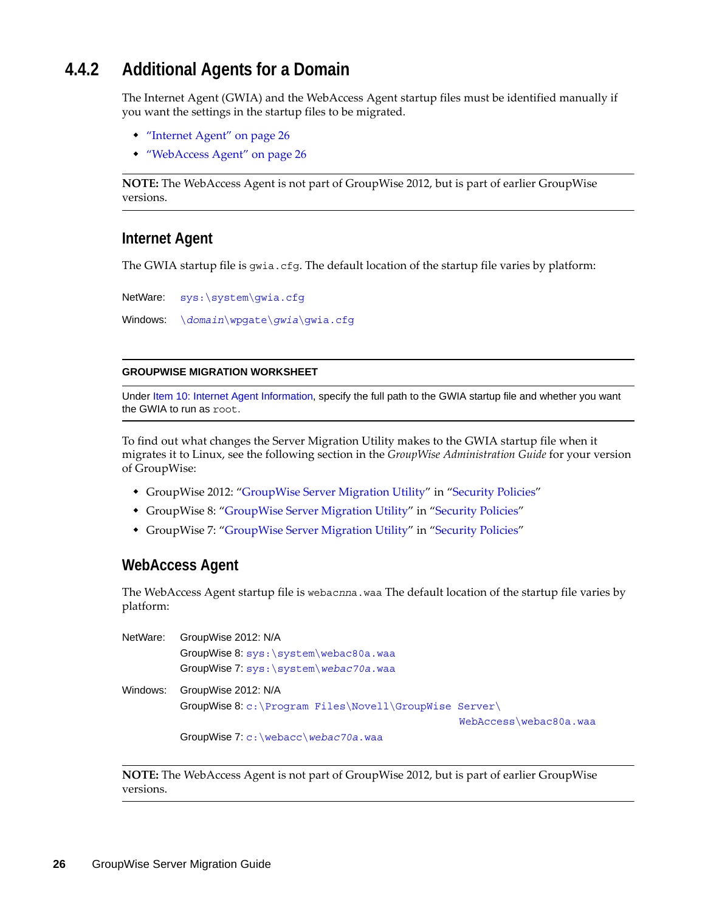### 4.4.2 Additional Agents for a Domain

The Internet Agent (GWIA) and the WebAccess Agent startup files must be identified manually if you want the settings in the startup files to be migrated.

- "Internet Agent" on page 26
- "WebAccess Agent" on page 26

**NOTE:** The WebAccess Agent is not part of GroupWise 2012, but is part of earlier GroupWise versions.

#### Internet Agent

The GWIA startup file is `gwia.cfg`. The default location of the startup file varies by platform:

NetWare: `sys:\system\gwia.cfg`

Windows: `\`*`domain`*`\wpgate\`*`gwia`*`\gwia.cfg`

**GROUPWISE MIGRATION WORKSHEET**

Under Item 10: Internet Agent Information, specify the full path to the GWIA startup file and whether you want the GWIA to run as `root`.

To find out what changes the Server Migration Utility makes to the GWIA startup file when it migrates it to Linux, see the following section in the *GroupWise Administration Guide* for your version of GroupWise:

- GroupWise 2012: "GroupWise Server Migration Utility" in "Security Policies"
- GroupWise 8: "GroupWise Server Migration Utility" in "Security Policies"
- GroupWise 7: "GroupWise Server Migration Utility" in "Security Policies"

#### WebAccess Agent

The WebAccess Agent startup file is `webac`*`nna`*`.waa` The default location of the startup file varies by platform:

NetWare:
- GroupWise 2012: N/A
- GroupWise 8: `sys:\system\webac80a.waa`
- GroupWise 7: `sys:\system\`*`webac70a`*`.waa`

Windows:
- GroupWise 2012: N/A
- GroupWise 8: `c:\Program Files\Novell\GroupWise Server\WebAccess\webac80a.waa`
- GroupWise 7: `c:\webacc\`*`webac70a`*`.waa`

**NOTE:** The WebAccess Agent is not part of GroupWise 2012, but is part of earlier GroupWise versions.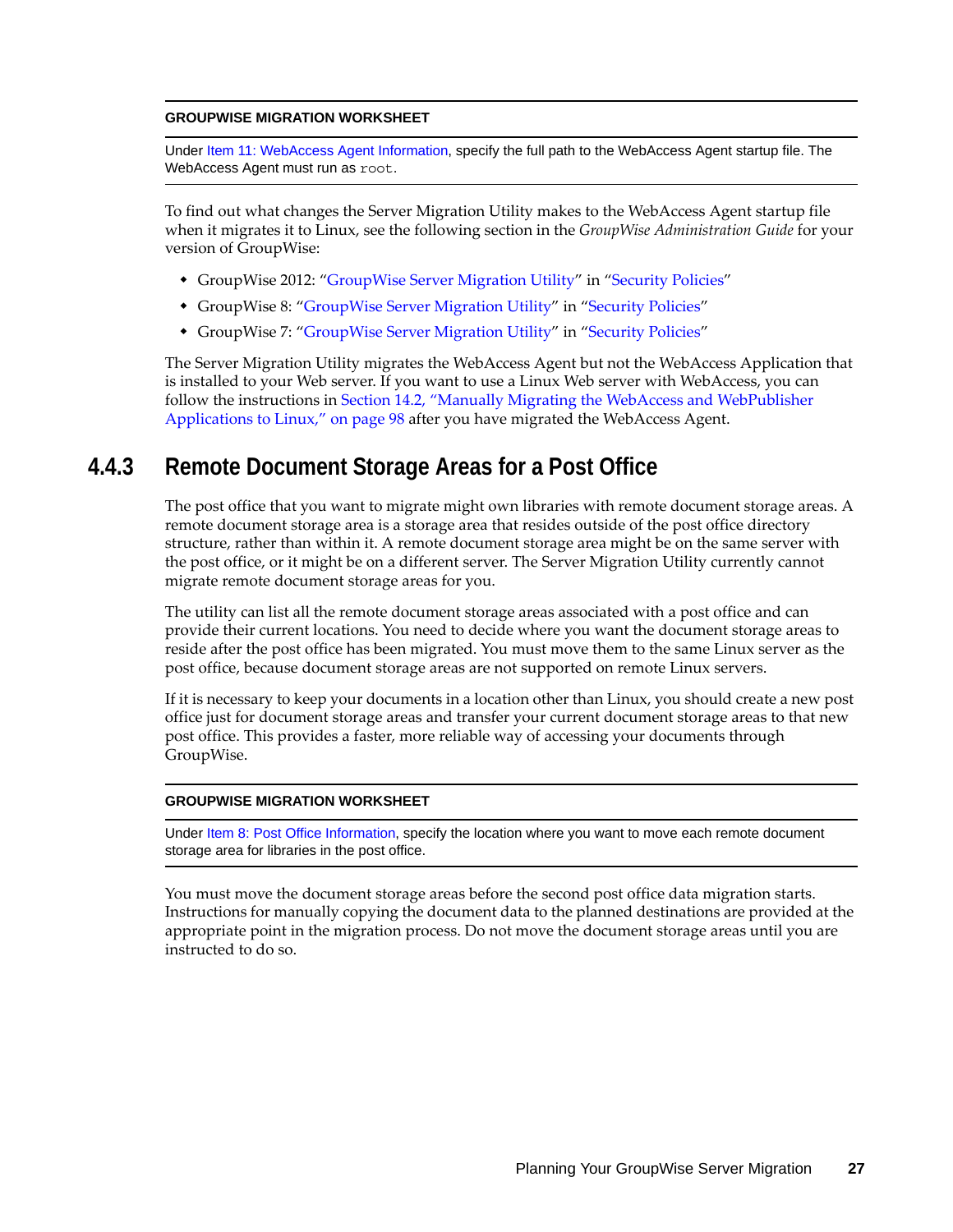**GROUPWISE MIGRATION WORKSHEET**

Under Item 11: WebAccess Agent Information, specify the full path to the WebAccess Agent startup file. The WebAccess Agent must run as `root`.

To find out what changes the Server Migration Utility makes to the WebAccess Agent startup file when it migrates it to Linux, see the following section in the *GroupWise Administration Guide* for your version of GroupWise:

- GroupWise 2012: "GroupWise Server Migration Utility" in "Security Policies"
- GroupWise 8: "GroupWise Server Migration Utility" in "Security Policies"
- GroupWise 7: "GroupWise Server Migration Utility" in "Security Policies"

The Server Migration Utility migrates the WebAccess Agent but not the WebAccess Application that is installed to your Web server. If you want to use a Linux Web server with WebAccess, you can follow the instructions in Section 14.2, "Manually Migrating the WebAccess and WebPublisher Applications to Linux," on page 98 after you have migrated the WebAccess Agent.

### 4.4.3 Remote Document Storage Areas for a Post Office

The post office that you want to migrate might own libraries with remote document storage areas. A remote document storage area is a storage area that resides outside of the post office directory structure, rather than within it. A remote document storage area might be on the same server with the post office, or it might be on a different server. The Server Migration Utility currently cannot migrate remote document storage areas for you.

The utility can list all the remote document storage areas associated with a post office and can provide their current locations. You need to decide where you want the document storage areas to reside after the post office has been migrated. You must move them to the same Linux server as the post office, because document storage areas are not supported on remote Linux servers.

If it is necessary to keep your documents in a location other than Linux, you should create a new post office just for document storage areas and transfer your current document storage areas to that new post office. This provides a faster, more reliable way of accessing your documents through GroupWise.

**GROUPWISE MIGRATION WORKSHEET**

Under Item 8: Post Office Information, specify the location where you want to move each remote document storage area for libraries in the post office.

You must move the document storage areas before the second post office data migration starts. Instructions for manually copying the document data to the planned destinations are provided at the appropriate point in the migration process. Do not move the document storage areas until you are instructed to do so.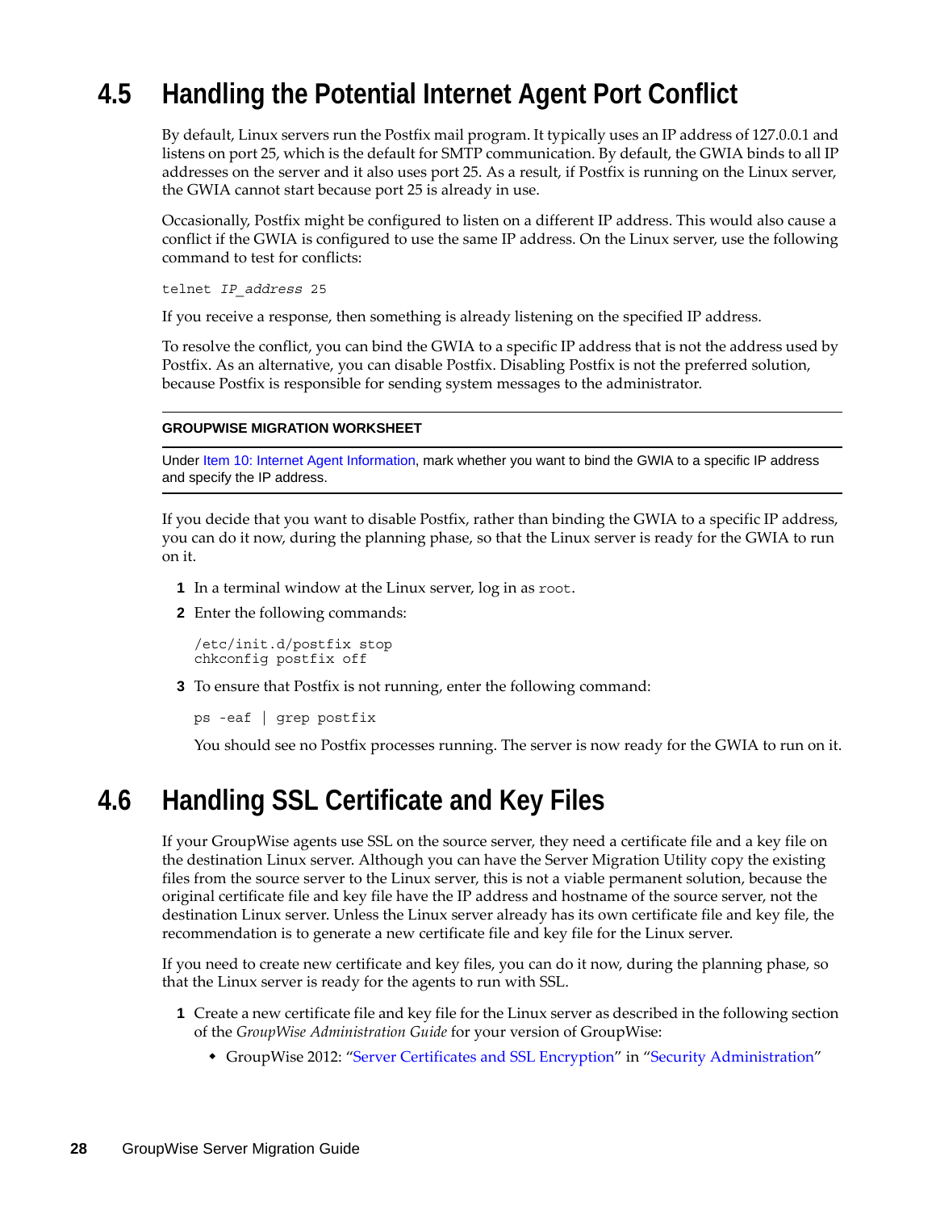## 4.5 Handling the Potential Internet Agent Port Conflict

By default, Linux servers run the Postfix mail program. It typically uses an IP address of 127.0.0.1 and listens on port 25, which is the default for SMTP communication. By default, the GWIA binds to all IP addresses on the server and it also uses port 25. As a result, if Postfix is running on the Linux server, the GWIA cannot start because port 25 is already in use.

Occasionally, Postfix might be configured to listen on a different IP address. This would also cause a conflict if the GWIA is configured to use the same IP address. On the Linux server, use the following command to test for conflicts:

```
telnet IP_address 25
```

If you receive a response, then something is already listening on the specified IP address.

To resolve the conflict, you can bind the GWIA to a specific IP address that is not the address used by Postfix. As an alternative, you can disable Postfix. Disabling Postfix is not the preferred solution, because Postfix is responsible for sending system messages to the administrator.

**GROUPWISE MIGRATION WORKSHEET**

Under Item 10: Internet Agent Information, mark whether you want to bind the GWIA to a specific IP address and specify the IP address.

If you decide that you want to disable Postfix, rather than binding the GWIA to a specific IP address, you can do it now, during the planning phase, so that the Linux server is ready for the GWIA to run on it.

1. In a terminal window at the Linux server, log in as `root`.
2. Enter the following commands:

   ```
   /etc/init.d/postfix stop
   chkconfig postfix off
   ```

3. To ensure that Postfix is not running, enter the following command:

   ```
   ps -eaf | grep postfix
   ```

   You should see no Postfix processes running. The server is now ready for the GWIA to run on it.

## 4.6 Handling SSL Certificate and Key Files

If your GroupWise agents use SSL on the source server, they need a certificate file and a key file on the destination Linux server. Although you can have the Server Migration Utility copy the existing files from the source server to the Linux server, this is not a viable permanent solution, because the original certificate file and key file have the IP address and hostname of the source server, not the destination Linux server. Unless the Linux server already has its own certificate file and key file, the recommendation is to generate a new certificate file and key file for the Linux server.

If you need to create new certificate and key files, you can do it now, during the planning phase, so that the Linux server is ready for the agents to run with SSL.

1. Create a new certificate file and key file for the Linux server as described in the following section of the *GroupWise Administration Guide* for your version of GroupWise:
   - GroupWise 2012: "Server Certificates and SSL Encryption" in "Security Administration"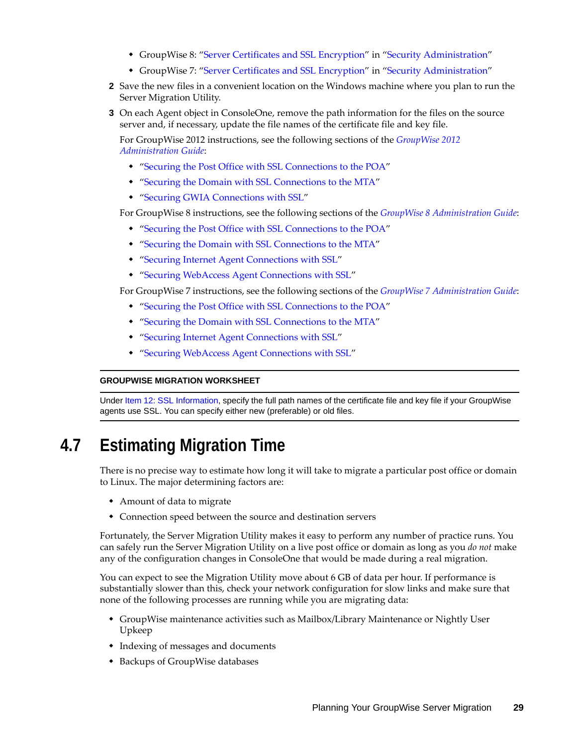- GroupWise 8: "Server Certificates and SSL Encryption" in "Security Administration"
- GroupWise 7: "Server Certificates and SSL Encryption" in "Security Administration"

2 Save the new files in a convenient location on the Windows machine where you plan to run the Server Migration Utility.

3 On each Agent object in ConsoleOne, remove the path information for the files on the source server and, if necessary, update the file names of the certificate file and key file.

   For GroupWise 2012 instructions, see the following sections of the *GroupWise 2012 Administration Guide*:

   - "Securing the Post Office with SSL Connections to the POA"
   - "Securing the Domain with SSL Connections to the MTA"
   - "Securing GWIA Connections with SSL"

   For GroupWise 8 instructions, see the following sections of the *GroupWise 8 Administration Guide*:

   - "Securing the Post Office with SSL Connections to the POA"
   - "Securing the Domain with SSL Connections to the MTA"
   - "Securing Internet Agent Connections with SSL"
   - "Securing WebAccess Agent Connections with SSL"

   For GroupWise 7 instructions, see the following sections of the *GroupWise 7 Administration Guide*:

   - "Securing the Post Office with SSL Connections to the POA"
   - "Securing the Domain with SSL Connections to the MTA"
   - "Securing Internet Agent Connections with SSL"
   - "Securing WebAccess Agent Connections with SSL"

**GROUPWISE MIGRATION WORKSHEET**

Under Item 12: SSL Information, specify the full path names of the certificate file and key file if your GroupWise agents use SSL. You can specify either new (preferable) or old files.

## 4.7 Estimating Migration Time

There is no precise way to estimate how long it will take to migrate a particular post office or domain to Linux. The major determining factors are:

- Amount of data to migrate
- Connection speed between the source and destination servers

Fortunately, the Server Migration Utility makes it easy to perform any number of practice runs. You can safely run the Server Migration Utility on a live post office or domain as long as you *do not* make any of the configuration changes in ConsoleOne that would be made during a real migration.

You can expect to see the Migration Utility move about 6 GB of data per hour. If performance is substantially slower than this, check your network configuration for slow links and make sure that none of the following processes are running while you are migrating data:

- GroupWise maintenance activities such as Mailbox/Library Maintenance or Nightly User Upkeep
- Indexing of messages and documents
- Backups of GroupWise databases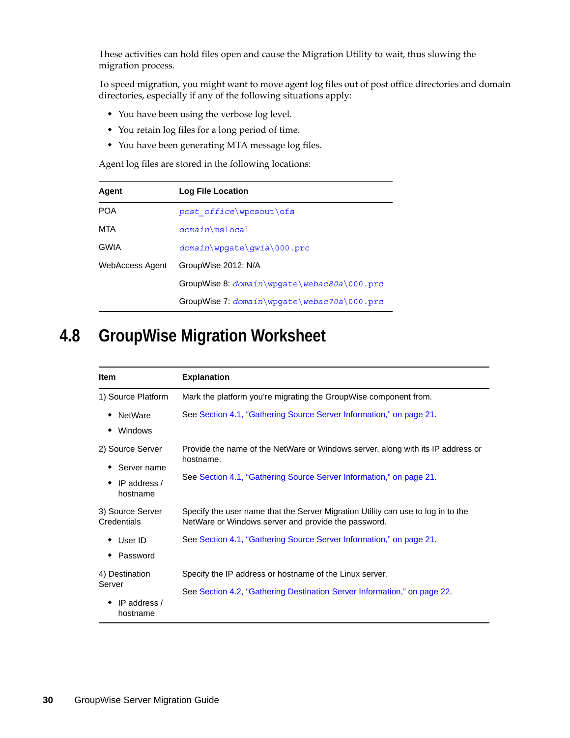These activities can hold files open and cause the Migration Utility to wait, thus slowing the migration process.

To speed migration, you might want to move agent log files out of post office directories and domain directories, especially if any of the following situations apply:

- You have been using the verbose log level.
- You retain log files for a long period of time.
- You have been generating MTA message log files.

Agent log files are stored in the following locations:

| Agent | Log File Location |
|---|---|
| POA | *post_office*\wpcsout\ofs |
| MTA | *domain*\mslocal |
| GWIA | *domain*\wpgate\*gwia*\000.prc |
| WebAccess Agent | GroupWise 2012: N/A |
| | GroupWise 8: *domain*\wpgate\*webac80a*\000.prc |
| | GroupWise 7: *domain*\wpgate\*webac70a*\000.prc |

## 4.8 GroupWise Migration Worksheet

| Item | Explanation |
|---|---|
| 1) Source Platform<br>- NetWare<br>- Windows | Mark the platform you're migrating the GroupWise component from.<br><br>See Section 4.1, "Gathering Source Server Information," on page 21. |
| 2) Source Server<br>- Server name<br>- IP address / hostname | Provide the name of the NetWare or Windows server, along with its IP address or hostname.<br><br>See Section 4.1, "Gathering Source Server Information," on page 21. |
| 3) Source Server Credentials<br>- User ID<br>- Password | Specify the user name that the Server Migration Utility can use to log in to the NetWare or Windows server and provide the password.<br><br>See Section 4.1, "Gathering Source Server Information," on page 21. |
| 4) Destination Server<br>- IP address / hostname | Specify the IP address or hostname of the Linux server.<br><br>See Section 4.2, "Gathering Destination Server Information," on page 22. |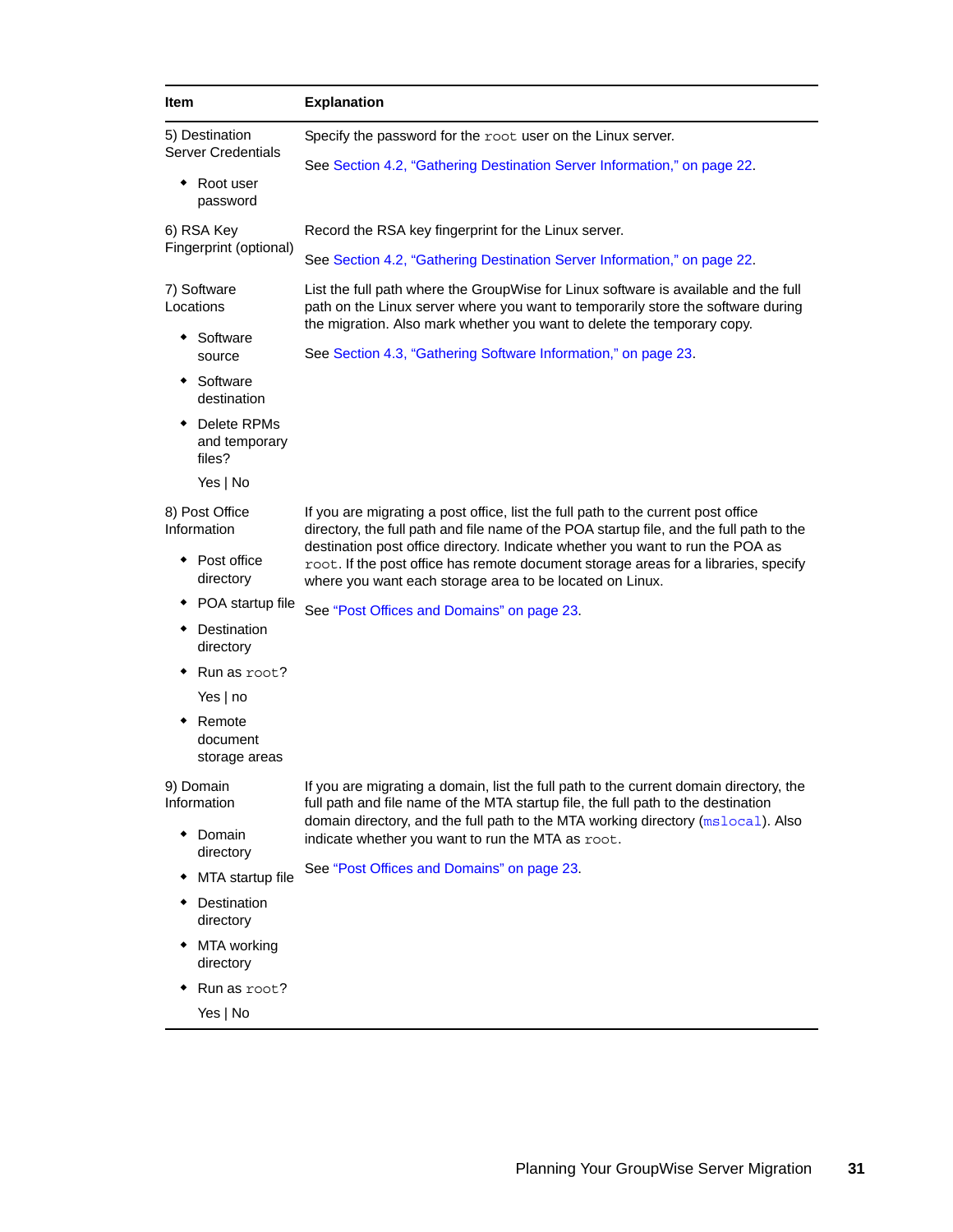| Item | Explanation |
|---|---|
| 5) Destination Server Credentials<br>◆ Root user password | Specify the password for the `root` user on the Linux server.<br><br>See Section 4.2, "Gathering Destination Server Information," on page 22. |
| 6) RSA Key Fingerprint (optional) | Record the RSA key fingerprint for the Linux server.<br><br>See Section 4.2, "Gathering Destination Server Information," on page 22. |
| 7) Software Locations<br>◆ Software source<br>◆ Software destination<br>◆ Delete RPMs and temporary files?<br>Yes \| No | List the full path where the GroupWise for Linux software is available and the full path on the Linux server where you want to temporarily store the software during the migration. Also mark whether you want to delete the temporary copy.<br><br>See Section 4.3, "Gathering Software Information," on page 23. |
| 8) Post Office Information<br>◆ Post office directory<br>◆ POA startup file<br>◆ Destination directory<br>◆ Run as `root`?<br>Yes \| no<br>◆ Remote document storage areas | If you are migrating a post office, list the full path to the current post office directory, the full path and file name of the POA startup file, and the full path to the destination post office directory. Indicate whether you want to run the POA as `root`. If the post office has remote document storage areas for a libraries, specify where you want each storage area to be located on Linux.<br><br>See "Post Offices and Domains" on page 23. |
| 9) Domain Information<br>◆ Domain directory<br>◆ MTA startup file<br>◆ Destination directory<br>◆ MTA working directory<br>◆ Run as `root`?<br>Yes \| No | If you are migrating a domain, list the full path to the current domain directory, the full path and file name of the MTA startup file, the full path to the destination domain directory, and the full path to the MTA working directory (`mslocal`). Also indicate whether you want to run the MTA as `root`.<br><br>See "Post Offices and Domains" on page 23. |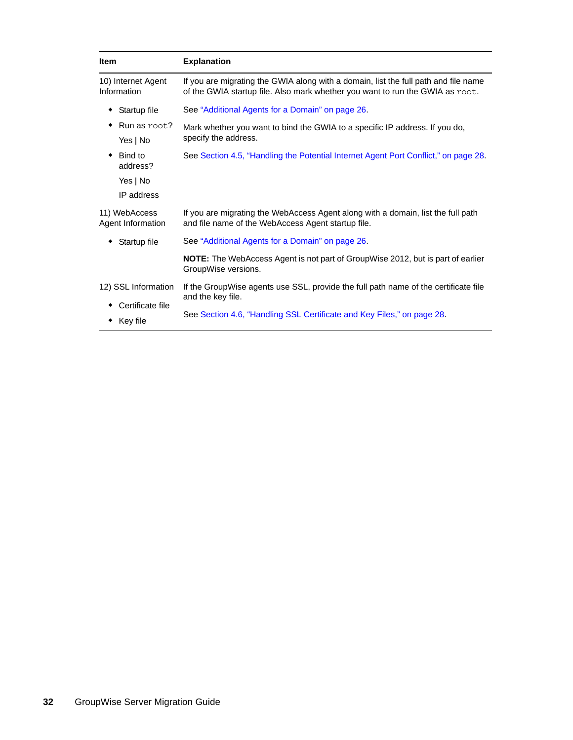| Item | Explanation |
|---|---|
| 10) Internet Agent Information | If you are migrating the GWIA along with a domain, list the full path and file name of the GWIA startup file. Also mark whether you want to run the GWIA as `root`. |
| • Startup file | See "Additional Agents for a Domain" on page 26. |
| • Run as `root`? Yes \| No | Mark whether you want to bind the GWIA to a specific IP address. If you do, specify the address. |
| • Bind to address? Yes \| No IP address | See Section 4.5, "Handling the Potential Internet Agent Port Conflict," on page 28. |
| 11) WebAccess Agent Information | If you are migrating the WebAccess Agent along with a domain, list the full path and file name of the WebAccess Agent startup file. |
| • Startup file | See "Additional Agents for a Domain" on page 26. **NOTE:** The WebAccess Agent is not part of GroupWise 2012, but is part of earlier GroupWise versions. |
| 12) SSL Information | If the GroupWise agents use SSL, provide the full path name of the certificate file and the key file. |
| • Certificate file • Key file | See Section 4.6, "Handling SSL Certificate and Key Files," on page 28. |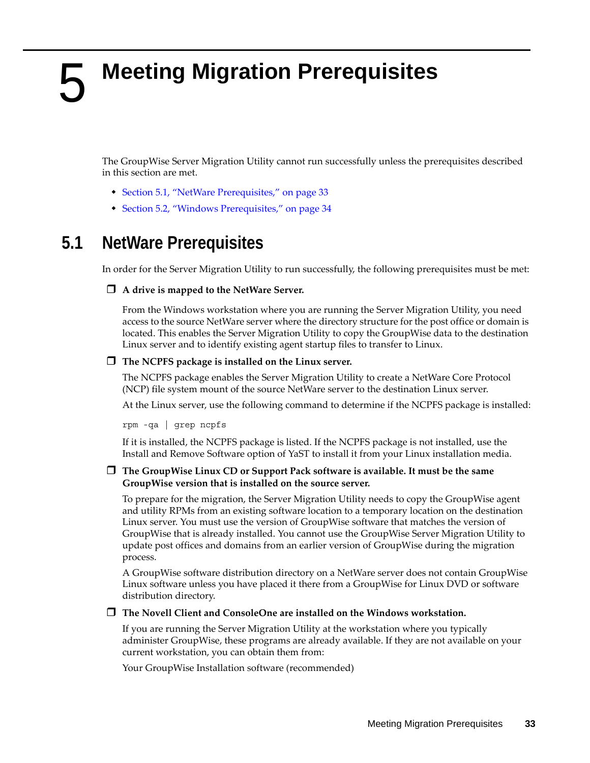# 5 Meeting Migration Prerequisites

The GroupWise Server Migration Utility cannot run successfully unless the prerequisites described in this section are met.

- Section 5.1, "NetWare Prerequisites," on page 33
- Section 5.2, "Windows Prerequisites," on page 34

## 5.1 NetWare Prerequisites

In order for the Server Migration Utility to run successfully, the following prerequisites must be met:

❒ **A drive is mapped to the NetWare Server.**

From the Windows workstation where you are running the Server Migration Utility, you need access to the source NetWare server where the directory structure for the post office or domain is located. This enables the Server Migration Utility to copy the GroupWise data to the destination Linux server and to identify existing agent startup files to transfer to Linux.

❒ **The NCPFS package is installed on the Linux server.**

The NCPFS package enables the Server Migration Utility to create a NetWare Core Protocol (NCP) file system mount of the source NetWare server to the destination Linux server.

At the Linux server, use the following command to determine if the NCPFS package is installed:

```
rpm -qa | grep ncpfs
```

If it is installed, the NCPFS package is listed. If the NCPFS package is not installed, use the Install and Remove Software option of YaST to install it from your Linux installation media.

❒ **The GroupWise Linux CD or Support Pack software is available. It must be the same GroupWise version that is installed on the source server.**

To prepare for the migration, the Server Migration Utility needs to copy the GroupWise agent and utility RPMs from an existing software location to a temporary location on the destination Linux server. You must use the version of GroupWise software that matches the version of GroupWise that is already installed. You cannot use the GroupWise Server Migration Utility to update post offices and domains from an earlier version of GroupWise during the migration process.

A GroupWise software distribution directory on a NetWare server does not contain GroupWise Linux software unless you have placed it there from a GroupWise for Linux DVD or software distribution directory.

❒ **The Novell Client and ConsoleOne are installed on the Windows workstation.**

If you are running the Server Migration Utility at the workstation where you typically administer GroupWise, these programs are already available. If they are not available on your current workstation, you can obtain them from:

Your GroupWise Installation software (recommended)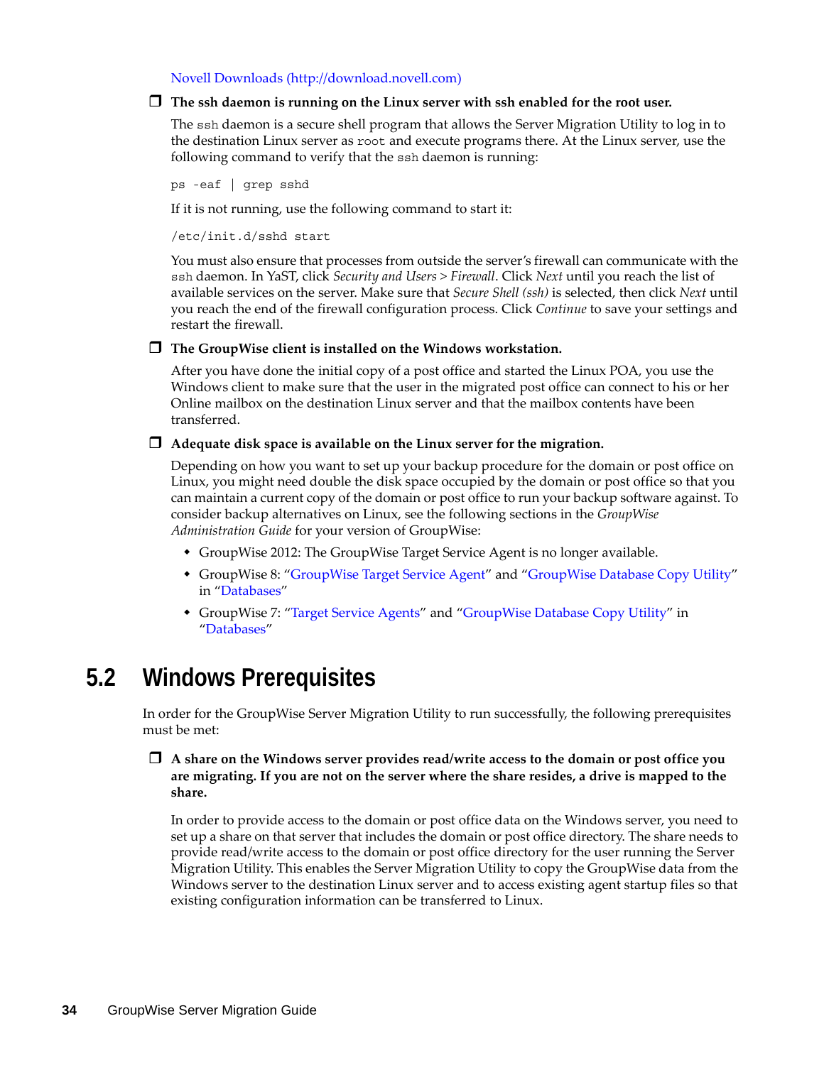Novell Downloads (http://download.novell.com)

- [ ] **The ssh daemon is running on the Linux server with ssh enabled for the root user.**

  The `ssh` daemon is a secure shell program that allows the Server Migration Utility to log in to the destination Linux server as `root` and execute programs there. At the Linux server, use the following command to verify that the `ssh` daemon is running:

  ```
  ps -eaf | grep sshd
  ```

  If it is not running, use the following command to start it:

  ```
  /etc/init.d/sshd start
  ```

  You must also ensure that processes from outside the server's firewall can communicate with the `ssh` daemon. In YaST, click *Security and Users > Firewall*. Click *Next* until you reach the list of available services on the server. Make sure that *Secure Shell (ssh)* is selected, then click *Next* until you reach the end of the firewall configuration process. Click *Continue* to save your settings and restart the firewall.

- [ ] **The GroupWise client is installed on the Windows workstation.**

  After you have done the initial copy of a post office and started the Linux POA, you use the Windows client to make sure that the user in the migrated post office can connect to his or her Online mailbox on the destination Linux server and that the mailbox contents have been transferred.

- [ ] **Adequate disk space is available on the Linux server for the migration.**

  Depending on how you want to set up your backup procedure for the domain or post office on Linux, you might need double the disk space occupied by the domain or post office so that you can maintain a current copy of the domain or post office to run your backup software against. To consider backup alternatives on Linux, see the following sections in the *GroupWise Administration Guide* for your version of GroupWise:

  - GroupWise 2012: The GroupWise Target Service Agent is no longer available.
  - GroupWise 8: "GroupWise Target Service Agent" and "GroupWise Database Copy Utility" in "Databases"
  - GroupWise 7: "Target Service Agents" and "GroupWise Database Copy Utility" in "Databases"

## 5.2 Windows Prerequisites

In order for the GroupWise Server Migration Utility to run successfully, the following prerequisites must be met:

- [ ] **A share on the Windows server provides read/write access to the domain or post office you are migrating. If you are not on the server where the share resides, a drive is mapped to the share.**

  In order to provide access to the domain or post office data on the Windows server, you need to set up a share on that server that includes the domain or post office directory. The share needs to provide read/write access to the domain or post office directory for the user running the Server Migration Utility. This enables the Server Migration Utility to copy the GroupWise data from the Windows server to the destination Linux server and to access existing agent startup files so that existing configuration information can be transferred to Linux.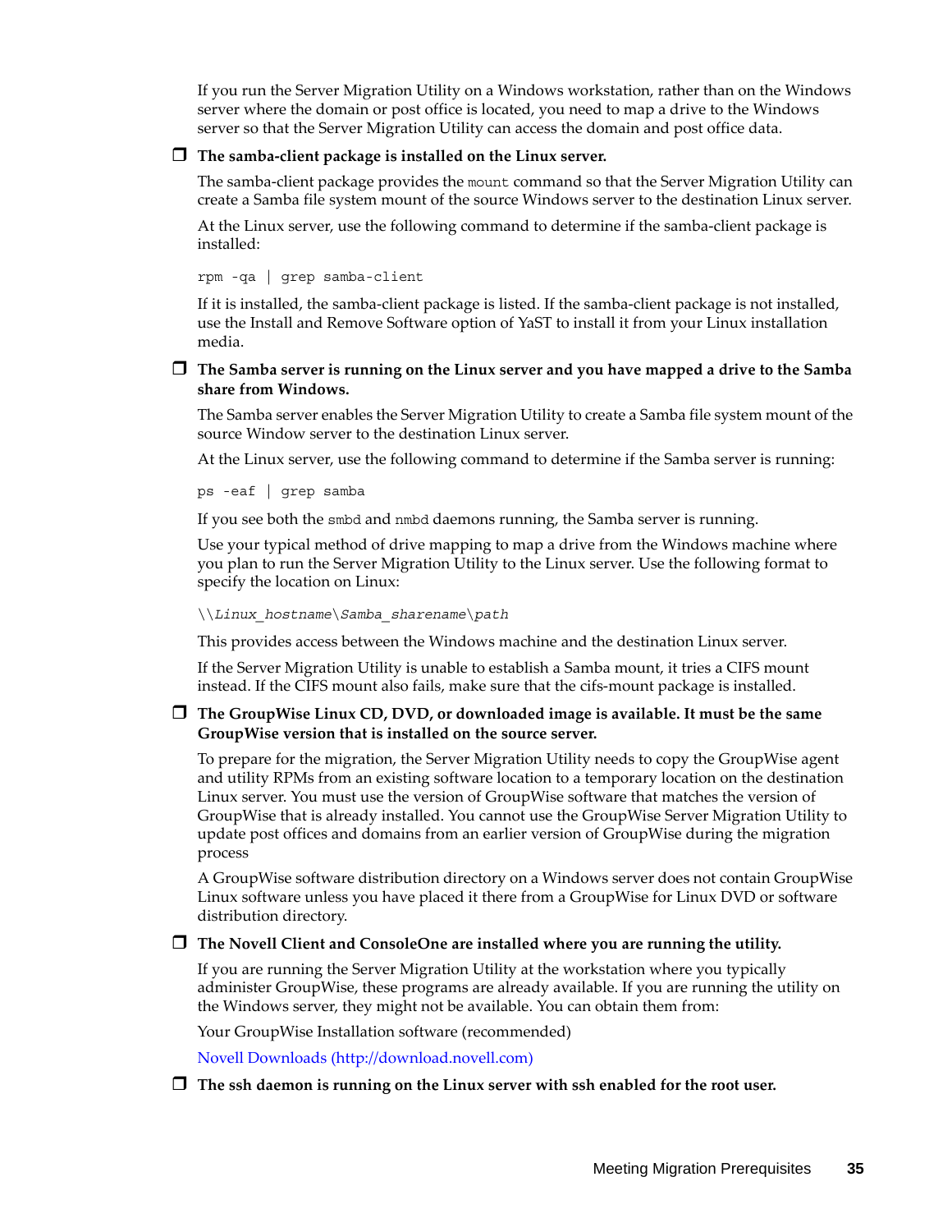If you run the Server Migration Utility on a Windows workstation, rather than on the Windows server where the domain or post office is located, you need to map a drive to the Windows server so that the Server Migration Utility can access the domain and post office data.

- ❒ **The samba-client package is installed on the Linux server.**

  The samba-client package provides the `mount` command so that the Server Migration Utility can create a Samba file system mount of the source Windows server to the destination Linux server.

  At the Linux server, use the following command to determine if the samba-client package is installed:

  ```
  rpm -qa | grep samba-client
  ```

  If it is installed, the samba-client package is listed. If the samba-client package is not installed, use the Install and Remove Software option of YaST to install it from your Linux installation media.

- ❒ **The Samba server is running on the Linux server and you have mapped a drive to the Samba share from Windows.**

  The Samba server enables the Server Migration Utility to create a Samba file system mount of the source Window server to the destination Linux server.

  At the Linux server, use the following command to determine if the Samba server is running:

  ```
  ps -eaf | grep samba
  ```

  If you see both the `smbd` and `nmbd` daemons running, the Samba server is running.

  Use your typical method of drive mapping to map a drive from the Windows machine where you plan to run the Server Migration Utility to the Linux server. Use the following format to specify the location on Linux:

  ```
  \\Linux_hostname\Samba_sharename\path
  ```

  This provides access between the Windows machine and the destination Linux server.

  If the Server Migration Utility is unable to establish a Samba mount, it tries a CIFS mount instead. If the CIFS mount also fails, make sure that the cifs-mount package is installed.

- ❒ **The GroupWise Linux CD, DVD, or downloaded image is available. It must be the same GroupWise version that is installed on the source server.**

  To prepare for the migration, the Server Migration Utility needs to copy the GroupWise agent and utility RPMs from an existing software location to a temporary location on the destination Linux server. You must use the version of GroupWise software that matches the version of GroupWise that is already installed. You cannot use the GroupWise Server Migration Utility to update post offices and domains from an earlier version of GroupWise during the migration process

  A GroupWise software distribution directory on a Windows server does not contain GroupWise Linux software unless you have placed it there from a GroupWise for Linux DVD or software distribution directory.

- ❒ **The Novell Client and ConsoleOne are installed where you are running the utility.**

  If you are running the Server Migration Utility at the workstation where you typically administer GroupWise, these programs are already available. If you are running the utility on the Windows server, they might not be available. You can obtain them from:

  Your GroupWise Installation software (recommended)

  Novell Downloads (http://download.novell.com)

- ❒ **The ssh daemon is running on the Linux server with ssh enabled for the root user.**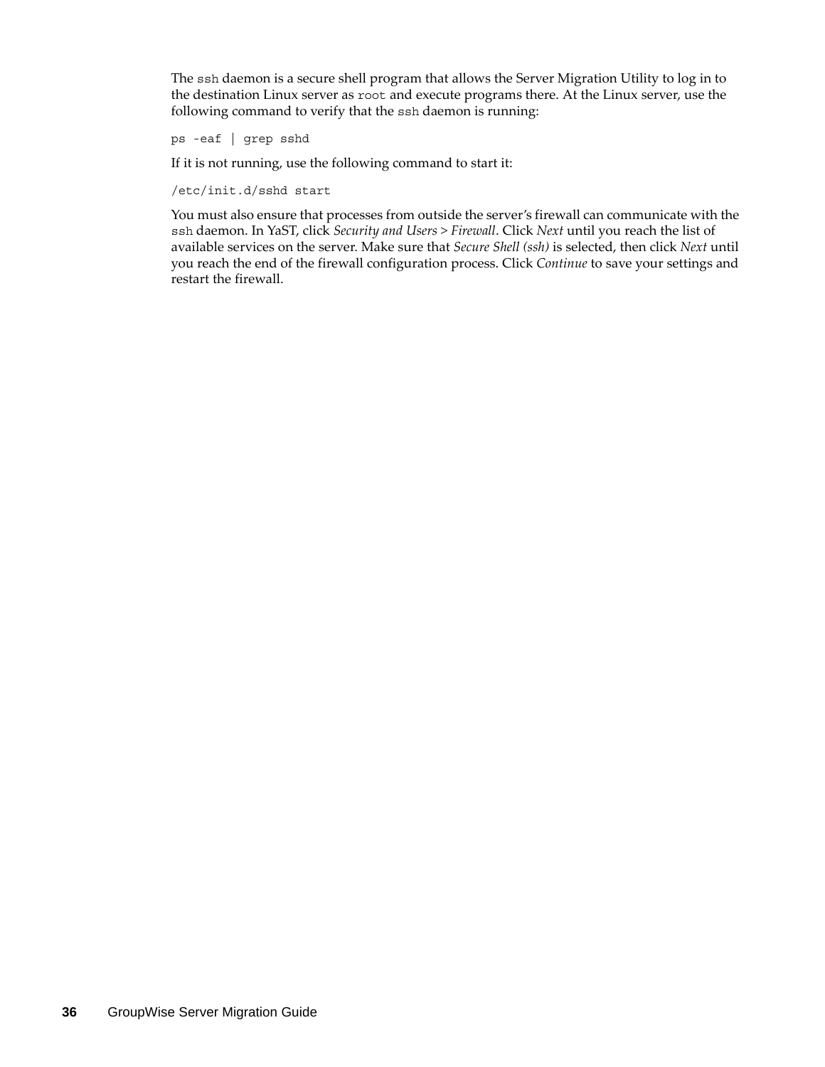The `ssh` daemon is a secure shell program that allows the Server Migration Utility to log in to the destination Linux server as `root` and execute programs there. At the Linux server, use the following command to verify that the `ssh` daemon is running:

```
ps -eaf | grep sshd
```

If it is not running, use the following command to start it:

```
/etc/init.d/sshd start
```

You must also ensure that processes from outside the server's firewall can communicate with the `ssh` daemon. In YaST, click *Security and Users* > *Firewall*. Click *Next* until you reach the list of available services on the server. Make sure that *Secure Shell (ssh)* is selected, then click *Next* until you reach the end of the firewall configuration process. Click *Continue* to save your settings and restart the firewall.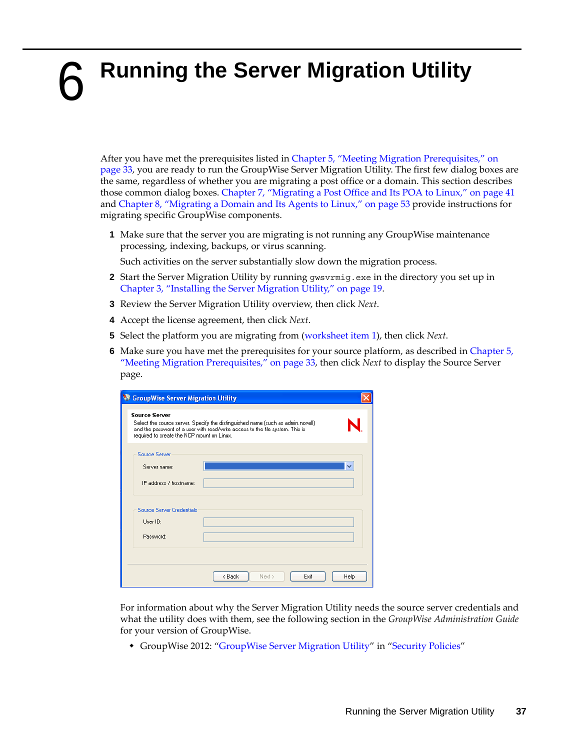# 6 Running the Server Migration Utility

After you have met the prerequisites listed in Chapter 5, "Meeting Migration Prerequisites," on page 33, you are ready to run the GroupWise Server Migration Utility. The first few dialog boxes are the same, regardless of whether you are migrating a post office or a domain. This section describes those common dialog boxes. Chapter 7, "Migrating a Post Office and Its POA to Linux," on page 41 and Chapter 8, "Migrating a Domain and Its Agents to Linux," on page 53 provide instructions for migrating specific GroupWise components.

1. Make sure that the server you are migrating is not running any GroupWise maintenance processing, indexing, backups, or virus scanning.

   Such activities on the server substantially slow down the migration process.

2. Start the Server Migration Utility by running `gwsvrmig.exe` in the directory you set up in Chapter 3, "Installing the Server Migration Utility," on page 19.
3. Review the Server Migration Utility overview, then click *Next*.
4. Accept the license agreement, then click *Next*.
5. Select the platform you are migrating from (worksheet item 1), then click *Next*.
6. Make sure you have met the prerequisites for your source platform, as described in Chapter 5, "Meeting Migration Prerequisites," on page 33, then click *Next* to display the Source Server page.

   For information about why the Server Migration Utility needs the source server credentials and what the utility does with them, see the following section in the *GroupWise Administration Guide* for your version of GroupWise.

   - GroupWise 2012: "GroupWise Server Migration Utility" in "Security Policies"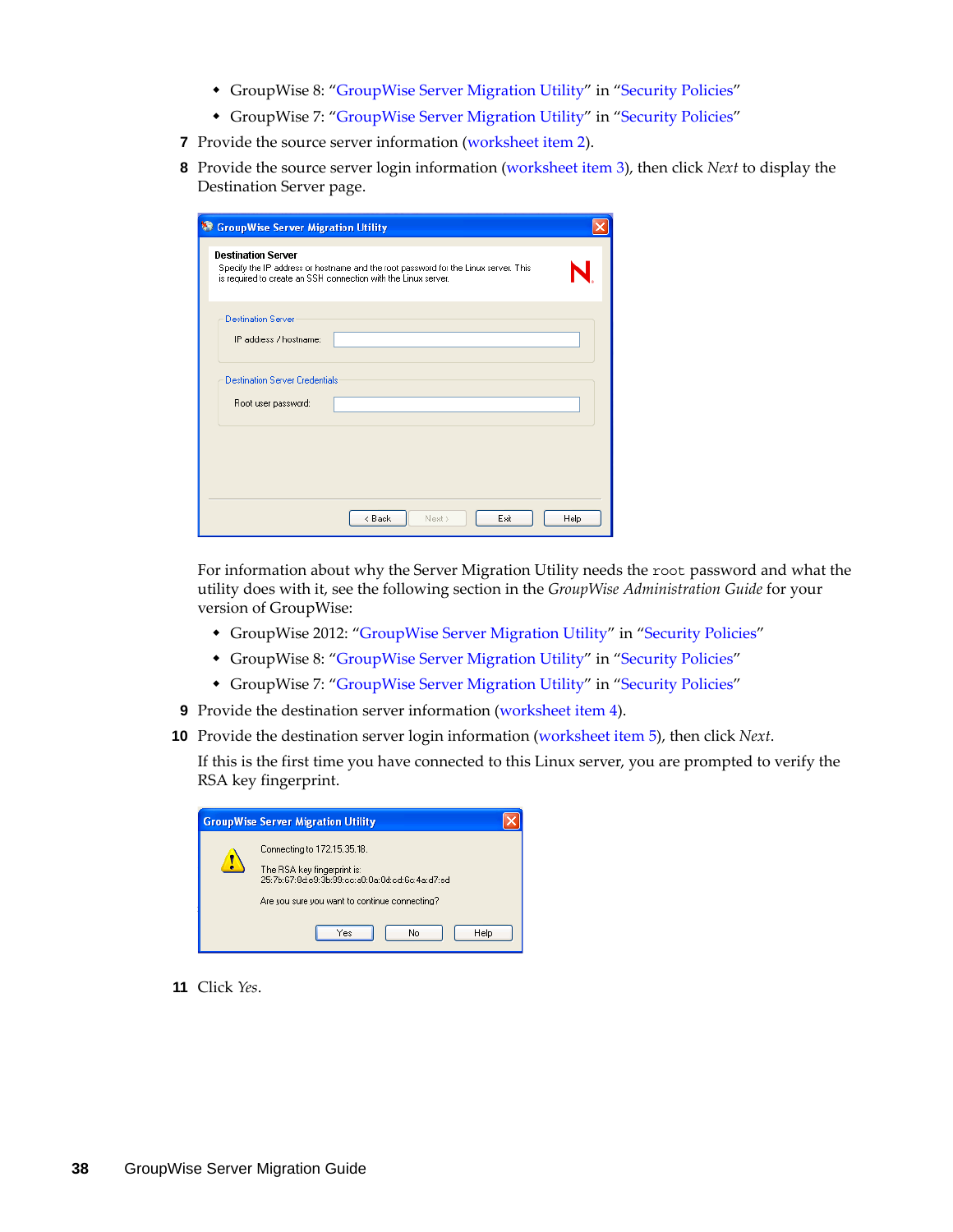- GroupWise 8: "GroupWise Server Migration Utility" in "Security Policies"
- GroupWise 7: "GroupWise Server Migration Utility" in "Security Policies"

7 Provide the source server information (worksheet item 2).

8 Provide the source server login information (worksheet item 3), then click *Next* to display the Destination Server page.

For information about why the Server Migration Utility needs the `root` password and what the utility does with it, see the following section in the *GroupWise Administration Guide* for your version of GroupWise:

- GroupWise 2012: "GroupWise Server Migration Utility" in "Security Policies"
- GroupWise 8: "GroupWise Server Migration Utility" in "Security Policies"
- GroupWise 7: "GroupWise Server Migration Utility" in "Security Policies"

9 Provide the destination server information (worksheet item 4).

10 Provide the destination server login information (worksheet item 5), then click *Next*.

If this is the first time you have connected to this Linux server, you are prompted to verify the RSA key fingerprint.

11 Click *Yes*.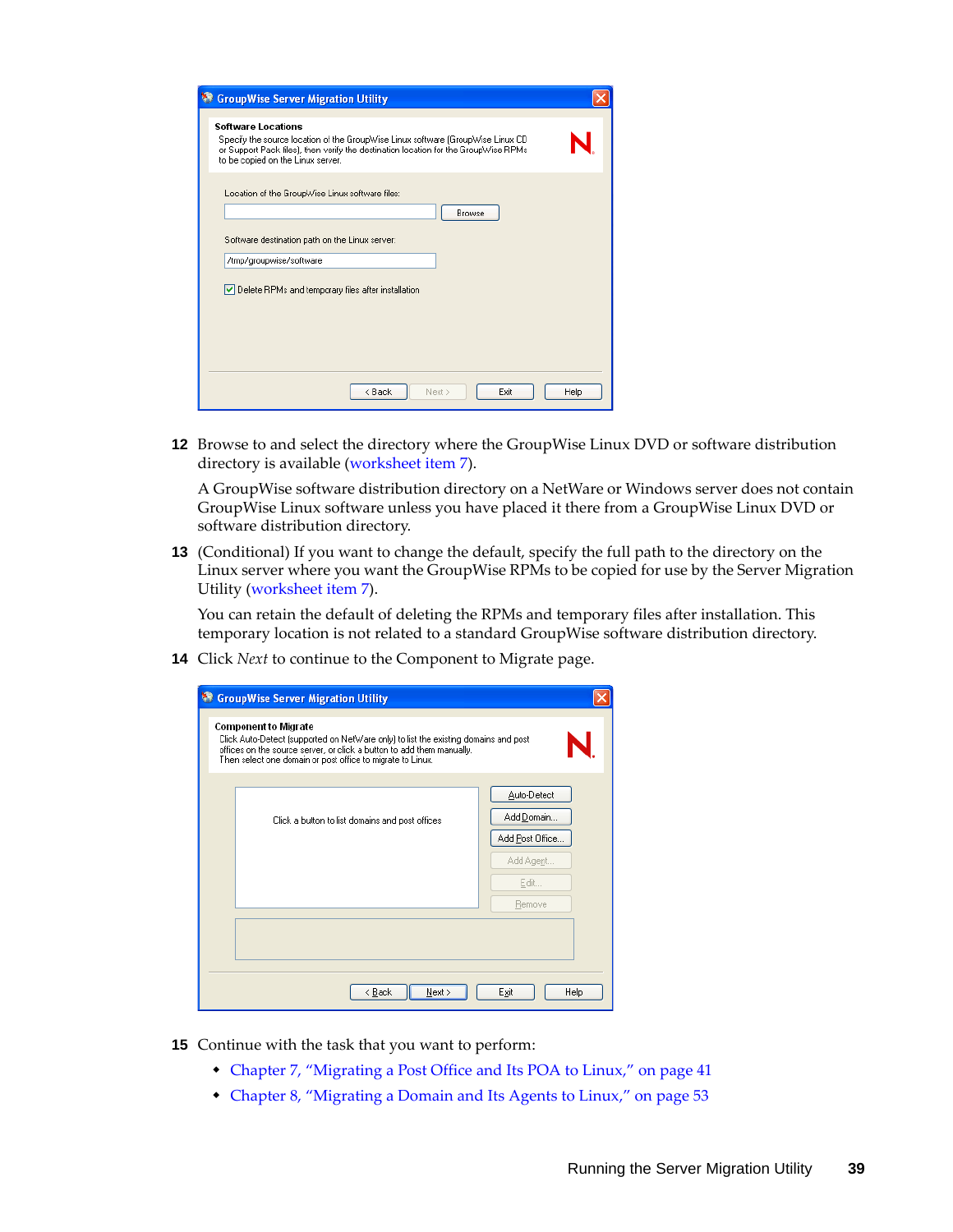12 Browse to and select the directory where the GroupWise Linux DVD or software distribution directory is available (worksheet item 7).

   A GroupWise software distribution directory on a NetWare or Windows server does not contain GroupWise Linux software unless you have placed it there from a GroupWise Linux DVD or software distribution directory.

13 (Conditional) If you want to change the default, specify the full path to the directory on the Linux server where you want the GroupWise RPMs to be copied for use by the Server Migration Utility (worksheet item 7).

   You can retain the default of deleting the RPMs and temporary files after installation. This temporary location is not related to a standard GroupWise software distribution directory.

14 Click *Next* to continue to the Component to Migrate page.

15 Continue with the task that you want to perform:

   - Chapter 7, "Migrating a Post Office and Its POA to Linux," on page 41
   - Chapter 8, "Migrating a Domain and Its Agents to Linux," on page 53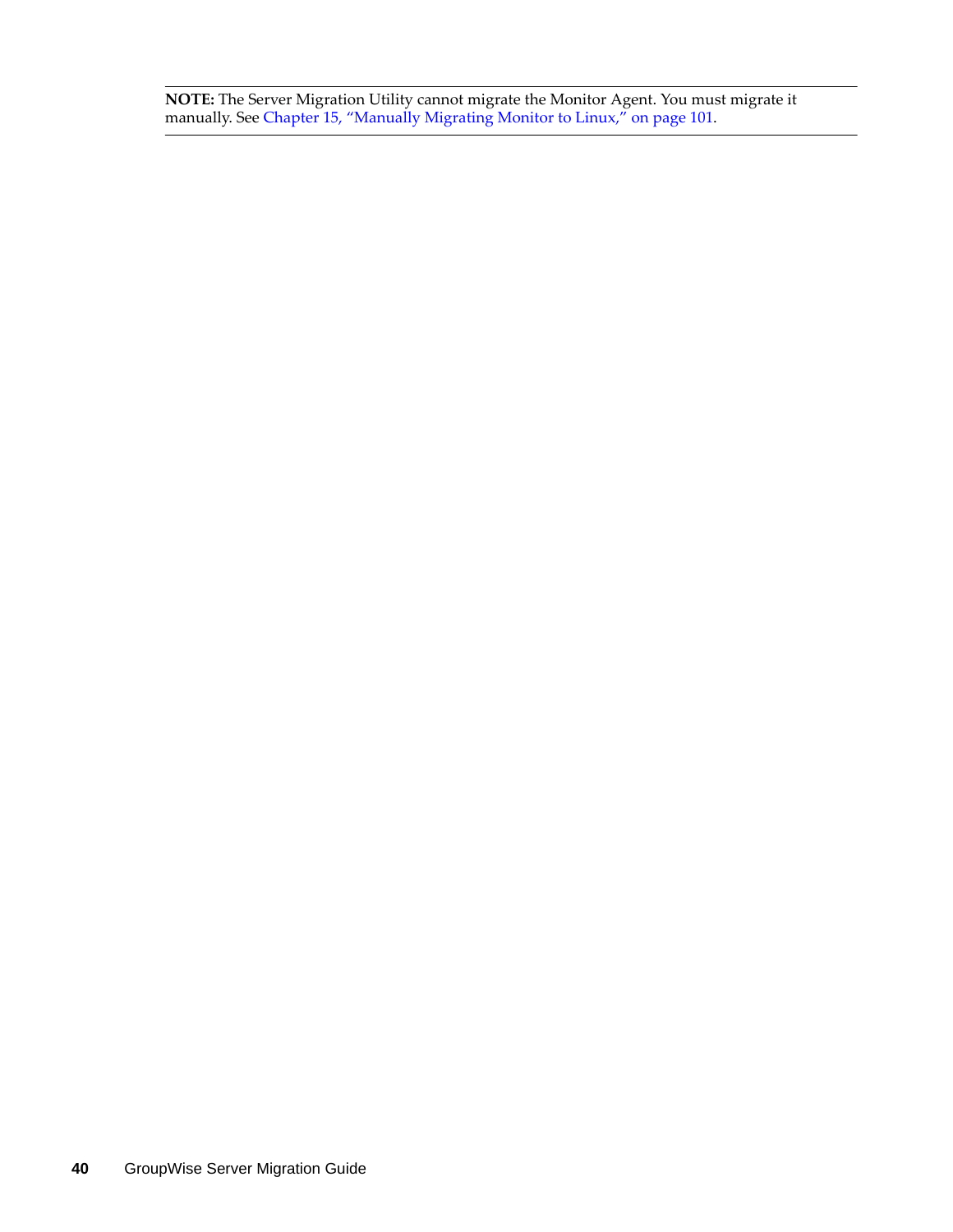**NOTE:** The Server Migration Utility cannot migrate the Monitor Agent. You must migrate it manually. See Chapter 15, "Manually Migrating Monitor to Linux," on page 101.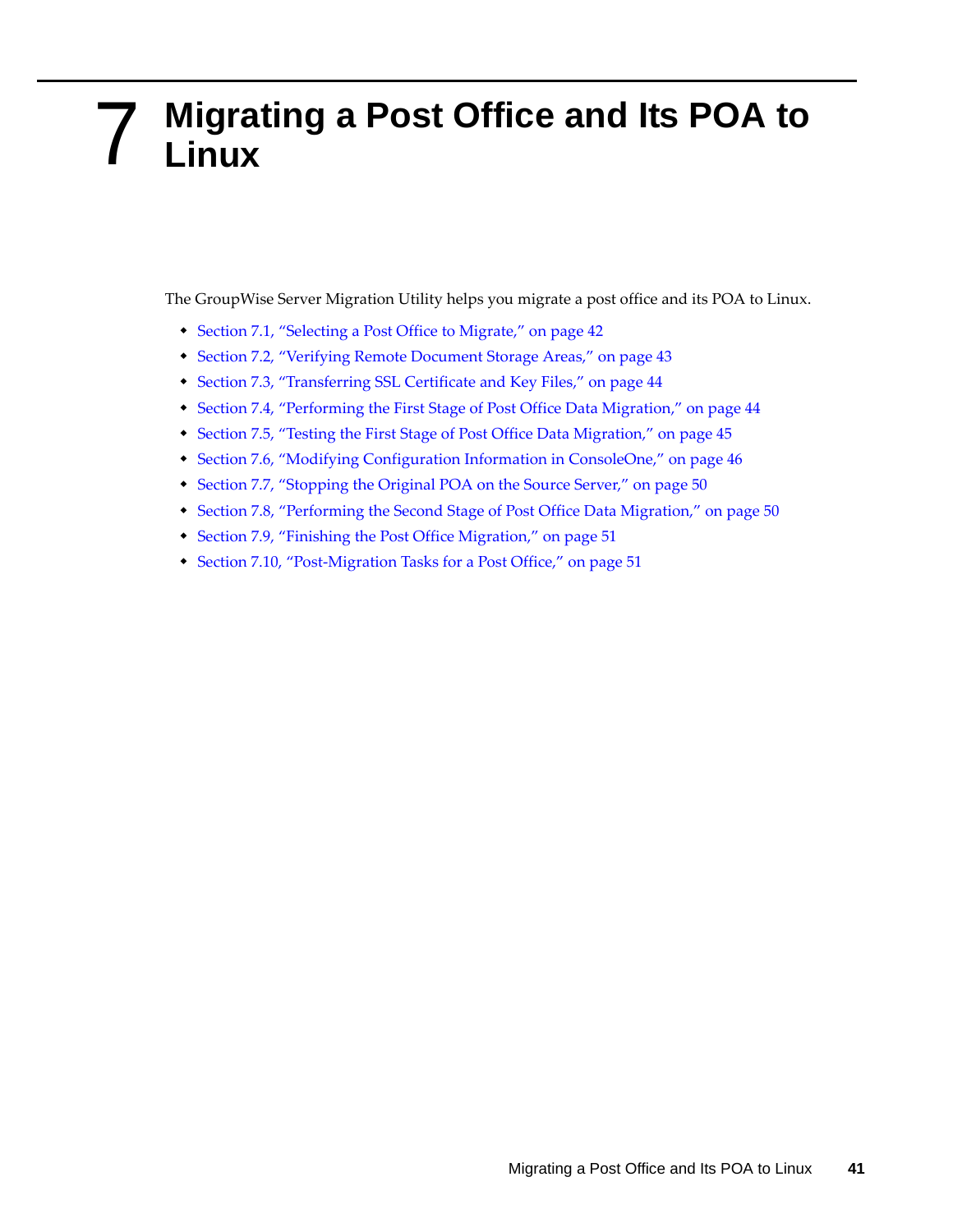# 7 Migrating a Post Office and Its POA to Linux

The GroupWise Server Migration Utility helps you migrate a post office and its POA to Linux.

- Section 7.1, "Selecting a Post Office to Migrate," on page 42
- Section 7.2, "Verifying Remote Document Storage Areas," on page 43
- Section 7.3, "Transferring SSL Certificate and Key Files," on page 44
- Section 7.4, "Performing the First Stage of Post Office Data Migration," on page 44
- Section 7.5, "Testing the First Stage of Post Office Data Migration," on page 45
- Section 7.6, "Modifying Configuration Information in ConsoleOne," on page 46
- Section 7.7, "Stopping the Original POA on the Source Server," on page 50
- Section 7.8, "Performing the Second Stage of Post Office Data Migration," on page 50
- Section 7.9, "Finishing the Post Office Migration," on page 51
- Section 7.10, "Post-Migration Tasks for a Post Office," on page 51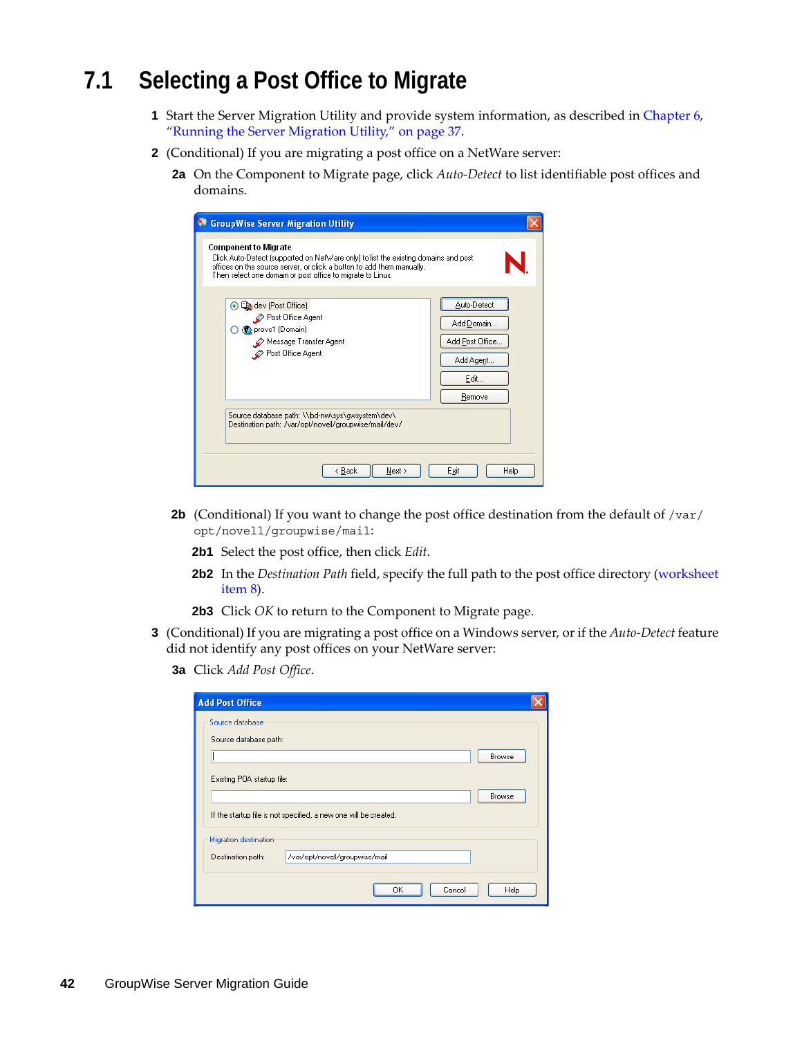## 7.1 Selecting a Post Office to Migrate

1 Start the Server Migration Utility and provide system information, as described in Chapter 6, "Running the Server Migration Utility," on page 37.

2 (Conditional) If you are migrating a post office on a NetWare server:

   2a On the Component to Migrate page, click *Auto-Detect* to list identifiable post offices and domains.

   2b (Conditional) If you want to change the post office destination from the default of `/var/opt/novell/groupwise/mail`:

      2b1 Select the post office, then click *Edit*.

      2b2 In the *Destination Path* field, specify the full path to the post office directory (worksheet item 8).

      2b3 Click *OK* to return to the Component to Migrate page.

3 (Conditional) If you are migrating a post office on a Windows server, or if the *Auto-Detect* feature did not identify any post offices on your NetWare server:

   3a Click *Add Post Office*.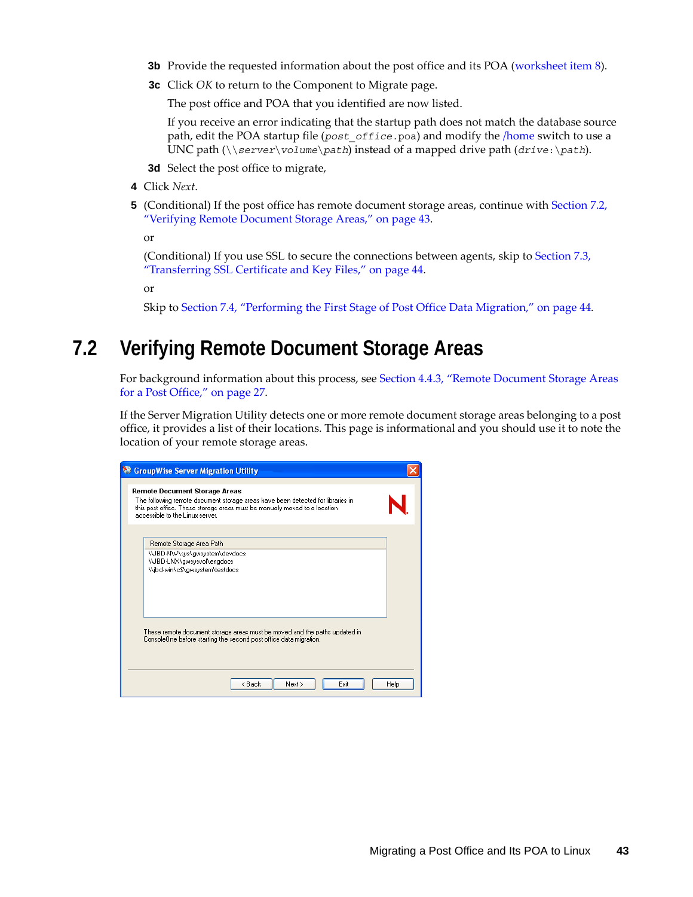**3b** Provide the requested information about the post office and its POA (worksheet item 8).

**3c** Click *OK* to return to the Component to Migrate page.

The post office and POA that you identified are now listed.

If you receive an error indicating that the startup path does not match the database source path, edit the POA startup file (`post_office.poa`) and modify the /home switch to use a UNC path (`\\server\volume\path`) instead of a mapped drive path (`drive:\path`).

**3d** Select the post office to migrate,

**4** Click *Next*.

**5** (Conditional) If the post office has remote document storage areas, continue with Section 7.2, "Verifying Remote Document Storage Areas," on page 43.

or

(Conditional) If you use SSL to secure the connections between agents, skip to Section 7.3, "Transferring SSL Certificate and Key Files," on page 44.

or

Skip to Section 7.4, "Performing the First Stage of Post Office Data Migration," on page 44.

## 7.2 Verifying Remote Document Storage Areas

For background information about this process, see Section 4.4.3, "Remote Document Storage Areas for a Post Office," on page 27.

If the Server Migration Utility detects one or more remote document storage areas belonging to a post office, it provides a list of their locations. This page is informational and you should use it to note the location of your remote storage areas.

GroupWise Server Migration Utility

**Remote Document Storage Areas**

The following remote document storage areas have been detected for libraries in this post office. These storage areas must be manually moved to a location accessible to the Linux server.

| Remote Storage Area Path |
|---|
| \\JBD-NW\sys\gwsystem\devdocs |
| \\JBD-LNX\gwsysvol\engdocs |
| \\jbd-win\c$\gwsystem\testdocs |

These remote document storage areas must be moved and the paths updated in ConsoleOne before starting the second post office data migration.

< Back | Next > | Exit | Help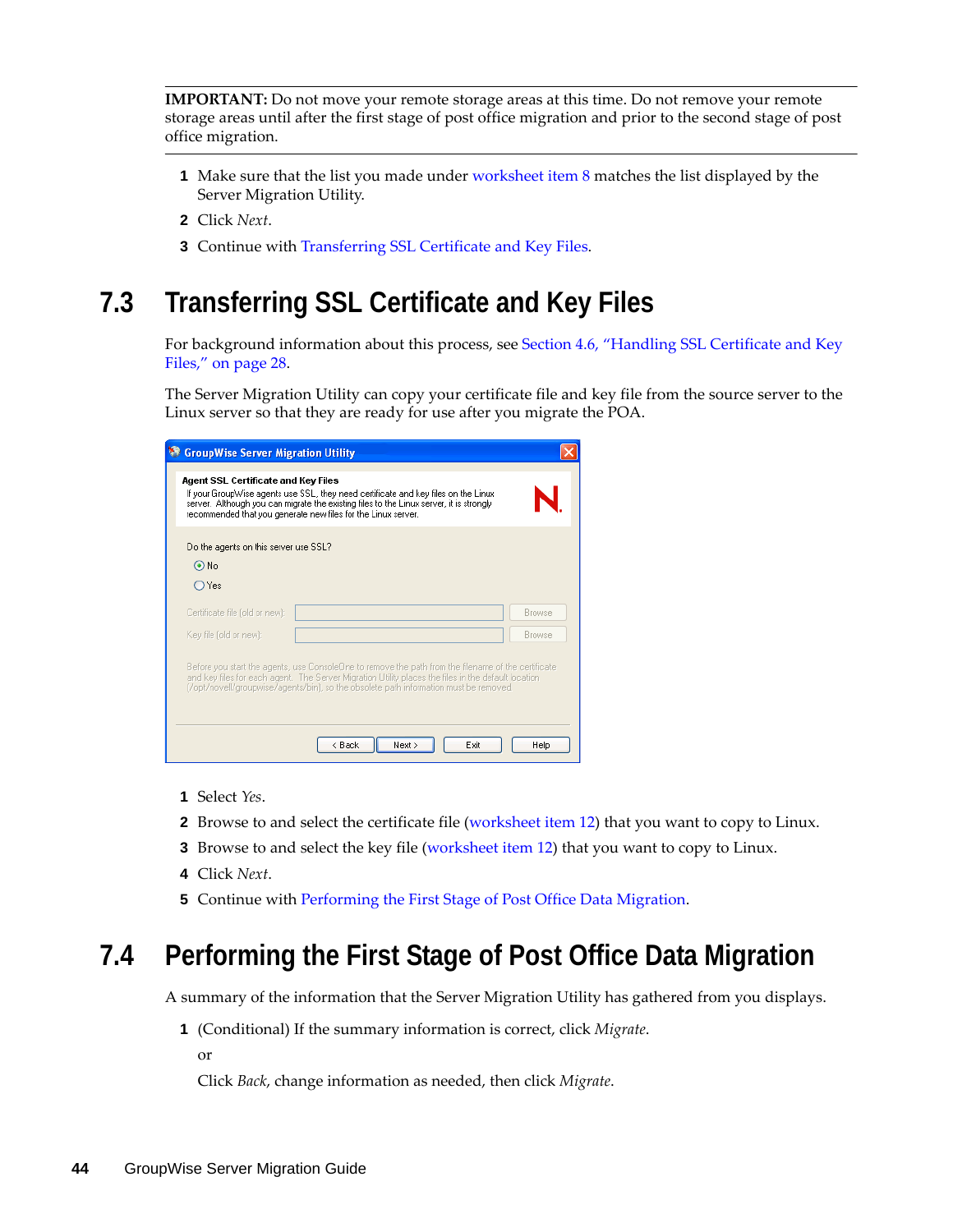**IMPORTANT:** Do not move your remote storage areas at this time. Do not remove your remote storage areas until after the first stage of post office migration and prior to the second stage of post office migration.

1. Make sure that the list you made under worksheet item 8 matches the list displayed by the Server Migration Utility.
2. Click *Next*.
3. Continue with Transferring SSL Certificate and Key Files.

## 7.3 Transferring SSL Certificate and Key Files

For background information about this process, see Section 4.6, "Handling SSL Certificate and Key Files," on page 28.

The Server Migration Utility can copy your certificate file and key file from the source server to the Linux server so that they are ready for use after you migrate the POA.

1. Select *Yes*.
2. Browse to and select the certificate file (worksheet item 12) that you want to copy to Linux.
3. Browse to and select the key file (worksheet item 12) that you want to copy to Linux.
4. Click *Next*.
5. Continue with Performing the First Stage of Post Office Data Migration.

## 7.4 Performing the First Stage of Post Office Data Migration

A summary of the information that the Server Migration Utility has gathered from you displays.

1. (Conditional) If the summary information is correct, click *Migrate*.

   or

   Click *Back*, change information as needed, then click *Migrate*.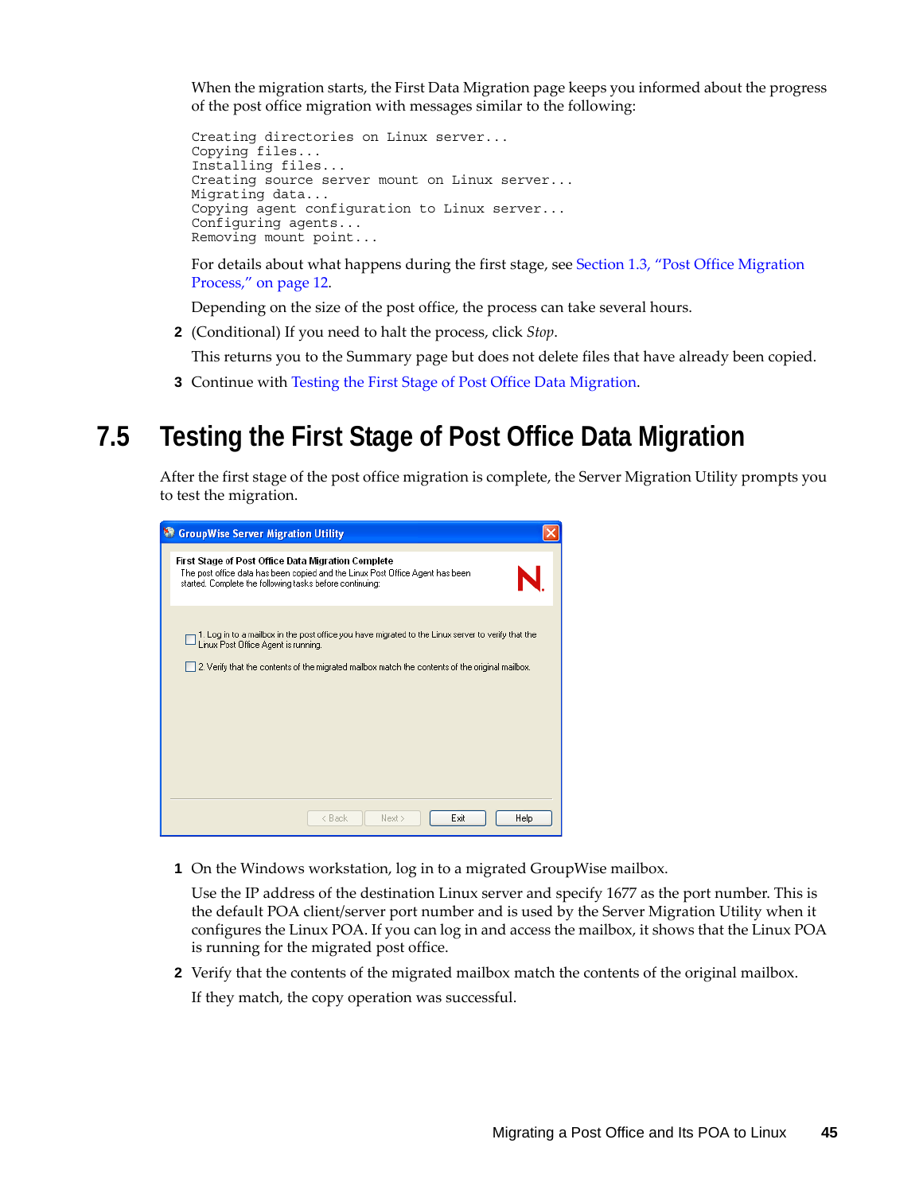When the migration starts, the First Data Migration page keeps you informed about the progress of the post office migration with messages similar to the following:

```
Creating directories on Linux server...
Copying files...
Installing files...
Creating source server mount on Linux server...
Migrating data...
Copying agent configuration to Linux server...
Configuring agents...
Removing mount point...
```

For details about what happens during the first stage, see Section 1.3, "Post Office Migration Process," on page 12.

Depending on the size of the post office, the process can take several hours.

2 (Conditional) If you need to halt the process, click *Stop*.

   This returns you to the Summary page but does not delete files that have already been copied.

3 Continue with Testing the First Stage of Post Office Data Migration.

## 7.5 Testing the First Stage of Post Office Data Migration

After the first stage of the post office migration is complete, the Server Migration Utility prompts you to test the migration.

1 On the Windows workstation, log in to a migrated GroupWise mailbox.

   Use the IP address of the destination Linux server and specify 1677 as the port number. This is the default POA client/server port number and is used by the Server Migration Utility when it configures the Linux POA. If you can log in and access the mailbox, it shows that the Linux POA is running for the migrated post office.

2 Verify that the contents of the migrated mailbox match the contents of the original mailbox.

   If they match, the copy operation was successful.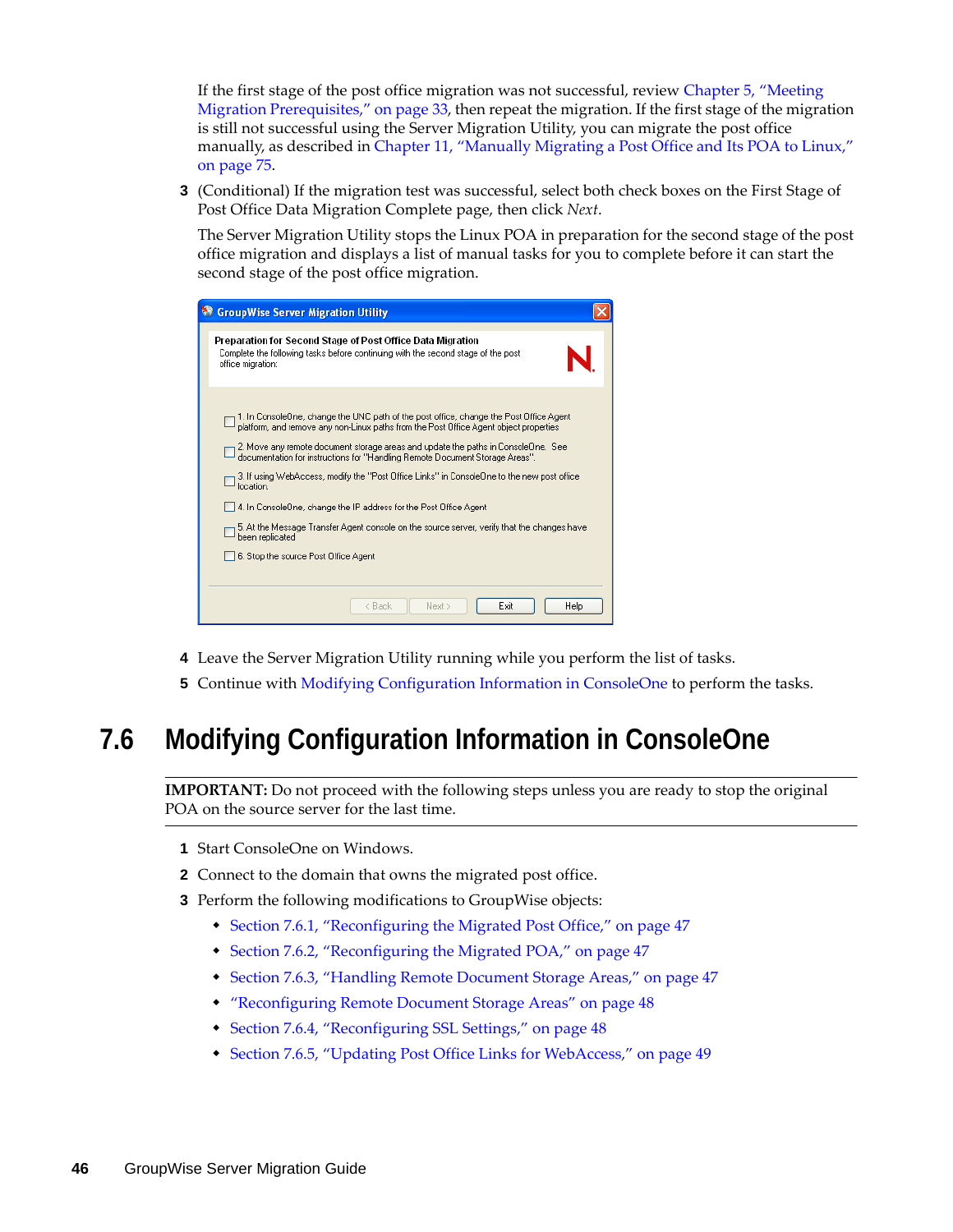If the first stage of the post office migration was not successful, review Chapter 5, "Meeting Migration Prerequisites," on page 33, then repeat the migration. If the first stage of the migration is still not successful using the Server Migration Utility, you can migrate the post office manually, as described in Chapter 11, "Manually Migrating a Post Office and Its POA to Linux," on page 75.

3 (Conditional) If the migration test was successful, select both check boxes on the First Stage of Post Office Data Migration Complete page, then click *Next*.

   The Server Migration Utility stops the Linux POA in preparation for the second stage of the post office migration and displays a list of manual tasks for you to complete before it can start the second stage of the post office migration.

4 Leave the Server Migration Utility running while you perform the list of tasks.

5 Continue with Modifying Configuration Information in ConsoleOne to perform the tasks.

## 7.6 Modifying Configuration Information in ConsoleOne

**IMPORTANT:** Do not proceed with the following steps unless you are ready to stop the original POA on the source server for the last time.

1 Start ConsoleOne on Windows.

2 Connect to the domain that owns the migrated post office.

3 Perform the following modifications to GroupWise objects:

   - Section 7.6.1, "Reconfiguring the Migrated Post Office," on page 47
   - Section 7.6.2, "Reconfiguring the Migrated POA," on page 47
   - Section 7.6.3, "Handling Remote Document Storage Areas," on page 47
   - "Reconfiguring Remote Document Storage Areas" on page 48
   - Section 7.6.4, "Reconfiguring SSL Settings," on page 48
   - Section 7.6.5, "Updating Post Office Links for WebAccess," on page 49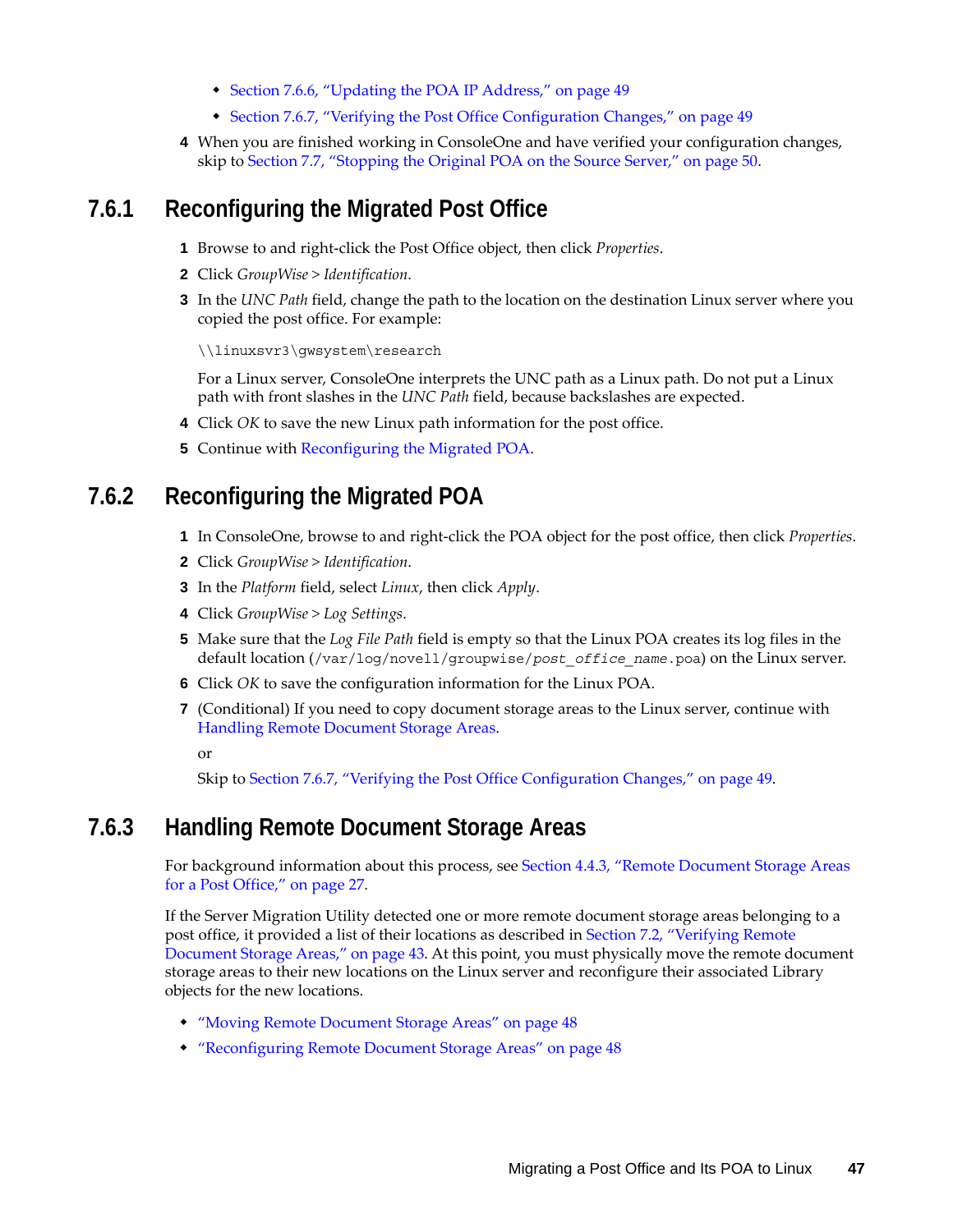- Section 7.6.6, "Updating the POA IP Address," on page 49
- Section 7.6.7, "Verifying the Post Office Configuration Changes," on page 49

4 When you are finished working in ConsoleOne and have verified your configuration changes, skip to Section 7.7, "Stopping the Original POA on the Source Server," on page 50.

### 7.6.1 Reconfiguring the Migrated Post Office

1 Browse to and right-click the Post Office object, then click *Properties*.
2 Click *GroupWise > Identification*.
3 In the *UNC Path* field, change the path to the location on the destination Linux server where you copied the post office. For example:

```
\\linuxsvr3\gwsystem\research
```

For a Linux server, ConsoleOne interprets the UNC path as a Linux path. Do not put a Linux path with front slashes in the *UNC Path* field, because backslashes are expected.

4 Click *OK* to save the new Linux path information for the post office.
5 Continue with Reconfiguring the Migrated POA.

### 7.6.2 Reconfiguring the Migrated POA

1 In ConsoleOne, browse to and right-click the POA object for the post office, then click *Properties*.
2 Click *GroupWise > Identification*.
3 In the *Platform* field, select *Linux*, then click *Apply*.
4 Click *GroupWise > Log Settings*.
5 Make sure that the *Log File Path* field is empty so that the Linux POA creates its log files in the default location (`/var/log/novell/groupwise/`*`post_office_name`*`.poa`) on the Linux server.
6 Click *OK* to save the configuration information for the Linux POA.
7 (Conditional) If you need to copy document storage areas to the Linux server, continue with Handling Remote Document Storage Areas.

   or

   Skip to Section 7.6.7, "Verifying the Post Office Configuration Changes," on page 49.

### 7.6.3 Handling Remote Document Storage Areas

For background information about this process, see Section 4.4.3, "Remote Document Storage Areas for a Post Office," on page 27.

If the Server Migration Utility detected one or more remote document storage areas belonging to a post office, it provided a list of their locations as described in Section 7.2, "Verifying Remote Document Storage Areas," on page 43. At this point, you must physically move the remote document storage areas to their new locations on the Linux server and reconfigure their associated Library objects for the new locations.

- "Moving Remote Document Storage Areas" on page 48
- "Reconfiguring Remote Document Storage Areas" on page 48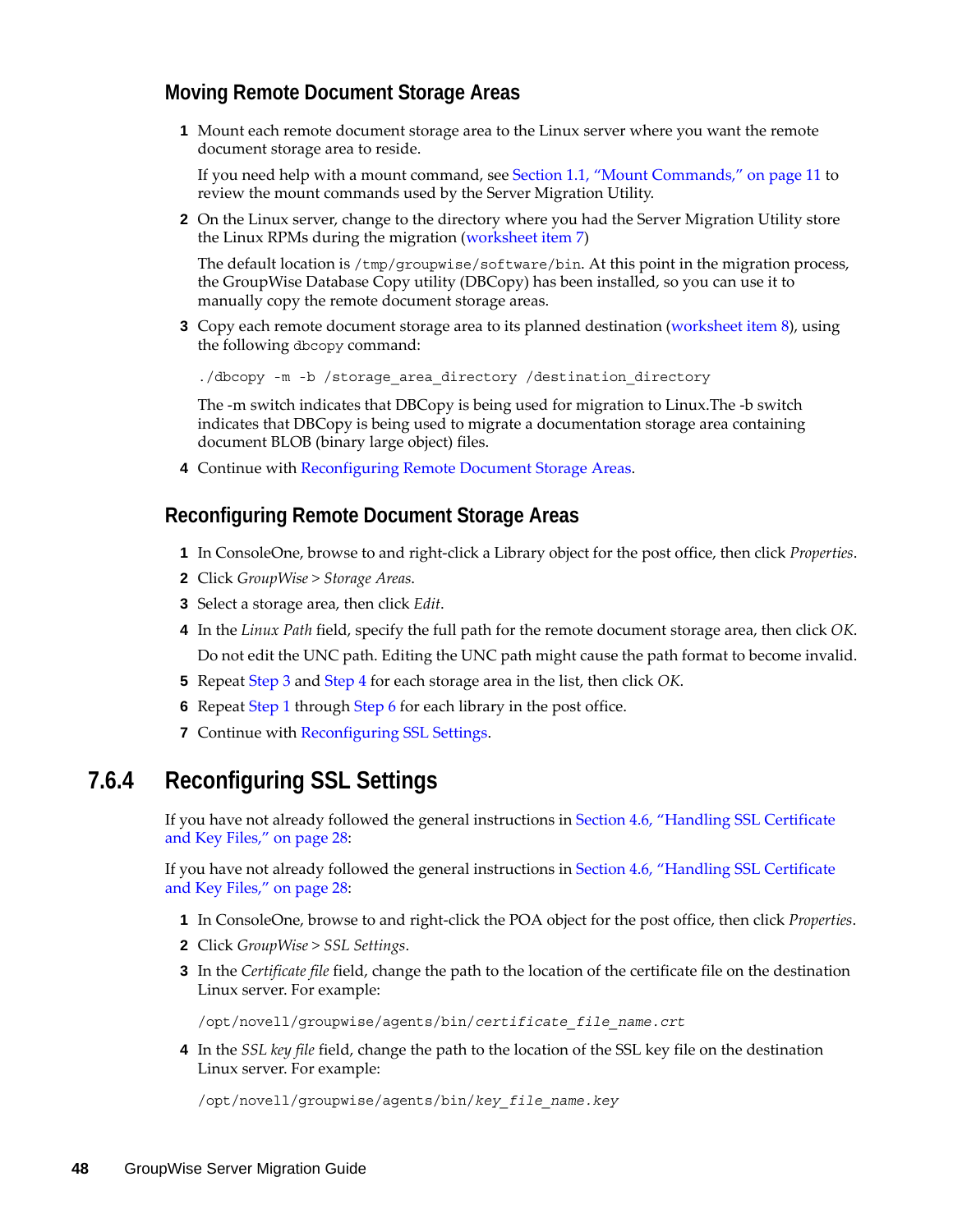### Moving Remote Document Storage Areas

1. Mount each remote document storage area to the Linux server where you want the remote document storage area to reside.

   If you need help with a mount command, see Section 1.1, "Mount Commands," on page 11 to review the mount commands used by the Server Migration Utility.

2. On the Linux server, change to the directory where you had the Server Migration Utility store the Linux RPMs during the migration (worksheet item 7)

   The default location is `/tmp/groupwise/software/bin`. At this point in the migration process, the GroupWise Database Copy utility (DBCopy) has been installed, so you can use it to manually copy the remote document storage areas.

3. Copy each remote document storage area to its planned destination (worksheet item 8), using the following `dbcopy` command:

   ```
   ./dbcopy -m -b /storage_area_directory /destination_directory
   ```

   The -m switch indicates that DBCopy is being used for migration to Linux.The -b switch indicates that DBCopy is being used to migrate a documentation storage area containing document BLOB (binary large object) files.

4. Continue with Reconfiguring Remote Document Storage Areas.

### Reconfiguring Remote Document Storage Areas

1. In ConsoleOne, browse to and right-click a Library object for the post office, then click *Properties*.
2. Click *GroupWise* > *Storage Areas*.
3. Select a storage area, then click *Edit*.
4. In the *Linux Path* field, specify the full path for the remote document storage area, then click *OK*.

   Do not edit the UNC path. Editing the UNC path might cause the path format to become invalid.

5. Repeat Step 3 and Step 4 for each storage area in the list, then click *OK*.
6. Repeat Step 1 through Step 6 for each library in the post office.
7. Continue with Reconfiguring SSL Settings.

## 7.6.4 Reconfiguring SSL Settings

If you have not already followed the general instructions in Section 4.6, "Handling SSL Certificate and Key Files," on page 28:

If you have not already followed the general instructions in Section 4.6, "Handling SSL Certificate and Key Files," on page 28:

1. In ConsoleOne, browse to and right-click the POA object for the post office, then click *Properties*.
2. Click *GroupWise* > *SSL Settings*.
3. In the *Certificate file* field, change the path to the location of the certificate file on the destination Linux server. For example:

   ```
   /opt/novell/groupwise/agents/bin/certificate_file_name.crt
   ```

4. In the *SSL key file* field, change the path to the location of the SSL key file on the destination Linux server. For example:

   ```
   /opt/novell/groupwise/agents/bin/key_file_name.key
   ```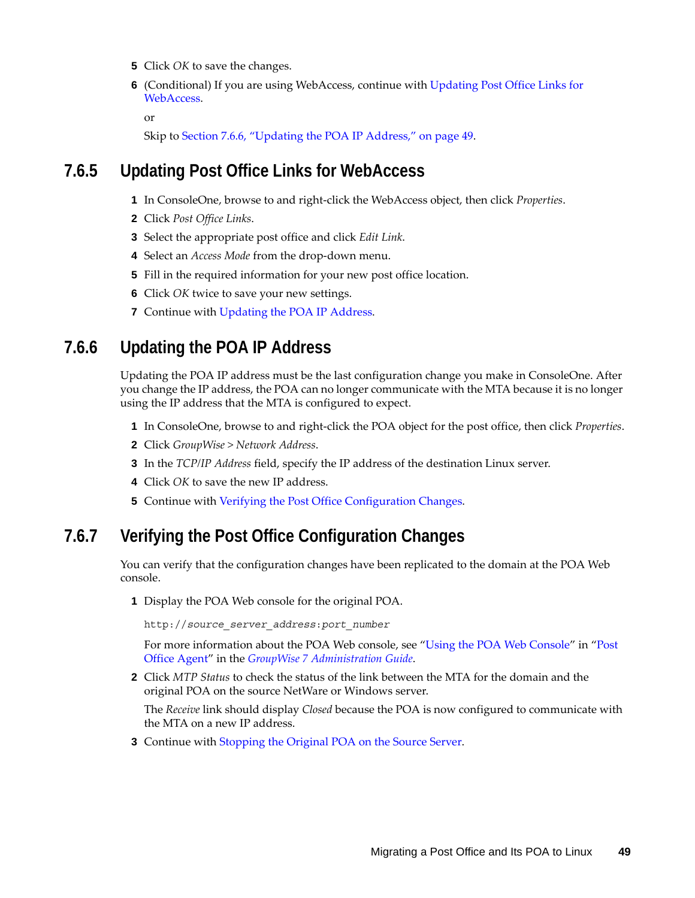5. Click *OK* to save the changes.
6. (Conditional) If you are using WebAccess, continue with Updating Post Office Links for WebAccess.

   or

   Skip to Section 7.6.6, "Updating the POA IP Address," on page 49.

### 7.6.5 Updating Post Office Links for WebAccess

1. In ConsoleOne, browse to and right-click the WebAccess object, then click *Properties*.
2. Click *Post Office Links*.
3. Select the appropriate post office and click *Edit Link*.
4. Select an *Access Mode* from the drop-down menu.
5. Fill in the required information for your new post office location.
6. Click *OK* twice to save your new settings.
7. Continue with Updating the POA IP Address.

### 7.6.6 Updating the POA IP Address

Updating the POA IP address must be the last configuration change you make in ConsoleOne. After you change the IP address, the POA can no longer communicate with the MTA because it is no longer using the IP address that the MTA is configured to expect.

1. In ConsoleOne, browse to and right-click the POA object for the post office, then click *Properties*.
2. Click *GroupWise > Network Address*.
3. In the *TCP/IP Address* field, specify the IP address of the destination Linux server.
4. Click *OK* to save the new IP address.
5. Continue with Verifying the Post Office Configuration Changes.

### 7.6.7 Verifying the Post Office Configuration Changes

You can verify that the configuration changes have been replicated to the domain at the POA Web console.

1. Display the POA Web console for the original POA.

   ```
   http://source_server_address:port_number
   ```

   For more information about the POA Web console, see "Using the POA Web Console" in "Post Office Agent" in the *GroupWise 7 Administration Guide*.
2. Click *MTP Status* to check the status of the link between the MTA for the domain and the original POA on the source NetWare or Windows server.

   The *Receive* link should display *Closed* because the POA is now configured to communicate with the MTA on a new IP address.
3. Continue with Stopping the Original POA on the Source Server.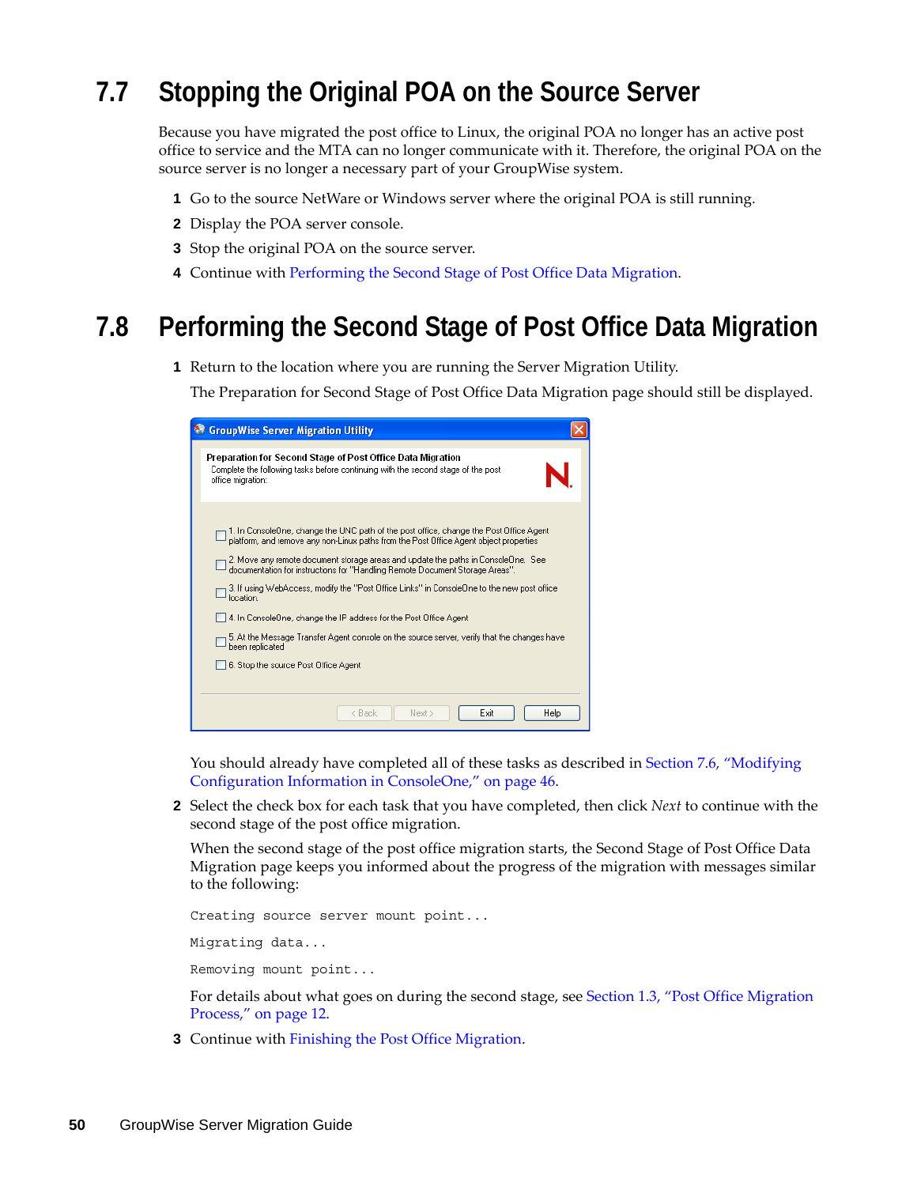## 7.7 Stopping the Original POA on the Source Server

Because you have migrated the post office to Linux, the original POA no longer has an active post office to service and the MTA can no longer communicate with it. Therefore, the original POA on the source server is no longer a necessary part of your GroupWise system.

1. Go to the source NetWare or Windows server where the original POA is still running.
2. Display the POA server console.
3. Stop the original POA on the source server.
4. Continue with Performing the Second Stage of Post Office Data Migration.

## 7.8 Performing the Second Stage of Post Office Data Migration

1. Return to the location where you are running the Server Migration Utility.

   The Preparation for Second Stage of Post Office Data Migration page should still be displayed.

   You should already have completed all of these tasks as described in Section 7.6, "Modifying Configuration Information in ConsoleOne," on page 46.

2. Select the check box for each task that you have completed, then click *Next* to continue with the second stage of the post office migration.

   When the second stage of the post office migration starts, the Second Stage of Post Office Data Migration page keeps you informed about the progress of the migration with messages similar to the following:

   ```
   Creating source server mount point...
   Migrating data...
   Removing mount point...
   ```

   For details about what goes on during the second stage, see Section 1.3, "Post Office Migration Process," on page 12.

3. Continue with Finishing the Post Office Migration.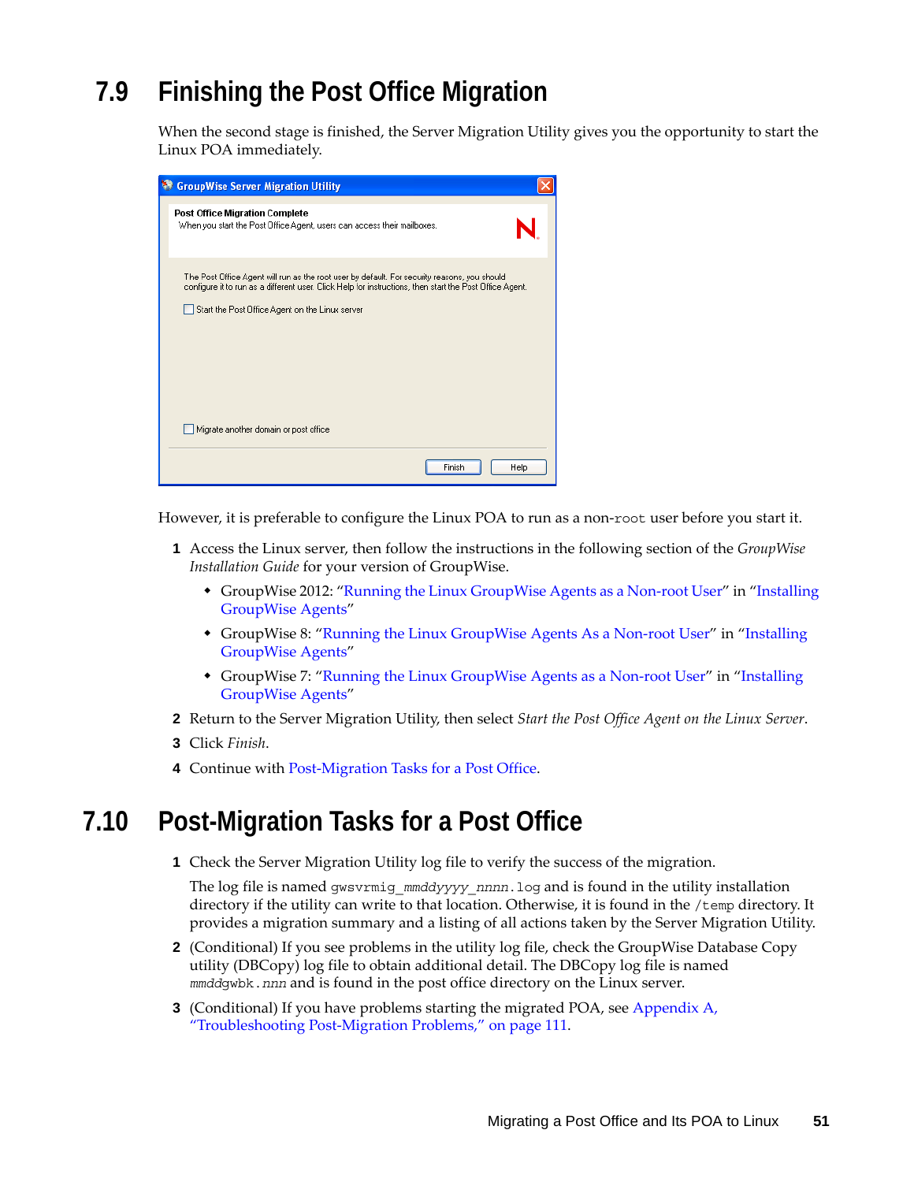## 7.9 Finishing the Post Office Migration

When the second stage is finished, the Server Migration Utility gives you the opportunity to start the Linux POA immediately.

However, it is preferable to configure the Linux POA to run as a non-`root` user before you start it.

1. Access the Linux server, then follow the instructions in the following section of the *GroupWise Installation Guide* for your version of GroupWise.
   - GroupWise 2012: "Running the Linux GroupWise Agents as a Non-root User" in "Installing GroupWise Agents"
   - GroupWise 8: "Running the Linux GroupWise Agents As a Non-root User" in "Installing GroupWise Agents"
   - GroupWise 7: "Running the Linux GroupWise Agents as a Non-root User" in "Installing GroupWise Agents"
2. Return to the Server Migration Utility, then select *Start the Post Office Agent on the Linux Server*.
3. Click *Finish*.
4. Continue with Post-Migration Tasks for a Post Office.

## 7.10 Post-Migration Tasks for a Post Office

1. Check the Server Migration Utility log file to verify the success of the migration.

   The log file is named `gwsvrmig_`*`mmddyyyy`*`_`*`nnnn`*`.log` and is found in the utility installation directory if the utility can write to that location. Otherwise, it is found in the `/temp` directory. It provides a migration summary and a listing of all actions taken by the Server Migration Utility.
2. (Conditional) If you see problems in the utility log file, check the GroupWise Database Copy utility (DBCopy) log file to obtain additional detail. The DBCopy log file is named *`mmdd`*`gwbk.`*`nnn`* and is found in the post office directory on the Linux server.
3. (Conditional) If you have problems starting the migrated POA, see Appendix A, "Troubleshooting Post-Migration Problems," on page 111.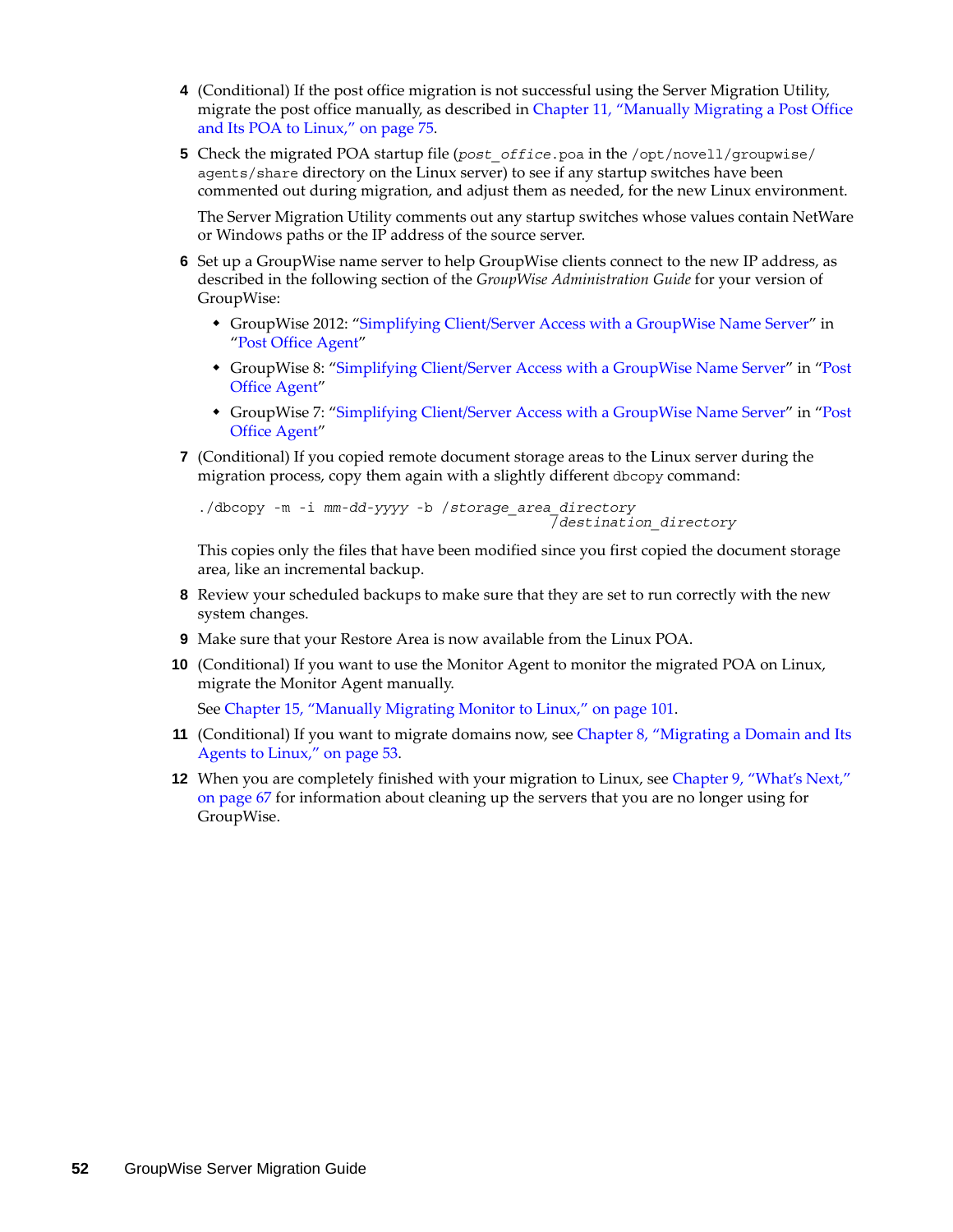4 (Conditional) If the post office migration is not successful using the Server Migration Utility, migrate the post office manually, as described in Chapter 11, "Manually Migrating a Post Office and Its POA to Linux," on page 75.

5 Check the migrated POA startup file (`post_office.poa` in the `/opt/novell/groupwise/agents/share` directory on the Linux server) to see if any startup switches have been commented out during migration, and adjust them as needed, for the new Linux environment.

   The Server Migration Utility comments out any startup switches whose values contain NetWare or Windows paths or the IP address of the source server.

6 Set up a GroupWise name server to help GroupWise clients connect to the new IP address, as described in the following section of the *GroupWise Administration Guide* for your version of GroupWise:

   - GroupWise 2012: "Simplifying Client/Server Access with a GroupWise Name Server" in "Post Office Agent"
   - GroupWise 8: "Simplifying Client/Server Access with a GroupWise Name Server" in "Post Office Agent"
   - GroupWise 7: "Simplifying Client/Server Access with a GroupWise Name Server" in "Post Office Agent"

7 (Conditional) If you copied remote document storage areas to the Linux server during the migration process, copy them again with a slightly different `dbcopy` command:

```
./dbcopy -m -i mm-dd-yyyy -b /storage_area_directory
                              /destination_directory
```

   This copies only the files that have been modified since you first copied the document storage area, like an incremental backup.

8 Review your scheduled backups to make sure that they are set to run correctly with the new system changes.

9 Make sure that your Restore Area is now available from the Linux POA.

10 (Conditional) If you want to use the Monitor Agent to monitor the migrated POA on Linux, migrate the Monitor Agent manually.

   See Chapter 15, "Manually Migrating Monitor to Linux," on page 101.

11 (Conditional) If you want to migrate domains now, see Chapter 8, "Migrating a Domain and Its Agents to Linux," on page 53.

12 When you are completely finished with your migration to Linux, see Chapter 9, "What's Next," on page 67 for information about cleaning up the servers that you are no longer using for GroupWise.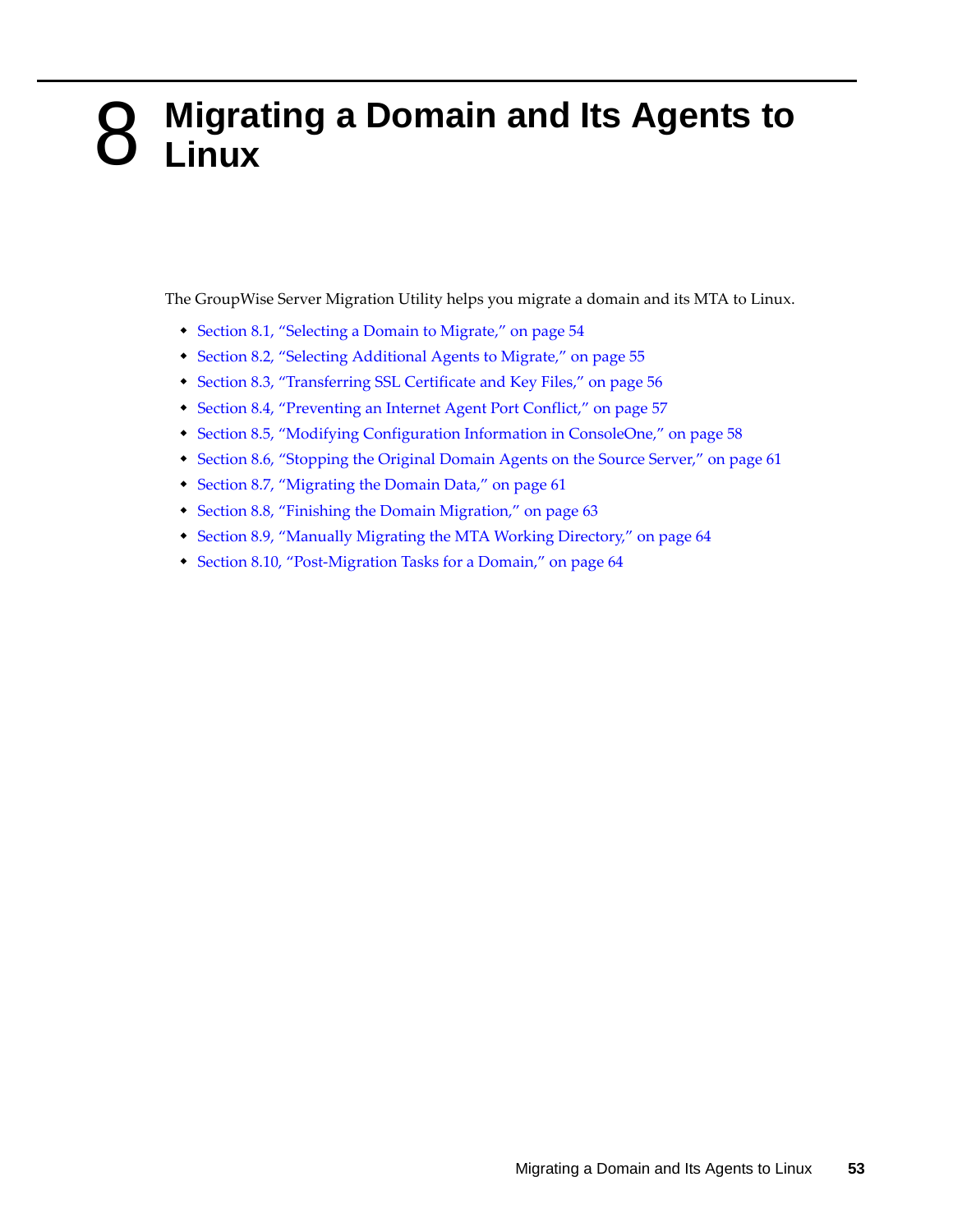# 8 Migrating a Domain and Its Agents to Linux

The GroupWise Server Migration Utility helps you migrate a domain and its MTA to Linux.

- Section 8.1, "Selecting a Domain to Migrate," on page 54
- Section 8.2, "Selecting Additional Agents to Migrate," on page 55
- Section 8.3, "Transferring SSL Certificate and Key Files," on page 56
- Section 8.4, "Preventing an Internet Agent Port Conflict," on page 57
- Section 8.5, "Modifying Configuration Information in ConsoleOne," on page 58
- Section 8.6, "Stopping the Original Domain Agents on the Source Server," on page 61
- Section 8.7, "Migrating the Domain Data," on page 61
- Section 8.8, "Finishing the Domain Migration," on page 63
- Section 8.9, "Manually Migrating the MTA Working Directory," on page 64
- Section 8.10, "Post-Migration Tasks for a Domain," on page 64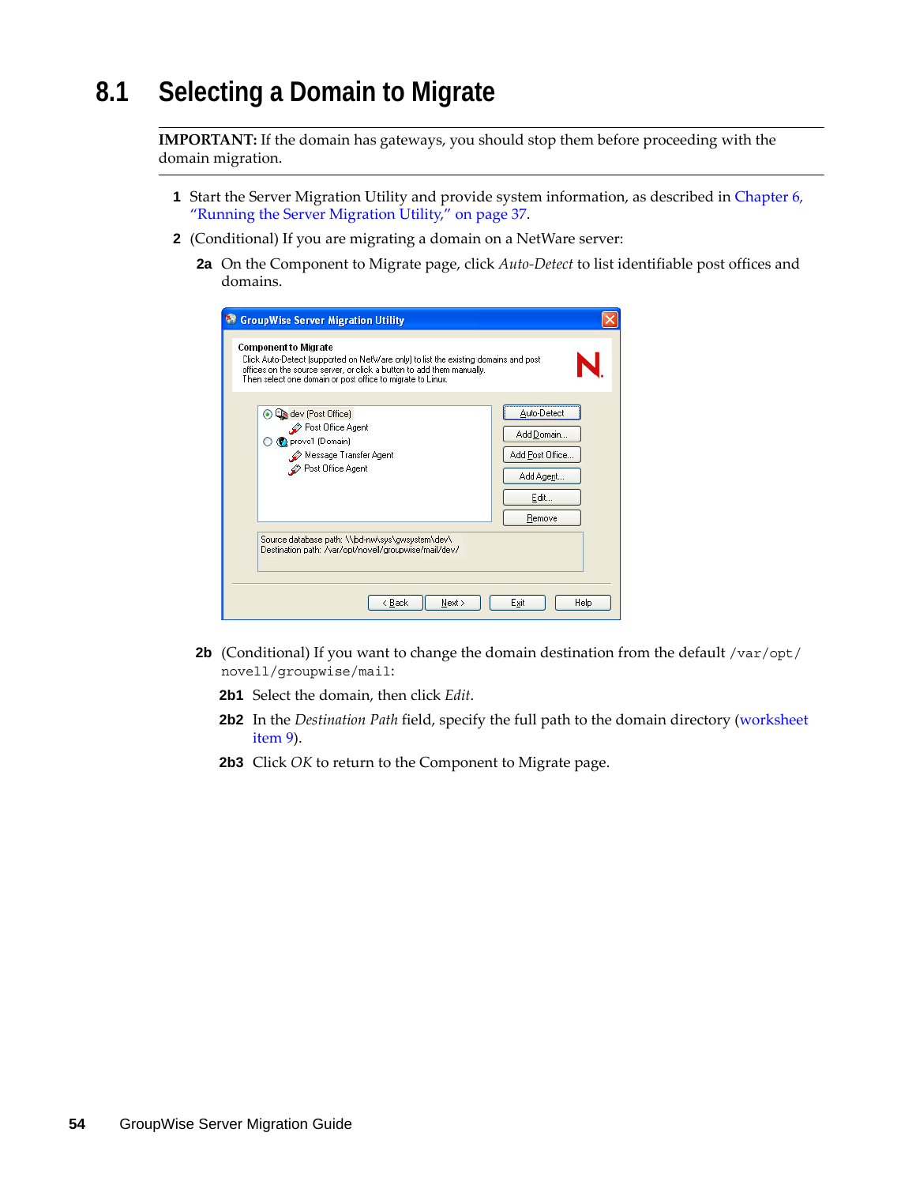## 8.1 Selecting a Domain to Migrate

**IMPORTANT:** If the domain has gateways, you should stop them before proceeding with the domain migration.

1 Start the Server Migration Utility and provide system information, as described in Chapter 6, "Running the Server Migration Utility," on page 37.

2 (Conditional) If you are migrating a domain on a NetWare server:

   2a On the Component to Migrate page, click *Auto-Detect* to list identifiable post offices and domains.

   2b (Conditional) If you want to change the domain destination from the default `/var/opt/novell/groupwise/mail`:

      2b1 Select the domain, then click *Edit*.

      2b2 In the *Destination Path* field, specify the full path to the domain directory (worksheet item 9).

      2b3 Click *OK* to return to the Component to Migrate page.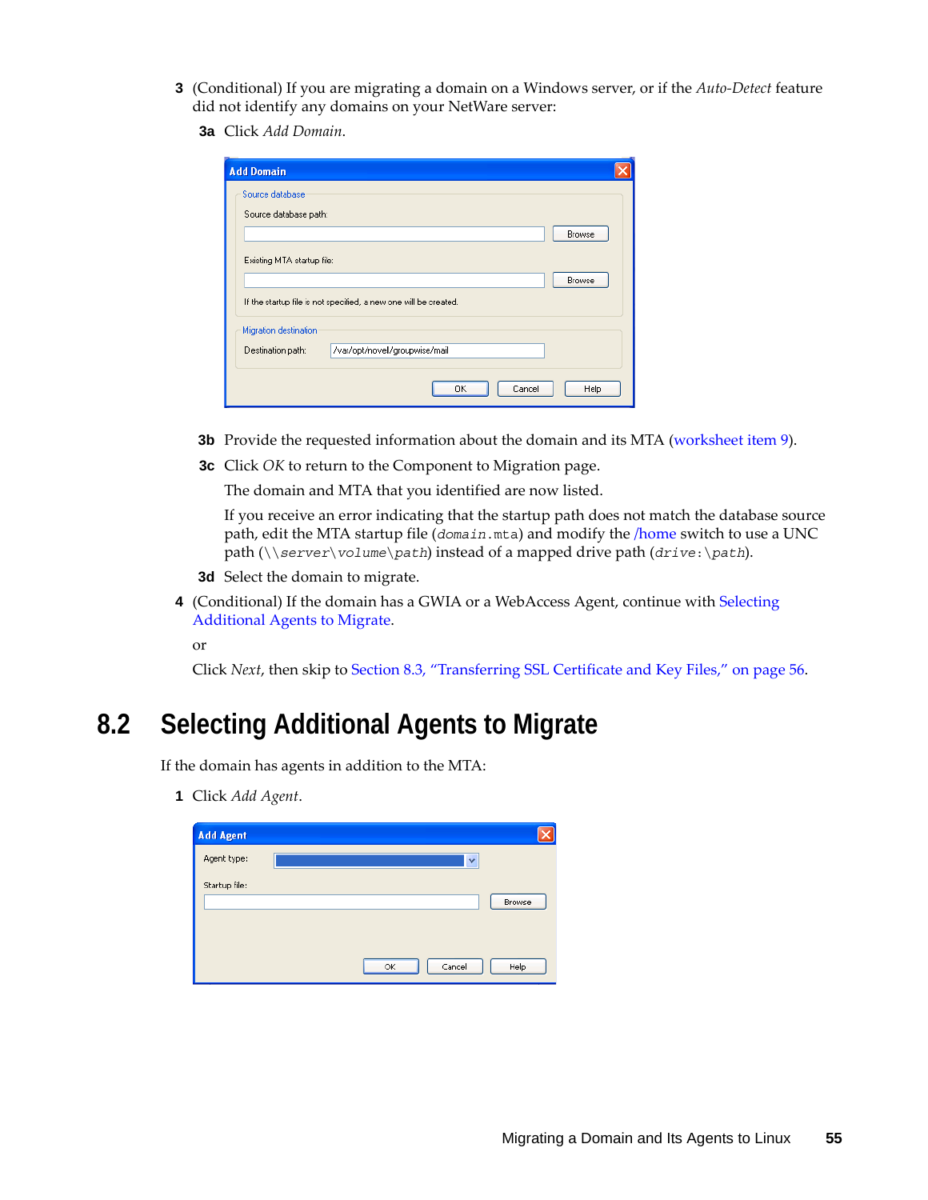3 (Conditional) If you are migrating a domain on a Windows server, or if the *Auto-Detect* feature did not identify any domains on your NetWare server:

3a Click *Add Domain*.

3b Provide the requested information about the domain and its MTA (worksheet item 9).

3c Click *OK* to return to the Component to Migration page.

The domain and MTA that you identified are now listed.

If you receive an error indicating that the startup path does not match the database source path, edit the MTA startup file (`domain.mta`) and modify the /home switch to use a UNC path (`\\server\volume\path`) instead of a mapped drive path (`drive:\path`).

3d Select the domain to migrate.

4 (Conditional) If the domain has a GWIA or a WebAccess Agent, continue with Selecting Additional Agents to Migrate.

or

Click *Next*, then skip to Section 8.3, "Transferring SSL Certificate and Key Files," on page 56.

## 8.2 Selecting Additional Agents to Migrate

If the domain has agents in addition to the MTA:

1 Click *Add Agent*.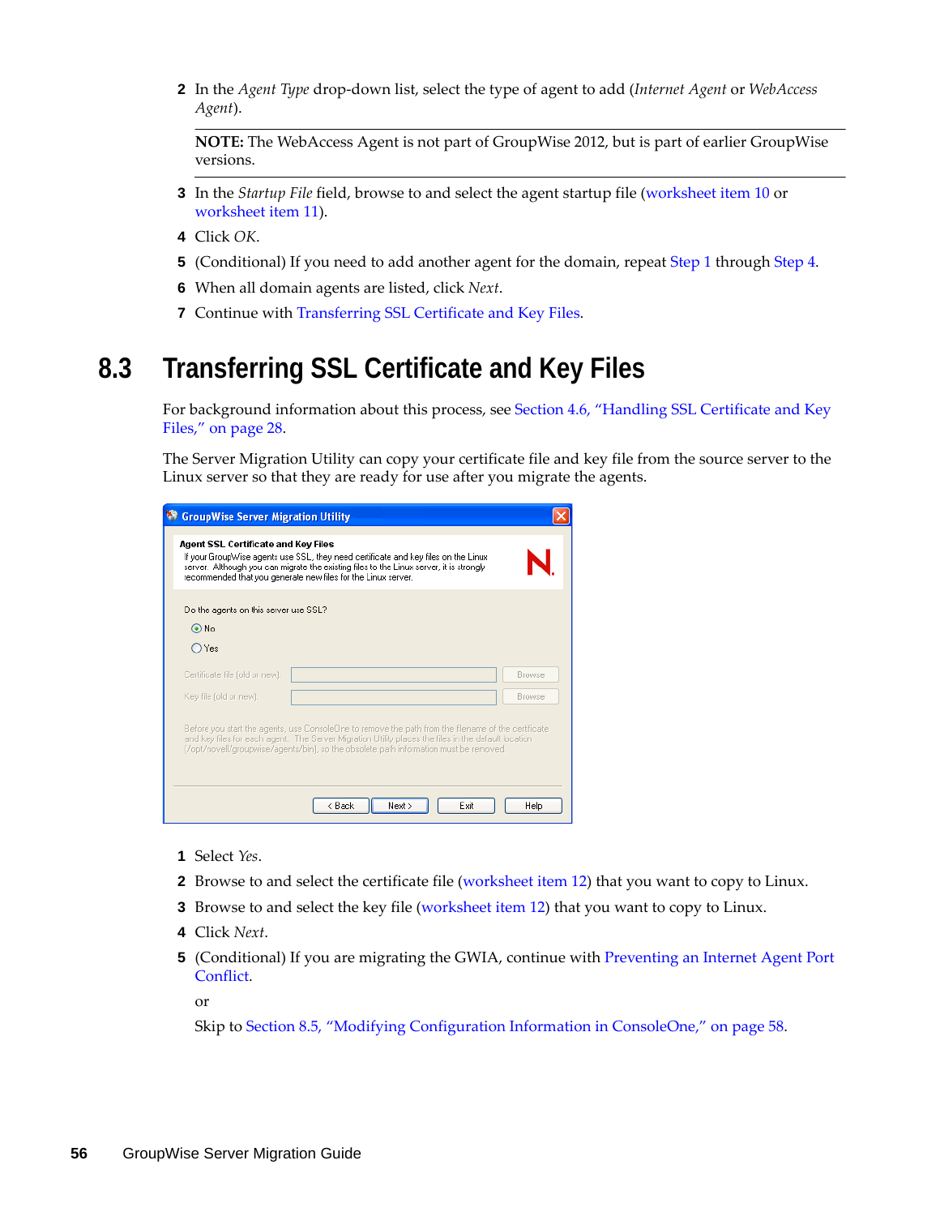2 In the *Agent Type* drop-down list, select the type of agent to add (*Internet Agent* or *WebAccess Agent*).

**NOTE:** The WebAccess Agent is not part of GroupWise 2012, but is part of earlier GroupWise versions.

3 In the *Startup File* field, browse to and select the agent startup file (worksheet item 10 or worksheet item 11).
4 Click *OK*.
5 (Conditional) If you need to add another agent for the domain, repeat Step 1 through Step 4.
6 When all domain agents are listed, click *Next*.
7 Continue with Transferring SSL Certificate and Key Files.

## 8.3 Transferring SSL Certificate and Key Files

For background information about this process, see Section 4.6, "Handling SSL Certificate and Key Files," on page 28.

The Server Migration Utility can copy your certificate file and key file from the source server to the Linux server so that they are ready for use after you migrate the agents.

1 Select *Yes*.
2 Browse to and select the certificate file (worksheet item 12) that you want to copy to Linux.
3 Browse to and select the key file (worksheet item 12) that you want to copy to Linux.
4 Click *Next*.
5 (Conditional) If you are migrating the GWIA, continue with Preventing an Internet Agent Port Conflict.

   or

   Skip to Section 8.5, "Modifying Configuration Information in ConsoleOne," on page 58.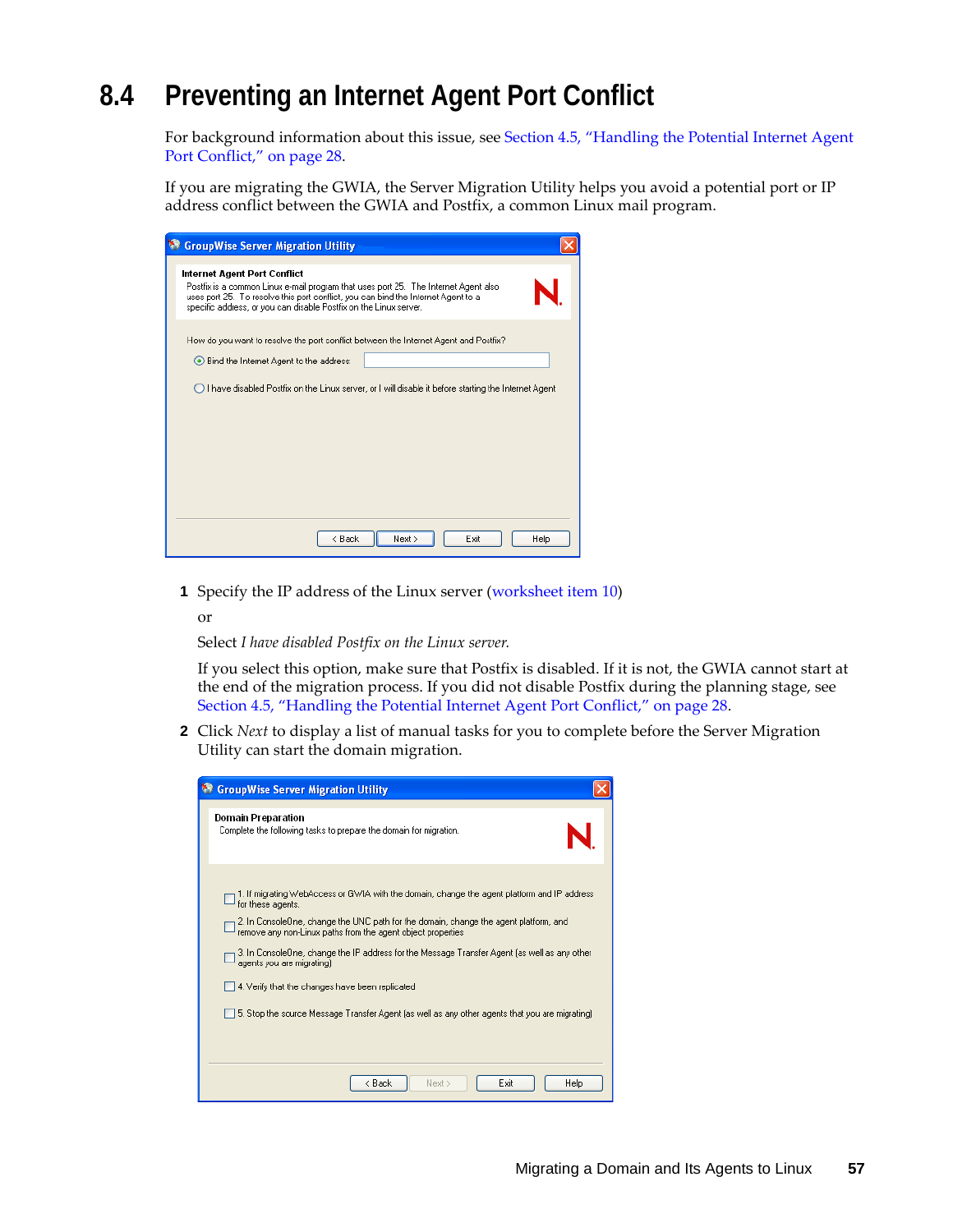## 8.4 Preventing an Internet Agent Port Conflict

For background information about this issue, see Section 4.5, "Handling the Potential Internet Agent Port Conflict," on page 28.

If you are migrating the GWIA, the Server Migration Utility helps you avoid a potential port or IP address conflict between the GWIA and Postfix, a common Linux mail program.

1 Specify the IP address of the Linux server (worksheet item 10)

   or

   Select *I have disabled Postfix on the Linux server.*

   If you select this option, make sure that Postfix is disabled. If it is not, the GWIA cannot start at the end of the migration process. If you did not disable Postfix during the planning stage, see Section 4.5, "Handling the Potential Internet Agent Port Conflict," on page 28.

2 Click *Next* to display a list of manual tasks for you to complete before the Server Migration Utility can start the domain migration.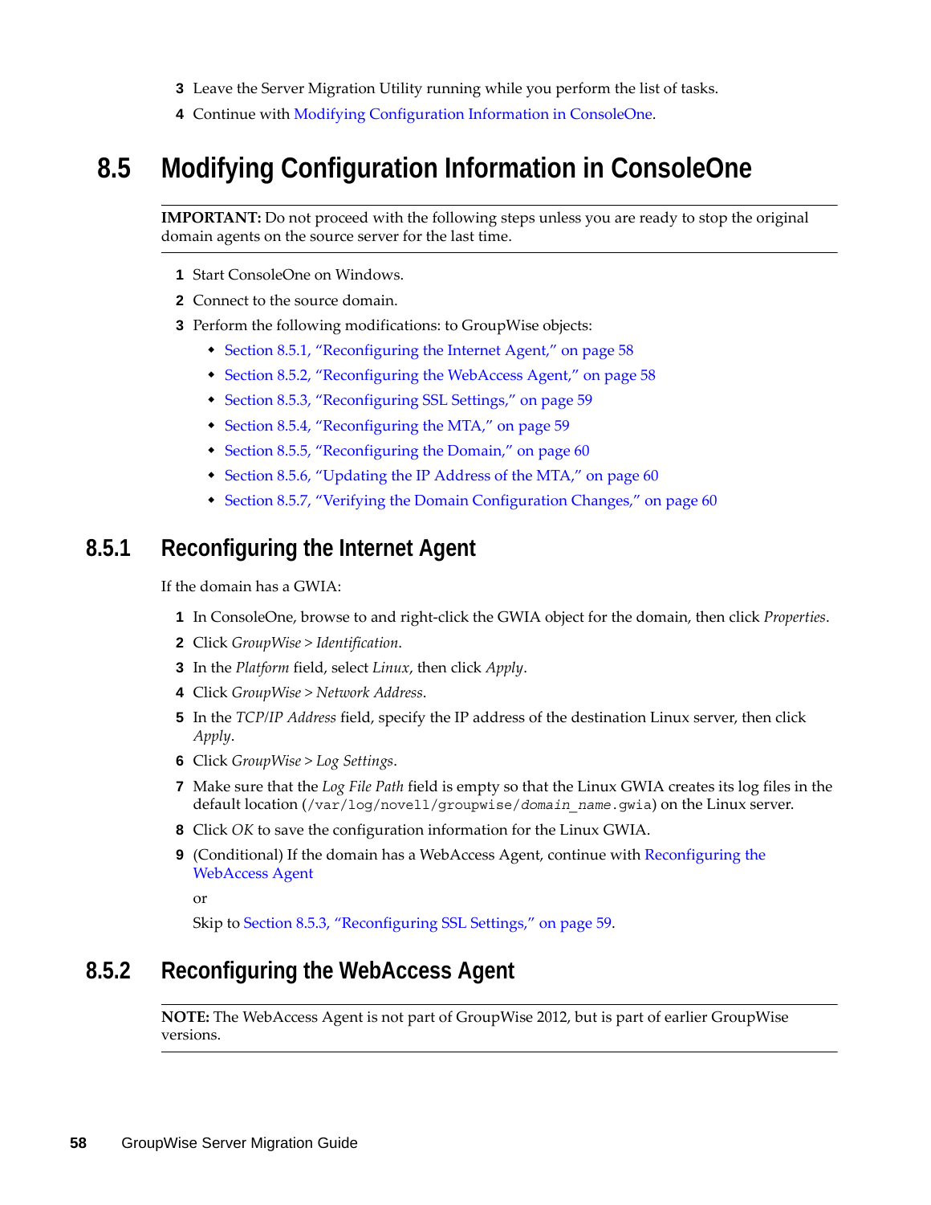3. Leave the Server Migration Utility running while you perform the list of tasks.
4. Continue with Modifying Configuration Information in ConsoleOne.

## 8.5 Modifying Configuration Information in ConsoleOne

**IMPORTANT:** Do not proceed with the following steps unless you are ready to stop the original domain agents on the source server for the last time.

1. Start ConsoleOne on Windows.
2. Connect to the source domain.
3. Perform the following modifications: to GroupWise objects:
   - Section 8.5.1, “Reconfiguring the Internet Agent,” on page 58
   - Section 8.5.2, “Reconfiguring the WebAccess Agent,” on page 58
   - Section 8.5.3, “Reconfiguring SSL Settings,” on page 59
   - Section 8.5.4, “Reconfiguring the MTA,” on page 59
   - Section 8.5.5, “Reconfiguring the Domain,” on page 60
   - Section 8.5.6, “Updating the IP Address of the MTA,” on page 60
   - Section 8.5.7, “Verifying the Domain Configuration Changes,” on page 60

### 8.5.1 Reconfiguring the Internet Agent

If the domain has a GWIA:

1. In ConsoleOne, browse to and right-click the GWIA object for the domain, then click *Properties*.
2. Click *GroupWise > Identification*.
3. In the *Platform* field, select *Linux*, then click *Apply*.
4. Click *GroupWise > Network Address*.
5. In the *TCP/IP Address* field, specify the IP address of the destination Linux server, then click *Apply*.
6. Click *GroupWise > Log Settings*.
7. Make sure that the *Log File Path* field is empty so that the Linux GWIA creates its log files in the default location (`/var/log/novell/groupwise/domain_name.gwia`) on the Linux server.
8. Click *OK* to save the configuration information for the Linux GWIA.
9. (Conditional) If the domain has a WebAccess Agent, continue with Reconfiguring the WebAccess Agent

   or

   Skip to Section 8.5.3, “Reconfiguring SSL Settings,” on page 59.

### 8.5.2 Reconfiguring the WebAccess Agent

**NOTE:** The WebAccess Agent is not part of GroupWise 2012, but is part of earlier GroupWise versions.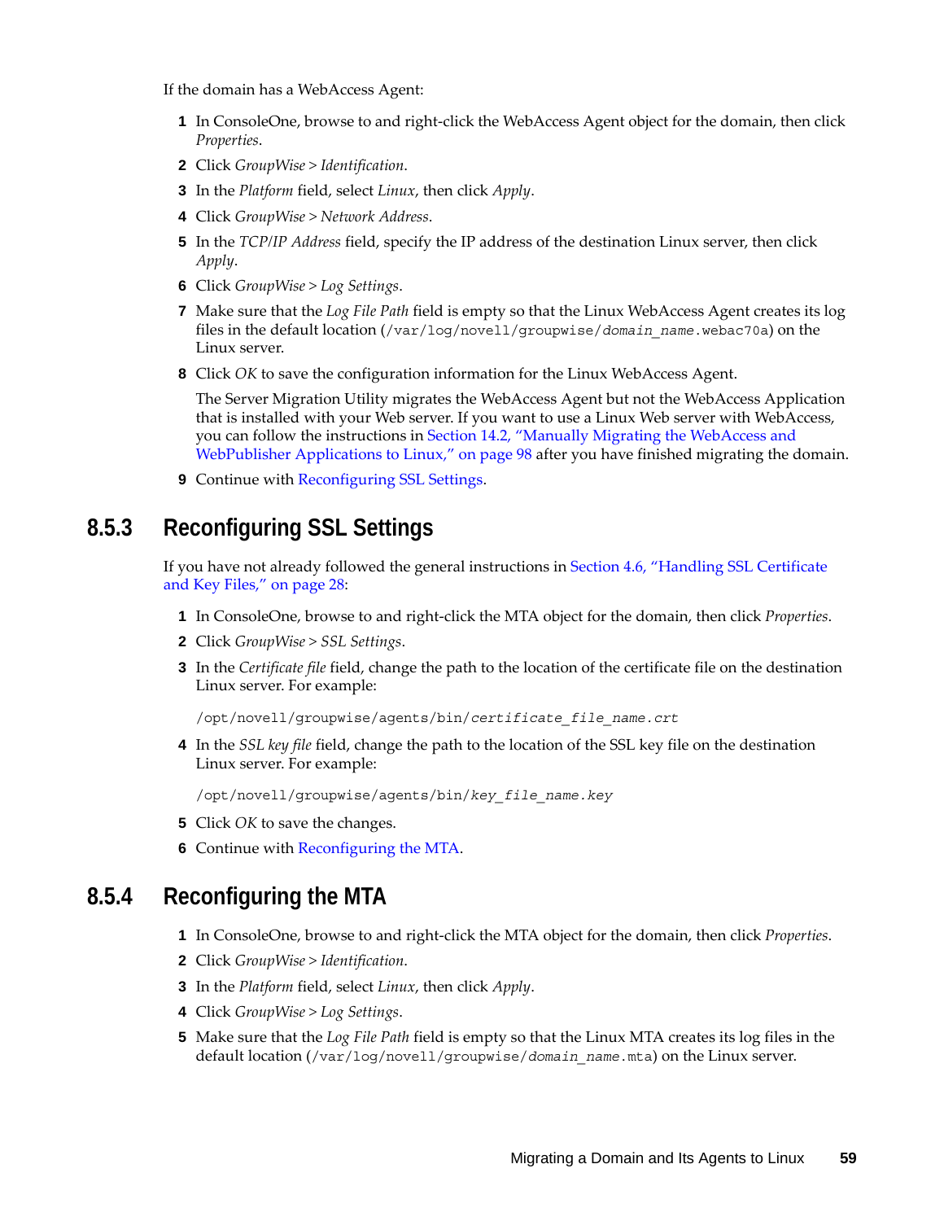If the domain has a WebAccess Agent:

1. In ConsoleOne, browse to and right-click the WebAccess Agent object for the domain, then click *Properties*.
2. Click *GroupWise* > *Identification*.
3. In the *Platform* field, select *Linux*, then click *Apply*.
4. Click *GroupWise* > *Network Address*.
5. In the *TCP/IP Address* field, specify the IP address of the destination Linux server, then click *Apply*.
6. Click *GroupWise* > *Log Settings*.
7. Make sure that the *Log File Path* field is empty so that the Linux WebAccess Agent creates its log files in the default location (`/var/log/novell/groupwise/`*`domain_name`*`.webac70a`) on the Linux server.
8. Click *OK* to save the configuration information for the Linux WebAccess Agent.

   The Server Migration Utility migrates the WebAccess Agent but not the WebAccess Application that is installed with your Web server. If you want to use a Linux Web server with WebAccess, you can follow the instructions in Section 14.2, "Manually Migrating the WebAccess and WebPublisher Applications to Linux," on page 98 after you have finished migrating the domain.
9. Continue with Reconfiguring SSL Settings.

## 8.5.3 Reconfiguring SSL Settings

If you have not already followed the general instructions in Section 4.6, "Handling SSL Certificate and Key Files," on page 28:

1. In ConsoleOne, browse to and right-click the MTA object for the domain, then click *Properties*.
2. Click *GroupWise* > *SSL Settings*.
3. In the *Certificate file* field, change the path to the location of the certificate file on the destination Linux server. For example:

   ```
   /opt/novell/groupwise/agents/bin/certificate_file_name.crt
   ```
4. In the *SSL key file* field, change the path to the location of the SSL key file on the destination Linux server. For example:

   ```
   /opt/novell/groupwise/agents/bin/key_file_name.key
   ```
5. Click *OK* to save the changes.
6. Continue with Reconfiguring the MTA.

## 8.5.4 Reconfiguring the MTA

1. In ConsoleOne, browse to and right-click the MTA object for the domain, then click *Properties*.
2. Click *GroupWise* > *Identification*.
3. In the *Platform* field, select *Linux*, then click *Apply*.
4. Click *GroupWise* > *Log Settings*.
5. Make sure that the *Log File Path* field is empty so that the Linux MTA creates its log files in the default location (`/var/log/novell/groupwise/`*`domain_name`*`.mta`) on the Linux server.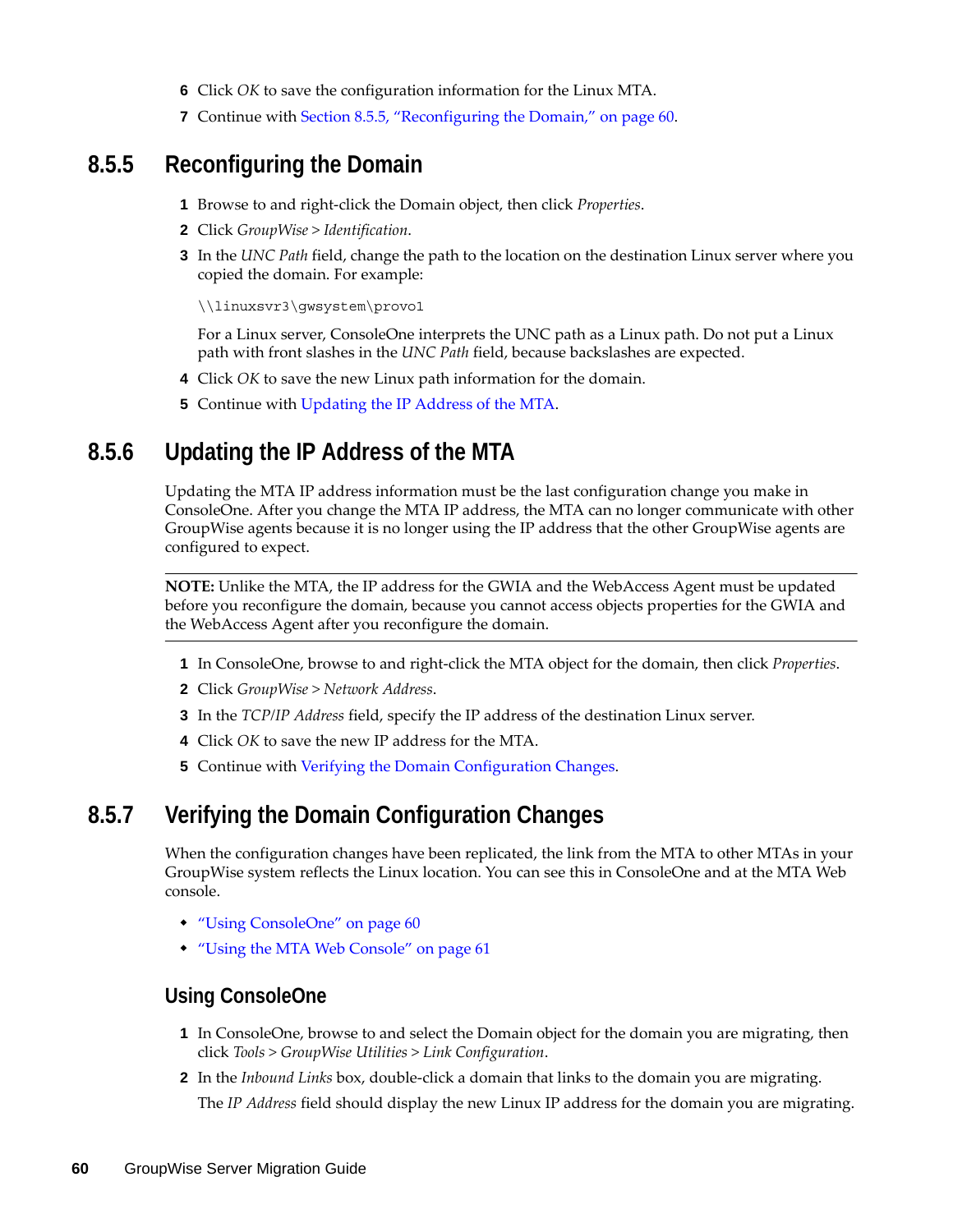6 Click *OK* to save the configuration information for the Linux MTA.

7 Continue with Section 8.5.5, "Reconfiguring the Domain," on page 60.

## 8.5.5 Reconfiguring the Domain

1 Browse to and right-click the Domain object, then click *Properties*.

2 Click *GroupWise > Identification*.

3 In the *UNC Path* field, change the path to the location on the destination Linux server where you copied the domain. For example:

```
\\linuxsvr3\gwsystem\provo1
```

For a Linux server, ConsoleOne interprets the UNC path as a Linux path. Do not put a Linux path with front slashes in the *UNC Path* field, because backslashes are expected.

4 Click *OK* to save the new Linux path information for the domain.

5 Continue with Updating the IP Address of the MTA.

## 8.5.6 Updating the IP Address of the MTA

Updating the MTA IP address information must be the last configuration change you make in ConsoleOne. After you change the MTA IP address, the MTA can no longer communicate with other GroupWise agents because it is no longer using the IP address that the other GroupWise agents are configured to expect.

---

**NOTE:** Unlike the MTA, the IP address for the GWIA and the WebAccess Agent must be updated before you reconfigure the domain, because you cannot access objects properties for the GWIA and the WebAccess Agent after you reconfigure the domain.

---

1 In ConsoleOne, browse to and right-click the MTA object for the domain, then click *Properties*.

2 Click *GroupWise > Network Address*.

3 In the *TCP/IP Address* field, specify the IP address of the destination Linux server.

4 Click *OK* to save the new IP address for the MTA.

5 Continue with Verifying the Domain Configuration Changes.

## 8.5.7 Verifying the Domain Configuration Changes

When the configuration changes have been replicated, the link from the MTA to other MTAs in your GroupWise system reflects the Linux location. You can see this in ConsoleOne and at the MTA Web console.

- "Using ConsoleOne" on page 60
- "Using the MTA Web Console" on page 61

### Using ConsoleOne

1 In ConsoleOne, browse to and select the Domain object for the domain you are migrating, then click *Tools > GroupWise Utilities > Link Configuration*.

2 In the *Inbound Links* box, double-click a domain that links to the domain you are migrating.

The *IP Address* field should display the new Linux IP address for the domain you are migrating.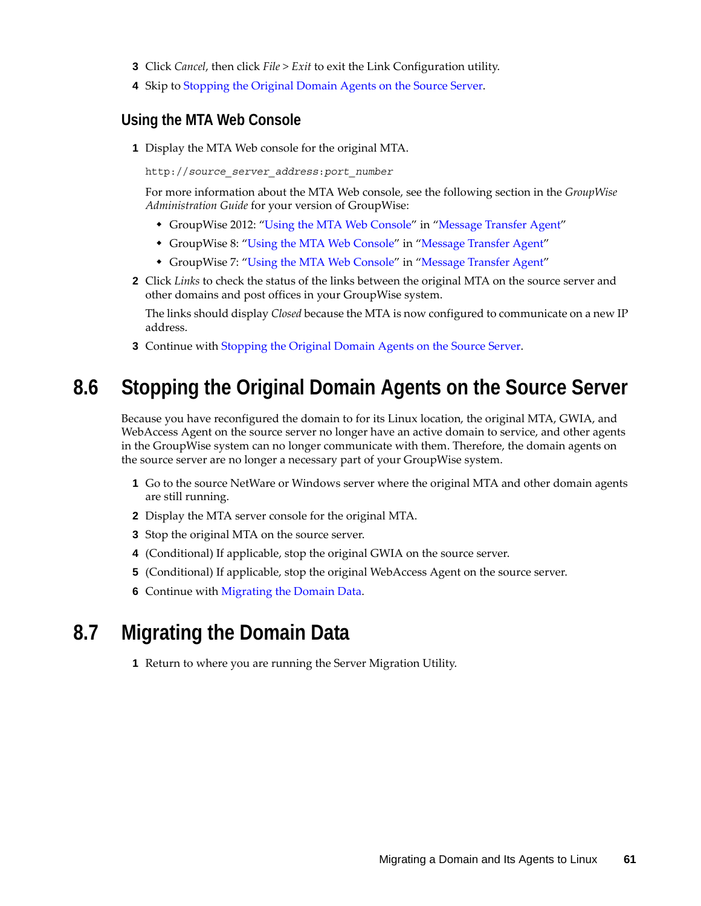3 Click *Cancel*, then click *File* > *Exit* to exit the Link Configuration utility.

4 Skip to Stopping the Original Domain Agents on the Source Server.

### Using the MTA Web Console

1 Display the MTA Web console for the original MTA.

```
http://source_server_address:port_number
```

For more information about the MTA Web console, see the following section in the *GroupWise Administration Guide* for your version of GroupWise:

- GroupWise 2012: "Using the MTA Web Console" in "Message Transfer Agent"
- GroupWise 8: "Using the MTA Web Console" in "Message Transfer Agent"
- GroupWise 7: "Using the MTA Web Console" in "Message Transfer Agent"

2 Click *Links* to check the status of the links between the original MTA on the source server and other domains and post offices in your GroupWise system.

The links should display *Closed* because the MTA is now configured to communicate on a new IP address.

3 Continue with Stopping the Original Domain Agents on the Source Server.

## 8.6 Stopping the Original Domain Agents on the Source Server

Because you have reconfigured the domain to for its Linux location, the original MTA, GWIA, and WebAccess Agent on the source server no longer have an active domain to service, and other agents in the GroupWise system can no longer communicate with them. Therefore, the domain agents on the source server are no longer a necessary part of your GroupWise system.

1 Go to the source NetWare or Windows server where the original MTA and other domain agents are still running.

2 Display the MTA server console for the original MTA.

3 Stop the original MTA on the source server.

4 (Conditional) If applicable, stop the original GWIA on the source server.

5 (Conditional) If applicable, stop the original WebAccess Agent on the source server.

6 Continue with Migrating the Domain Data.

## 8.7 Migrating the Domain Data

1 Return to where you are running the Server Migration Utility.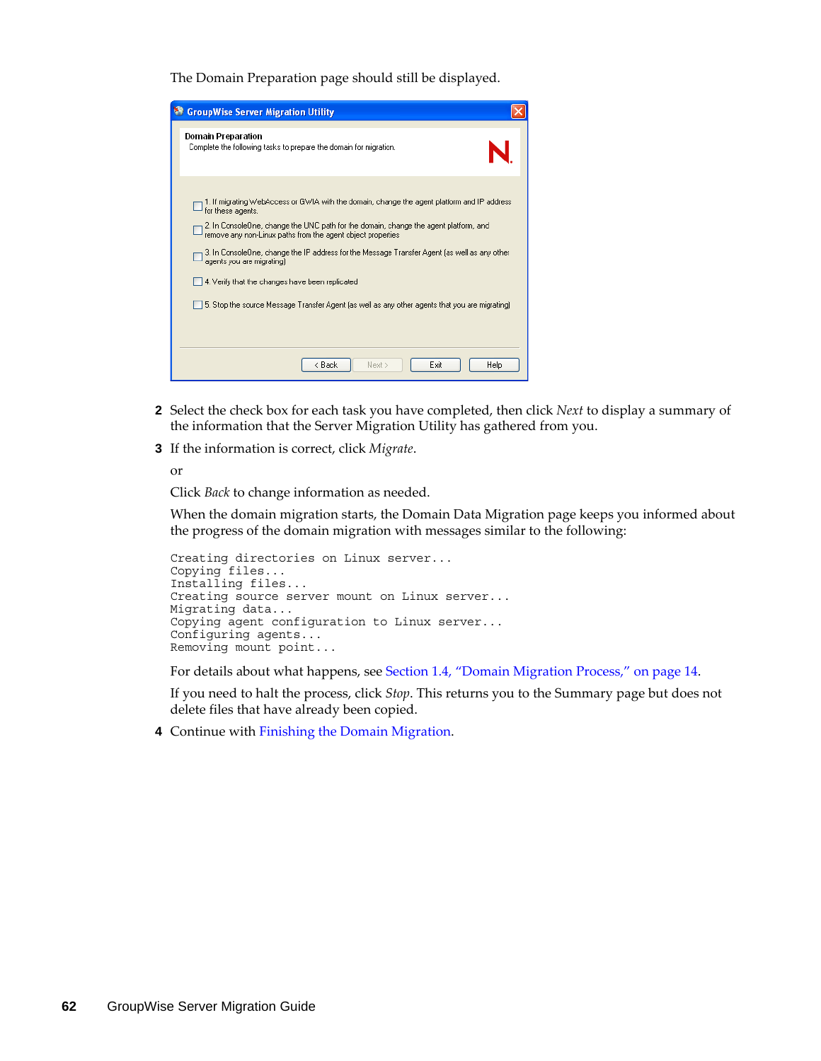The Domain Preparation page should still be displayed.

2. Select the check box for each task you have completed, then click *Next* to display a summary of the information that the Server Migration Utility has gathered from you.
3. If the information is correct, click *Migrate*.

   or

   Click *Back* to change information as needed.

   When the domain migration starts, the Domain Data Migration page keeps you informed about the progress of the domain migration with messages similar to the following:

   ```
   Creating directories on Linux server...
   Copying files...
   Installing files...
   Creating source server mount on Linux server...
   Migrating data...
   Copying agent configuration to Linux server...
   Configuring agents...
   Removing mount point...
   ```

   For details about what happens, see Section 1.4, “Domain Migration Process,” on page 14.

   If you need to halt the process, click *Stop*. This returns you to the Summary page but does not delete files that have already been copied.
4. Continue with Finishing the Domain Migration.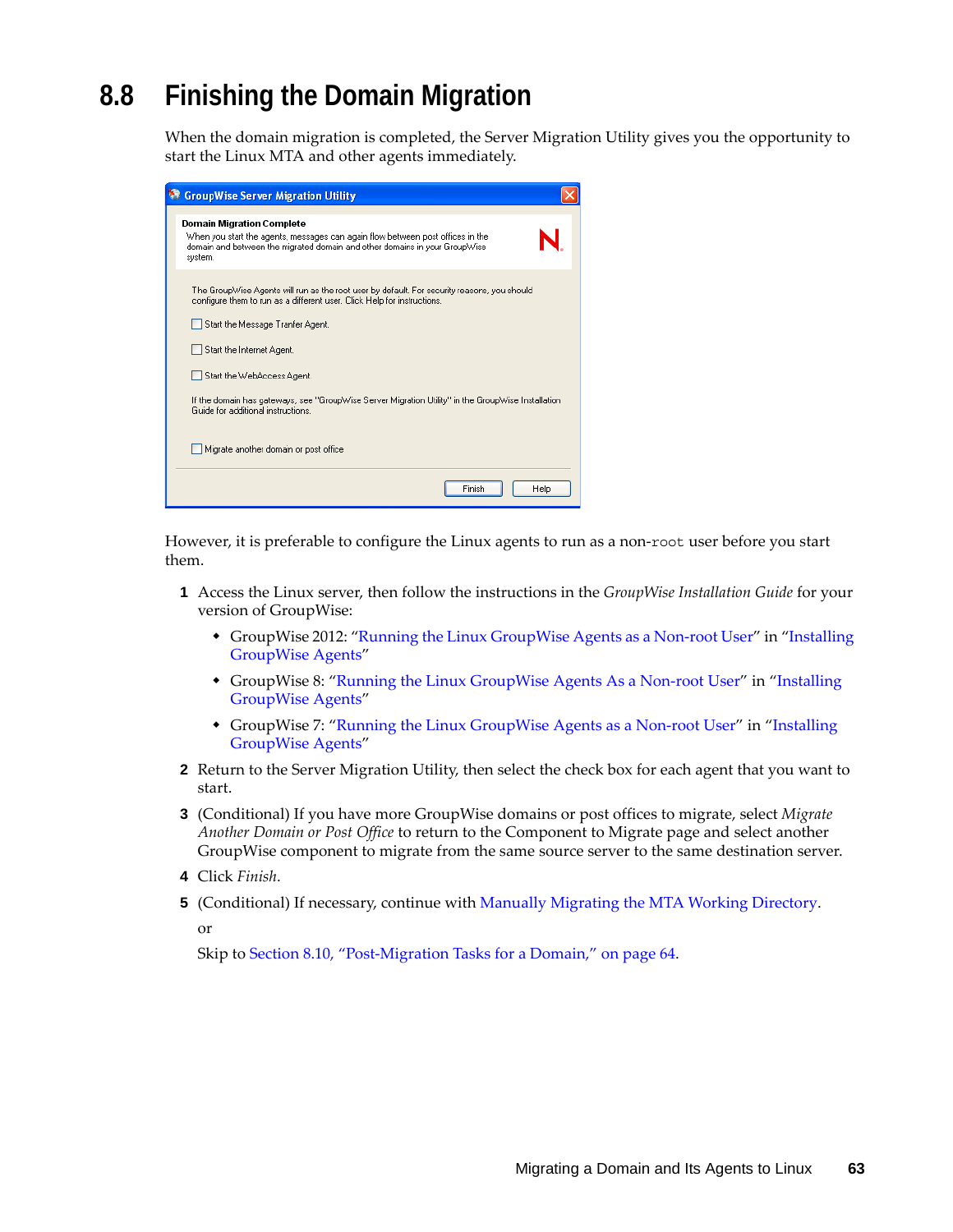## 8.8 Finishing the Domain Migration

When the domain migration is completed, the Server Migration Utility gives you the opportunity to start the Linux MTA and other agents immediately.

However, it is preferable to configure the Linux agents to run as a non-`root` user before you start them.

1. Access the Linux server, then follow the instructions in the *GroupWise Installation Guide* for your version of GroupWise:
   - GroupWise 2012: "Running the Linux GroupWise Agents as a Non-root User" in "Installing GroupWise Agents"
   - GroupWise 8: "Running the Linux GroupWise Agents As a Non-root User" in "Installing GroupWise Agents"
   - GroupWise 7: "Running the Linux GroupWise Agents as a Non-root User" in "Installing GroupWise Agents"
2. Return to the Server Migration Utility, then select the check box for each agent that you want to start.
3. (Conditional) If you have more GroupWise domains or post offices to migrate, select *Migrate Another Domain or Post Office* to return to the Component to Migrate page and select another GroupWise component to migrate from the same source server to the same destination server.
4. Click *Finish*.
5. (Conditional) If necessary, continue with Manually Migrating the MTA Working Directory.

   or

   Skip to Section 8.10, "Post-Migration Tasks for a Domain," on page 64.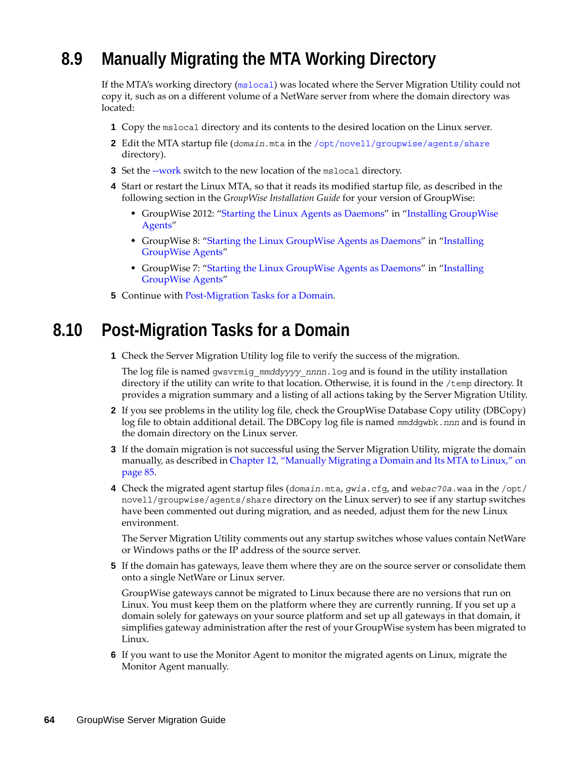## 8.9 Manually Migrating the MTA Working Directory

If the MTA's working directory (`mslocal`) was located where the Server Migration Utility could not copy it, such as on a different volume of a NetWare server from where the domain directory was located:

1. Copy the `mslocal` directory and its contents to the desired location on the Linux server.
2. Edit the MTA startup file (*domain*.mta in the `/opt/novell/groupwise/agents/share` directory).
3. Set the --work switch to the new location of the `mslocal` directory.
4. Start or restart the Linux MTA, so that it reads its modified startup file, as described in the following section in the *GroupWise Installation Guide* for your version of GroupWise:
   - GroupWise 2012: "Starting the Linux Agents as Daemons" in "Installing GroupWise Agents"
   - GroupWise 8: "Starting the Linux GroupWise Agents as Daemons" in "Installing GroupWise Agents"
   - GroupWise 7: "Starting the Linux GroupWise Agents as Daemons" in "Installing GroupWise Agents"
5. Continue with Post-Migration Tasks for a Domain.

## 8.10 Post-Migration Tasks for a Domain

1. Check the Server Migration Utility log file to verify the success of the migration.

   The log file is named `gwsvrmig_`*mmddyyyy_nnnn*`.log` and is found in the utility installation directory if the utility can write to that location. Otherwise, it is found in the `/temp` directory. It provides a migration summary and a listing of all actions taking by the Server Migration Utility.

2. If you see problems in the utility log file, check the GroupWise Database Copy utility (DBCopy) log file to obtain additional detail. The DBCopy log file is named *mmdd*`gwbk.`*nnn* and is found in the domain directory on the Linux server.

3. If the domain migration is not successful using the Server Migration Utility, migrate the domain manually, as described in Chapter 12, "Manually Migrating a Domain and Its MTA to Linux," on page 85.

4. Check the migrated agent startup files (*domain*.mta, *gwia*.cfg, and *webac70a*.waa in the `/opt/novell/groupwise/agents/share` directory on the Linux server) to see if any startup switches have been commented out during migration, and as needed, adjust them for the new Linux environment.

   The Server Migration Utility comments out any startup switches whose values contain NetWare or Windows paths or the IP address of the source server.

5. If the domain has gateways, leave them where they are on the source server or consolidate them onto a single NetWare or Linux server.

   GroupWise gateways cannot be migrated to Linux because there are no versions that run on Linux. You must keep them on the platform where they are currently running. If you set up a domain solely for gateways on your source platform and set up all gateways in that domain, it simplifies gateway administration after the rest of your GroupWise system has been migrated to Linux.

6. If you want to use the Monitor Agent to monitor the migrated agents on Linux, migrate the Monitor Agent manually.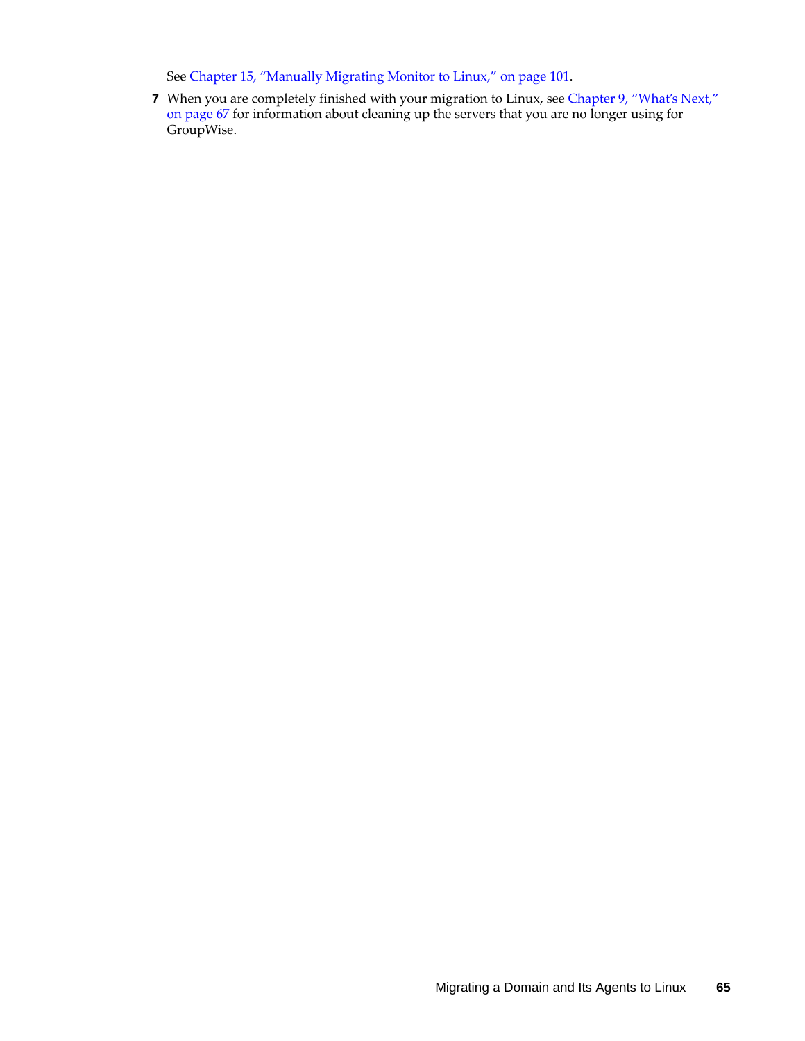See Chapter 15, "Manually Migrating Monitor to Linux," on page 101.

7. When you are completely finished with your migration to Linux, see Chapter 9, "What's Next," on page 67 for information about cleaning up the servers that you are no longer using for GroupWise.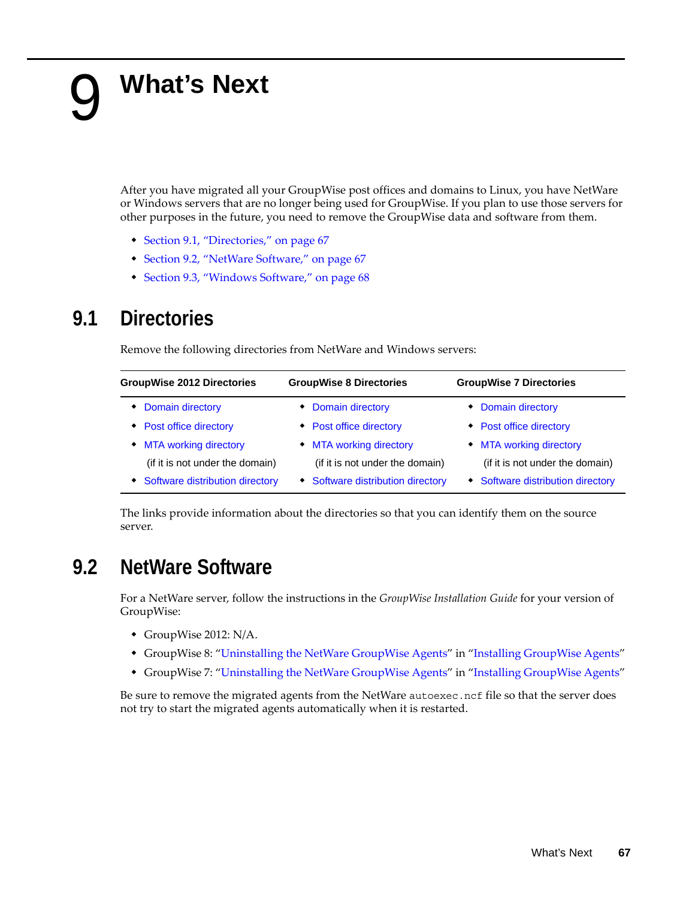# 9 What's Next

After you have migrated all your GroupWise post offices and domains to Linux, you have NetWare or Windows servers that are no longer being used for GroupWise. If you plan to use those servers for other purposes in the future, you need to remove the GroupWise data and software from them.

- Section 9.1, "Directories," on page 67
- Section 9.2, "NetWare Software," on page 67
- Section 9.3, "Windows Software," on page 68

## 9.1 Directories

Remove the following directories from NetWare and Windows servers:

| GroupWise 2012 Directories | GroupWise 8 Directories | GroupWise 7 Directories |
|---|---|---|
| • Domain directory | • Domain directory | • Domain directory |
| • Post office directory | • Post office directory | • Post office directory |
| • MTA working directory (if it is not under the domain) | • MTA working directory (if it is not under the domain) | • MTA working directory (if it is not under the domain) |
| • Software distribution directory | • Software distribution directory | • Software distribution directory |

The links provide information about the directories so that you can identify them on the source server.

## 9.2 NetWare Software

For a NetWare server, follow the instructions in the *GroupWise Installation Guide* for your version of GroupWise:

- GroupWise 2012: N/A.
- GroupWise 8: "Uninstalling the NetWare GroupWise Agents" in "Installing GroupWise Agents"
- GroupWise 7: "Uninstalling the NetWare GroupWise Agents" in "Installing GroupWise Agents"

Be sure to remove the migrated agents from the NetWare `autoexec.ncf` file so that the server does not try to start the migrated agents automatically when it is restarted.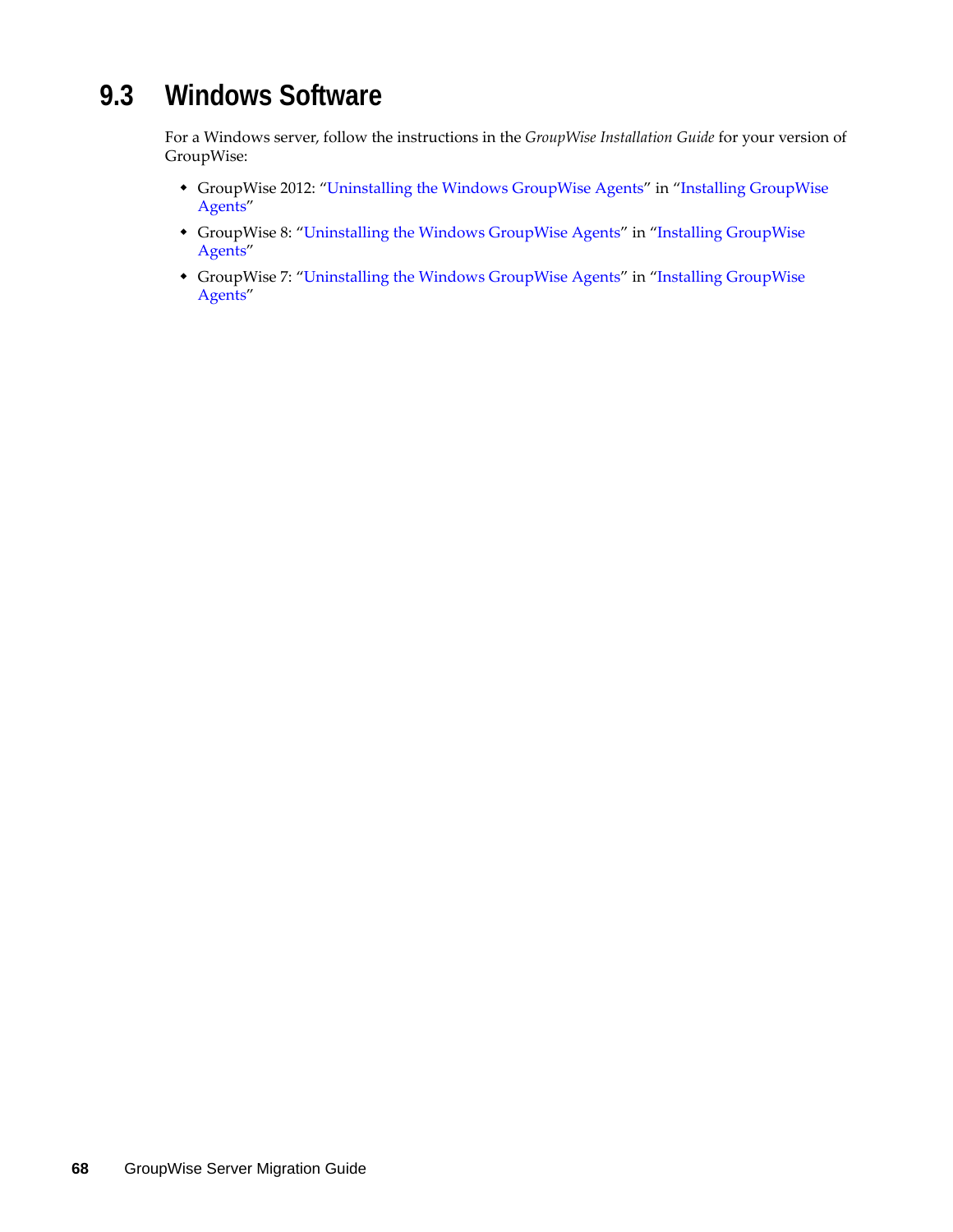## 9.3 Windows Software

For a Windows server, follow the instructions in the *GroupWise Installation Guide* for your version of GroupWise:

- GroupWise 2012: "Uninstalling the Windows GroupWise Agents" in "Installing GroupWise Agents"
- GroupWise 8: "Uninstalling the Windows GroupWise Agents" in "Installing GroupWise Agents"
- GroupWise 7: "Uninstalling the Windows GroupWise Agents" in "Installing GroupWise Agents"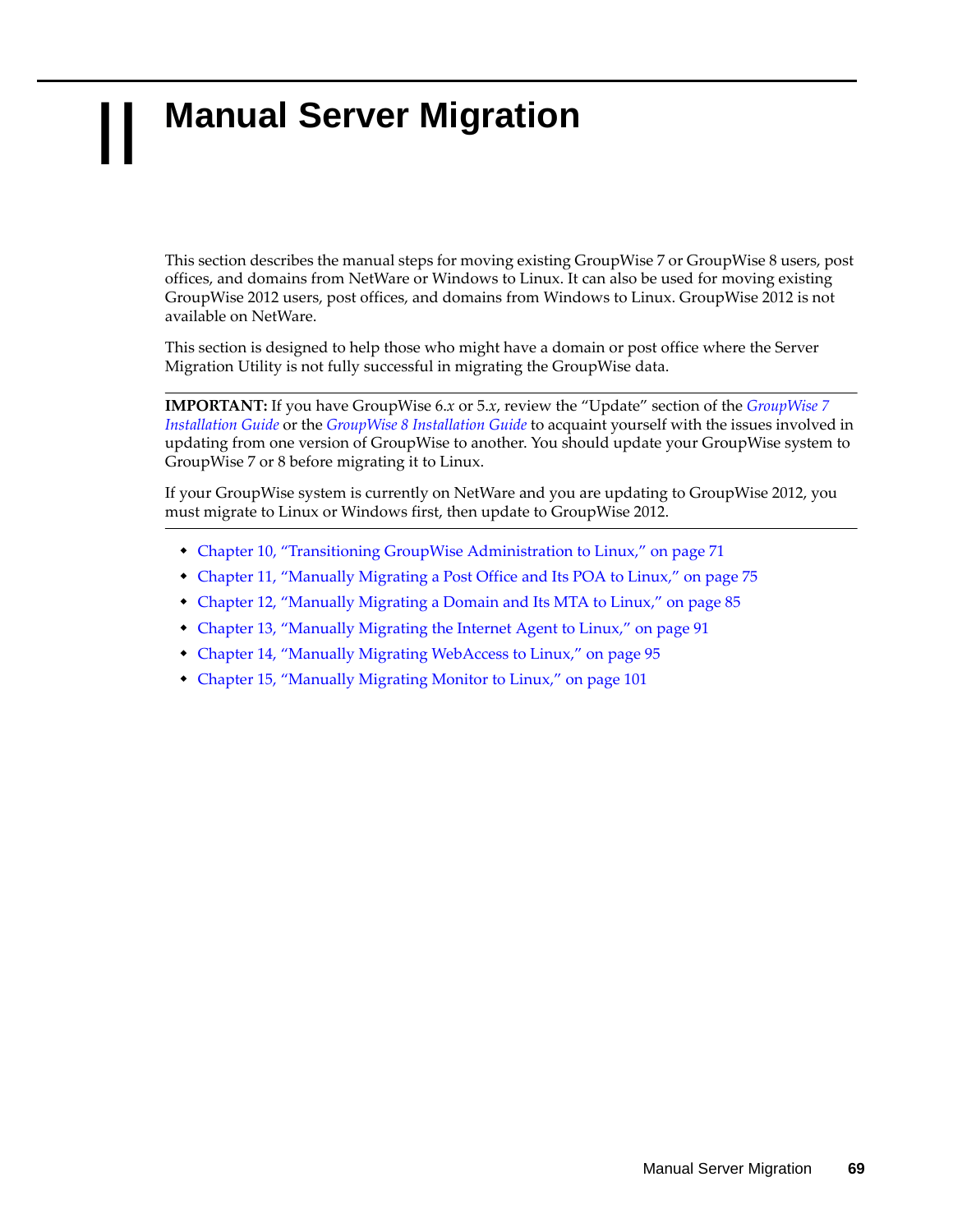# II Manual Server Migration

This section describes the manual steps for moving existing GroupWise 7 or GroupWise 8 users, post offices, and domains from NetWare or Windows to Linux. It can also be used for moving existing GroupWise 2012 users, post offices, and domains from Windows to Linux. GroupWise 2012 is not available on NetWare.

This section is designed to help those who might have a domain or post office where the Server Migration Utility is not fully successful in migrating the GroupWise data.

---

**IMPORTANT:** If you have GroupWise 6.*x* or 5.*x*, review the "Update" section of the *GroupWise 7 Installation Guide* or the *GroupWise 8 Installation Guide* to acquaint yourself with the issues involved in updating from one version of GroupWise to another. You should update your GroupWise system to GroupWise 7 or 8 before migrating it to Linux.

If your GroupWise system is currently on NetWare and you are updating to GroupWise 2012, you must migrate to Linux or Windows first, then update to GroupWise 2012.

---

- Chapter 10, "Transitioning GroupWise Administration to Linux," on page 71
- Chapter 11, "Manually Migrating a Post Office and Its POA to Linux," on page 75
- Chapter 12, "Manually Migrating a Domain and Its MTA to Linux," on page 85
- Chapter 13, "Manually Migrating the Internet Agent to Linux," on page 91
- Chapter 14, "Manually Migrating WebAccess to Linux," on page 95
- Chapter 15, "Manually Migrating Monitor to Linux," on page 101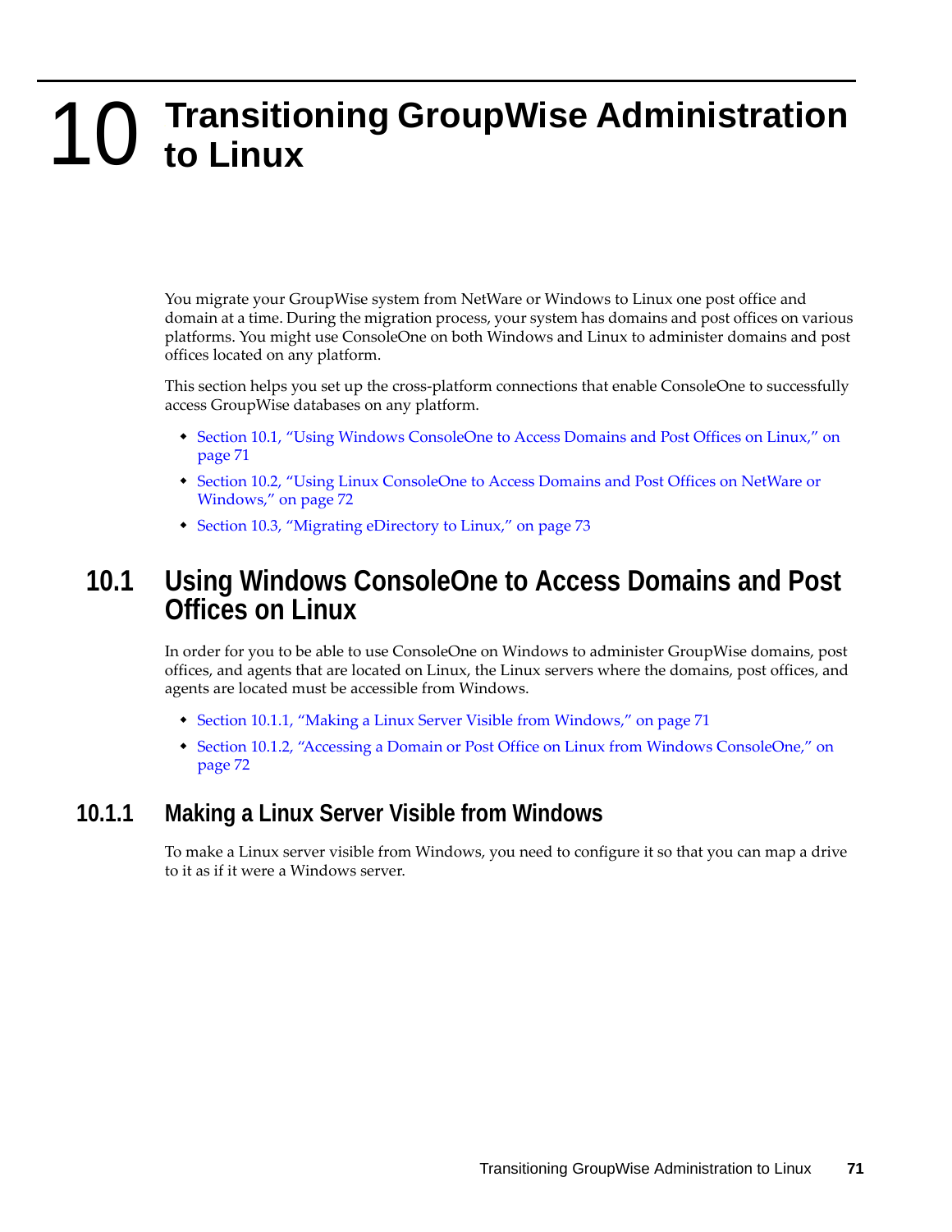# 10 Transitioning GroupWise Administration to Linux

You migrate your GroupWise system from NetWare or Windows to Linux one post office and domain at a time. During the migration process, your system has domains and post offices on various platforms. You might use ConsoleOne on both Windows and Linux to administer domains and post offices located on any platform.

This section helps you set up the cross-platform connections that enable ConsoleOne to successfully access GroupWise databases on any platform.

- Section 10.1, “Using Windows ConsoleOne to Access Domains and Post Offices on Linux,” on page 71
- Section 10.2, “Using Linux ConsoleOne to Access Domains and Post Offices on NetWare or Windows,” on page 72
- Section 10.3, “Migrating eDirectory to Linux,” on page 73

## 10.1 Using Windows ConsoleOne to Access Domains and Post Offices on Linux

In order for you to be able to use ConsoleOne on Windows to administer GroupWise domains, post offices, and agents that are located on Linux, the Linux servers where the domains, post offices, and agents are located must be accessible from Windows.

- Section 10.1.1, “Making a Linux Server Visible from Windows,” on page 71
- Section 10.1.2, “Accessing a Domain or Post Office on Linux from Windows ConsoleOne,” on page 72

### 10.1.1 Making a Linux Server Visible from Windows

To make a Linux server visible from Windows, you need to configure it so that you can map a drive to it as if it were a Windows server.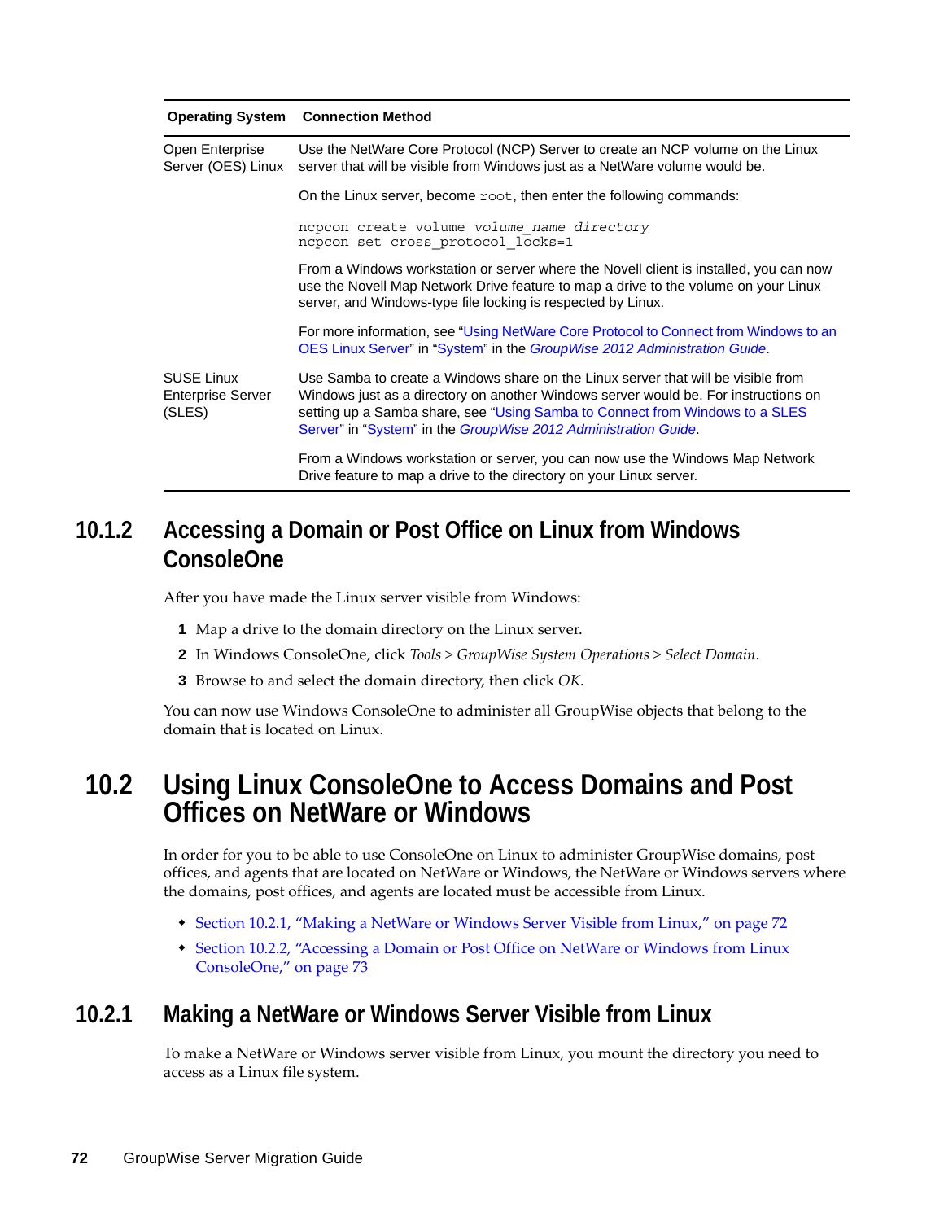| Operating System | Connection Method |
|---|---|
| Open Enterprise Server (OES) Linux | Use the NetWare Core Protocol (NCP) Server to create an NCP volume on the Linux server that will be visible from Windows just as a NetWare volume would be. |
| | On the Linux server, become `root`, then enter the following commands: |
| | `ncpcon create volume volume_name directory`<br>`ncpcon set cross_protocol_locks=1` |
| | From a Windows workstation or server where the Novell client is installed, you can now use the Novell Map Network Drive feature to map a drive to the volume on your Linux server, and Windows-type file locking is respected by Linux. |
| | For more information, see "Using NetWare Core Protocol to Connect from Windows to an OES Linux Server" in "System" in the *GroupWise 2012 Administration Guide*. |
| SUSE Linux Enterprise Server (SLES) | Use Samba to create a Windows share on the Linux server that will be visible from Windows just as a directory on another Windows server would be. For instructions on setting up a Samba share, see "Using Samba to Connect from Windows to a SLES Server" in "System" in the *GroupWise 2012 Administration Guide*. |
| | From a Windows workstation or server, you can now use the Windows Map Network Drive feature to map a drive to the directory on your Linux server. |

### 10.1.2 Accessing a Domain or Post Office on Linux from Windows ConsoleOne

After you have made the Linux server visible from Windows:

1. Map a drive to the domain directory on the Linux server.
2. In Windows ConsoleOne, click *Tools* > *GroupWise System Operations* > *Select Domain*.
3. Browse to and select the domain directory, then click *OK*.

You can now use Windows ConsoleOne to administer all GroupWise objects that belong to the domain that is located on Linux.

## 10.2 Using Linux ConsoleOne to Access Domains and Post Offices on NetWare or Windows

In order for you to be able to use ConsoleOne on Linux to administer GroupWise domains, post offices, and agents that are located on NetWare or Windows, the NetWare or Windows servers where the domains, post offices, and agents are located must be accessible from Linux.

- Section 10.2.1, "Making a NetWare or Windows Server Visible from Linux," on page 72
- Section 10.2.2, "Accessing a Domain or Post Office on NetWare or Windows from Linux ConsoleOne," on page 73

### 10.2.1 Making a NetWare or Windows Server Visible from Linux

To make a NetWare or Windows server visible from Linux, you mount the directory you need to access as a Linux file system.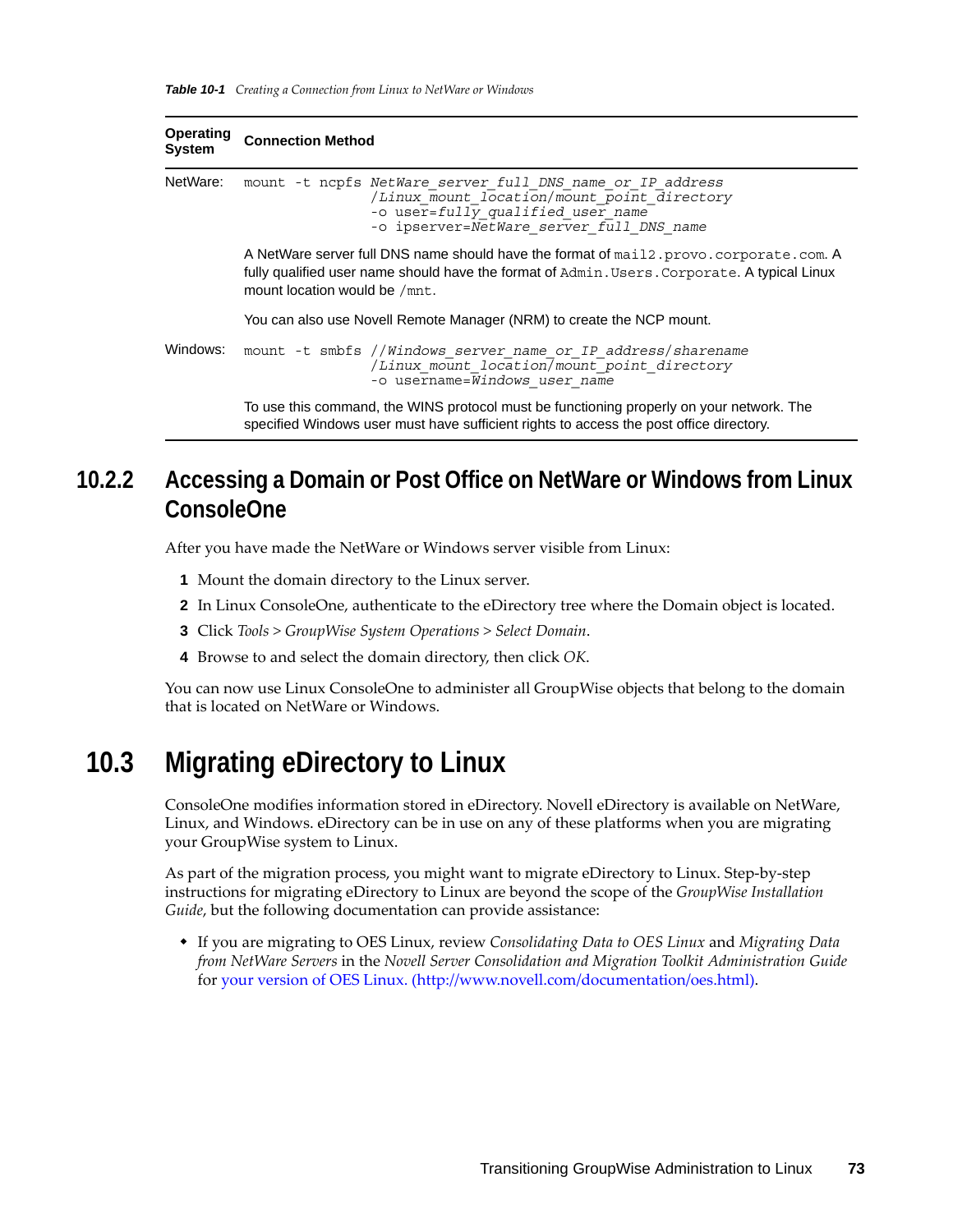*Table 10-1 Creating a Connection from Linux to NetWare or Windows*

| Operating System | Connection Method |
|---|---|
| NetWare: | `mount -t ncpfs NetWare_server_full_DNS_name_or_IP_address /Linux_mount_location/mount_point_directory -o user=fully_qualified_user_name -o ipserver=NetWare_server_full_DNS_name`<br><br>A NetWare server full DNS name should have the format of `mail2.provo.corporate.com`. A fully qualified user name should have the format of `Admin.Users.Corporate`. A typical Linux mount location would be `/mnt`.<br><br>You can also use Novell Remote Manager (NRM) to create the NCP mount. |
| Windows: | `mount -t smbfs //Windows_server_name_or_IP_address/sharename /Linux_mount_location/mount_point_directory -o username=Windows_user_name`<br><br>To use this command, the WINS protocol must be functioning properly on your network. The specified Windows user must have sufficient rights to access the post office directory. |

### 10.2.2 Accessing a Domain or Post Office on NetWare or Windows from Linux ConsoleOne

After you have made the NetWare or Windows server visible from Linux:

1. Mount the domain directory to the Linux server.
2. In Linux ConsoleOne, authenticate to the eDirectory tree where the Domain object is located.
3. Click *Tools > GroupWise System Operations > Select Domain*.
4. Browse to and select the domain directory, then click *OK*.

You can now use Linux ConsoleOne to administer all GroupWise objects that belong to the domain that is located on NetWare or Windows.

## 10.3 Migrating eDirectory to Linux

ConsoleOne modifies information stored in eDirectory. Novell eDirectory is available on NetWare, Linux, and Windows. eDirectory can be in use on any of these platforms when you are migrating your GroupWise system to Linux.

As part of the migration process, you might want to migrate eDirectory to Linux. Step-by-step instructions for migrating eDirectory to Linux are beyond the scope of the *GroupWise Installation Guide*, but the following documentation can provide assistance:

- If you are migrating to OES Linux, review *Consolidating Data to OES Linux* and *Migrating Data from NetWare Servers* in the *Novell Server Consolidation and Migration Toolkit Administration Guide* for your version of OES Linux. (http://www.novell.com/documentation/oes.html).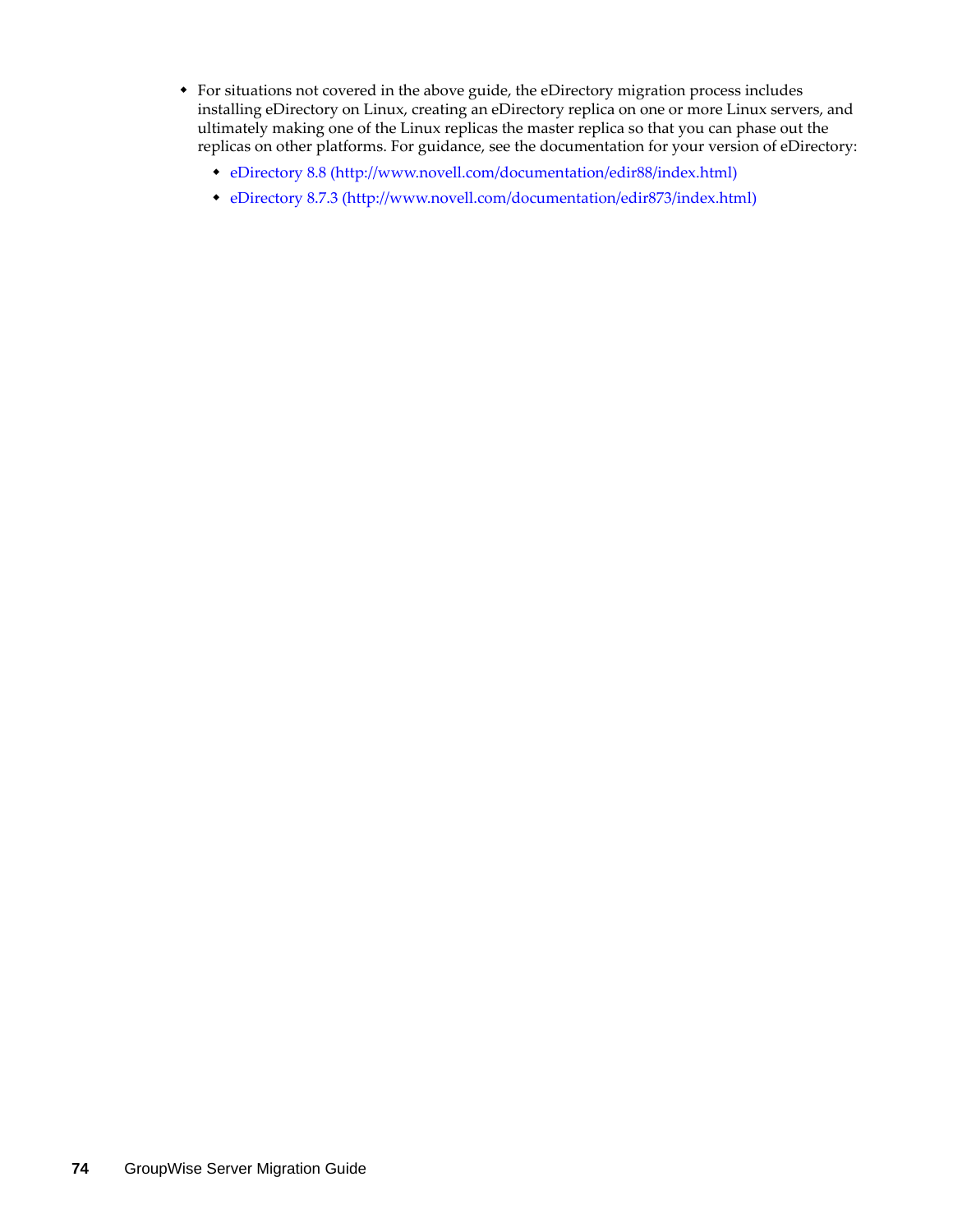- For situations not covered in the above guide, the eDirectory migration process includes installing eDirectory on Linux, creating an eDirectory replica on one or more Linux servers, and ultimately making one of the Linux replicas the master replica so that you can phase out the replicas on other platforms. For guidance, see the documentation for your version of eDirectory:
  - eDirectory 8.8 (http://www.novell.com/documentation/edir88/index.html)
  - eDirectory 8.7.3 (http://www.novell.com/documentation/edir873/index.html)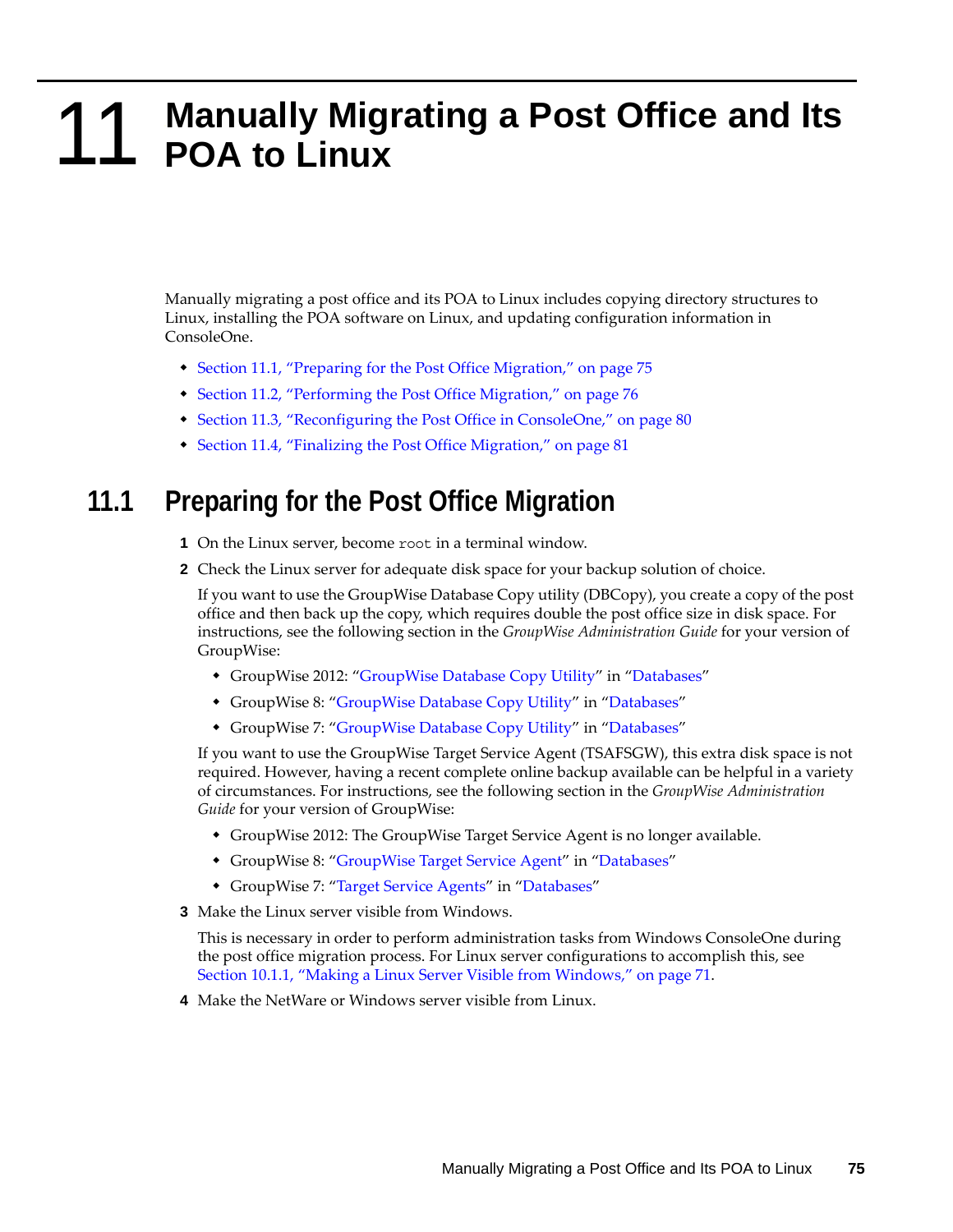# 11 Manually Migrating a Post Office and Its POA to Linux

Manually migrating a post office and its POA to Linux includes copying directory structures to Linux, installing the POA software on Linux, and updating configuration information in ConsoleOne.

- Section 11.1, "Preparing for the Post Office Migration," on page 75
- Section 11.2, "Performing the Post Office Migration," on page 76
- Section 11.3, "Reconfiguring the Post Office in ConsoleOne," on page 80
- Section 11.4, "Finalizing the Post Office Migration," on page 81

## 11.1 Preparing for the Post Office Migration

1. On the Linux server, become `root` in a terminal window.
2. Check the Linux server for adequate disk space for your backup solution of choice.

   If you want to use the GroupWise Database Copy utility (DBCopy), you create a copy of the post office and then back up the copy, which requires double the post office size in disk space. For instructions, see the following section in the *GroupWise Administration Guide* for your version of GroupWise:

   - GroupWise 2012: "GroupWise Database Copy Utility" in "Databases"
   - GroupWise 8: "GroupWise Database Copy Utility" in "Databases"
   - GroupWise 7: "GroupWise Database Copy Utility" in "Databases"

   If you want to use the GroupWise Target Service Agent (TSAFSGW), this extra disk space is not required. However, having a recent complete online backup available can be helpful in a variety of circumstances. For instructions, see the following section in the *GroupWise Administration Guide* for your version of GroupWise:

   - GroupWise 2012: The GroupWise Target Service Agent is no longer available.
   - GroupWise 8: "GroupWise Target Service Agent" in "Databases"
   - GroupWise 7: "Target Service Agents" in "Databases"
3. Make the Linux server visible from Windows.

   This is necessary in order to perform administration tasks from Windows ConsoleOne during the post office migration process. For Linux server configurations to accomplish this, see Section 10.1.1, "Making a Linux Server Visible from Windows," on page 71.
4. Make the NetWare or Windows server visible from Linux.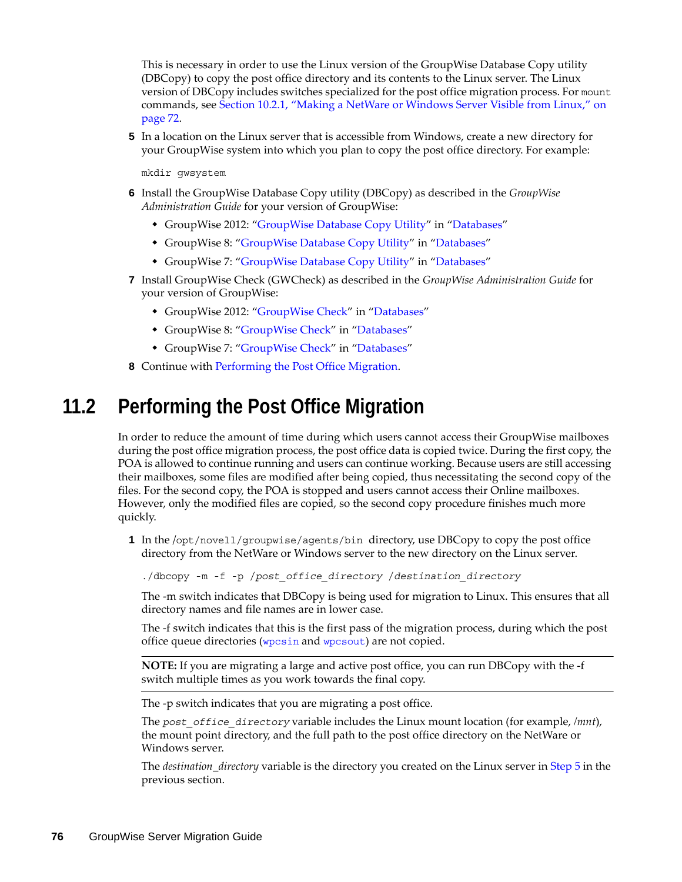This is necessary in order to use the Linux version of the GroupWise Database Copy utility (DBCopy) to copy the post office directory and its contents to the Linux server. The Linux version of DBCopy includes switches specialized for the post office migration process. For `mount` commands, see Section 10.2.1, "Making a NetWare or Windows Server Visible from Linux," on page 72.

5. In a location on the Linux server that is accessible from Windows, create a new directory for your GroupWise system into which you plan to copy the post office directory. For example:

   ```
   mkdir gwsystem
   ```

6. Install the GroupWise Database Copy utility (DBCopy) as described in the *GroupWise Administration Guide* for your version of GroupWise:
   - GroupWise 2012: "GroupWise Database Copy Utility" in "Databases"
   - GroupWise 8: "GroupWise Database Copy Utility" in "Databases"
   - GroupWise 7: "GroupWise Database Copy Utility" in "Databases"

7. Install GroupWise Check (GWCheck) as described in the *GroupWise Administration Guide* for your version of GroupWise:
   - GroupWise 2012: "GroupWise Check" in "Databases"
   - GroupWise 8: "GroupWise Check" in "Databases"
   - GroupWise 7: "GroupWise Check" in "Databases"

8. Continue with Performing the Post Office Migration.

## 11.2 Performing the Post Office Migration

In order to reduce the amount of time during which users cannot access their GroupWise mailboxes during the post office migration process, the post office data is copied twice. During the first copy, the POA is allowed to continue running and users can continue working. Because users are still accessing their mailboxes, some files are modified after being copied, thus necessitating the second copy of the files. For the second copy, the POA is stopped and users cannot access their Online mailboxes. However, only the modified files are copied, so the second copy procedure finishes much more quickly.

1. In the `/opt/novell/groupwise/agents/bin` directory, use DBCopy to copy the post office directory from the NetWare or Windows server to the new directory on the Linux server.

   ```
   ./dbcopy -m -f -p /post_office_directory /destination_directory
   ```

   The -m switch indicates that DBCopy is being used for migration to Linux. This ensures that all directory names and file names are in lower case.

   The -f switch indicates that this is the first pass of the migration process, during which the post office queue directories (`wpcsin` and `wpcsout`) are not copied.

   **NOTE:** If you are migrating a large and active post office, you can run DBCopy with the -f switch multiple times as you work towards the final copy.

   The -p switch indicates that you are migrating a post office.

   The *`post_office_directory`* variable includes the Linux mount location (for example, */mnt*), the mount point directory, and the full path to the post office directory on the NetWare or Windows server.

   The *destination_directory* variable is the directory you created on the Linux server in Step 5 in the previous section.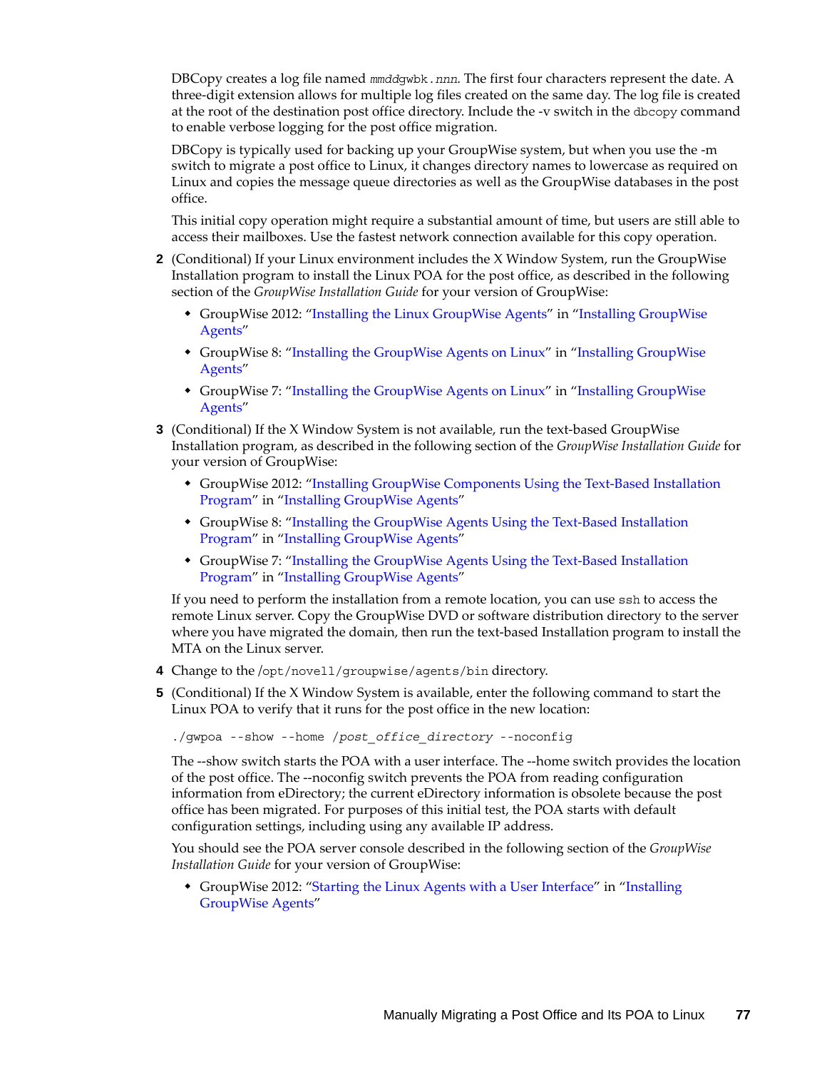DBCopy creates a log file named *mmddgwbk.nnn*. The first four characters represent the date. A three-digit extension allows for multiple log files created on the same day. The log file is created at the root of the destination post office directory. Include the -v switch in the `dbcopy` command to enable verbose logging for the post office migration.

DBCopy is typically used for backing up your GroupWise system, but when you use the -m switch to migrate a post office to Linux, it changes directory names to lowercase as required on Linux and copies the message queue directories as well as the GroupWise databases in the post office.

This initial copy operation might require a substantial amount of time, but users are still able to access their mailboxes. Use the fastest network connection available for this copy operation.

**2** (Conditional) If your Linux environment includes the X Window System, run the GroupWise Installation program to install the Linux POA for the post office, as described in the following section of the *GroupWise Installation Guide* for your version of GroupWise:

- GroupWise 2012: "Installing the Linux GroupWise Agents" in "Installing GroupWise Agents"
- GroupWise 8: "Installing the GroupWise Agents on Linux" in "Installing GroupWise Agents"
- GroupWise 7: "Installing the GroupWise Agents on Linux" in "Installing GroupWise Agents"

**3** (Conditional) If the X Window System is not available, run the text-based GroupWise Installation program, as described in the following section of the *GroupWise Installation Guide* for your version of GroupWise:

- GroupWise 2012: "Installing GroupWise Components Using the Text-Based Installation Program" in "Installing GroupWise Agents"
- GroupWise 8: "Installing the GroupWise Agents Using the Text-Based Installation Program" in "Installing GroupWise Agents"
- GroupWise 7: "Installing the GroupWise Agents Using the Text-Based Installation Program" in "Installing GroupWise Agents"

If you need to perform the installation from a remote location, you can use `ssh` to access the remote Linux server. Copy the GroupWise DVD or software distribution directory to the server where you have migrated the domain, then run the text-based Installation program to install the MTA on the Linux server.

**4** Change to the `/opt/novell/groupwise/agents/bin` directory.

**5** (Conditional) If the X Window System is available, enter the following command to start the Linux POA to verify that it runs for the post office in the new location:

```
./gwpoa --show --home /post_office_directory --noconfig
```

The --show switch starts the POA with a user interface. The --home switch provides the location of the post office. The --noconfig switch prevents the POA from reading configuration information from eDirectory; the current eDirectory information is obsolete because the post office has been migrated. For purposes of this initial test, the POA starts with default configuration settings, including using any available IP address.

You should see the POA server console described in the following section of the *GroupWise Installation Guide* for your version of GroupWise:

- GroupWise 2012: "Starting the Linux Agents with a User Interface" in "Installing GroupWise Agents"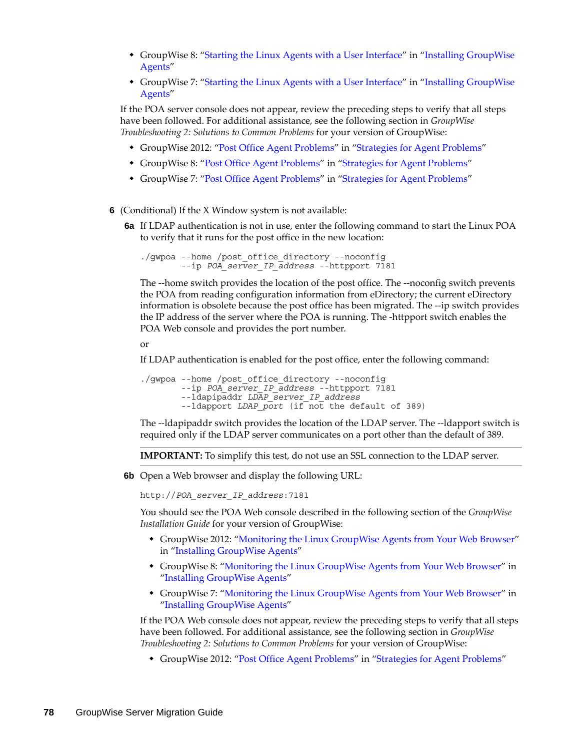* GroupWise 8: "Starting the Linux Agents with a User Interface" in "Installing GroupWise Agents"
* GroupWise 7: "Starting the Linux Agents with a User Interface" in "Installing GroupWise Agents"

If the POA server console does not appear, review the preceding steps to verify that all steps have been followed. For additional assistance, see the following section in *GroupWise Troubleshooting 2: Solutions to Common Problems* for your version of GroupWise:

* GroupWise 2012: "Post Office Agent Problems" in "Strategies for Agent Problems"
* GroupWise 8: "Post Office Agent Problems" in "Strategies for Agent Problems"
* GroupWise 7: "Post Office Agent Problems" in "Strategies for Agent Problems"

**6** (Conditional) If the X Window system is not available:

**6a** If LDAP authentication is not in use, enter the following command to start the Linux POA to verify that it runs for the post office in the new location:

```
./gwpoa --home /post_office_directory --noconfig
        --ip POA_server_IP_address --httpport 7181
```

The --home switch provides the location of the post office. The --noconfig switch prevents the POA from reading configuration information from eDirectory; the current eDirectory information is obsolete because the post office has been migrated. The --ip switch provides the IP address of the server where the POA is running. The -httpport switch enables the POA Web console and provides the port number.

or

If LDAP authentication is enabled for the post office, enter the following command:

```
./gwpoa --home /post_office_directory --noconfig
        --ip POA_server_IP_address --httpport 7181
        --ldapipaddr LDAP_server_IP_address
        --ldapport LDAP_port (if not the default of 389)
```

The --ldapipaddr switch provides the location of the LDAP server. The --ldapport switch is required only if the LDAP server communicates on a port other than the default of 389.

**IMPORTANT:** To simplify this test, do not use an SSL connection to the LDAP server.

**6b** Open a Web browser and display the following URL:

```
http://POA_server_IP_address:7181
```

You should see the POA Web console described in the following section of the *GroupWise Installation Guide* for your version of GroupWise:

* GroupWise 2012: "Monitoring the Linux GroupWise Agents from Your Web Browser" in "Installing GroupWise Agents"
* GroupWise 8: "Monitoring the Linux GroupWise Agents from Your Web Browser" in "Installing GroupWise Agents"
* GroupWise 7: "Monitoring the Linux GroupWise Agents from Your Web Browser" in "Installing GroupWise Agents"

If the POA Web console does not appear, review the preceding steps to verify that all steps have been followed. For additional assistance, see the following section in *GroupWise Troubleshooting 2: Solutions to Common Problems* for your version of GroupWise:

* GroupWise 2012: "Post Office Agent Problems" in "Strategies for Agent Problems"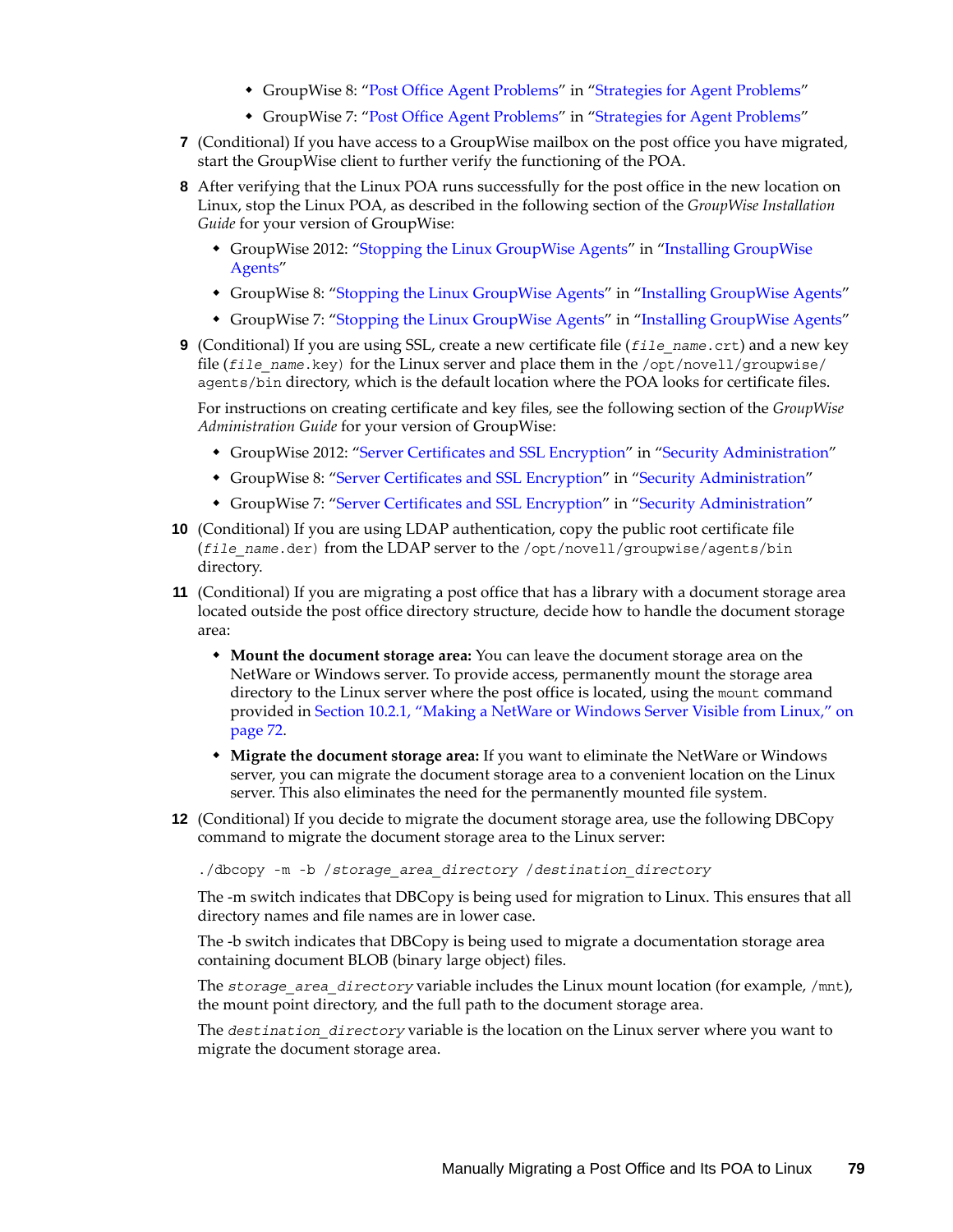- GroupWise 8: "Post Office Agent Problems" in "Strategies for Agent Problems"
- GroupWise 7: "Post Office Agent Problems" in "Strategies for Agent Problems"

7. (Conditional) If you have access to a GroupWise mailbox on the post office you have migrated, start the GroupWise client to further verify the functioning of the POA.

8. After verifying that the Linux POA runs successfully for the post office in the new location on Linux, stop the Linux POA, as described in the following section of the *GroupWise Installation Guide* for your version of GroupWise:
   - GroupWise 2012: "Stopping the Linux GroupWise Agents" in "Installing GroupWise Agents"
   - GroupWise 8: "Stopping the Linux GroupWise Agents" in "Installing GroupWise Agents"
   - GroupWise 7: "Stopping the Linux GroupWise Agents" in "Installing GroupWise Agents"

9. (Conditional) If you are using SSL, create a new certificate file (`file_name.crt`) and a new key file (`file_name.key`) for the Linux server and place them in the `/opt/novell/groupwise/agents/bin` directory, which is the default location where the POA looks for certificate files.

   For instructions on creating certificate and key files, see the following section of the *GroupWise Administration Guide* for your version of GroupWise:
   - GroupWise 2012: "Server Certificates and SSL Encryption" in "Security Administration"
   - GroupWise 8: "Server Certificates and SSL Encryption" in "Security Administration"
   - GroupWise 7: "Server Certificates and SSL Encryption" in "Security Administration"

10. (Conditional) If you are using LDAP authentication, copy the public root certificate file (`file_name.der`) from the LDAP server to the `/opt/novell/groupwise/agents/bin` directory.

11. (Conditional) If you are migrating a post office that has a library with a document storage area located outside the post office directory structure, decide how to handle the document storage area:
    - **Mount the document storage area:** You can leave the document storage area on the NetWare or Windows server. To provide access, permanently mount the storage area directory to the Linux server where the post office is located, using the `mount` command provided in Section 10.2.1, "Making a NetWare or Windows Server Visible from Linux," on page 72.
    - **Migrate the document storage area:** If you want to eliminate the NetWare or Windows server, you can migrate the document storage area to a convenient location on the Linux server. This also eliminates the need for the permanently mounted file system.

12. (Conditional) If you decide to migrate the document storage area, use the following DBCopy command to migrate the document storage area to the Linux server:

    ```
    ./dbcopy -m -b /storage_area_directory /destination_directory
    ```

    The -m switch indicates that DBCopy is being used for migration to Linux. This ensures that all directory names and file names are in lower case.

    The -b switch indicates that DBCopy is being used to migrate a documentation storage area containing document BLOB (binary large object) files.

    The *storage_area_directory* variable includes the Linux mount location (for example, `/mnt`), the mount point directory, and the full path to the document storage area.

    The *destination_directory* variable is the location on the Linux server where you want to migrate the document storage area.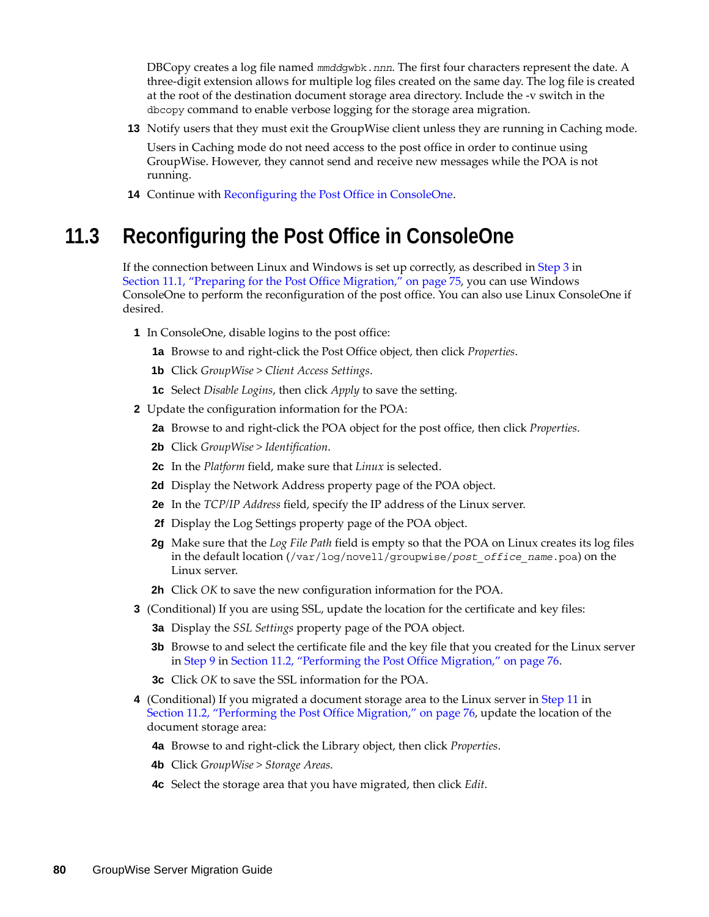DBCopy creates a log file named *mmddgwbk.nnn*. The first four characters represent the date. A three-digit extension allows for multiple log files created on the same day. The log file is created at the root of the destination document storage area directory. Include the -v switch in the `dbcopy` command to enable verbose logging for the storage area migration.

**13** Notify users that they must exit the GroupWise client unless they are running in Caching mode.

Users in Caching mode do not need access to the post office in order to continue using GroupWise. However, they cannot send and receive new messages while the POA is not running.

**14** Continue with Reconfiguring the Post Office in ConsoleOne.

## 11.3 Reconfiguring the Post Office in ConsoleOne

If the connection between Linux and Windows is set up correctly, as described in Step 3 in Section 11.1, "Preparing for the Post Office Migration," on page 75, you can use Windows ConsoleOne to perform the reconfiguration of the post office. You can also use Linux ConsoleOne if desired.

**1** In ConsoleOne, disable logins to the post office:

**1a** Browse to and right-click the Post Office object, then click *Properties*.

**1b** Click *GroupWise > Client Access Settings*.

**1c** Select *Disable Logins*, then click *Apply* to save the setting.

**2** Update the configuration information for the POA:

**2a** Browse to and right-click the POA object for the post office, then click *Properties*.

**2b** Click *GroupWise > Identification*.

**2c** In the *Platform* field, make sure that *Linux* is selected.

**2d** Display the Network Address property page of the POA object.

**2e** In the *TCP/IP Address* field, specify the IP address of the Linux server.

**2f** Display the Log Settings property page of the POA object.

**2g** Make sure that the *Log File Path* field is empty so that the POA on Linux creates its log files in the default location (`/var/log/novell/groupwise/`*`post_office_name`*`.poa`) on the Linux server.

**2h** Click *OK* to save the new configuration information for the POA.

**3** (Conditional) If you are using SSL, update the location for the certificate and key files:

**3a** Display the *SSL Settings* property page of the POA object.

**3b** Browse to and select the certificate file and the key file that you created for the Linux server in Step 9 in Section 11.2, "Performing the Post Office Migration," on page 76.

**3c** Click *OK* to save the SSL information for the POA.

**4** (Conditional) If you migrated a document storage area to the Linux server in Step 11 in Section 11.2, "Performing the Post Office Migration," on page 76, update the location of the document storage area:

**4a** Browse to and right-click the Library object, then click *Properties*.

**4b** Click *GroupWise > Storage Areas*.

**4c** Select the storage area that you have migrated, then click *Edit*.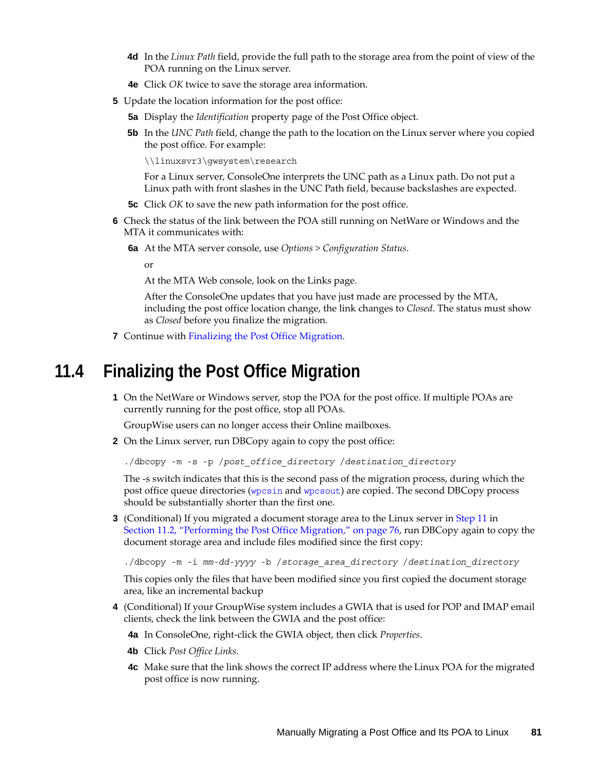**4d** In the *Linux Path* field, provide the full path to the storage area from the point of view of the POA running on the Linux server.

**4e** Click *OK* twice to save the storage area information.

**5** Update the location information for the post office:

**5a** Display the *Identification* property page of the Post Office object.

**5b** In the *UNC Path* field, change the path to the location on the Linux server where you copied the post office. For example:

```
\\linuxsvr3\gwsystem\research
```

For a Linux server, ConsoleOne interprets the UNC path as a Linux path. Do not put a Linux path with front slashes in the UNC Path field, because backslashes are expected.

**5c** Click *OK* to save the new path information for the post office.

**6** Check the status of the link between the POA still running on NetWare or Windows and the MTA it communicates with:

**6a** At the MTA server console, use *Options* > *Configuration Status*.

or

At the MTA Web console, look on the Links page.

After the ConsoleOne updates that you have just made are processed by the MTA, including the post office location change, the link changes to *Closed*. The status must show as *Closed* before you finalize the migration.

**7** Continue with Finalizing the Post Office Migration.

## 11.4 Finalizing the Post Office Migration

**1** On the NetWare or Windows server, stop the POA for the post office. If multiple POAs are currently running for the post office, stop all POAs.

GroupWise users can no longer access their Online mailboxes.

**2** On the Linux server, run DBCopy again to copy the post office:

```
./dbcopy -m -s -p /post_office_directory /destination_directory
```

The -s switch indicates that this is the second pass of the migration process, during which the post office queue directories (`wpcsin` and `wpcsout`) are copied. The second DBCopy process should be substantially shorter than the first one.

**3** (Conditional) If you migrated a document storage area to the Linux server in Step 11 in Section 11.2, "Performing the Post Office Migration," on page 76, run DBCopy again to copy the document storage area and include files modified since the first copy:

```
./dbcopy -m -i mm-dd-yyyy -b /storage_area_directory /destination_directory
```

This copies only the files that have been modified since you first copied the document storage area, like an incremental backup

**4** (Conditional) If your GroupWise system includes a GWIA that is used for POP and IMAP email clients, check the link between the GWIA and the post office:

**4a** In ConsoleOne, right-click the GWIA object, then click *Properties*.

**4b** Click *Post Office Links*.

**4c** Make sure that the link shows the correct IP address where the Linux POA for the migrated post office is now running.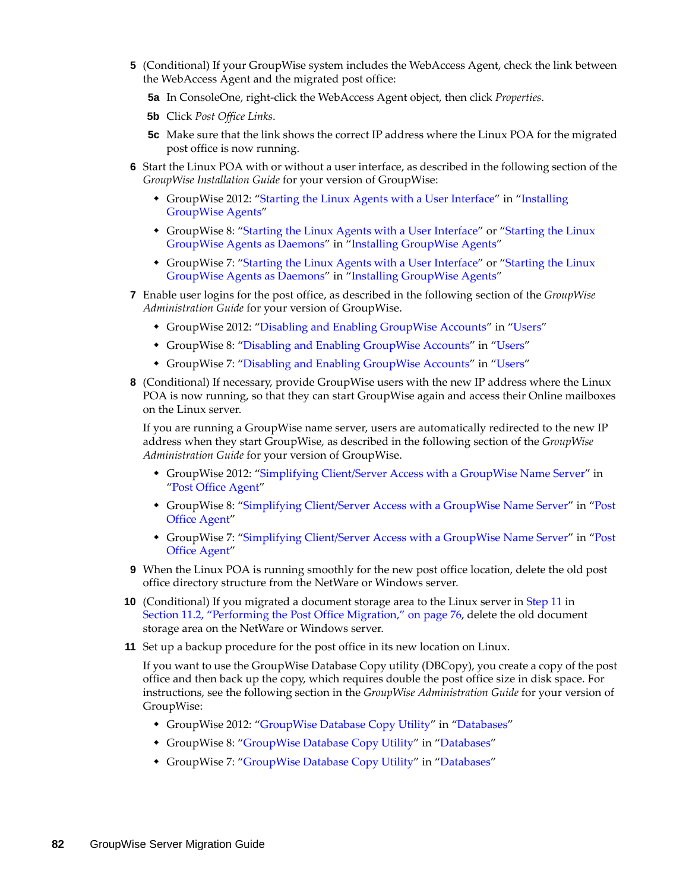5 (Conditional) If your GroupWise system includes the WebAccess Agent, check the link between the WebAccess Agent and the migrated post office:

   5a In ConsoleOne, right-click the WebAccess Agent object, then click *Properties*.

   5b Click *Post Office Links*.

   5c Make sure that the link shows the correct IP address where the Linux POA for the migrated post office is now running.

6 Start the Linux POA with or without a user interface, as described in the following section of the *GroupWise Installation Guide* for your version of GroupWise:

   - GroupWise 2012: "Starting the Linux Agents with a User Interface" in "Installing GroupWise Agents"
   - GroupWise 8: "Starting the Linux Agents with a User Interface" or "Starting the Linux GroupWise Agents as Daemons" in "Installing GroupWise Agents"
   - GroupWise 7: "Starting the Linux Agents with a User Interface" or "Starting the Linux GroupWise Agents as Daemons" in "Installing GroupWise Agents"

7 Enable user logins for the post office, as described in the following section of the *GroupWise Administration Guide* for your version of GroupWise.

   - GroupWise 2012: "Disabling and Enabling GroupWise Accounts" in "Users"
   - GroupWise 8: "Disabling and Enabling GroupWise Accounts" in "Users"
   - GroupWise 7: "Disabling and Enabling GroupWise Accounts" in "Users"

8 (Conditional) If necessary, provide GroupWise users with the new IP address where the Linux POA is now running, so that they can start GroupWise again and access their Online mailboxes on the Linux server.

   If you are running a GroupWise name server, users are automatically redirected to the new IP address when they start GroupWise, as described in the following section of the *GroupWise Administration Guide* for your version of GroupWise.

   - GroupWise 2012: "Simplifying Client/Server Access with a GroupWise Name Server" in "Post Office Agent"
   - GroupWise 8: "Simplifying Client/Server Access with a GroupWise Name Server" in "Post Office Agent"
   - GroupWise 7: "Simplifying Client/Server Access with a GroupWise Name Server" in "Post Office Agent"

9 When the Linux POA is running smoothly for the new post office location, delete the old post office directory structure from the NetWare or Windows server.

10 (Conditional) If you migrated a document storage area to the Linux server in Step 11 in Section 11.2, "Performing the Post Office Migration," on page 76, delete the old document storage area on the NetWare or Windows server.

11 Set up a backup procedure for the post office in its new location on Linux.

   If you want to use the GroupWise Database Copy utility (DBCopy), you create a copy of the post office and then back up the copy, which requires double the post office size in disk space. For instructions, see the following section in the *GroupWise Administration Guide* for your version of GroupWise:

   - GroupWise 2012: "GroupWise Database Copy Utility" in "Databases"
   - GroupWise 8: "GroupWise Database Copy Utility" in "Databases"
   - GroupWise 7: "GroupWise Database Copy Utility" in "Databases"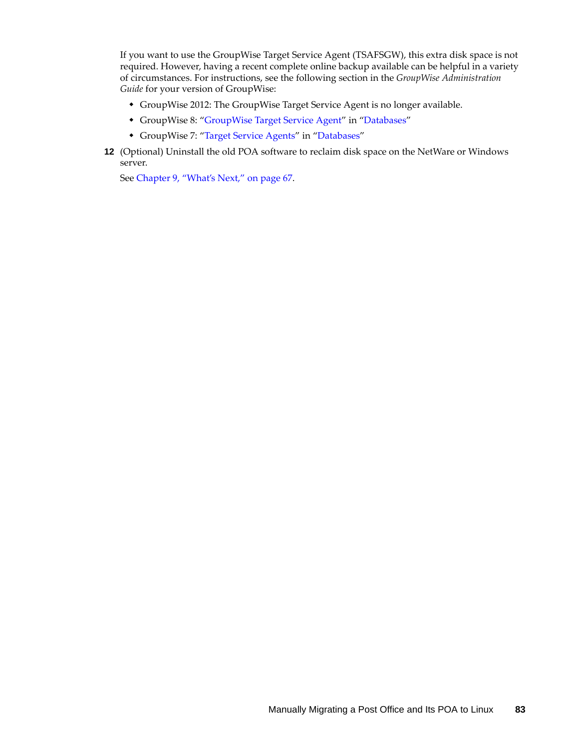If you want to use the GroupWise Target Service Agent (TSAFSGW), this extra disk space is not required. However, having a recent complete online backup available can be helpful in a variety of circumstances. For instructions, see the following section in the *GroupWise Administration Guide* for your version of GroupWise:

- GroupWise 2012: The GroupWise Target Service Agent is no longer available.
- GroupWise 8: "GroupWise Target Service Agent" in "Databases"
- GroupWise 7: "Target Service Agents" in "Databases"

**12** (Optional) Uninstall the old POA software to reclaim disk space on the NetWare or Windows server.

See Chapter 9, "What's Next," on page 67.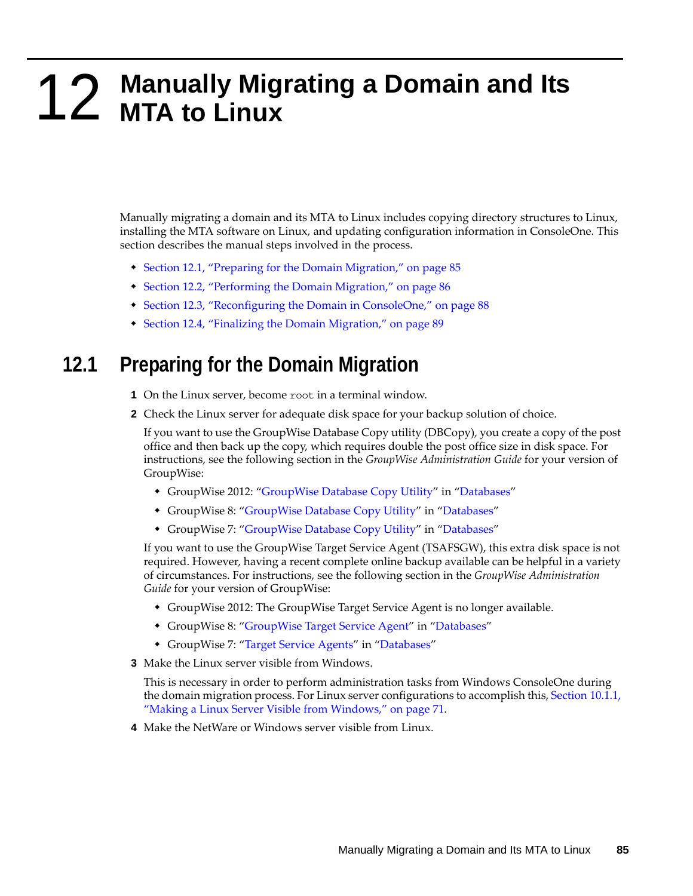# 12 Manually Migrating a Domain and Its MTA to Linux

Manually migrating a domain and its MTA to Linux includes copying directory structures to Linux, installing the MTA software on Linux, and updating configuration information in ConsoleOne. This section describes the manual steps involved in the process.

- Section 12.1, "Preparing for the Domain Migration," on page 85
- Section 12.2, "Performing the Domain Migration," on page 86
- Section 12.3, "Reconfiguring the Domain in ConsoleOne," on page 88
- Section 12.4, "Finalizing the Domain Migration," on page 89

## 12.1 Preparing for the Domain Migration

1 On the Linux server, become `root` in a terminal window.

2 Check the Linux server for adequate disk space for your backup solution of choice.

   If you want to use the GroupWise Database Copy utility (DBCopy), you create a copy of the post office and then back up the copy, which requires double the post office size in disk space. For instructions, see the following section in the *GroupWise Administration Guide* for your version of GroupWise:

   - GroupWise 2012: "GroupWise Database Copy Utility" in "Databases"
   - GroupWise 8: "GroupWise Database Copy Utility" in "Databases"
   - GroupWise 7: "GroupWise Database Copy Utility" in "Databases"

   If you want to use the GroupWise Target Service Agent (TSAFSGW), this extra disk space is not required. However, having a recent complete online backup available can be helpful in a variety of circumstances. For instructions, see the following section in the *GroupWise Administration Guide* for your version of GroupWise:

   - GroupWise 2012: The GroupWise Target Service Agent is no longer available.
   - GroupWise 8: "GroupWise Target Service Agent" in "Databases"
   - GroupWise 7: "Target Service Agents" in "Databases"

3 Make the Linux server visible from Windows.

   This is necessary in order to perform administration tasks from Windows ConsoleOne during the domain migration process. For Linux server configurations to accomplish this, Section 10.1.1, "Making a Linux Server Visible from Windows," on page 71.

4 Make the NetWare or Windows server visible from Linux.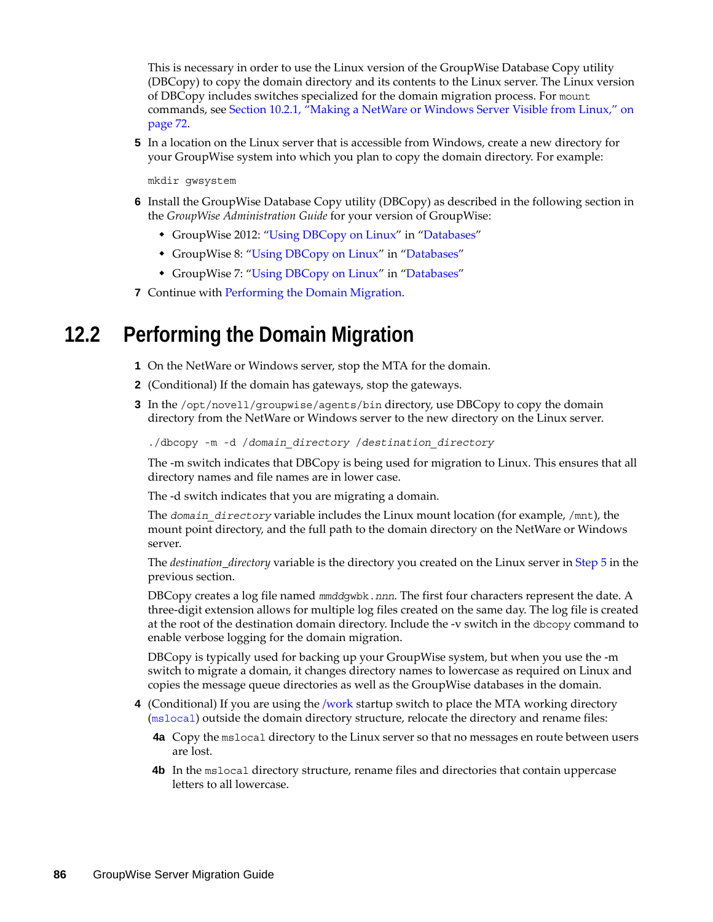This is necessary in order to use the Linux version of the GroupWise Database Copy utility (DBCopy) to copy the domain directory and its contents to the Linux server. The Linux version of DBCopy includes switches specialized for the domain migration process. For `mount` commands, see Section 10.2.1, "Making a NetWare or Windows Server Visible from Linux," on page 72.

5. In a location on the Linux server that is accessible from Windows, create a new directory for your GroupWise system into which you plan to copy the domain directory. For example:

   ```
   mkdir gwsystem
   ```

6. Install the GroupWise Database Copy utility (DBCopy) as described in the following section in the *GroupWise Administration Guide* for your version of GroupWise:
   - GroupWise 2012: "Using DBCopy on Linux" in "Databases"
   - GroupWise 8: "Using DBCopy on Linux" in "Databases"
   - GroupWise 7: "Using DBCopy on Linux" in "Databases"

7. Continue with Performing the Domain Migration.

## 12.2 Performing the Domain Migration

1. On the NetWare or Windows server, stop the MTA for the domain.
2. (Conditional) If the domain has gateways, stop the gateways.
3. In the `/opt/novell/groupwise/agents/bin` directory, use DBCopy to copy the domain directory from the NetWare or Windows server to the new directory on the Linux server.

   ```
   ./dbcopy -m -d /domain_directory /destination_directory
   ```

   The -m switch indicates that DBCopy is being used for migration to Linux. This ensures that all directory names and file names are in lower case.

   The -d switch indicates that you are migrating a domain.

   The *`domain_directory`* variable includes the Linux mount location (for example, `/mnt`), the mount point directory, and the full path to the domain directory on the NetWare or Windows server.

   The *destination_directory* variable is the directory you created on the Linux server in Step 5 in the previous section.

   DBCopy creates a log file named *`mmdd`*`gwbk.`*`nnn`*. The first four characters represent the date. A three-digit extension allows for multiple log files created on the same day. The log file is created at the root of the destination domain directory. Include the -v switch in the `dbcopy` command to enable verbose logging for the domain migration.

   DBCopy is typically used for backing up your GroupWise system, but when you use the -m switch to migrate a domain, it changes directory names to lowercase as required on Linux and copies the message queue directories as well as the GroupWise databases in the domain.

4. (Conditional) If you are using the /work startup switch to place the MTA working directory (`mslocal`) outside the domain directory structure, relocate the directory and rename files:

   **4a** Copy the `mslocal` directory to the Linux server so that no messages en route between users are lost.

   **4b** In the `mslocal` directory structure, rename files and directories that contain uppercase letters to all lowercase.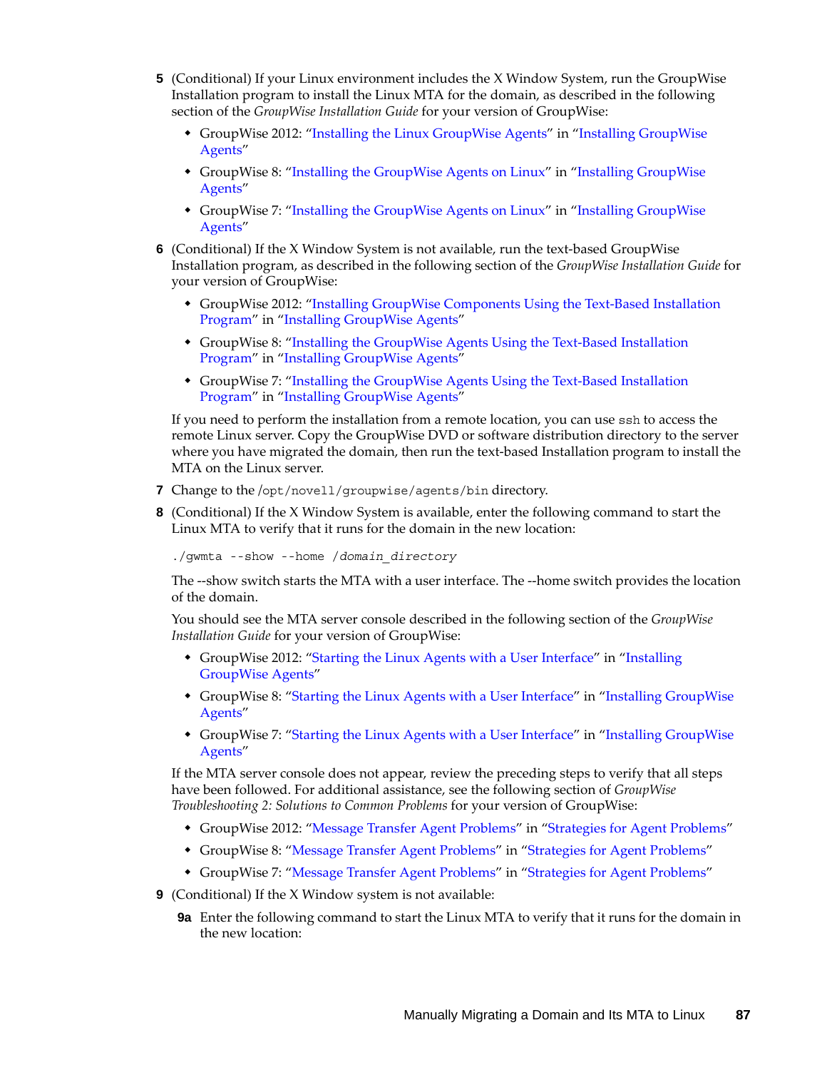**5** (Conditional) If your Linux environment includes the X Window System, run the GroupWise Installation program to install the Linux MTA for the domain, as described in the following section of the *GroupWise Installation Guide* for your version of GroupWise:

- GroupWise 2012: "Installing the Linux GroupWise Agents" in "Installing GroupWise Agents"
- GroupWise 8: "Installing the GroupWise Agents on Linux" in "Installing GroupWise Agents"
- GroupWise 7: "Installing the GroupWise Agents on Linux" in "Installing GroupWise Agents"

**6** (Conditional) If the X Window System is not available, run the text-based GroupWise Installation program, as described in the following section of the *GroupWise Installation Guide* for your version of GroupWise:

- GroupWise 2012: "Installing GroupWise Components Using the Text-Based Installation Program" in "Installing GroupWise Agents"
- GroupWise 8: "Installing the GroupWise Agents Using the Text-Based Installation Program" in "Installing GroupWise Agents"
- GroupWise 7: "Installing the GroupWise Agents Using the Text-Based Installation Program" in "Installing GroupWise Agents"

If you need to perform the installation from a remote location, you can use `ssh` to access the remote Linux server. Copy the GroupWise DVD or software distribution directory to the server where you have migrated the domain, then run the text-based Installation program to install the MTA on the Linux server.

**7** Change to the `/opt/novell/groupwise/agents/bin` directory.

**8** (Conditional) If the X Window System is available, enter the following command to start the Linux MTA to verify that it runs for the domain in the new location:

```
./gwmta --show --home /domain_directory
```

The --show switch starts the MTA with a user interface. The --home switch provides the location of the domain.

You should see the MTA server console described in the following section of the *GroupWise Installation Guide* for your version of GroupWise:

- GroupWise 2012: "Starting the Linux Agents with a User Interface" in "Installing GroupWise Agents"
- GroupWise 8: "Starting the Linux Agents with a User Interface" in "Installing GroupWise Agents"
- GroupWise 7: "Starting the Linux Agents with a User Interface" in "Installing GroupWise Agents"

If the MTA server console does not appear, review the preceding steps to verify that all steps have been followed. For additional assistance, see the following section of *GroupWise Troubleshooting 2: Solutions to Common Problems* for your version of GroupWise:

- GroupWise 2012: "Message Transfer Agent Problems" in "Strategies for Agent Problems"
- GroupWise 8: "Message Transfer Agent Problems" in "Strategies for Agent Problems"
- GroupWise 7: "Message Transfer Agent Problems" in "Strategies for Agent Problems"

**9** (Conditional) If the X Window system is not available:

**9a** Enter the following command to start the Linux MTA to verify that it runs for the domain in the new location: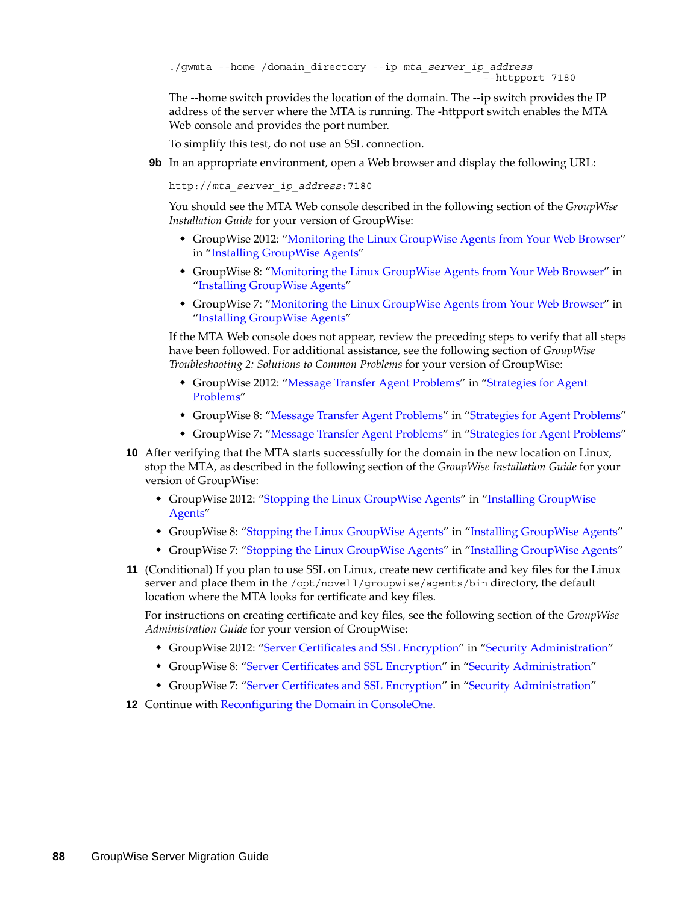```
./gwmta --home /domain_directory --ip mta_server_ip_address
                                          --httpport 7180
```

The --home switch provides the location of the domain. The --ip switch provides the IP address of the server where the MTA is running. The -httpport switch enables the MTA Web console and provides the port number.

To simplify this test, do not use an SSL connection.

**9b** In an appropriate environment, open a Web browser and display the following URL:

```
http://mta_server_ip_address:7180
```

You should see the MTA Web console described in the following section of the *GroupWise Installation Guide* for your version of GroupWise:

- GroupWise 2012: "Monitoring the Linux GroupWise Agents from Your Web Browser" in "Installing GroupWise Agents"
- GroupWise 8: "Monitoring the Linux GroupWise Agents from Your Web Browser" in "Installing GroupWise Agents"
- GroupWise 7: "Monitoring the Linux GroupWise Agents from Your Web Browser" in "Installing GroupWise Agents"

If the MTA Web console does not appear, review the preceding steps to verify that all steps have been followed. For additional assistance, see the following section of *GroupWise Troubleshooting 2: Solutions to Common Problems* for your version of GroupWise:

- GroupWise 2012: "Message Transfer Agent Problems" in "Strategies for Agent Problems"
- GroupWise 8: "Message Transfer Agent Problems" in "Strategies for Agent Problems"
- GroupWise 7: "Message Transfer Agent Problems" in "Strategies for Agent Problems"

**10** After verifying that the MTA starts successfully for the domain in the new location on Linux, stop the MTA, as described in the following section of the *GroupWise Installation Guide* for your version of GroupWise:

- GroupWise 2012: "Stopping the Linux GroupWise Agents" in "Installing GroupWise Agents"
- GroupWise 8: "Stopping the Linux GroupWise Agents" in "Installing GroupWise Agents"
- GroupWise 7: "Stopping the Linux GroupWise Agents" in "Installing GroupWise Agents"

**11** (Conditional) If you plan to use SSL on Linux, create new certificate and key files for the Linux server and place them in the `/opt/novell/groupwise/agents/bin` directory, the default location where the MTA looks for certificate and key files.

For instructions on creating certificate and key files, see the following section of the *GroupWise Administration Guide* for your version of GroupWise:

- GroupWise 2012: "Server Certificates and SSL Encryption" in "Security Administration"
- GroupWise 8: "Server Certificates and SSL Encryption" in "Security Administration"
- GroupWise 7: "Server Certificates and SSL Encryption" in "Security Administration"

**12** Continue with Reconfiguring the Domain in ConsoleOne.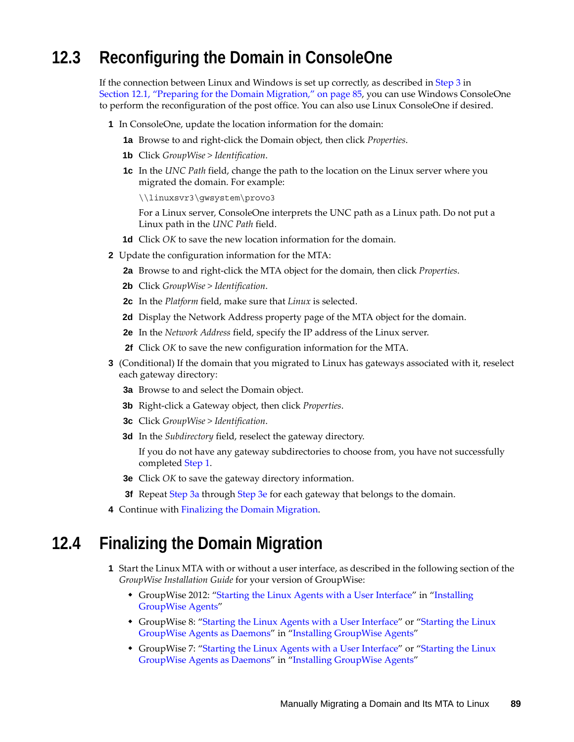## 12.3 Reconfiguring the Domain in ConsoleOne

If the connection between Linux and Windows is set up correctly, as described in Step 3 in Section 12.1, "Preparing for the Domain Migration," on page 85, you can use Windows ConsoleOne to perform the reconfiguration of the post office. You can also use Linux ConsoleOne if desired.

**1** In ConsoleOne, update the location information for the domain:

   **1a** Browse to and right-click the Domain object, then click *Properties*.

   **1b** Click *GroupWise > Identification*.

   **1c** In the *UNC Path* field, change the path to the location on the Linux server where you migrated the domain. For example:

   ```
   \\linuxsvr3\gwsystem\provo3
   ```

   For a Linux server, ConsoleOne interprets the UNC path as a Linux path. Do not put a Linux path in the *UNC Path* field.

   **1d** Click *OK* to save the new location information for the domain.

**2** Update the configuration information for the MTA:

   **2a** Browse to and right-click the MTA object for the domain, then click *Properties*.

   **2b** Click *GroupWise > Identification*.

   **2c** In the *Platform* field, make sure that *Linux* is selected.

   **2d** Display the Network Address property page of the MTA object for the domain.

   **2e** In the *Network Address* field, specify the IP address of the Linux server.

   **2f** Click *OK* to save the new configuration information for the MTA.

**3** (Conditional) If the domain that you migrated to Linux has gateways associated with it, reselect each gateway directory:

   **3a** Browse to and select the Domain object.

   **3b** Right-click a Gateway object, then click *Properties*.

   **3c** Click *GroupWise > Identification*.

   **3d** In the *Subdirectory* field, reselect the gateway directory.

   If you do not have any gateway subdirectories to choose from, you have not successfully completed Step 1.

   **3e** Click *OK* to save the gateway directory information.

   **3f** Repeat Step 3a through Step 3e for each gateway that belongs to the domain.

**4** Continue with Finalizing the Domain Migration.

## 12.4 Finalizing the Domain Migration

**1** Start the Linux MTA with or without a user interface, as described in the following section of the *GroupWise Installation Guide* for your version of GroupWise:

   - GroupWise 2012: "Starting the Linux Agents with a User Interface" in "Installing GroupWise Agents"
   - GroupWise 8: "Starting the Linux Agents with a User Interface" or "Starting the Linux GroupWise Agents as Daemons" in "Installing GroupWise Agents"
   - GroupWise 7: "Starting the Linux Agents with a User Interface" or "Starting the Linux GroupWise Agents as Daemons" in "Installing GroupWise Agents"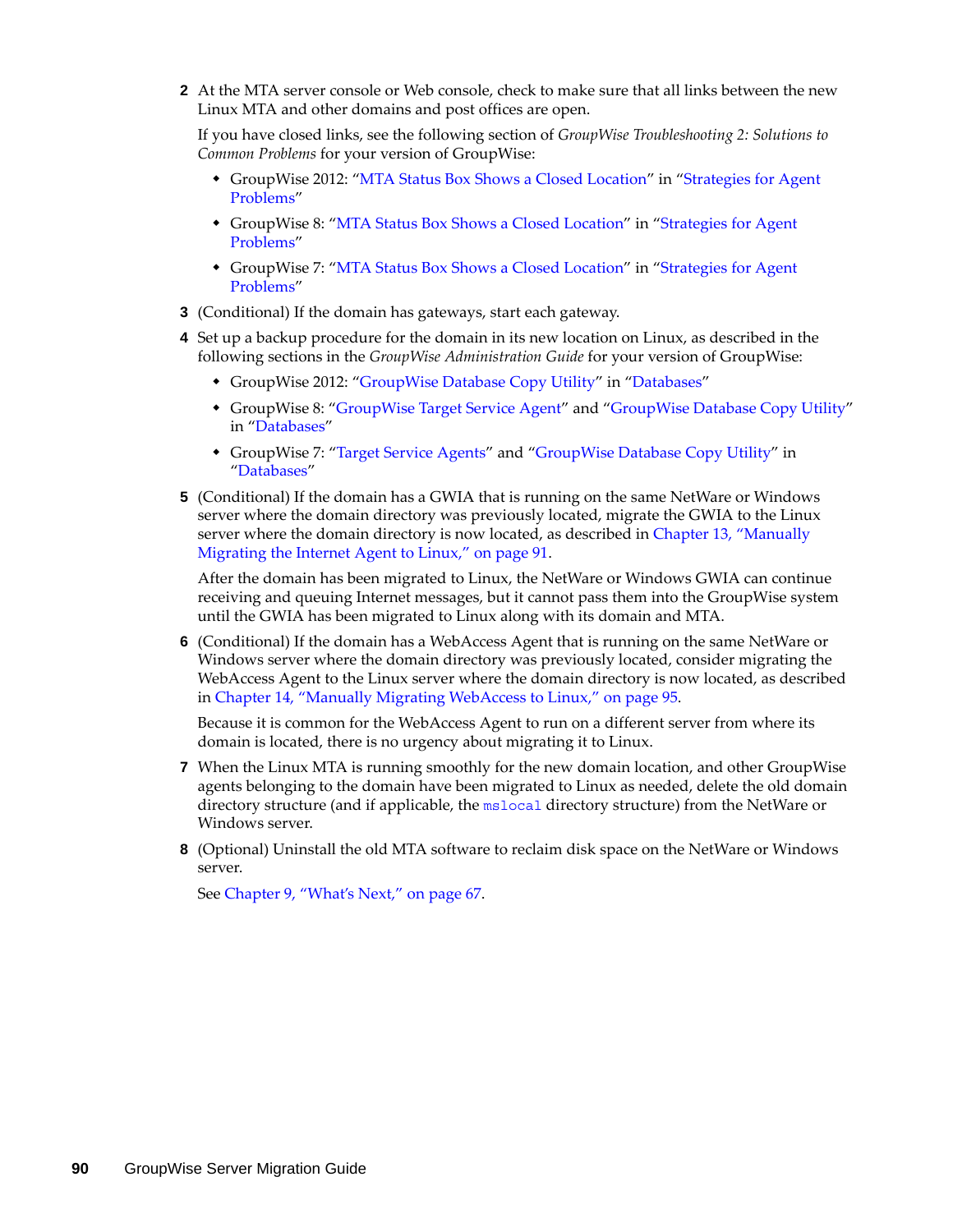2. At the MTA server console or Web console, check to make sure that all links between the new Linux MTA and other domains and post offices are open.

   If you have closed links, see the following section of *GroupWise Troubleshooting 2: Solutions to Common Problems* for your version of GroupWise:

   - GroupWise 2012: "MTA Status Box Shows a Closed Location" in "Strategies for Agent Problems"
   - GroupWise 8: "MTA Status Box Shows a Closed Location" in "Strategies for Agent Problems"
   - GroupWise 7: "MTA Status Box Shows a Closed Location" in "Strategies for Agent Problems"

3. (Conditional) If the domain has gateways, start each gateway.

4. Set up a backup procedure for the domain in its new location on Linux, as described in the following sections in the *GroupWise Administration Guide* for your version of GroupWise:

   - GroupWise 2012: "GroupWise Database Copy Utility" in "Databases"
   - GroupWise 8: "GroupWise Target Service Agent" and "GroupWise Database Copy Utility" in "Databases"
   - GroupWise 7: "Target Service Agents" and "GroupWise Database Copy Utility" in "Databases"

5. (Conditional) If the domain has a GWIA that is running on the same NetWare or Windows server where the domain directory was previously located, migrate the GWIA to the Linux server where the domain directory is now located, as described in Chapter 13, "Manually Migrating the Internet Agent to Linux," on page 91.

   After the domain has been migrated to Linux, the NetWare or Windows GWIA can continue receiving and queuing Internet messages, but it cannot pass them into the GroupWise system until the GWIA has been migrated to Linux along with its domain and MTA.

6. (Conditional) If the domain has a WebAccess Agent that is running on the same NetWare or Windows server where the domain directory was previously located, consider migrating the WebAccess Agent to the Linux server where the domain directory is now located, as described in Chapter 14, "Manually Migrating WebAccess to Linux," on page 95.

   Because it is common for the WebAccess Agent to run on a different server from where its domain is located, there is no urgency about migrating it to Linux.

7. When the Linux MTA is running smoothly for the new domain location, and other GroupWise agents belonging to the domain have been migrated to Linux as needed, delete the old domain directory structure (and if applicable, the `mslocal` directory structure) from the NetWare or Windows server.

8. (Optional) Uninstall the old MTA software to reclaim disk space on the NetWare or Windows server.

   See Chapter 9, "What's Next," on page 67.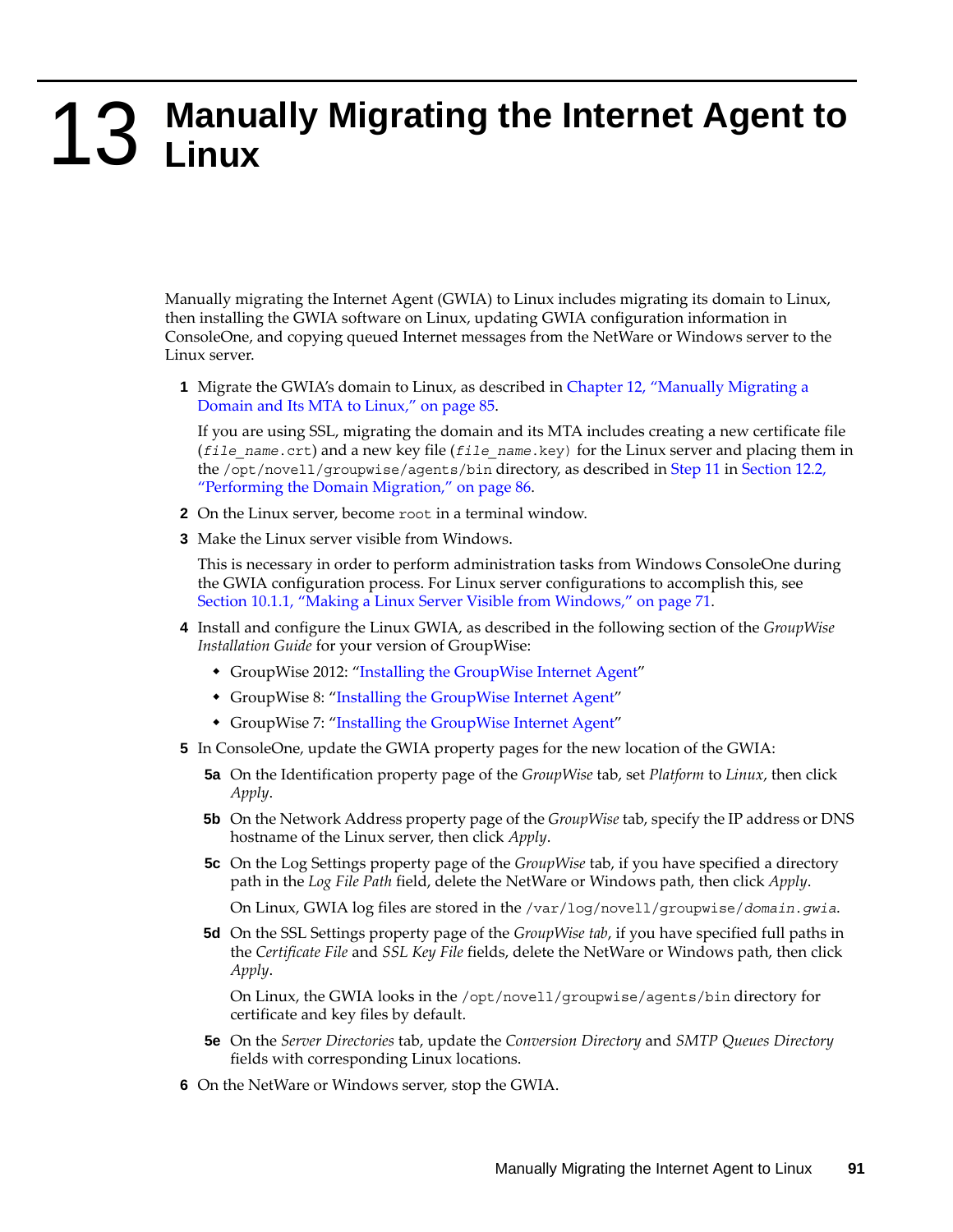# 13 Manually Migrating the Internet Agent to Linux

Manually migrating the Internet Agent (GWIA) to Linux includes migrating its domain to Linux, then installing the GWIA software on Linux, updating GWIA configuration information in ConsoleOne, and copying queued Internet messages from the NetWare or Windows server to the Linux server.

**1** Migrate the GWIA's domain to Linux, as described in Chapter 12, "Manually Migrating a Domain and Its MTA to Linux," on page 85.

If you are using SSL, migrating the domain and its MTA includes creating a new certificate file (`file_name.crt`) and a new key file (`file_name.key`) for the Linux server and placing them in the `/opt/novell/groupwise/agents/bin` directory, as described in Step 11 in Section 12.2, "Performing the Domain Migration," on page 86.

**2** On the Linux server, become `root` in a terminal window.

**3** Make the Linux server visible from Windows.

This is necessary in order to perform administration tasks from Windows ConsoleOne during the GWIA configuration process. For Linux server configurations to accomplish this, see Section 10.1.1, "Making a Linux Server Visible from Windows," on page 71.

**4** Install and configure the Linux GWIA, as described in the following section of the *GroupWise Installation Guide* for your version of GroupWise:

- GroupWise 2012: "Installing the GroupWise Internet Agent"
- GroupWise 8: "Installing the GroupWise Internet Agent"
- GroupWise 7: "Installing the GroupWise Internet Agent"

**5** In ConsoleOne, update the GWIA property pages for the new location of the GWIA:

**5a** On the Identification property page of the *GroupWise* tab, set *Platform* to *Linux*, then click *Apply*.

**5b** On the Network Address property page of the *GroupWise* tab, specify the IP address or DNS hostname of the Linux server, then click *Apply*.

**5c** On the Log Settings property page of the *GroupWise* tab, if you have specified a directory path in the *Log File Path* field, delete the NetWare or Windows path, then click *Apply*.

On Linux, GWIA log files are stored in the `/var/log/novell/groupwise/domain.gwia`.

**5d** On the SSL Settings property page of the *GroupWise tab*, if you have specified full paths in the *Certificate File* and *SSL Key File* fields, delete the NetWare or Windows path, then click *Apply*.

On Linux, the GWIA looks in the `/opt/novell/groupwise/agents/bin` directory for certificate and key files by default.

**5e** On the *Server Directories* tab, update the *Conversion Directory* and *SMTP Queues Directory* fields with corresponding Linux locations.

**6** On the NetWare or Windows server, stop the GWIA.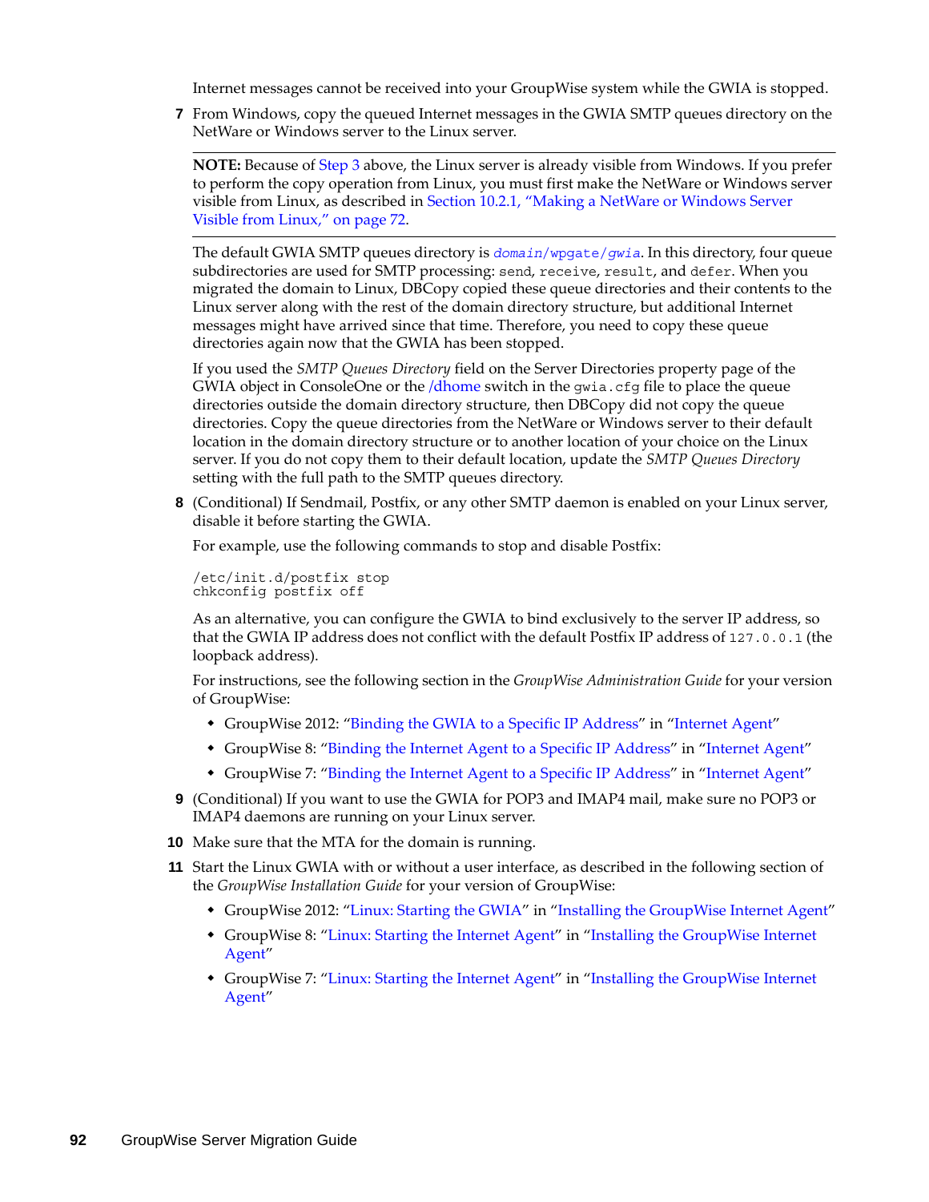Internet messages cannot be received into your GroupWise system while the GWIA is stopped.

7 From Windows, copy the queued Internet messages in the GWIA SMTP queues directory on the NetWare or Windows server to the Linux server.

---

**NOTE:** Because of Step 3 above, the Linux server is already visible from Windows. If you prefer to perform the copy operation from Linux, you must first make the NetWare or Windows server visible from Linux, as described in Section 10.2.1, "Making a NetWare or Windows Server Visible from Linux," on page 72.

---

The default GWIA SMTP queues directory is `domain/wpgate/gwia`. In this directory, four queue subdirectories are used for SMTP processing: `send`, `receive`, `result`, and `defer`. When you migrated the domain to Linux, DBCopy copied these queue directories and their contents to the Linux server along with the rest of the domain directory structure, but additional Internet messages might have arrived since that time. Therefore, you need to copy these queue directories again now that the GWIA has been stopped.

If you used the *SMTP Queues Directory* field on the Server Directories property page of the GWIA object in ConsoleOne or the /dhome switch in the `gwia.cfg` file to place the queue directories outside the domain directory structure, then DBCopy did not copy the queue directories. Copy the queue directories from the NetWare or Windows server to their default location in the domain directory structure or to another location of your choice on the Linux server. If you do not copy them to their default location, update the *SMTP Queues Directory* setting with the full path to the SMTP queues directory.

8 (Conditional) If Sendmail, Postfix, or any other SMTP daemon is enabled on your Linux server, disable it before starting the GWIA.

For example, use the following commands to stop and disable Postfix:

```
/etc/init.d/postfix stop
chkconfig postfix off
```

As an alternative, you can configure the GWIA to bind exclusively to the server IP address, so that the GWIA IP address does not conflict with the default Postfix IP address of `127.0.0.1` (the loopback address).

For instructions, see the following section in the *GroupWise Administration Guide* for your version of GroupWise:

- GroupWise 2012: "Binding the GWIA to a Specific IP Address" in "Internet Agent"
- GroupWise 8: "Binding the Internet Agent to a Specific IP Address" in "Internet Agent"
- GroupWise 7: "Binding the Internet Agent to a Specific IP Address" in "Internet Agent"

9 (Conditional) If you want to use the GWIA for POP3 and IMAP4 mail, make sure no POP3 or IMAP4 daemons are running on your Linux server.

10 Make sure that the MTA for the domain is running.

11 Start the Linux GWIA with or without a user interface, as described in the following section of the *GroupWise Installation Guide* for your version of GroupWise:

- GroupWise 2012: "Linux: Starting the GWIA" in "Installing the GroupWise Internet Agent"
- GroupWise 8: "Linux: Starting the Internet Agent" in "Installing the GroupWise Internet Agent"
- GroupWise 7: "Linux: Starting the Internet Agent" in "Installing the GroupWise Internet Agent"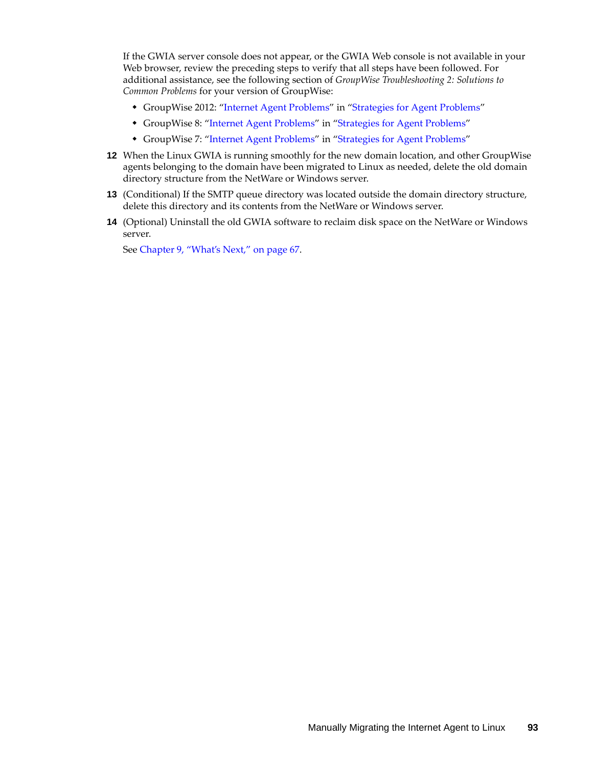If the GWIA server console does not appear, or the GWIA Web console is not available in your Web browser, review the preceding steps to verify that all steps have been followed. For additional assistance, see the following section of *GroupWise Troubleshooting 2: Solutions to Common Problems* for your version of GroupWise:

- GroupWise 2012: "Internet Agent Problems" in "Strategies for Agent Problems"
- GroupWise 8: "Internet Agent Problems" in "Strategies for Agent Problems"
- GroupWise 7: "Internet Agent Problems" in "Strategies for Agent Problems"

**12** When the Linux GWIA is running smoothly for the new domain location, and other GroupWise agents belonging to the domain have been migrated to Linux as needed, delete the old domain directory structure from the NetWare or Windows server.

**13** (Conditional) If the SMTP queue directory was located outside the domain directory structure, delete this directory and its contents from the NetWare or Windows server.

**14** (Optional) Uninstall the old GWIA software to reclaim disk space on the NetWare or Windows server.

See Chapter 9, "What's Next," on page 67.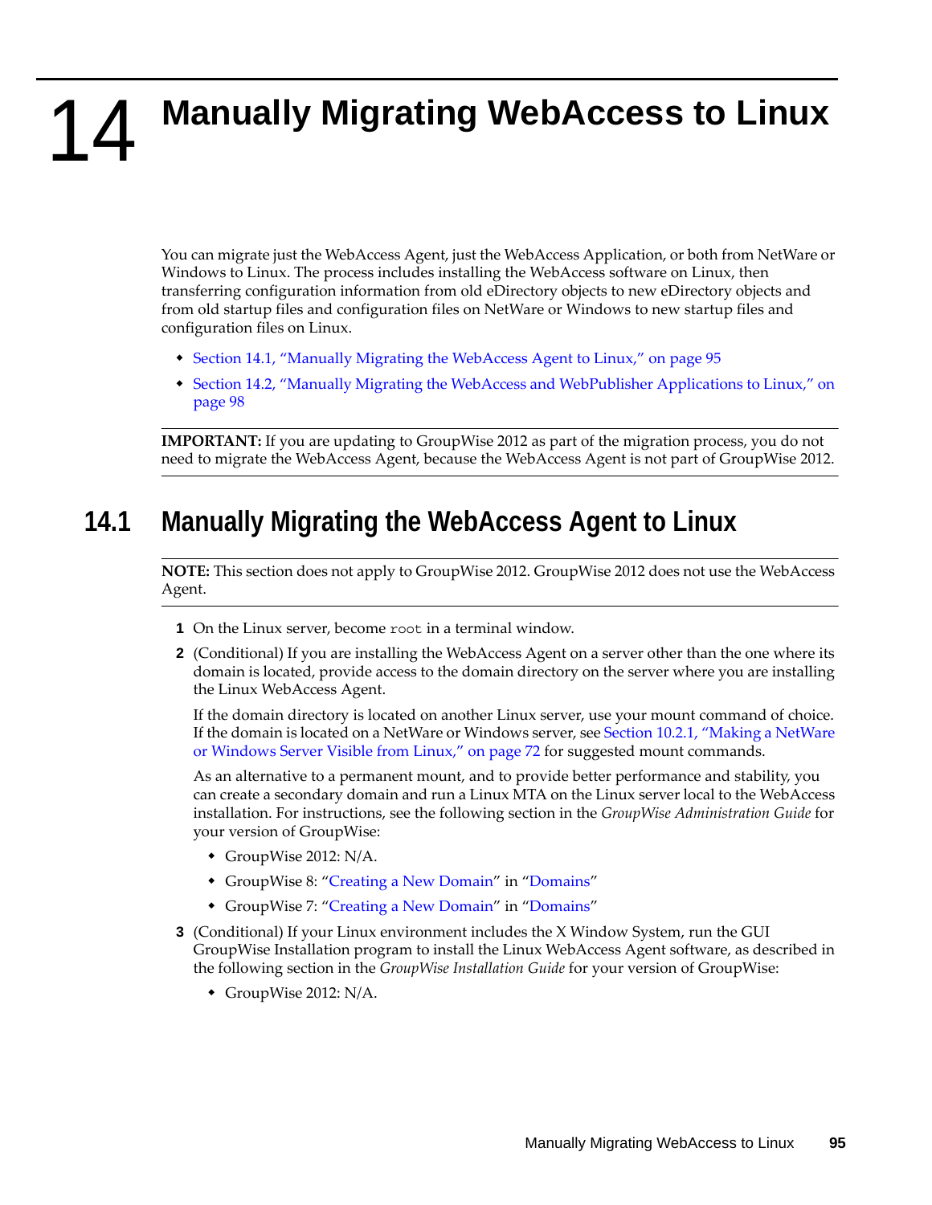# 14 Manually Migrating WebAccess to Linux

You can migrate just the WebAccess Agent, just the WebAccess Application, or both from NetWare or Windows to Linux. The process includes installing the WebAccess software on Linux, then transferring configuration information from old eDirectory objects to new eDirectory objects and from old startup files and configuration files on NetWare or Windows to new startup files and configuration files on Linux.

- Section 14.1, "Manually Migrating the WebAccess Agent to Linux," on page 95
- Section 14.2, "Manually Migrating the WebAccess and WebPublisher Applications to Linux," on page 98

**IMPORTANT:** If you are updating to GroupWise 2012 as part of the migration process, you do not need to migrate the WebAccess Agent, because the WebAccess Agent is not part of GroupWise 2012.

## 14.1 Manually Migrating the WebAccess Agent to Linux

**NOTE:** This section does not apply to GroupWise 2012. GroupWise 2012 does not use the WebAccess Agent.

1. On the Linux server, become `root` in a terminal window.
2. (Conditional) If you are installing the WebAccess Agent on a server other than the one where its domain is located, provide access to the domain directory on the server where you are installing the Linux WebAccess Agent.

   If the domain directory is located on another Linux server, use your mount command of choice. If the domain is located on a NetWare or Windows server, see Section 10.2.1, "Making a NetWare or Windows Server Visible from Linux," on page 72 for suggested mount commands.

   As an alternative to a permanent mount, and to provide better performance and stability, you can create a secondary domain and run a Linux MTA on the Linux server local to the WebAccess installation. For instructions, see the following section in the *GroupWise Administration Guide* for your version of GroupWise:

   - GroupWise 2012: N/A.
   - GroupWise 8: "Creating a New Domain" in "Domains"
   - GroupWise 7: "Creating a New Domain" in "Domains"
3. (Conditional) If your Linux environment includes the X Window System, run the GUI GroupWise Installation program to install the Linux WebAccess Agent software, as described in the following section in the *GroupWise Installation Guide* for your version of GroupWise:

   - GroupWise 2012: N/A.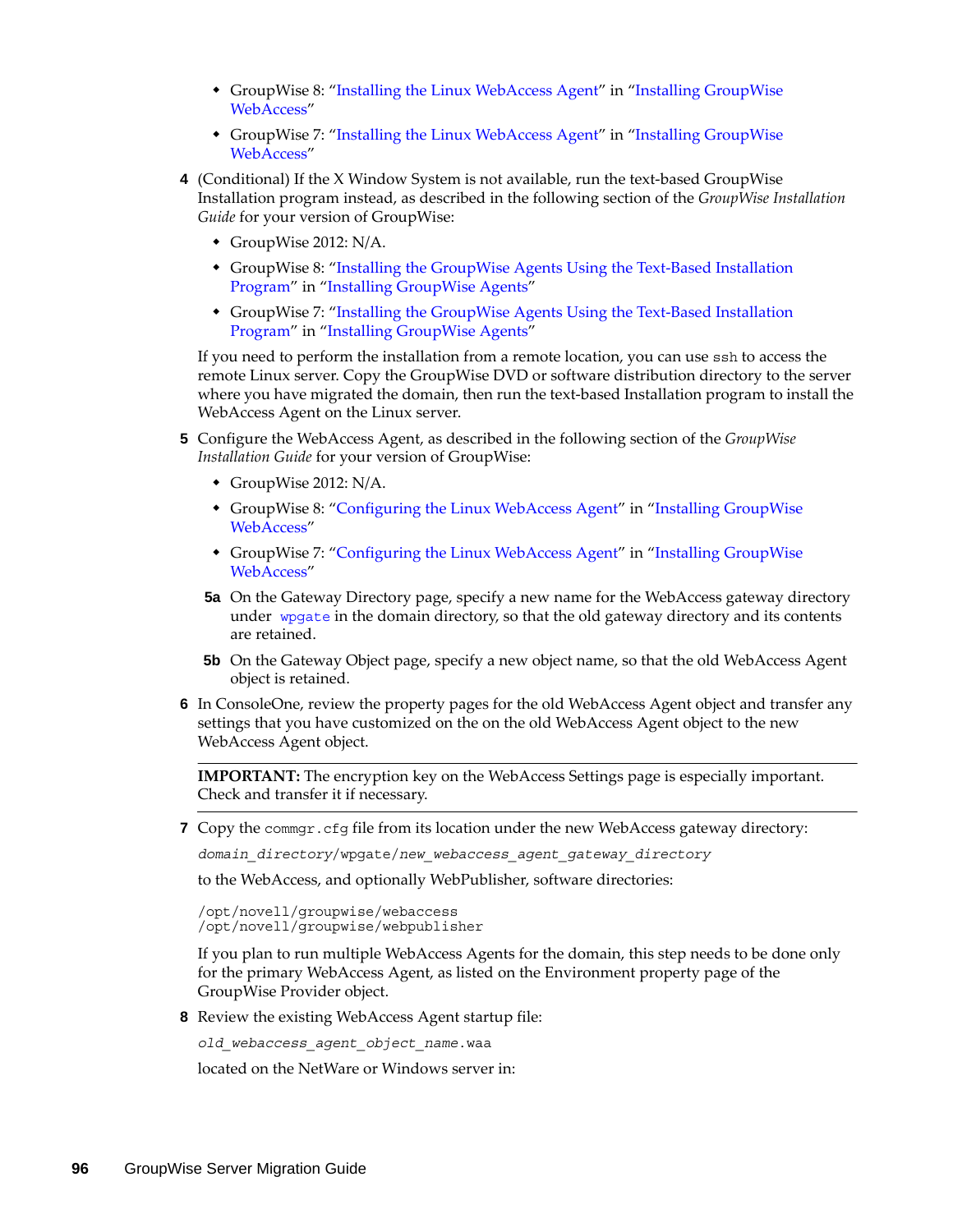- GroupWise 8: "Installing the Linux WebAccess Agent" in "Installing GroupWise WebAccess"
- GroupWise 7: "Installing the Linux WebAccess Agent" in "Installing GroupWise WebAccess"

4. (Conditional) If the X Window System is not available, run the text-based GroupWise Installation program instead, as described in the following section of the *GroupWise Installation Guide* for your version of GroupWise:
   - GroupWise 2012: N/A.
   - GroupWise 8: "Installing the GroupWise Agents Using the Text-Based Installation Program" in "Installing GroupWise Agents"
   - GroupWise 7: "Installing the GroupWise Agents Using the Text-Based Installation Program" in "Installing GroupWise Agents"

   If you need to perform the installation from a remote location, you can use `ssh` to access the remote Linux server. Copy the GroupWise DVD or software distribution directory to the server where you have migrated the domain, then run the text-based Installation program to install the WebAccess Agent on the Linux server.

5. Configure the WebAccess Agent, as described in the following section of the *GroupWise Installation Guide* for your version of GroupWise:
   - GroupWise 2012: N/A.
   - GroupWise 8: "Configuring the Linux WebAccess Agent" in "Installing GroupWise WebAccess"
   - GroupWise 7: "Configuring the Linux WebAccess Agent" in "Installing GroupWise WebAccess"

   **5a** On the Gateway Directory page, specify a new name for the WebAccess gateway directory under `wpgate` in the domain directory, so that the old gateway directory and its contents are retained.

   **5b** On the Gateway Object page, specify a new object name, so that the old WebAccess Agent object is retained.

6. In ConsoleOne, review the property pages for the old WebAccess Agent object and transfer any settings that you have customized on the on the old WebAccess Agent object to the new WebAccess Agent object.

   ---
   **IMPORTANT:** The encryption key on the WebAccess Settings page is especially important. Check and transfer it if necessary.

   ---

7. Copy the `commgr.cfg` file from its location under the new WebAccess gateway directory:

   *domain_directory*/wpgate/*new_webaccess_agent_gateway_directory*

   to the WebAccess, and optionally WebPublisher, software directories:

   ```
   /opt/novell/groupwise/webaccess
   /opt/novell/groupwise/webpublisher
   ```

   If you plan to run multiple WebAccess Agents for the domain, this step needs to be done only for the primary WebAccess Agent, as listed on the Environment property page of the GroupWise Provider object.

8. Review the existing WebAccess Agent startup file:

   *old_webaccess_agent_object_name*.waa

   located on the NetWare or Windows server in: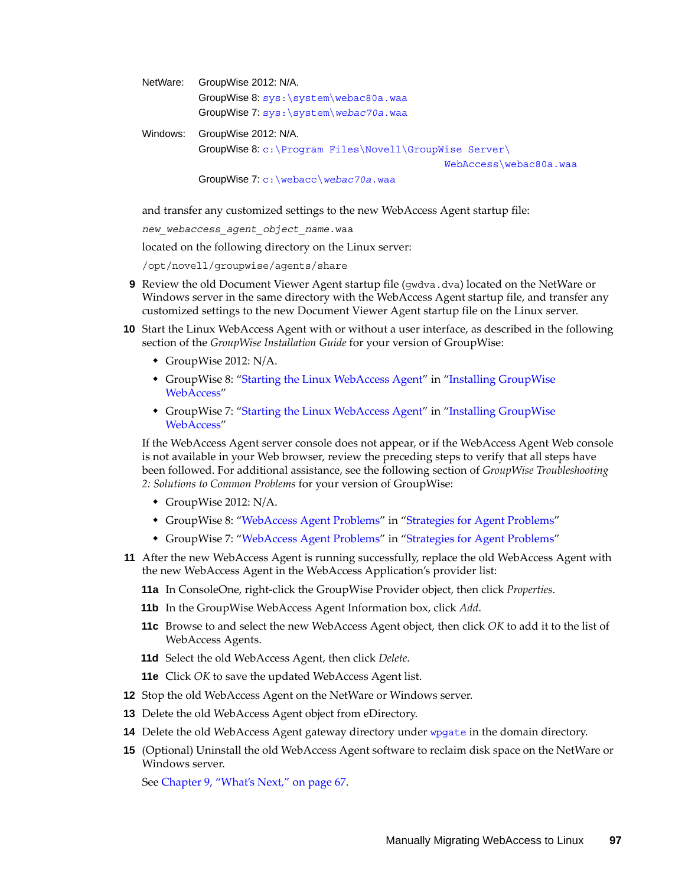NetWare: GroupWise 2012: N/A.
GroupWise 8: `sys:\system\webac80a.waa`
GroupWise 7: `sys:\system\`*`webac70a`*`.waa`

Windows: GroupWise 2012: N/A.
GroupWise 8: `c:\Program Files\Novell\GroupWise Server\WebAccess\webac80a.waa`
GroupWise 7: `c:\webacc\`*`webac70a`*`.waa`

and transfer any customized settings to the new WebAccess Agent startup file:

*`new_webaccess_agent_object_name`*`.waa`

located on the following directory on the Linux server:

`/opt/novell/groupwise/agents/share`

**9** Review the old Document Viewer Agent startup file (`gwdva.dva`) located on the NetWare or Windows server in the same directory with the WebAccess Agent startup file, and transfer any customized settings to the new Document Viewer Agent startup file on the Linux server.

**10** Start the Linux WebAccess Agent with or without a user interface, as described in the following section of the *GroupWise Installation Guide* for your version of GroupWise:

- GroupWise 2012: N/A.
- GroupWise 8: "Starting the Linux WebAccess Agent" in "Installing GroupWise WebAccess"
- GroupWise 7: "Starting the Linux WebAccess Agent" in "Installing GroupWise WebAccess"

If the WebAccess Agent server console does not appear, or if the WebAccess Agent Web console is not available in your Web browser, review the preceding steps to verify that all steps have been followed. For additional assistance, see the following section of *GroupWise Troubleshooting 2: Solutions to Common Problems* for your version of GroupWise:

- GroupWise 2012: N/A.
- GroupWise 8: "WebAccess Agent Problems" in "Strategies for Agent Problems"
- GroupWise 7: "WebAccess Agent Problems" in "Strategies for Agent Problems"

**11** After the new WebAccess Agent is running successfully, replace the old WebAccess Agent with the new WebAccess Agent in the WebAccess Application's provider list:

**11a** In ConsoleOne, right-click the GroupWise Provider object, then click *Properties*.

**11b** In the GroupWise WebAccess Agent Information box, click *Add*.

**11c** Browse to and select the new WebAccess Agent object, then click *OK* to add it to the list of WebAccess Agents.

**11d** Select the old WebAccess Agent, then click *Delete*.

**11e** Click *OK* to save the updated WebAccess Agent list.

**12** Stop the old WebAccess Agent on the NetWare or Windows server.

**13** Delete the old WebAccess Agent object from eDirectory.

**14** Delete the old WebAccess Agent gateway directory under `wpgate` in the domain directory.

**15** (Optional) Uninstall the old WebAccess Agent software to reclaim disk space on the NetWare or Windows server.

See Chapter 9, "What's Next," on page 67.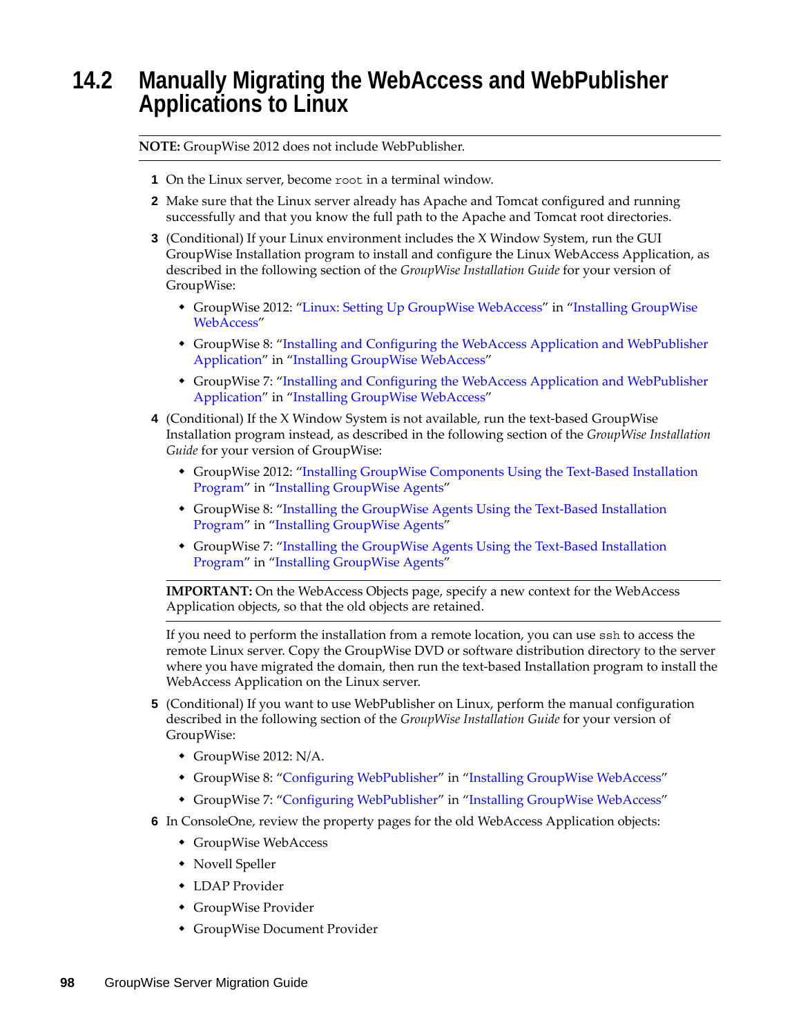## 14.2 Manually Migrating the WebAccess and WebPublisher Applications to Linux

---

**NOTE:** GroupWise 2012 does not include WebPublisher.

---

1. On the Linux server, become `root` in a terminal window.
2. Make sure that the Linux server already has Apache and Tomcat configured and running successfully and that you know the full path to the Apache and Tomcat root directories.
3. (Conditional) If your Linux environment includes the X Window System, run the GUI GroupWise Installation program to install and configure the Linux WebAccess Application, as described in the following section of the *GroupWise Installation Guide* for your version of GroupWise:
   - GroupWise 2012: "Linux: Setting Up GroupWise WebAccess" in "Installing GroupWise WebAccess"
   - GroupWise 8: "Installing and Configuring the WebAccess Application and WebPublisher Application" in "Installing GroupWise WebAccess"
   - GroupWise 7: "Installing and Configuring the WebAccess Application and WebPublisher Application" in "Installing GroupWise WebAccess"
4. (Conditional) If the X Window System is not available, run the text-based GroupWise Installation program instead, as described in the following section of the *GroupWise Installation Guide* for your version of GroupWise:
   - GroupWise 2012: "Installing GroupWise Components Using the Text-Based Installation Program" in "Installing GroupWise Agents"
   - GroupWise 8: "Installing the GroupWise Agents Using the Text-Based Installation Program" in "Installing GroupWise Agents"
   - GroupWise 7: "Installing the GroupWise Agents Using the Text-Based Installation Program" in "Installing GroupWise Agents"

   ---

   **IMPORTANT:** On the WebAccess Objects page, specify a new context for the WebAccess Application objects, so that the old objects are retained.

   ---

   If you need to perform the installation from a remote location, you can use `ssh` to access the remote Linux server. Copy the GroupWise DVD or software distribution directory to the server where you have migrated the domain, then run the text-based Installation program to install the WebAccess Application on the Linux server.
5. (Conditional) If you want to use WebPublisher on Linux, perform the manual configuration described in the following section of the *GroupWise Installation Guide* for your version of GroupWise:
   - GroupWise 2012: N/A.
   - GroupWise 8: "Configuring WebPublisher" in "Installing GroupWise WebAccess"
   - GroupWise 7: "Configuring WebPublisher" in "Installing GroupWise WebAccess"
6. In ConsoleOne, review the property pages for the old WebAccess Application objects:
   - GroupWise WebAccess
   - Novell Speller
   - LDAP Provider
   - GroupWise Provider
   - GroupWise Document Provider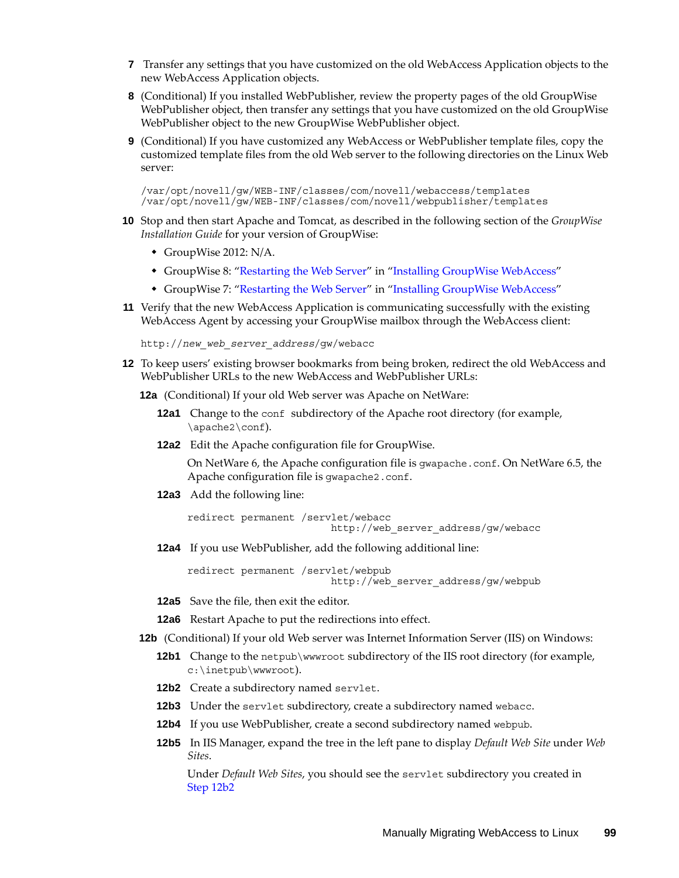7. Transfer any settings that you have customized on the old WebAccess Application objects to the new WebAccess Application objects.

8. (Conditional) If you installed WebPublisher, review the property pages of the old GroupWise WebPublisher object, then transfer any settings that you have customized on the old GroupWise WebPublisher object to the new GroupWise WebPublisher object.

9. (Conditional) If you have customized any WebAccess or WebPublisher template files, copy the customized template files from the old Web server to the following directories on the Linux Web server:

   ```
   /var/opt/novell/gw/WEB-INF/classes/com/novell/webaccess/templates
   /var/opt/novell/gw/WEB-INF/classes/com/novell/webpublisher/templates
   ```

10. Stop and then start Apache and Tomcat, as described in the following section of the *GroupWise Installation Guide* for your version of GroupWise:
    - GroupWise 2012: N/A.
    - GroupWise 8: "Restarting the Web Server" in "Installing GroupWise WebAccess"
    - GroupWise 7: "Restarting the Web Server" in "Installing GroupWise WebAccess"

11. Verify that the new WebAccess Application is communicating successfully with the existing WebAccess Agent by accessing your GroupWise mailbox through the WebAccess client:

    http://*new_web_server_address*/gw/webacc

12. To keep users' existing browser bookmarks from being broken, redirect the old WebAccess and WebPublisher URLs to the new WebAccess and WebPublisher URLs:

    **12a** (Conditional) If your old Web server was Apache on NetWare:

    **12a1** Change to the `conf` subdirectory of the Apache root directory (for example, `\apache2\conf`).

    **12a2** Edit the Apache configuration file for GroupWise.

    On NetWare 6, the Apache configuration file is `gwapache.conf`. On NetWare 6.5, the Apache configuration file is `gwapache2.conf`.

    **12a3** Add the following line:

    ```
    redirect permanent /servlet/webacc
                               http://web_server_address/gw/webacc
    ```

    **12a4** If you use WebPublisher, add the following additional line:

    ```
    redirect permanent /servlet/webpub
                               http://web_server_address/gw/webpub
    ```

    **12a5** Save the file, then exit the editor.

    **12a6** Restart Apache to put the redirections into effect.

    **12b** (Conditional) If your old Web server was Internet Information Server (IIS) on Windows:

    **12b1** Change to the `netpub\wwwroot` subdirectory of the IIS root directory (for example, `c:\inetpub\wwwroot`).

    **12b2** Create a subdirectory named `servlet`.

    **12b3** Under the `servlet` subdirectory, create a subdirectory named `webacc`.

    **12b4** If you use WebPublisher, create a second subdirectory named `webpub`.

    **12b5** In IIS Manager, expand the tree in the left pane to display *Default Web Site* under *Web Sites*.

    Under *Default Web Sites*, you should see the `servlet` subdirectory you created in Step 12b2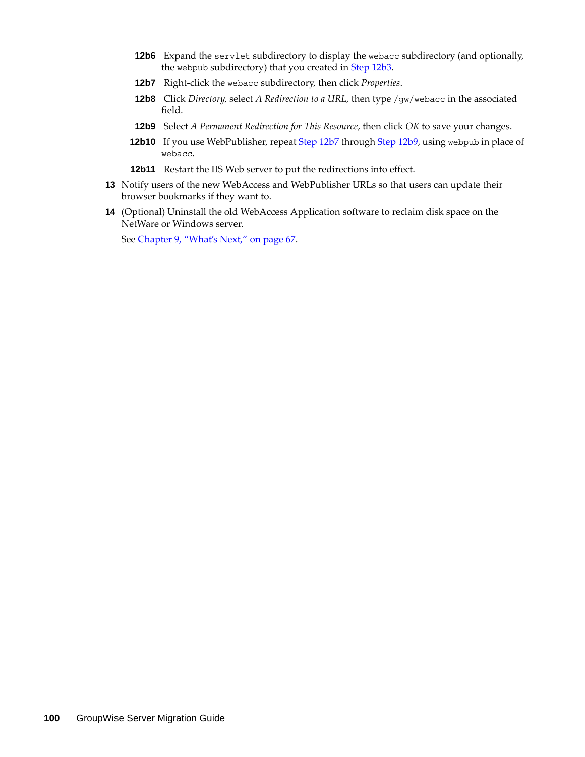**12b6** Expand the `servlet` subdirectory to display the `webacc` subdirectory (and optionally, the `webpub` subdirectory) that you created in Step 12b3.

**12b7** Right-click the `webacc` subdirectory, then click *Properties*.

**12b8** Click *Directory,* select *A Redirection to a URL*, then type `/gw/webacc` in the associated field.

**12b9** Select *A Permanent Redirection for This Resource*, then click *OK* to save your changes.

**12b10** If you use WebPublisher, repeat Step 12b7 through Step 12b9, using `webpub` in place of `webacc`.

**12b11** Restart the IIS Web server to put the redirections into effect.

**13** Notify users of the new WebAccess and WebPublisher URLs so that users can update their browser bookmarks if they want to.

**14** (Optional) Uninstall the old WebAccess Application software to reclaim disk space on the NetWare or Windows server.

See Chapter 9, "What's Next," on page 67.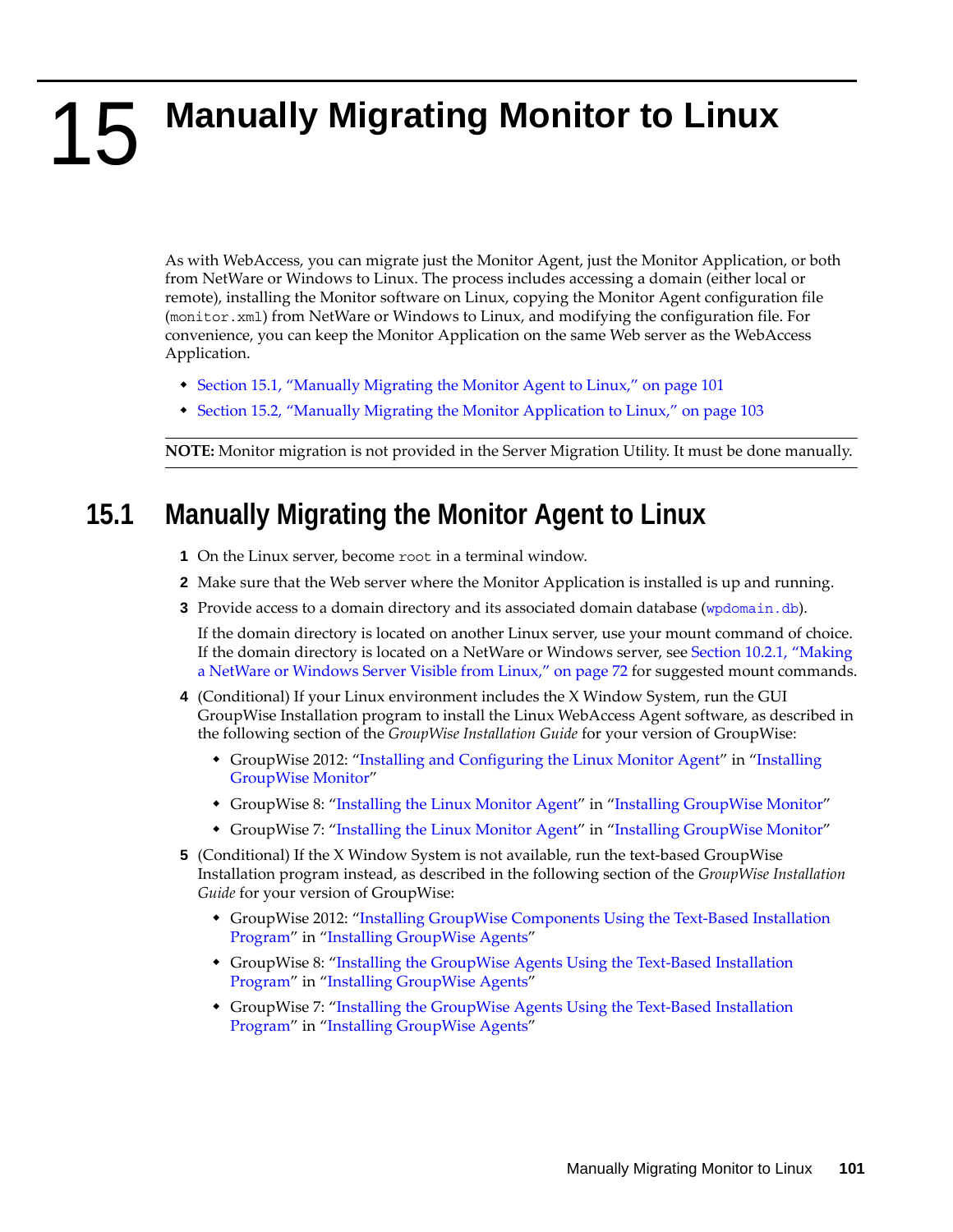# 15 Manually Migrating Monitor to Linux

As with WebAccess, you can migrate just the Monitor Agent, just the Monitor Application, or both from NetWare or Windows to Linux. The process includes accessing a domain (either local or remote), installing the Monitor software on Linux, copying the Monitor Agent configuration file (`monitor.xml`) from NetWare or Windows to Linux, and modifying the configuration file. For convenience, you can keep the Monitor Application on the same Web server as the WebAccess Application.

- Section 15.1, "Manually Migrating the Monitor Agent to Linux," on page 101
- Section 15.2, "Manually Migrating the Monitor Application to Linux," on page 103

**NOTE:** Monitor migration is not provided in the Server Migration Utility. It must be done manually.

## 15.1 Manually Migrating the Monitor Agent to Linux

1. On the Linux server, become `root` in a terminal window.
2. Make sure that the Web server where the Monitor Application is installed is up and running.
3. Provide access to a domain directory and its associated domain database (`wpdomain.db`).

   If the domain directory is located on another Linux server, use your mount command of choice. If the domain directory is located on a NetWare or Windows server, see Section 10.2.1, "Making a NetWare or Windows Server Visible from Linux," on page 72 for suggested mount commands.
4. (Conditional) If your Linux environment includes the X Window System, run the GUI GroupWise Installation program to install the Linux WebAccess Agent software, as described in the following section of the *GroupWise Installation Guide* for your version of GroupWise:
   - GroupWise 2012: "Installing and Configuring the Linux Monitor Agent" in "Installing GroupWise Monitor"
   - GroupWise 8: "Installing the Linux Monitor Agent" in "Installing GroupWise Monitor"
   - GroupWise 7: "Installing the Linux Monitor Agent" in "Installing GroupWise Monitor"
5. (Conditional) If the X Window System is not available, run the text-based GroupWise Installation program instead, as described in the following section of the *GroupWise Installation Guide* for your version of GroupWise:
   - GroupWise 2012: "Installing GroupWise Components Using the Text-Based Installation Program" in "Installing GroupWise Agents"
   - GroupWise 8: "Installing the GroupWise Agents Using the Text-Based Installation Program" in "Installing GroupWise Agents"
   - GroupWise 7: "Installing the GroupWise Agents Using the Text-Based Installation Program" in "Installing GroupWise Agents"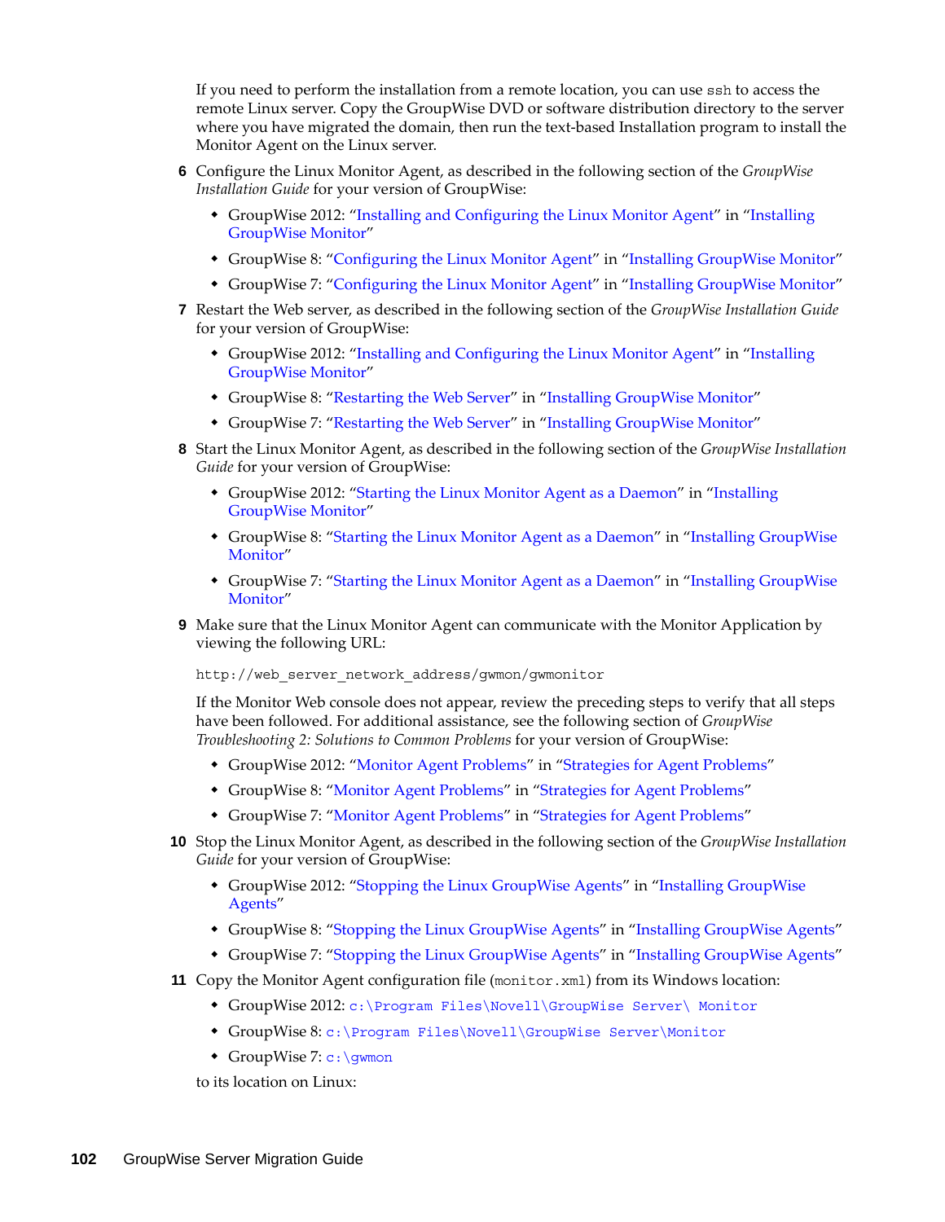If you need to perform the installation from a remote location, you can use `ssh` to access the remote Linux server. Copy the GroupWise DVD or software distribution directory to the server where you have migrated the domain, then run the text-based Installation program to install the Monitor Agent on the Linux server.

6. Configure the Linux Monitor Agent, as described in the following section of the *GroupWise Installation Guide* for your version of GroupWise:
   - GroupWise 2012: "Installing and Configuring the Linux Monitor Agent" in "Installing GroupWise Monitor"
   - GroupWise 8: "Configuring the Linux Monitor Agent" in "Installing GroupWise Monitor"
   - GroupWise 7: "Configuring the Linux Monitor Agent" in "Installing GroupWise Monitor"
7. Restart the Web server, as described in the following section of the *GroupWise Installation Guide* for your version of GroupWise:
   - GroupWise 2012: "Installing and Configuring the Linux Monitor Agent" in "Installing GroupWise Monitor"
   - GroupWise 8: "Restarting the Web Server" in "Installing GroupWise Monitor"
   - GroupWise 7: "Restarting the Web Server" in "Installing GroupWise Monitor"
8. Start the Linux Monitor Agent, as described in the following section of the *GroupWise Installation Guide* for your version of GroupWise:
   - GroupWise 2012: "Starting the Linux Monitor Agent as a Daemon" in "Installing GroupWise Monitor"
   - GroupWise 8: "Starting the Linux Monitor Agent as a Daemon" in "Installing GroupWise Monitor"
   - GroupWise 7: "Starting the Linux Monitor Agent as a Daemon" in "Installing GroupWise Monitor"
9. Make sure that the Linux Monitor Agent can communicate with the Monitor Application by viewing the following URL:

   ```
   http://web_server_network_address/gwmon/gwmonitor
   ```

   If the Monitor Web console does not appear, review the preceding steps to verify that all steps have been followed. For additional assistance, see the following section of *GroupWise Troubleshooting 2: Solutions to Common Problems* for your version of GroupWise:
   - GroupWise 2012: "Monitor Agent Problems" in "Strategies for Agent Problems"
   - GroupWise 8: "Monitor Agent Problems" in "Strategies for Agent Problems"
   - GroupWise 7: "Monitor Agent Problems" in "Strategies for Agent Problems"
10. Stop the Linux Monitor Agent, as described in the following section of the *GroupWise Installation Guide* for your version of GroupWise:
    - GroupWise 2012: "Stopping the Linux GroupWise Agents" in "Installing GroupWise Agents"
    - GroupWise 8: "Stopping the Linux GroupWise Agents" in "Installing GroupWise Agents"
    - GroupWise 7: "Stopping the Linux GroupWise Agents" in "Installing GroupWise Agents"
11. Copy the Monitor Agent configuration file (`monitor.xml`) from its Windows location:
    - GroupWise 2012: `c:\Program Files\Novell\GroupWise Server\ Monitor`
    - GroupWise 8: `c:\Program Files\Novell\GroupWise Server\Monitor`
    - GroupWise 7: `c:\gwmon`

    to its location on Linux: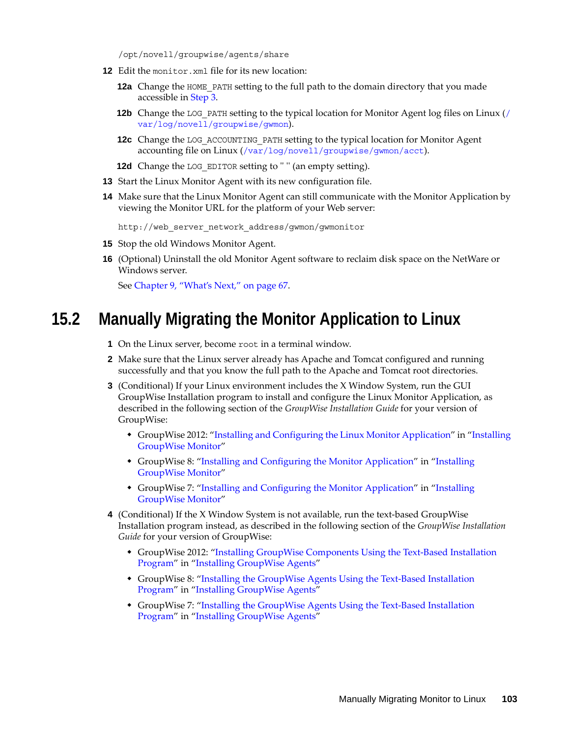```
/opt/novell/groupwise/agents/share
```

12 Edit the monitor.xml file for its new location:

12a Change the HOME_PATH setting to the full path to the domain directory that you made accessible in Step 3.

12b Change the LOG_PATH setting to the typical location for Monitor Agent log files on Linux (/var/log/novell/groupwise/gwmon).

12c Change the LOG_ACCOUNTING_PATH setting to the typical location for Monitor Agent accounting file on Linux (/var/log/novell/groupwise/gwmon/acct).

12d Change the LOG_EDITOR setting to " " (an empty setting).

13 Start the Linux Monitor Agent with its new configuration file.

14 Make sure that the Linux Monitor Agent can still communicate with the Monitor Application by viewing the Monitor URL for the platform of your Web server:

```
http://web_server_network_address/gwmon/gwmonitor
```

15 Stop the old Windows Monitor Agent.

16 (Optional) Uninstall the old Monitor Agent software to reclaim disk space on the NetWare or Windows server.

See Chapter 9, "What's Next," on page 67.

## 15.2 Manually Migrating the Monitor Application to Linux

1 On the Linux server, become root in a terminal window.

2 Make sure that the Linux server already has Apache and Tomcat configured and running successfully and that you know the full path to the Apache and Tomcat root directories.

3 (Conditional) If your Linux environment includes the X Window System, run the GUI GroupWise Installation program to install and configure the Linux Monitor Application, as described in the following section of the *GroupWise Installation Guide* for your version of GroupWise:

- GroupWise 2012: "Installing and Configuring the Linux Monitor Application" in "Installing GroupWise Monitor"
- GroupWise 8: "Installing and Configuring the Monitor Application" in "Installing GroupWise Monitor"
- GroupWise 7: "Installing and Configuring the Monitor Application" in "Installing GroupWise Monitor"

4 (Conditional) If the X Window System is not available, run the text-based GroupWise Installation program instead, as described in the following section of the *GroupWise Installation Guide* for your version of GroupWise:

- GroupWise 2012: "Installing GroupWise Components Using the Text-Based Installation Program" in "Installing GroupWise Agents"
- GroupWise 8: "Installing the GroupWise Agents Using the Text-Based Installation Program" in "Installing GroupWise Agents"
- GroupWise 7: "Installing the GroupWise Agents Using the Text-Based Installation Program" in "Installing GroupWise Agents"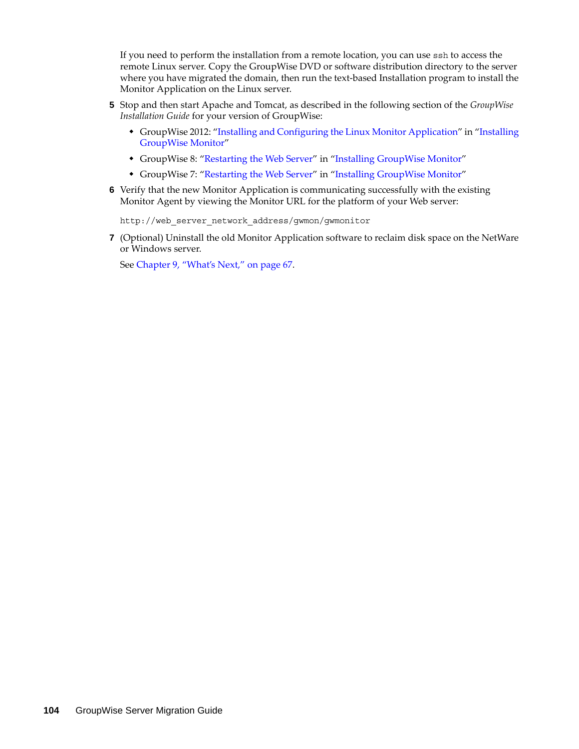If you need to perform the installation from a remote location, you can use `ssh` to access the remote Linux server. Copy the GroupWise DVD or software distribution directory to the server where you have migrated the domain, then run the text-based Installation program to install the Monitor Application on the Linux server.

5. Stop and then start Apache and Tomcat, as described in the following section of the *GroupWise Installation Guide* for your version of GroupWise:
   - GroupWise 2012: "Installing and Configuring the Linux Monitor Application" in "Installing GroupWise Monitor"
   - GroupWise 8: "Restarting the Web Server" in "Installing GroupWise Monitor"
   - GroupWise 7: "Restarting the Web Server" in "Installing GroupWise Monitor"
6. Verify that the new Monitor Application is communicating successfully with the existing Monitor Agent by viewing the Monitor URL for the platform of your Web server:

   ```
   http://web_server_network_address/gwmon/gwmonitor
   ```

7. (Optional) Uninstall the old Monitor Application software to reclaim disk space on the NetWare or Windows server.

   See Chapter 9, "What's Next," on page 67.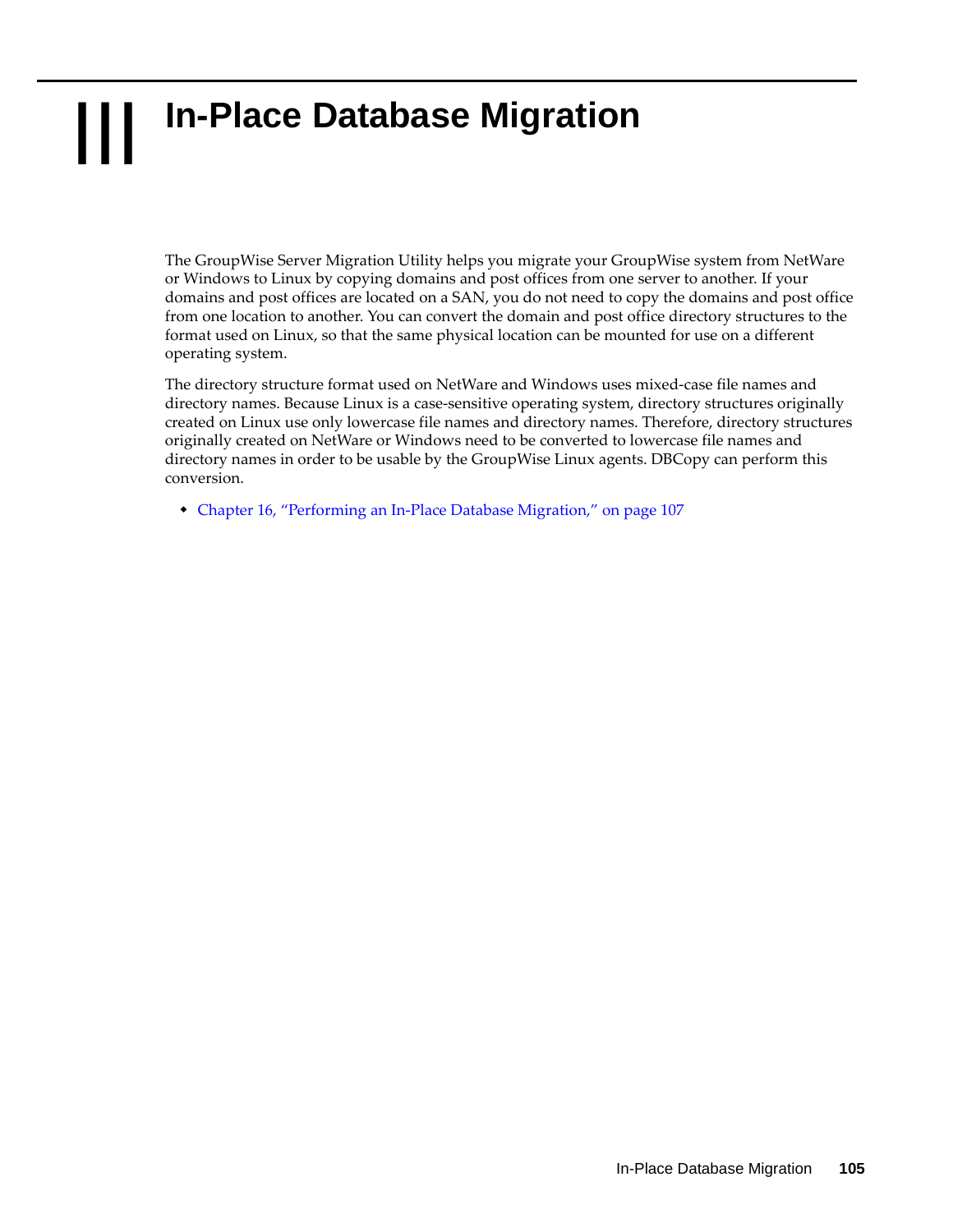# III In-Place Database Migration

The GroupWise Server Migration Utility helps you migrate your GroupWise system from NetWare or Windows to Linux by copying domains and post offices from one server to another. If your domains and post offices are located on a SAN, you do not need to copy the domains and post office from one location to another. You can convert the domain and post office directory structures to the format used on Linux, so that the same physical location can be mounted for use on a different operating system.

The directory structure format used on NetWare and Windows uses mixed-case file names and directory names. Because Linux is a case-sensitive operating system, directory structures originally created on Linux use only lowercase file names and directory names. Therefore, directory structures originally created on NetWare or Windows need to be converted to lowercase file names and directory names in order to be usable by the GroupWise Linux agents. DBCopy can perform this conversion.

- Chapter 16, "Performing an In-Place Database Migration," on page 107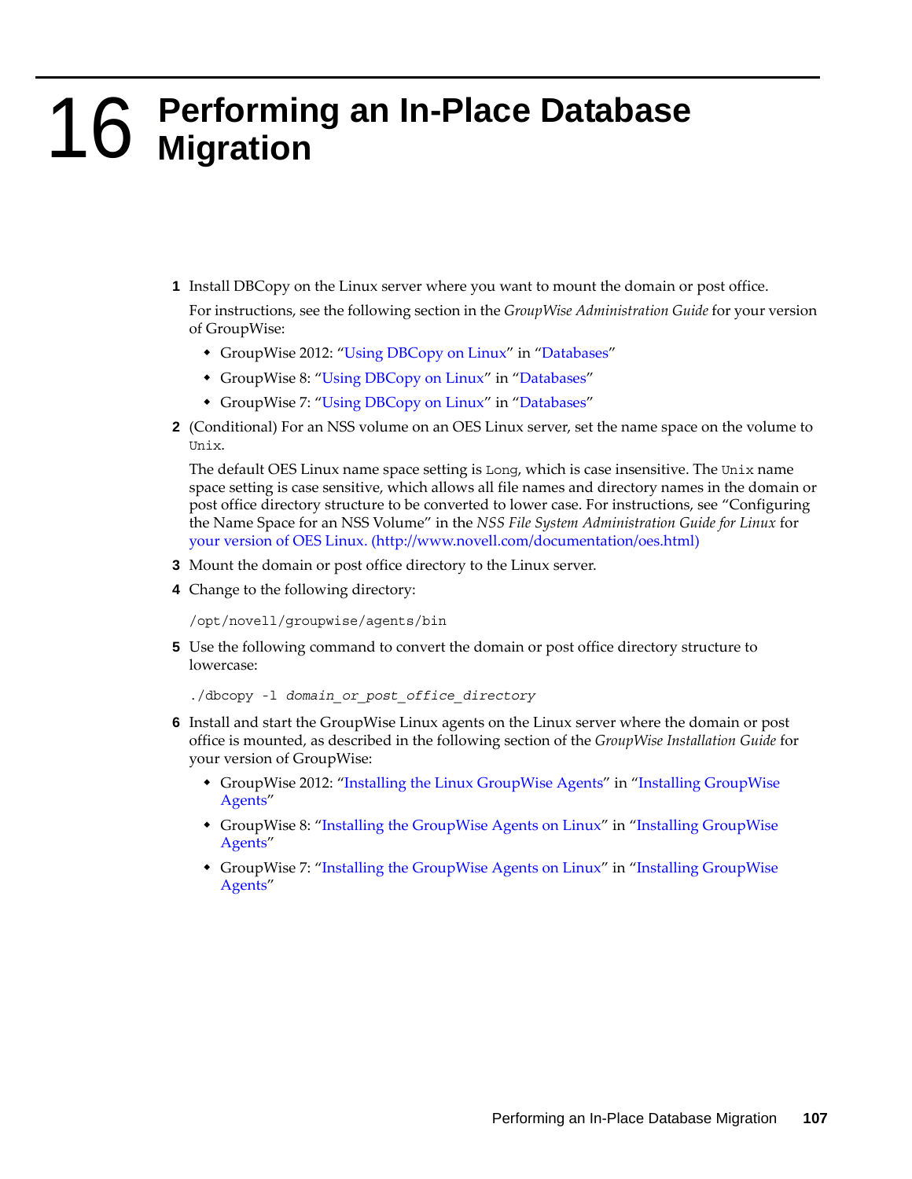# 16 Performing an In-Place Database Migration

1. Install DBCopy on the Linux server where you want to mount the domain or post office.

   For instructions, see the following section in the *GroupWise Administration Guide* for your version of GroupWise:

   - GroupWise 2012: "Using DBCopy on Linux" in "Databases"
   - GroupWise 8: "Using DBCopy on Linux" in "Databases"
   - GroupWise 7: "Using DBCopy on Linux" in "Databases"

2. (Conditional) For an NSS volume on an OES Linux server, set the name space on the volume to `Unix`.

   The default OES Linux name space setting is `Long`, which is case insensitive. The `Unix` name space setting is case sensitive, which allows all file names and directory names in the domain or post office directory structure to be converted to lower case. For instructions, see "Configuring the Name Space for an NSS Volume" in the *NSS File System Administration Guide for Linux* for your version of OES Linux. (http://www.novell.com/documentation/oes.html)

3. Mount the domain or post office directory to the Linux server.

4. Change to the following directory:

   ```
   /opt/novell/groupwise/agents/bin
   ```

5. Use the following command to convert the domain or post office directory structure to lowercase:

   ```
   ./dbcopy -l domain_or_post_office_directory
   ```

6. Install and start the GroupWise Linux agents on the Linux server where the domain or post office is mounted, as described in the following section of the *GroupWise Installation Guide* for your version of GroupWise:

   - GroupWise 2012: "Installing the Linux GroupWise Agents" in "Installing GroupWise Agents"
   - GroupWise 8: "Installing the GroupWise Agents on Linux" in "Installing GroupWise Agents"
   - GroupWise 7: "Installing the GroupWise Agents on Linux" in "Installing GroupWise Agents"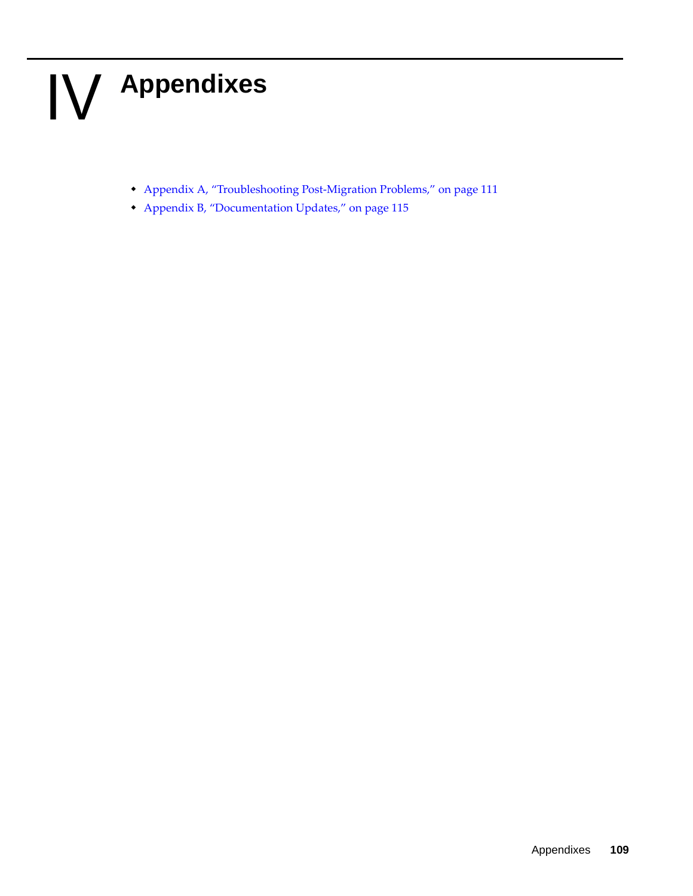# IV Appendixes

- Appendix A, "Troubleshooting Post-Migration Problems," on page 111
- Appendix B, "Documentation Updates," on page 115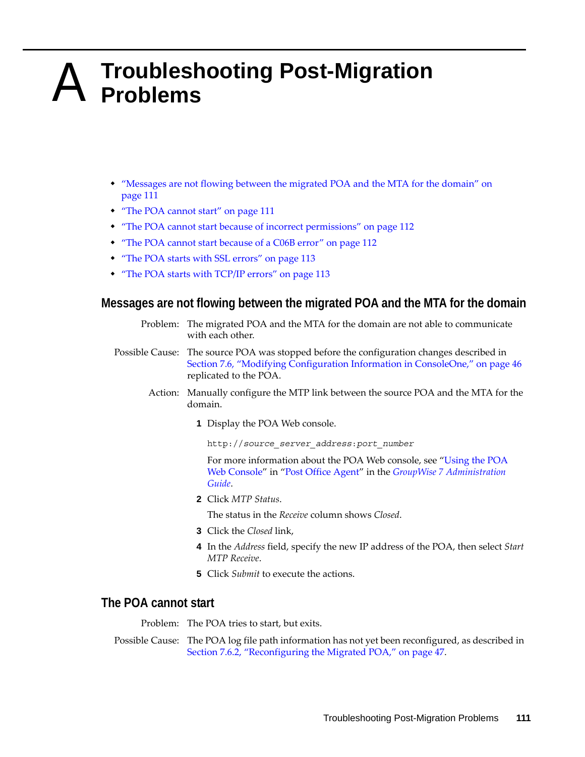# A Troubleshooting Post-Migration Problems

- "Messages are not flowing between the migrated POA and the MTA for the domain" on page 111
- "The POA cannot start" on page 111
- "The POA cannot start because of incorrect permissions" on page 112
- "The POA cannot start because of a C06B error" on page 112
- "The POA starts with SSL errors" on page 113
- "The POA starts with TCP/IP errors" on page 113

## Messages are not flowing between the migrated POA and the MTA for the domain

**Problem:** The migrated POA and the MTA for the domain are not able to communicate with each other.

**Possible Cause:** The source POA was stopped before the configuration changes described in Section 7.6, "Modifying Configuration Information in ConsoleOne," on page 46 replicated to the POA.

**Action:** Manually configure the MTP link between the source POA and the MTA for the domain.

1. Display the POA Web console.

   ```
   http://source_server_address:port_number
   ```

   For more information about the POA Web console, see "Using the POA Web Console" in "Post Office Agent" in the *GroupWise 7 Administration Guide*.

2. Click *MTP Status*.

   The status in the *Receive* column shows *Closed*.

3. Click the *Closed* link,

4. In the *Address* field, specify the new IP address of the POA, then select *Start MTP Receive*.

5. Click *Submit* to execute the actions.

## The POA cannot start

**Problem:** The POA tries to start, but exits.

**Possible Cause:** The POA log file path information has not yet been reconfigured, as described in Section 7.6.2, "Reconfiguring the Migrated POA," on page 47.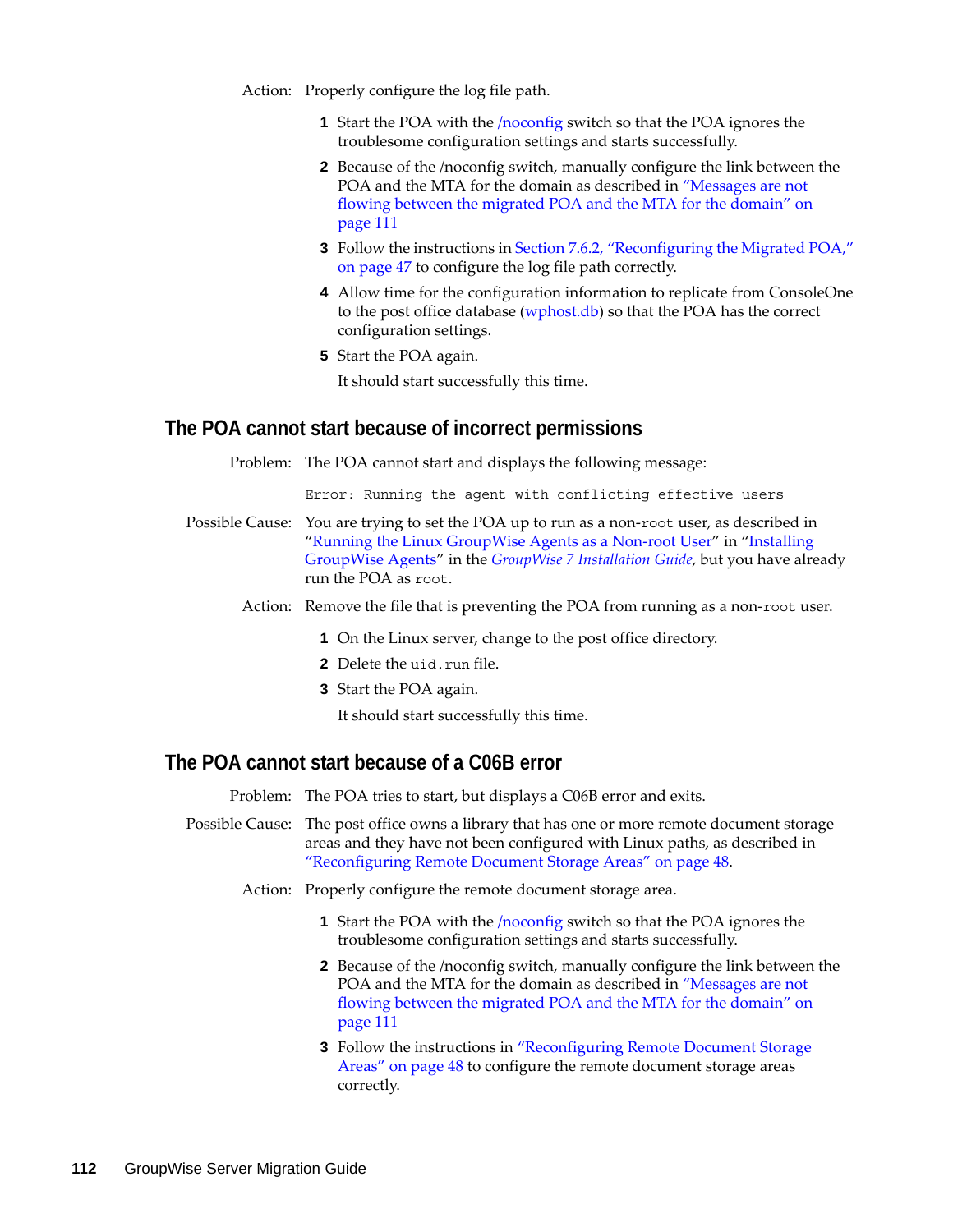Action: Properly configure the log file path.

1. Start the POA with the /noconfig switch so that the POA ignores the troublesome configuration settings and starts successfully.
2. Because of the /noconfig switch, manually configure the link between the POA and the MTA for the domain as described in "Messages are not flowing between the migrated POA and the MTA for the domain" on page 111
3. Follow the instructions in Section 7.6.2, "Reconfiguring the Migrated POA," on page 47 to configure the log file path correctly.
4. Allow time for the configuration information to replicate from ConsoleOne to the post office database (wphost.db) so that the POA has the correct configuration settings.
5. Start the POA again.

   It should start successfully this time.

### The POA cannot start because of incorrect permissions

Problem: The POA cannot start and displays the following message:

```
Error: Running the agent with conflicting effective users
```

Possible Cause: You are trying to set the POA up to run as a non-`root` user, as described in "Running the Linux GroupWise Agents as a Non-root User" in "Installing GroupWise Agents" in the *GroupWise 7 Installation Guide*, but you have already run the POA as `root`.

Action: Remove the file that is preventing the POA from running as a non-`root` user.

1. On the Linux server, change to the post office directory.
2. Delete the `uid.run` file.
3. Start the POA again.

   It should start successfully this time.

### The POA cannot start because of a C06B error

Problem: The POA tries to start, but displays a C06B error and exits.

Possible Cause: The post office owns a library that has one or more remote document storage areas and they have not been configured with Linux paths, as described in "Reconfiguring Remote Document Storage Areas" on page 48.

Action: Properly configure the remote document storage area.

1. Start the POA with the /noconfig switch so that the POA ignores the troublesome configuration settings and starts successfully.
2. Because of the /noconfig switch, manually configure the link between the POA and the MTA for the domain as described in "Messages are not flowing between the migrated POA and the MTA for the domain" on page 111
3. Follow the instructions in "Reconfiguring Remote Document Storage Areas" on page 48 to configure the remote document storage areas correctly.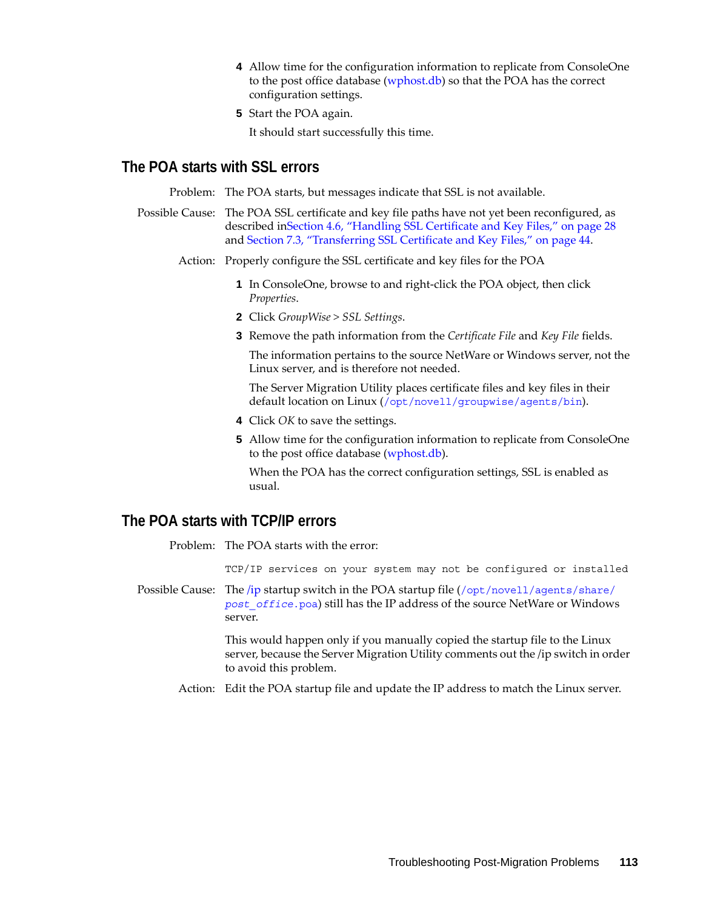4. Allow time for the configuration information to replicate from ConsoleOne to the post office database (wphost.db) so that the POA has the correct configuration settings.
5. Start the POA again.

   It should start successfully this time.

## The POA starts with SSL errors

Problem: The POA starts, but messages indicate that SSL is not available.

Possible Cause: The POA SSL certificate and key file paths have not yet been reconfigured, as described inSection 4.6, "Handling SSL Certificate and Key Files," on page 28 and Section 7.3, "Transferring SSL Certificate and Key Files," on page 44.

Action: Properly configure the SSL certificate and key files for the POA

1. In ConsoleOne, browse to and right-click the POA object, then click *Properties*.
2. Click *GroupWise* > *SSL Settings*.
3. Remove the path information from the *Certificate File* and *Key File* fields.

   The information pertains to the source NetWare or Windows server, not the Linux server, and is therefore not needed.

   The Server Migration Utility places certificate files and key files in their default location on Linux (`/opt/novell/groupwise/agents/bin`).
4. Click *OK* to save the settings.
5. Allow time for the configuration information to replicate from ConsoleOne to the post office database (wphost.db).

   When the POA has the correct configuration settings, SSL is enabled as usual.

## The POA starts with TCP/IP errors

Problem: The POA starts with the error:

```
TCP/IP services on your system may not be configured or installed
```

Possible Cause: The /ip startup switch in the POA startup file (`/opt/novell/agents/share/`*`post_office`*`.poa`) still has the IP address of the source NetWare or Windows server.

This would happen only if you manually copied the startup file to the Linux server, because the Server Migration Utility comments out the /ip switch in order to avoid this problem.

Action: Edit the POA startup file and update the IP address to match the Linux server.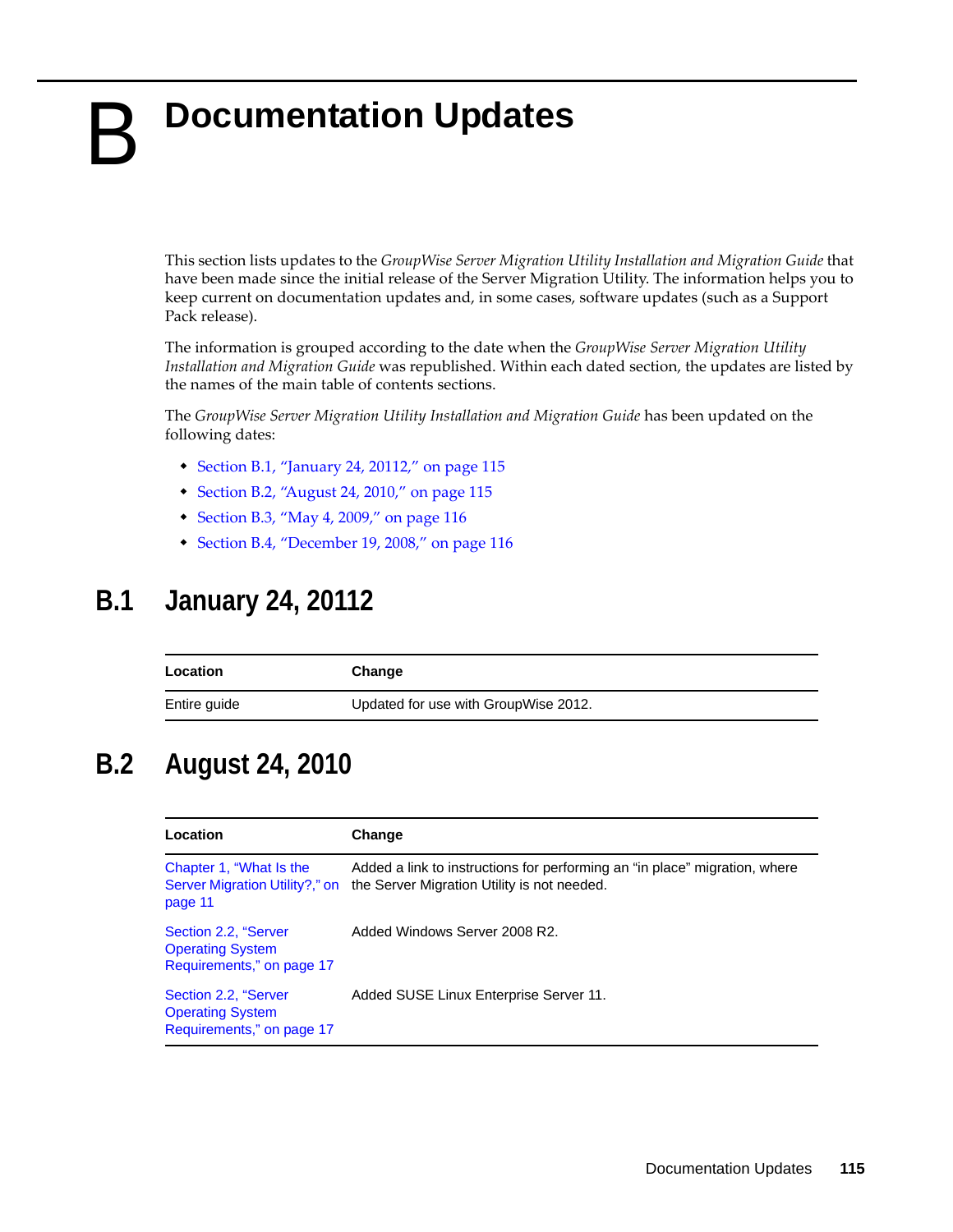# B Documentation Updates

This section lists updates to the *GroupWise Server Migration Utility Installation and Migration Guide* that have been made since the initial release of the Server Migration Utility. The information helps you to keep current on documentation updates and, in some cases, software updates (such as a Support Pack release).

The information is grouped according to the date when the *GroupWise Server Migration Utility Installation and Migration Guide* was republished. Within each dated section, the updates are listed by the names of the main table of contents sections.

The *GroupWise Server Migration Utility Installation and Migration Guide* has been updated on the following dates:

- Section B.1, “January 24, 20112,” on page 115
- Section B.2, “August 24, 2010,” on page 115
- Section B.3, “May 4, 2009,” on page 116
- Section B.4, “December 19, 2008,” on page 116

## B.1 January 24, 20112

| Location | Change |
|---|---|
| Entire guide | Updated for use with GroupWise 2012. |

## B.2 August 24, 2010

| Location | Change |
|---|---|
| Chapter 1, “What Is the Server Migration Utility?,” on page 11 | Added a link to instructions for performing an “in place” migration, where the Server Migration Utility is not needed. |
| Section 2.2, “Server Operating System Requirements,” on page 17 | Added Windows Server 2008 R2. |
| Section 2.2, “Server Operating System Requirements,” on page 17 | Added SUSE Linux Enterprise Server 11. |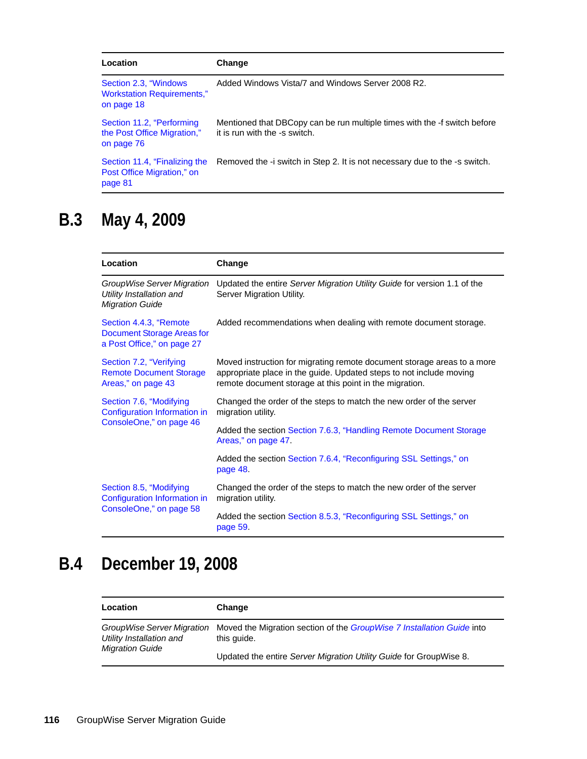| Location | Change |
|---|---|
| Section 2.3, "Windows Workstation Requirements," on page 18 | Added Windows Vista/7 and Windows Server 2008 R2. |
| Section 11.2, "Performing the Post Office Migration," on page 76 | Mentioned that DBCopy can be run multiple times with the -f switch before it is run with the -s switch. |
| Section 11.4, "Finalizing the Post Office Migration," on page 81 | Removed the -i switch in Step 2. It is not necessary due to the -s switch. |

## B.3 May 4, 2009

| Location | Change |
|---|---|
| *GroupWise Server Migration Utility Installation and Migration Guide* | Updated the entire *Server Migration Utility Guide* for version 1.1 of the Server Migration Utility. |
| Section 4.4.3, "Remote Document Storage Areas for a Post Office," on page 27 | Added recommendations when dealing with remote document storage. |
| Section 7.2, "Verifying Remote Document Storage Areas," on page 43 | Moved instruction for migrating remote document storage areas to a more appropriate place in the guide. Updated steps to not include moving remote document storage at this point in the migration. |
| Section 7.6, "Modifying Configuration Information in ConsoleOne," on page 46 | Changed the order of the steps to match the new order of the server migration utility.<br><br>Added the section Section 7.6.3, "Handling Remote Document Storage Areas," on page 47.<br><br>Added the section Section 7.6.4, "Reconfiguring SSL Settings," on page 48. |
| Section 8.5, "Modifying Configuration Information in ConsoleOne," on page 58 | Changed the order of the steps to match the new order of the server migration utility.<br><br>Added the section Section 8.5.3, "Reconfiguring SSL Settings," on page 59. |

## B.4 December 19, 2008

| Location | Change |
|---|---|
| *GroupWise Server Migration Utility Installation and Migration Guide* | Moved the Migration section of the *GroupWise 7 Installation Guide* into this guide.<br><br>Updated the entire *Server Migration Utility Guide* for GroupWise 8. |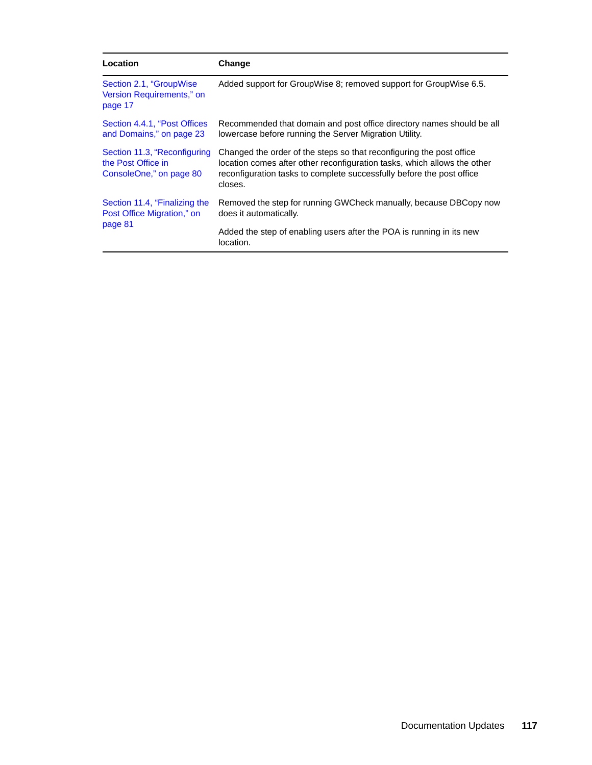| Location | Change |
|---|---|
| Section 2.1, “GroupWise Version Requirements,” on page 17 | Added support for GroupWise 8; removed support for GroupWise 6.5. |
| Section 4.4.1, “Post Offices and Domains,” on page 23 | Recommended that domain and post office directory names should be all lowercase before running the Server Migration Utility. |
| Section 11.3, “Reconfiguring the Post Office in ConsoleOne,” on page 80 | Changed the order of the steps so that reconfiguring the post office location comes after other reconfiguration tasks, which allows the other reconfiguration tasks to complete successfully before the post office closes. |
| Section 11.4, “Finalizing the Post Office Migration,” on page 81 | Removed the step for running GWCheck manually, because DBCopy now does it automatically. |
| | Added the step of enabling users after the POA is running in its new location. |